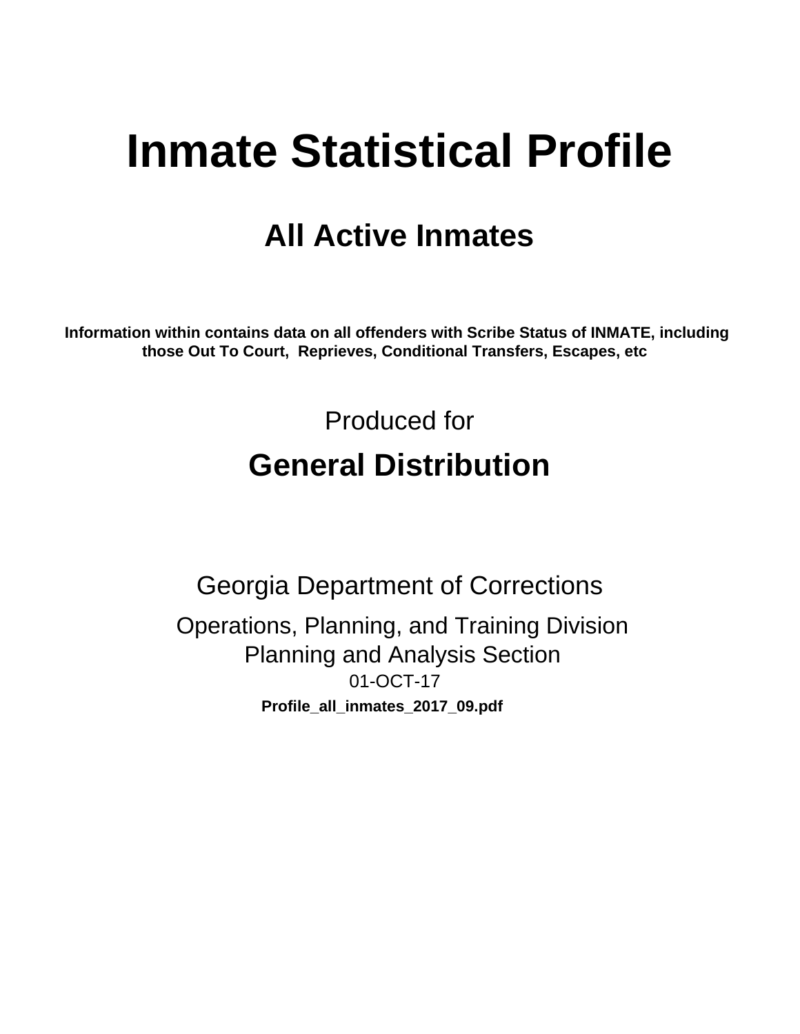# Inmate Statistical Profile

## All Active Inmates

**Information within contains data on all offenders with Scribe Status of INMATE, including those Out To Court, Reprieves, Conditional Transfers, Escapes, etc**

Produced for

## General Distribution

Georgia Department of Corrections

Operations, Planning, and Training Division
Planning and Analysis Section
01-OCT-17

**Profile_all_inmates_2017_09.pdf**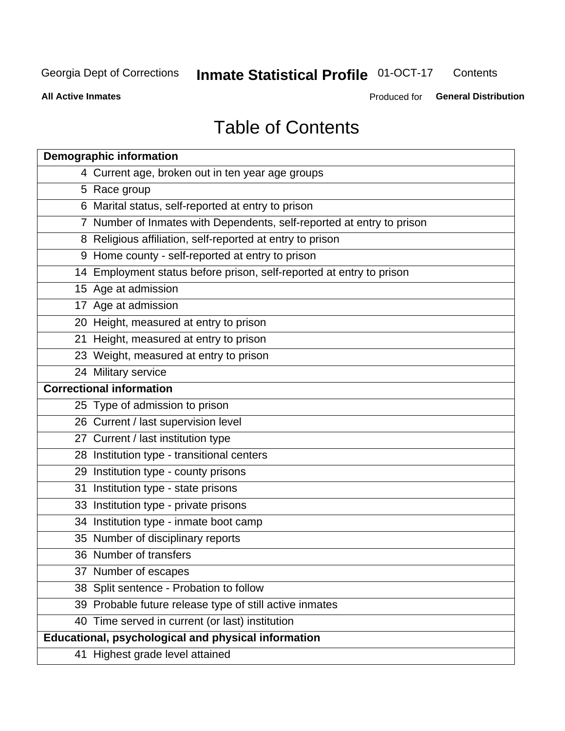# Table of Contents

| Demographic information | |
|---|---|
| 4 | Current age, broken out in ten year age groups |
| 5 | Race group |
| 6 | Marital status, self-reported at entry to prison |
| 7 | Number of Inmates with Dependents, self-reported at entry to prison |
| 8 | Religious affiliation, self-reported at entry to prison |
| 9 | Home county - self-reported at entry to prison |
| 14 | Employment status before prison, self-reported at entry to prison |
| 15 | Age at admission |
| 17 | Age at admission |
| 20 | Height, measured at entry to prison |
| 21 | Height, measured at entry to prison |
| 23 | Weight, measured at entry to prison |
| 24 | Military service |
| **Correctional information** | |
| 25 | Type of admission to prison |
| 26 | Current / last supervision level |
| 27 | Current / last institution type |
| 28 | Institution type - transitional centers |
| 29 | Institution type - county prisons |
| 31 | Institution type - state prisons |
| 33 | Institution type - private prisons |
| 34 | Institution type - inmate boot camp |
| 35 | Number of disciplinary reports |
| 36 | Number of transfers |
| 37 | Number of escapes |
| 38 | Split sentence - Probation to follow |
| 39 | Probable future release type of still active inmates |
| 40 | Time served in current (or last) institution |
| **Educational, psychological and physical information** | |
| 41 | Highest grade level attained |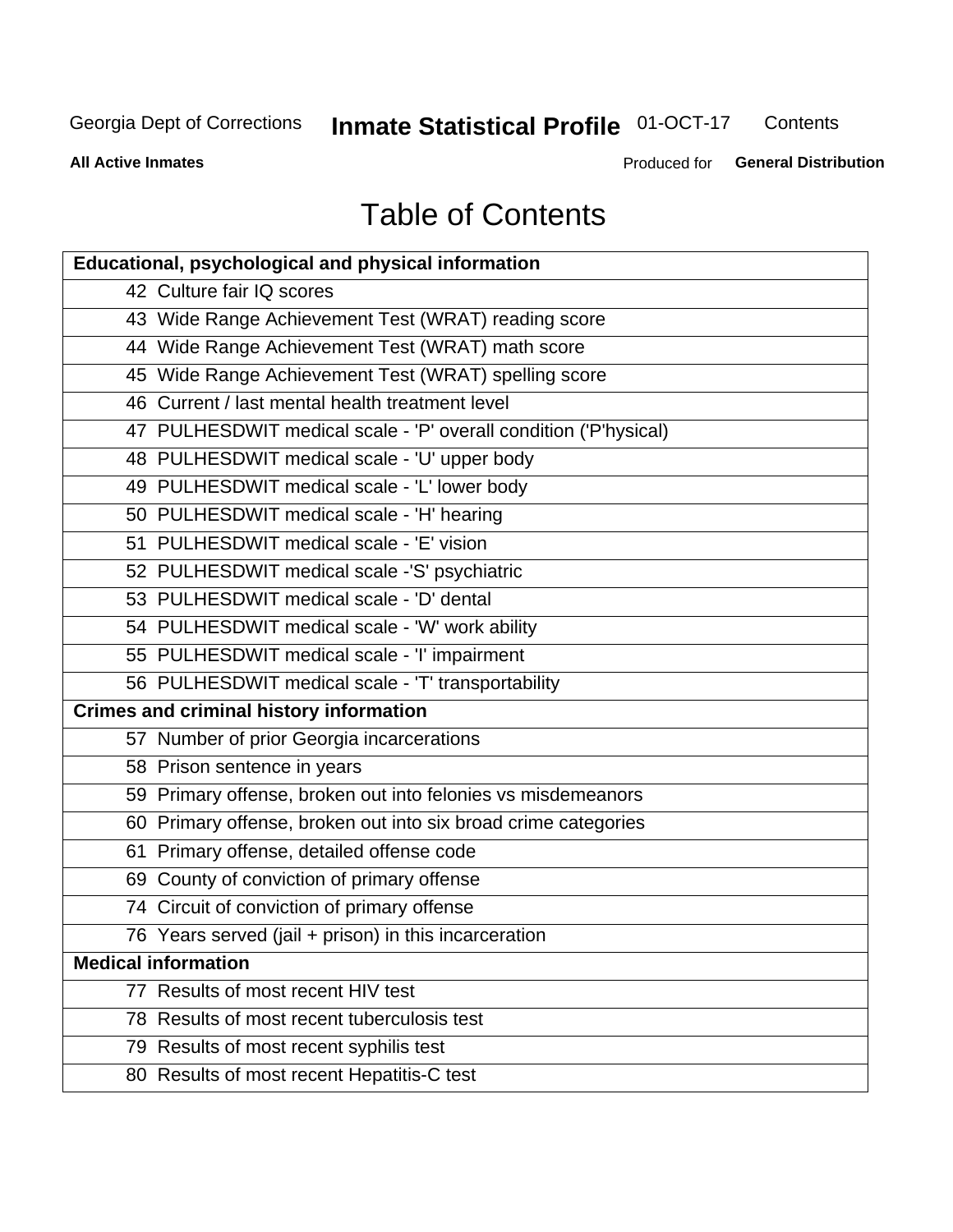# Table of Contents

| Educational, psychological and physical information | |
|---|---|
| 42 | Culture fair IQ scores |
| 43 | Wide Range Achievement Test (WRAT) reading score |
| 44 | Wide Range Achievement Test (WRAT) math score |
| 45 | Wide Range Achievement Test (WRAT) spelling score |
| 46 | Current / last mental health treatment level |
| 47 | PULHESDWIT medical scale - 'P' overall condition ('P'hysical) |
| 48 | PULHESDWIT medical scale - 'U' upper body |
| 49 | PULHESDWIT medical scale - 'L' lower body |
| 50 | PULHESDWIT medical scale - 'H' hearing |
| 51 | PULHESDWIT medical scale - 'E' vision |
| 52 | PULHESDWIT medical scale -'S' psychiatric |
| 53 | PULHESDWIT medical scale - 'D' dental |
| 54 | PULHESDWIT medical scale - 'W' work ability |
| 55 | PULHESDWIT medical scale - 'I' impairment |
| 56 | PULHESDWIT medical scale - 'T' transportability |
| **Crimes and criminal history information** | |
| 57 | Number of prior Georgia incarcerations |
| 58 | Prison sentence in years |
| 59 | Primary offense, broken out into felonies vs misdemeanors |
| 60 | Primary offense, broken out into six broad crime categories |
| 61 | Primary offense, detailed offense code |
| 69 | County of conviction of primary offense |
| 74 | Circuit of conviction of primary offense |
| 76 | Years served (jail + prison) in this incarceration |
| **Medical information** | |
| 77 | Results of most recent HIV test |
| 78 | Results of most recent tuberculosis test |
| 79 | Results of most recent syphilis test |
| 80 | Results of most recent Hepatitis-C test |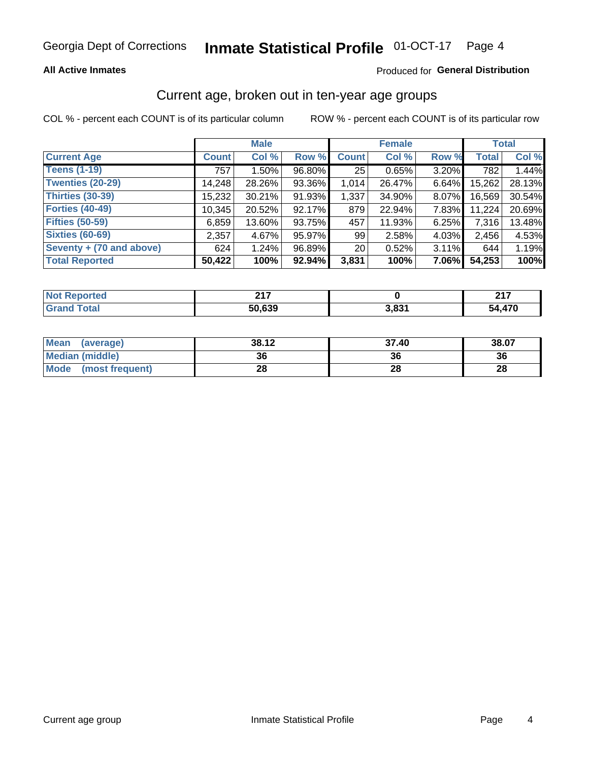Georgia Dept of Corrections **Inmate Statistical Profile** 01-OCT-17

**All Active Inmates**

Produced for **General Distribution**

## Current age, broken out in ten-year age groups

COL % - percent each COUNT is of its particular column    ROW % - percent each COUNT is of its particular row

| | Male | | | Female | | | Total | |
|---|---|---|---|---|---|---|---|---|
| **Current Age** | **Count** | **Col %** | **Row %** | **Count** | **Col %** | **Row %** | **Total** | **Col %** |
| **Teens (1-19)** | 757 | 1.50% | 96.80% | 25 | 0.65% | 3.20% | 782 | 1.44% |
| **Twenties (20-29)** | 14,248 | 28.26% | 93.36% | 1,014 | 26.47% | 6.64% | 15,262 | 28.13% |
| **Thirties (30-39)** | 15,232 | 30.21% | 91.93% | 1,337 | 34.90% | 8.07% | 16,569 | 30.54% |
| **Forties (40-49)** | 10,345 | 20.52% | 92.17% | 879 | 22.94% | 7.83% | 11,224 | 20.69% |
| **Fifties (50-59)** | 6,859 | 13.60% | 93.75% | 457 | 11.93% | 6.25% | 7,316 | 13.48% |
| **Sixties (60-69)** | 2,357 | 4.67% | 95.97% | 99 | 2.58% | 4.03% | 2,456 | 4.53% |
| **Seventy + (70 and above)** | 624 | 1.24% | 96.89% | 20 | 0.52% | 3.11% | 644 | 1.19% |
| **Total Reported** | **50,422** | **100%** | **92.94%** | **3,831** | **100%** | **7.06%** | **54,253** | **100%** |

| | Male | Female | Total |
|---|---|---|---|
| **Not Reported** | **217** | **0** | **217** |
| **Grand Total** | **50,639** | **3,831** | **54,470** |

| | Male | Female | Total |
|---|---|---|---|
| **Mean (average)** | **38.12** | **37.40** | **38.07** |
| **Median (middle)** | **36** | **36** | **36** |
| **Mode (most frequent)** | **28** | **28** | **28** |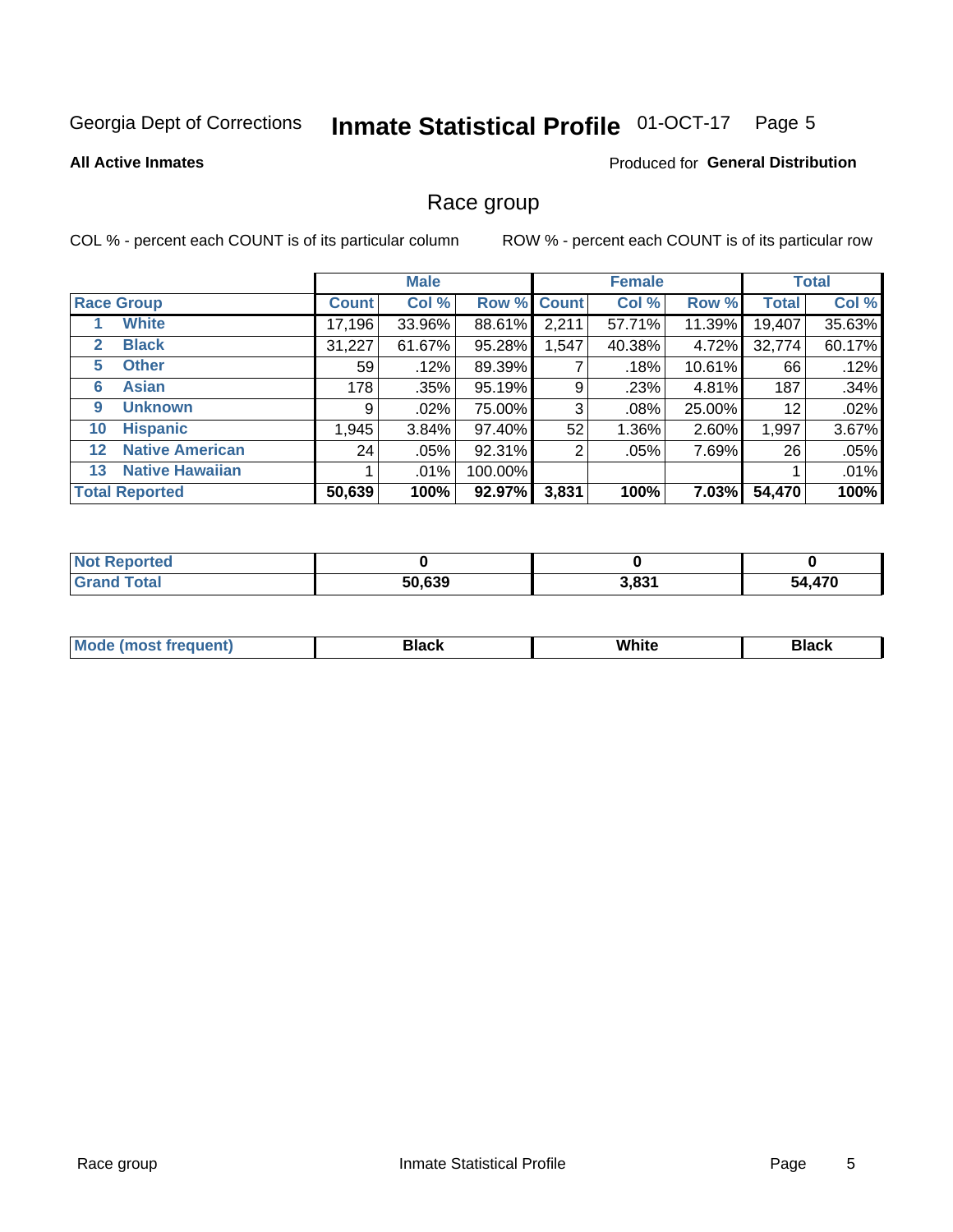Georgia Dept of Corrections **Inmate Statistical Profile** 01-OCT-17 Page 5

**All Active Inmates**

Produced for **General Distribution**

## Race group

COL % - percent each COUNT is of its particular column

ROW % - percent each COUNT is of its particular row

| | | Male | | | Female | | | Total | |
|---|---|---|---|---|---|---|---|---|---|
| **Race Group** | | **Count** | **Col %** | **Row %** | **Count** | **Col %** | **Row %** | **Total** | **Col %** |
| 1 | **White** | 17,196 | 33.96% | 88.61% | 2,211 | 57.71% | 11.39% | 19,407 | 35.63% |
| 2 | **Black** | 31,227 | 61.67% | 95.28% | 1,547 | 40.38% | 4.72% | 32,774 | 60.17% |
| 5 | **Other** | 59 | .12% | 89.39% | 7 | .18% | 10.61% | 66 | .12% |
| 6 | **Asian** | 178 | .35% | 95.19% | 9 | .23% | 4.81% | 187 | .34% |
| 9 | **Unknown** | 9 | .02% | 75.00% | 3 | .08% | 25.00% | 12 | .02% |
| 10 | **Hispanic** | 1,945 | 3.84% | 97.40% | 52 | 1.36% | 2.60% | 1,997 | 3.67% |
| 12 | **Native American** | 24 | .05% | 92.31% | 2 | .05% | 7.69% | 26 | .05% |
| 13 | **Native Hawaiian** | 1 | .01% | 100.00% | | | | 1 | .01% |
| **Total Reported** | | **50,639** | **100%** | **92.97%** | **3,831** | **100%** | **7.03%** | **54,470** | **100%** |

| | Male | Female | Total |
|---|---|---|---|
| **Not Reported** | **0** | **0** | **0** |
| **Grand Total** | **50,639** | **3,831** | **54,470** |

| | Male | Female | Total |
|---|---|---|---|
| **Mode (most frequent)** | **Black** | **White** | **Black** |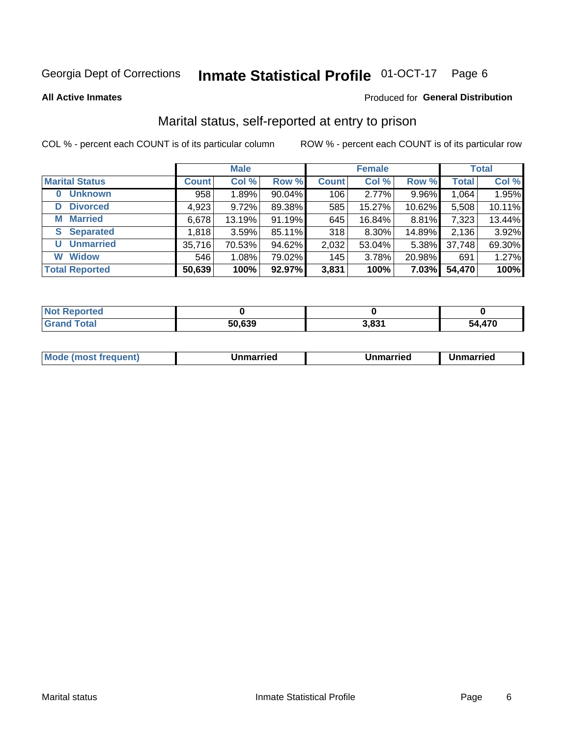Georgia Dept of Corrections **Inmate Statistical Profile** 01-OCT-17 Page 6

**All Active Inmates**

Produced for **General Distribution**

## Marital status, self-reported at entry to prison

COL % - percent each COUNT is of its particular column ROW % - percent each COUNT is of its particular row

| | Male | | | Female | | | Total | |
|---|---|---|---|---|---|---|---|---|
| **Marital Status** | **Count** | **Col %** | **Row %** | **Count** | **Col %** | **Row %** | **Total** | **Col %** |
| **0 Unknown** | 958 | 1.89% | 90.04% | 106 | 2.77% | 9.96% | 1,064 | 1.95% |
| **D Divorced** | 4,923 | 9.72% | 89.38% | 585 | 15.27% | 10.62% | 5,508 | 10.11% |
| **M Married** | 6,678 | 13.19% | 91.19% | 645 | 16.84% | 8.81% | 7,323 | 13.44% |
| **S Separated** | 1,818 | 3.59% | 85.11% | 318 | 8.30% | 14.89% | 2,136 | 3.92% |
| **U Unmarried** | 35,716 | 70.53% | 94.62% | 2,032 | 53.04% | 5.38% | 37,748 | 69.30% |
| **W Widow** | 546 | 1.08% | 79.02% | 145 | 3.78% | 20.98% | 691 | 1.27% |
| **Total Reported** | **50,639** | **100%** | **92.97%** | **3,831** | **100%** | **7.03%** | **54,470** | **100%** |

| | Male | Female | Total |
|---|---|---|---|
| **Not Reported** | **0** | **0** | **0** |
| **Grand Total** | **50,639** | **3,831** | **54,470** |

| | Male | Female | Total |
|---|---|---|---|
| **Mode (most frequent)** | **Unmarried** | **Unmarried** | **Unmarried** |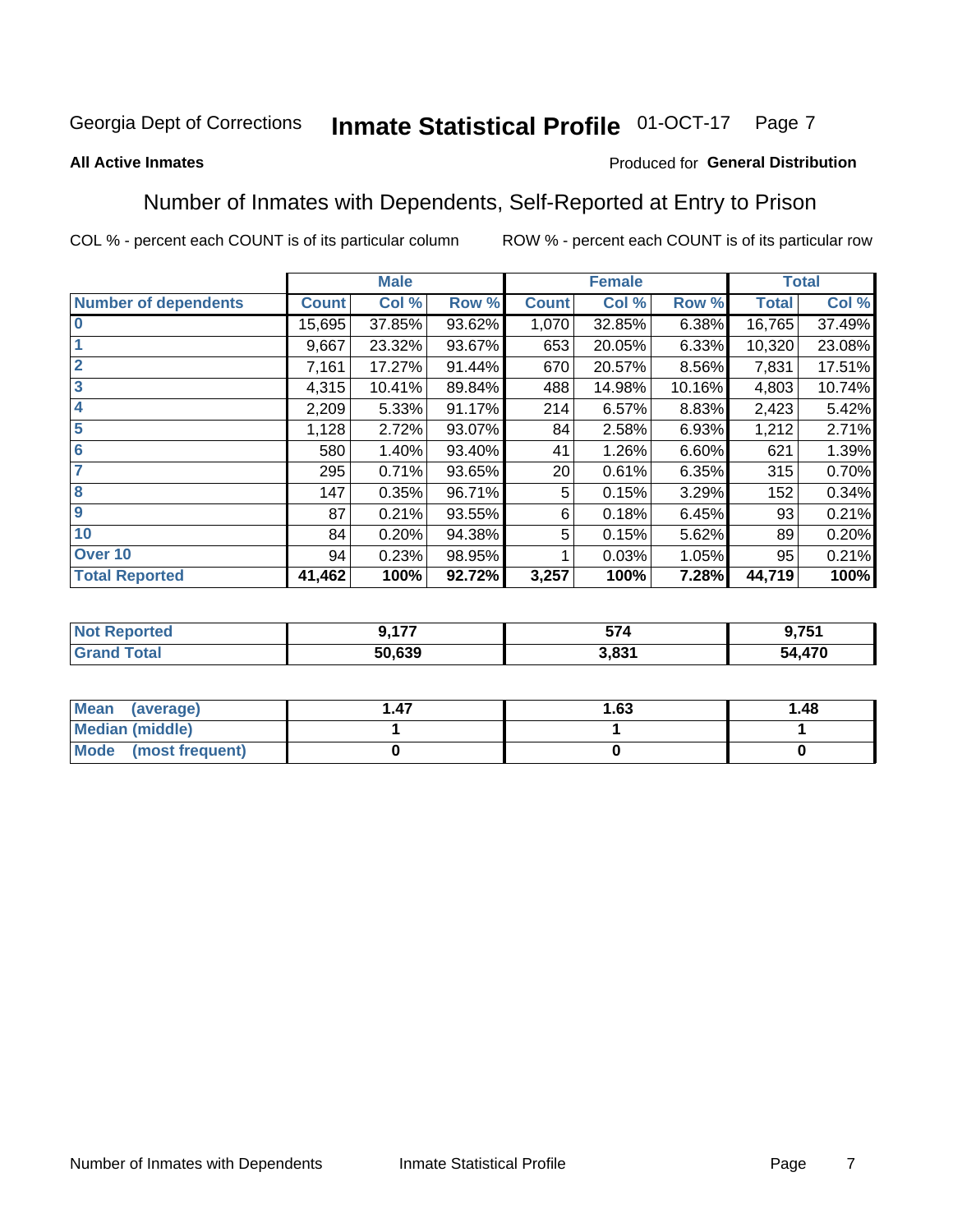Georgia Dept of Corrections **Inmate Statistical Profile** 01-OCT-17

**All Active Inmates**

Produced for **General Distribution**

## Number of Inmates with Dependents, Self-Reported at Entry to Prison

COL % - percent each COUNT is of its particular column

ROW % - percent each COUNT is of its particular row

| | Male | | | Female | | | Total | |
|---|---|---|---|---|---|---|---|---|
| **Number of dependents** | **Count** | **Col %** | **Row %** | **Count** | **Col %** | **Row %** | **Total** | **Col %** |
| **0** | 15,695 | 37.85% | 93.62% | 1,070 | 32.85% | 6.38% | 16,765 | 37.49% |
| **1** | 9,667 | 23.32% | 93.67% | 653 | 20.05% | 6.33% | 10,320 | 23.08% |
| **2** | 7,161 | 17.27% | 91.44% | 670 | 20.57% | 8.56% | 7,831 | 17.51% |
| **3** | 4,315 | 10.41% | 89.84% | 488 | 14.98% | 10.16% | 4,803 | 10.74% |
| **4** | 2,209 | 5.33% | 91.17% | 214 | 6.57% | 8.83% | 2,423 | 5.42% |
| **5** | 1,128 | 2.72% | 93.07% | 84 | 2.58% | 6.93% | 1,212 | 2.71% |
| **6** | 580 | 1.40% | 93.40% | 41 | 1.26% | 6.60% | 621 | 1.39% |
| **7** | 295 | 0.71% | 93.65% | 20 | 0.61% | 6.35% | 315 | 0.70% |
| **8** | 147 | 0.35% | 96.71% | 5 | 0.15% | 3.29% | 152 | 0.34% |
| **9** | 87 | 0.21% | 93.55% | 6 | 0.18% | 6.45% | 93 | 0.21% |
| **10** | 84 | 0.20% | 94.38% | 5 | 0.15% | 5.62% | 89 | 0.20% |
| **Over 10** | 94 | 0.23% | 98.95% | 1 | 0.03% | 1.05% | 95 | 0.21% |
| **Total Reported** | **41,462** | **100%** | **92.72%** | **3,257** | **100%** | **7.28%** | **44,719** | **100%** |

| | Male | Female | Total |
|---|---|---|---|
| **Not Reported** | **9,177** | **574** | **9,751** |
| **Grand Total** | **50,639** | **3,831** | **54,470** |

| | Male | Female | Total |
|---|---|---|---|
| **Mean (average)** | **1.47** | **1.63** | **1.48** |
| **Median (middle)** | **1** | **1** | **1** |
| **Mode (most frequent)** | **0** | **0** | **0** |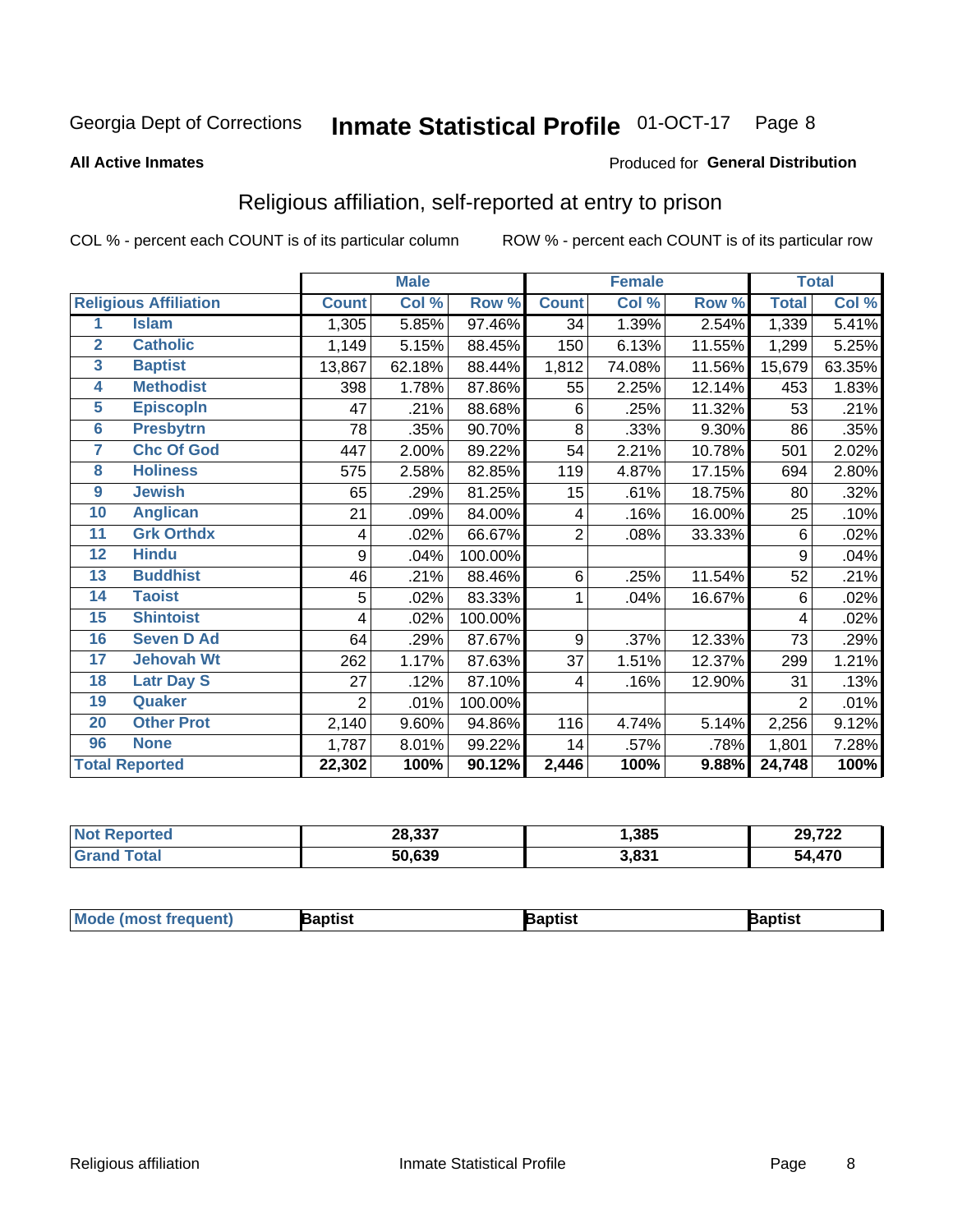Georgia Dept of Corrections **Inmate Statistical Profile** 01-OCT-17

**All Active Inmates**

Produced for **General Distribution**

## Religious affiliation, self-reported at entry to prison

COL % - percent each COUNT is of its particular column

ROW % - percent each COUNT is of its particular row

| | | Male | | | Female | | | Total | |
|---|---|---|---|---|---|---|---|---|---|
| **Religious Affiliation** | | **Count** | **Col %** | **Row %** | **Count** | **Col %** | **Row %** | **Total** | **Col %** |
| 1 | Islam | 1,305 | 5.85% | 97.46% | 34 | 1.39% | 2.54% | 1,339 | 5.41% |
| 2 | Catholic | 1,149 | 5.15% | 88.45% | 150 | 6.13% | 11.55% | 1,299 | 5.25% |
| 3 | Baptist | 13,867 | 62.18% | 88.44% | 1,812 | 74.08% | 11.56% | 15,679 | 63.35% |
| 4 | Methodist | 398 | 1.78% | 87.86% | 55 | 2.25% | 12.14% | 453 | 1.83% |
| 5 | Episcopln | 47 | .21% | 88.68% | 6 | .25% | 11.32% | 53 | .21% |
| 6 | Presbytrn | 78 | .35% | 90.70% | 8 | .33% | 9.30% | 86 | .35% |
| 7 | Chc Of God | 447 | 2.00% | 89.22% | 54 | 2.21% | 10.78% | 501 | 2.02% |
| 8 | Holiness | 575 | 2.58% | 82.85% | 119 | 4.87% | 17.15% | 694 | 2.80% |
| 9 | Jewish | 65 | .29% | 81.25% | 15 | .61% | 18.75% | 80 | .32% |
| 10 | Anglican | 21 | .09% | 84.00% | 4 | .16% | 16.00% | 25 | .10% |
| 11 | Grk Orthdx | 4 | .02% | 66.67% | 2 | .08% | 33.33% | 6 | .02% |
| 12 | Hindu | 9 | .04% | 100.00% | | | | 9 | .04% |
| 13 | Buddhist | 46 | .21% | 88.46% | 6 | .25% | 11.54% | 52 | .21% |
| 14 | Taoist | 5 | .02% | 83.33% | 1 | .04% | 16.67% | 6 | .02% |
| 15 | Shintoist | 4 | .02% | 100.00% | | | | 4 | .02% |
| 16 | Seven D Ad | 64 | .29% | 87.67% | 9 | .37% | 12.33% | 73 | .29% |
| 17 | Jehovah Wt | 262 | 1.17% | 87.63% | 37 | 1.51% | 12.37% | 299 | 1.21% |
| 18 | Latr Day S | 27 | .12% | 87.10% | 4 | .16% | 12.90% | 31 | .13% |
| 19 | Quaker | 2 | .01% | 100.00% | | | | 2 | .01% |
| 20 | Other Prot | 2,140 | 9.60% | 94.86% | 116 | 4.74% | 5.14% | 2,256 | 9.12% |
| 96 | None | 1,787 | 8.01% | 99.22% | 14 | .57% | .78% | 1,801 | 7.28% |
| **Total Reported** | | **22,302** | **100%** | **90.12%** | **2,446** | **100%** | **9.88%** | **24,748** | **100%** |

| | Male | Female | Total |
|---|---|---|---|
| Not Reported | 28,337 | 1,385 | 29,722 |
| Grand Total | 50,639 | 3,831 | 54,470 |

| | Male | Female | Total |
|---|---|---|---|
| Mode (most frequent) | Baptist | Baptist | Baptist |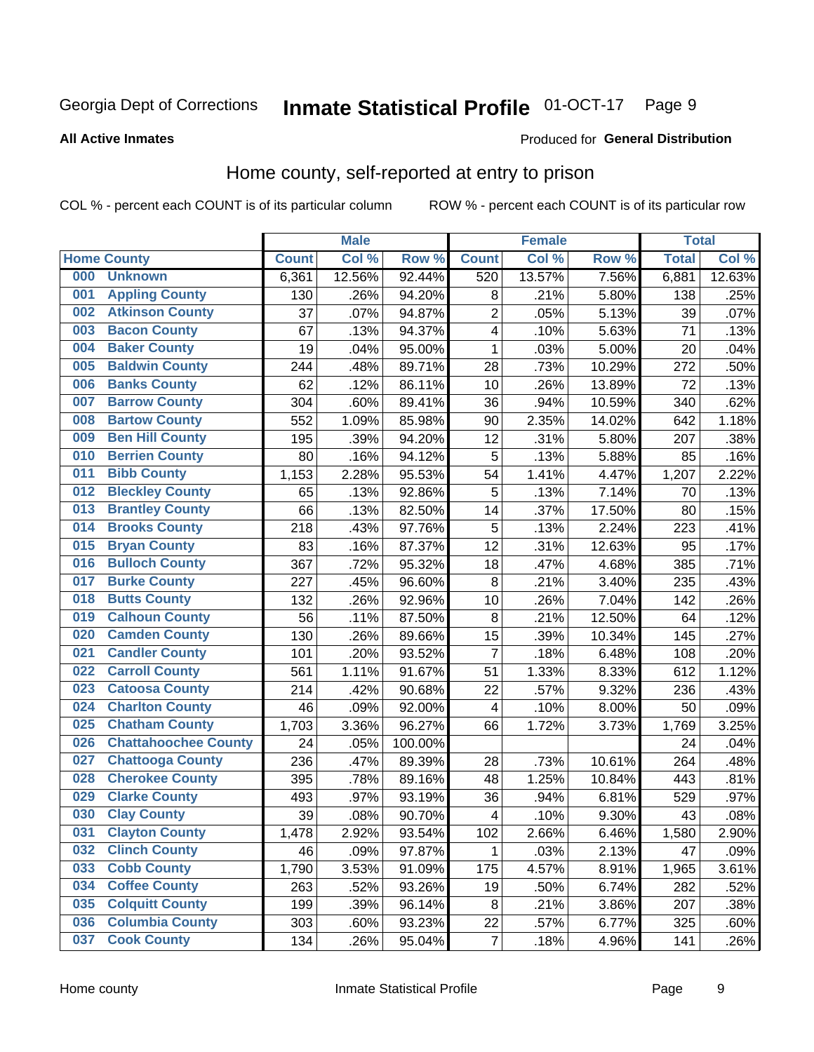Georgia Dept of Corrections **Inmate Statistical Profile** 01-OCT-17 Page 9

**All Active Inmates**

Produced for **General Distribution**

## Home county, self-reported at entry to prison

COL % - percent each COUNT is of its particular column ROW % - percent each COUNT is of its particular row

| Home County | | Male | | | Female | | | Total | |
|---|---|---|---|---|---|---|---|---|---|
| | | Count | Col % | Row % | Count | Col % | Row % | Total | Col % |
| 000 | Unknown | 6,361 | 12.56% | 92.44% | 520 | 13.57% | 7.56% | 6,881 | 12.63% |
| 001 | Appling County | 130 | .26% | 94.20% | 8 | .21% | 5.80% | 138 | .25% |
| 002 | Atkinson County | 37 | .07% | 94.87% | 2 | .05% | 5.13% | 39 | .07% |
| 003 | Bacon County | 67 | .13% | 94.37% | 4 | .10% | 5.63% | 71 | .13% |
| 004 | Baker County | 19 | .04% | 95.00% | 1 | .03% | 5.00% | 20 | .04% |
| 005 | Baldwin County | 244 | .48% | 89.71% | 28 | .73% | 10.29% | 272 | .50% |
| 006 | Banks County | 62 | .12% | 86.11% | 10 | .26% | 13.89% | 72 | .13% |
| 007 | Barrow County | 304 | .60% | 89.41% | 36 | .94% | 10.59% | 340 | .62% |
| 008 | Bartow County | 552 | 1.09% | 85.98% | 90 | 2.35% | 14.02% | 642 | 1.18% |
| 009 | Ben Hill County | 195 | .39% | 94.20% | 12 | .31% | 5.80% | 207 | .38% |
| 010 | Berrien County | 80 | .16% | 94.12% | 5 | .13% | 5.88% | 85 | .16% |
| 011 | Bibb County | 1,153 | 2.28% | 95.53% | 54 | 1.41% | 4.47% | 1,207 | 2.22% |
| 012 | Bleckley County | 65 | .13% | 92.86% | 5 | .13% | 7.14% | 70 | .13% |
| 013 | Brantley County | 66 | .13% | 82.50% | 14 | .37% | 17.50% | 80 | .15% |
| 014 | Brooks County | 218 | .43% | 97.76% | 5 | .13% | 2.24% | 223 | .41% |
| 015 | Bryan County | 83 | .16% | 87.37% | 12 | .31% | 12.63% | 95 | .17% |
| 016 | Bulloch County | 367 | .72% | 95.32% | 18 | .47% | 4.68% | 385 | .71% |
| 017 | Burke County | 227 | .45% | 96.60% | 8 | .21% | 3.40% | 235 | .43% |
| 018 | Butts County | 132 | .26% | 92.96% | 10 | .26% | 7.04% | 142 | .26% |
| 019 | Calhoun County | 56 | .11% | 87.50% | 8 | .21% | 12.50% | 64 | .12% |
| 020 | Camden County | 130 | .26% | 89.66% | 15 | .39% | 10.34% | 145 | .27% |
| 021 | Candler County | 101 | .20% | 93.52% | 7 | .18% | 6.48% | 108 | .20% |
| 022 | Carroll County | 561 | 1.11% | 91.67% | 51 | 1.33% | 8.33% | 612 | 1.12% |
| 023 | Catoosa County | 214 | .42% | 90.68% | 22 | .57% | 9.32% | 236 | .43% |
| 024 | Charlton County | 46 | .09% | 92.00% | 4 | .10% | 8.00% | 50 | .09% |
| 025 | Chatham County | 1,703 | 3.36% | 96.27% | 66 | 1.72% | 3.73% | 1,769 | 3.25% |
| 026 | Chattahoochee County | 24 | .05% | 100.00% | | | | 24 | .04% |
| 027 | Chattooga County | 236 | .47% | 89.39% | 28 | .73% | 10.61% | 264 | .48% |
| 028 | Cherokee County | 395 | .78% | 89.16% | 48 | 1.25% | 10.84% | 443 | .81% |
| 029 | Clarke County | 493 | .97% | 93.19% | 36 | .94% | 6.81% | 529 | .97% |
| 030 | Clay County | 39 | .08% | 90.70% | 4 | .10% | 9.30% | 43 | .08% |
| 031 | Clayton County | 1,478 | 2.92% | 93.54% | 102 | 2.66% | 6.46% | 1,580 | 2.90% |
| 032 | Clinch County | 46 | .09% | 97.87% | 1 | .03% | 2.13% | 47 | .09% |
| 033 | Cobb County | 1,790 | 3.53% | 91.09% | 175 | 4.57% | 8.91% | 1,965 | 3.61% |
| 034 | Coffee County | 263 | .52% | 93.26% | 19 | .50% | 6.74% | 282 | .52% |
| 035 | Colquitt County | 199 | .39% | 96.14% | 8 | .21% | 3.86% | 207 | .38% |
| 036 | Columbia County | 303 | .60% | 93.23% | 22 | .57% | 6.77% | 325 | .60% |
| 037 | Cook County | 134 | .26% | 95.04% | 7 | .18% | 4.96% | 141 | .26% |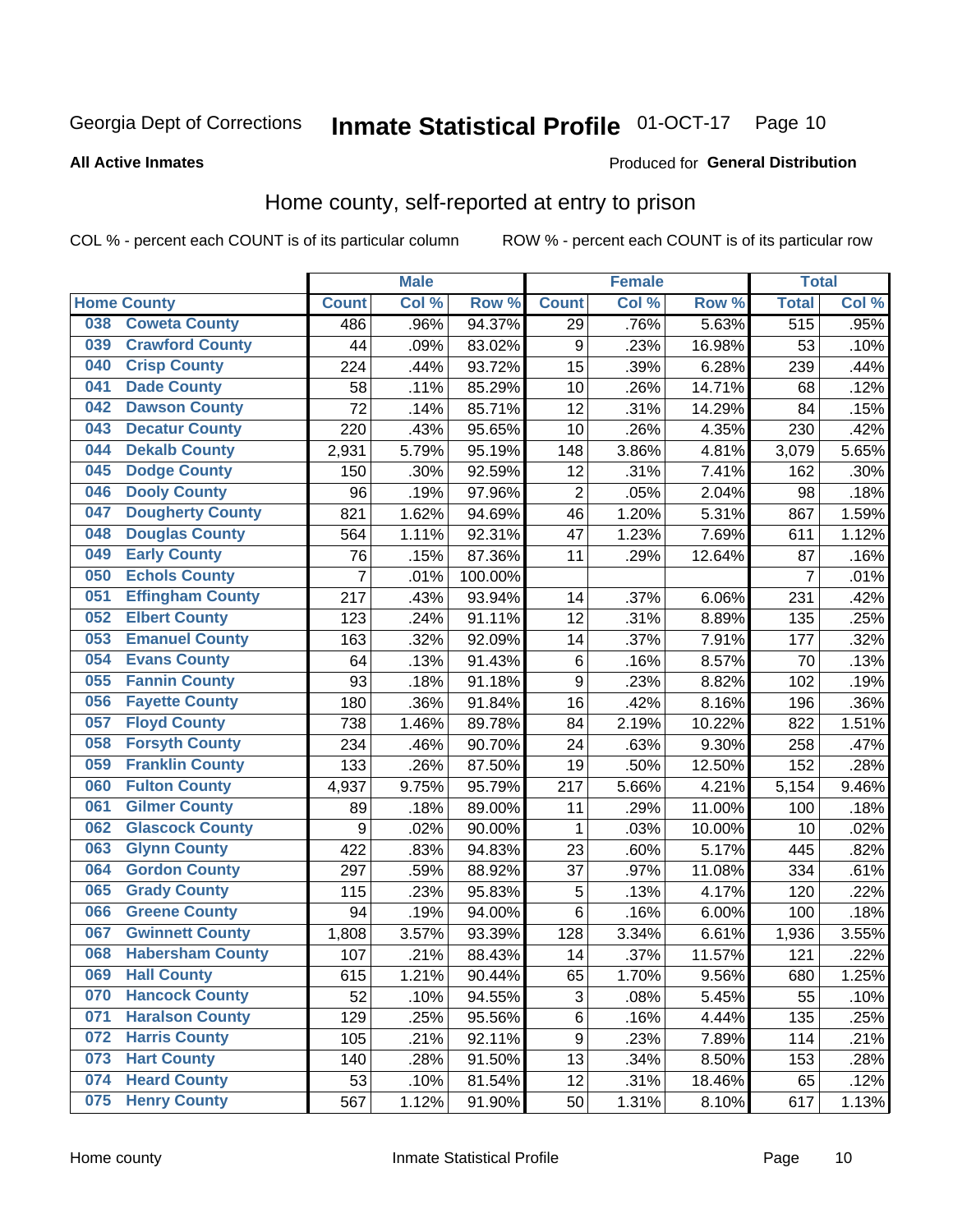Georgia Dept of Corrections **Inmate Statistical Profile** 01-OCT-17

**All Active Inmates**

Produced for **General Distribution**

## Home county, self-reported at entry to prison

COL % - percent each COUNT is of its particular column ROW % - percent each COUNT is of its particular row

| Home County | | Male | | | Female | | | Total | |
|---|---|---|---|---|---|---|---|---|---|
| | | Count | Col % | Row % | Count | Col % | Row % | Total | Col % |
| 038 | Coweta County | 486 | .96% | 94.37% | 29 | .76% | 5.63% | 515 | .95% |
| 039 | Crawford County | 44 | .09% | 83.02% | 9 | .23% | 16.98% | 53 | .10% |
| 040 | Crisp County | 224 | .44% | 93.72% | 15 | .39% | 6.28% | 239 | .44% |
| 041 | Dade County | 58 | .11% | 85.29% | 10 | .26% | 14.71% | 68 | .12% |
| 042 | Dawson County | 72 | .14% | 85.71% | 12 | .31% | 14.29% | 84 | .15% |
| 043 | Decatur County | 220 | .43% | 95.65% | 10 | .26% | 4.35% | 230 | .42% |
| 044 | Dekalb County | 2,931 | 5.79% | 95.19% | 148 | 3.86% | 4.81% | 3,079 | 5.65% |
| 045 | Dodge County | 150 | .30% | 92.59% | 12 | .31% | 7.41% | 162 | .30% |
| 046 | Dooly County | 96 | .19% | 97.96% | 2 | .05% | 2.04% | 98 | .18% |
| 047 | Dougherty County | 821 | 1.62% | 94.69% | 46 | 1.20% | 5.31% | 867 | 1.59% |
| 048 | Douglas County | 564 | 1.11% | 92.31% | 47 | 1.23% | 7.69% | 611 | 1.12% |
| 049 | Early County | 76 | .15% | 87.36% | 11 | .29% | 12.64% | 87 | .16% |
| 050 | Echols County | 7 | .01% | 100.00% | | | | 7 | .01% |
| 051 | Effingham County | 217 | .43% | 93.94% | 14 | .37% | 6.06% | 231 | .42% |
| 052 | Elbert County | 123 | .24% | 91.11% | 12 | .31% | 8.89% | 135 | .25% |
| 053 | Emanuel County | 163 | .32% | 92.09% | 14 | .37% | 7.91% | 177 | .32% |
| 054 | Evans County | 64 | .13% | 91.43% | 6 | .16% | 8.57% | 70 | .13% |
| 055 | Fannin County | 93 | .18% | 91.18% | 9 | .23% | 8.82% | 102 | .19% |
| 056 | Fayette County | 180 | .36% | 91.84% | 16 | .42% | 8.16% | 196 | .36% |
| 057 | Floyd County | 738 | 1.46% | 89.78% | 84 | 2.19% | 10.22% | 822 | 1.51% |
| 058 | Forsyth County | 234 | .46% | 90.70% | 24 | .63% | 9.30% | 258 | .47% |
| 059 | Franklin County | 133 | .26% | 87.50% | 19 | .50% | 12.50% | 152 | .28% |
| 060 | Fulton County | 4,937 | 9.75% | 95.79% | 217 | 5.66% | 4.21% | 5,154 | 9.46% |
| 061 | Gilmer County | 89 | .18% | 89.00% | 11 | .29% | 11.00% | 100 | .18% |
| 062 | Glascock County | 9 | .02% | 90.00% | 1 | .03% | 10.00% | 10 | .02% |
| 063 | Glynn County | 422 | .83% | 94.83% | 23 | .60% | 5.17% | 445 | .82% |
| 064 | Gordon County | 297 | .59% | 88.92% | 37 | .97% | 11.08% | 334 | .61% |
| 065 | Grady County | 115 | .23% | 95.83% | 5 | .13% | 4.17% | 120 | .22% |
| 066 | Greene County | 94 | .19% | 94.00% | 6 | .16% | 6.00% | 100 | .18% |
| 067 | Gwinnett County | 1,808 | 3.57% | 93.39% | 128 | 3.34% | 6.61% | 1,936 | 3.55% |
| 068 | Habersham County | 107 | .21% | 88.43% | 14 | .37% | 11.57% | 121 | .22% |
| 069 | Hall County | 615 | 1.21% | 90.44% | 65 | 1.70% | 9.56% | 680 | 1.25% |
| 070 | Hancock County | 52 | .10% | 94.55% | 3 | .08% | 5.45% | 55 | .10% |
| 071 | Haralson County | 129 | .25% | 95.56% | 6 | .16% | 4.44% | 135 | .25% |
| 072 | Harris County | 105 | .21% | 92.11% | 9 | .23% | 7.89% | 114 | .21% |
| 073 | Hart County | 140 | .28% | 91.50% | 13 | .34% | 8.50% | 153 | .28% |
| 074 | Heard County | 53 | .10% | 81.54% | 12 | .31% | 18.46% | 65 | .12% |
| 075 | Henry County | 567 | 1.12% | 91.90% | 50 | 1.31% | 8.10% | 617 | 1.13% |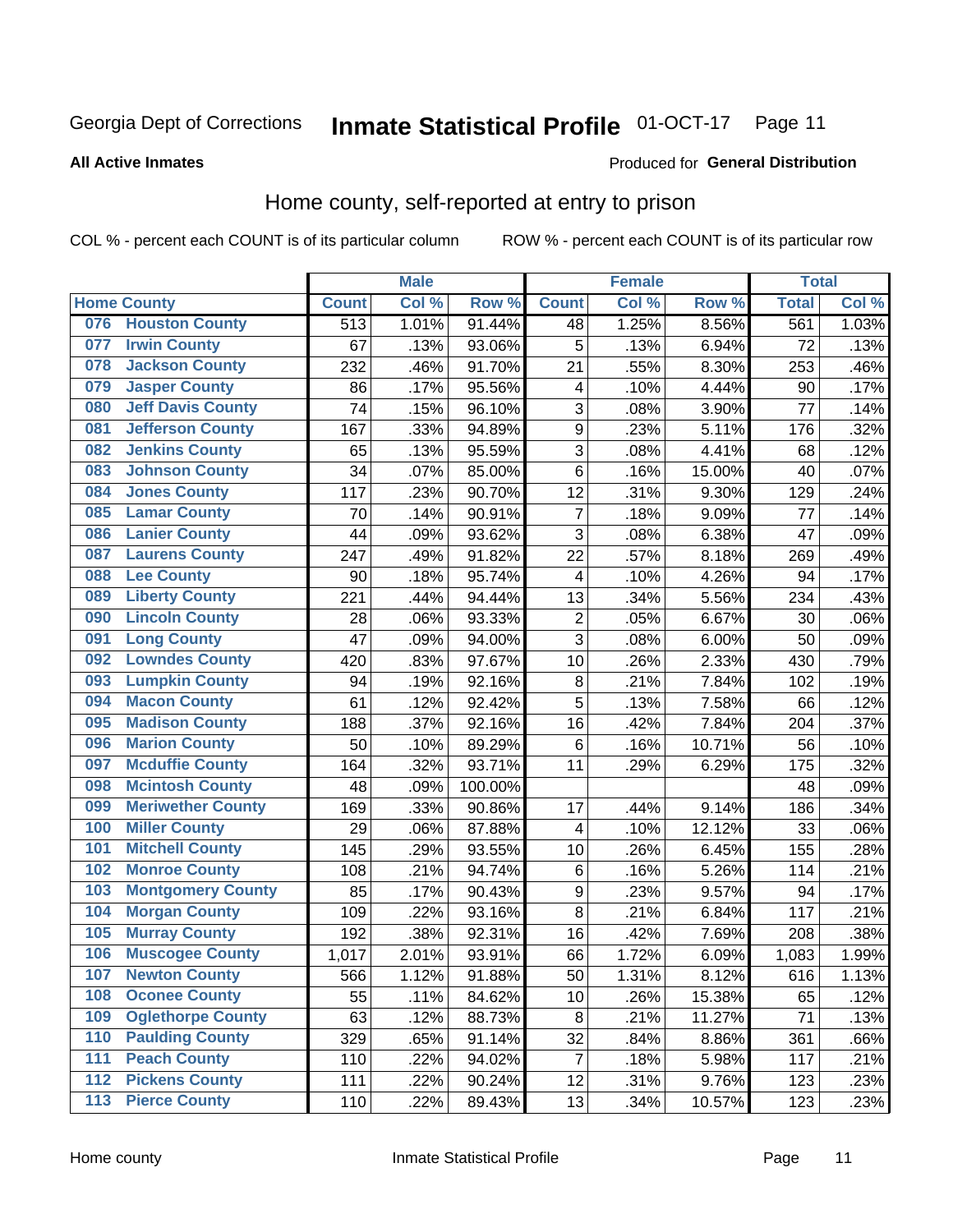Georgia Dept of Corrections **Inmate Statistical Profile** 01-OCT-17 Page 11

**All Active Inmates**

Produced for **General Distribution**

## Home county, self-reported at entry to prison

COL % - percent each COUNT is of its particular column ROW % - percent each COUNT is of its particular row

| Home County | | Male | | | Female | | | Total | |
|---|---|---|---|---|---|---|---|---|---|
| | | Count | Col % | Row % | Count | Col % | Row % | Total | Col % |
| 076 | Houston County | 513 | 1.01% | 91.44% | 48 | 1.25% | 8.56% | 561 | 1.03% |
| 077 | Irwin County | 67 | .13% | 93.06% | 5 | .13% | 6.94% | 72 | .13% |
| 078 | Jackson County | 232 | .46% | 91.70% | 21 | .55% | 8.30% | 253 | .46% |
| 079 | Jasper County | 86 | .17% | 95.56% | 4 | .10% | 4.44% | 90 | .17% |
| 080 | Jeff Davis County | 74 | .15% | 96.10% | 3 | .08% | 3.90% | 77 | .14% |
| 081 | Jefferson County | 167 | .33% | 94.89% | 9 | .23% | 5.11% | 176 | .32% |
| 082 | Jenkins County | 65 | .13% | 95.59% | 3 | .08% | 4.41% | 68 | .12% |
| 083 | Johnson County | 34 | .07% | 85.00% | 6 | .16% | 15.00% | 40 | .07% |
| 084 | Jones County | 117 | .23% | 90.70% | 12 | .31% | 9.30% | 129 | .24% |
| 085 | Lamar County | 70 | .14% | 90.91% | 7 | .18% | 9.09% | 77 | .14% |
| 086 | Lanier County | 44 | .09% | 93.62% | 3 | .08% | 6.38% | 47 | .09% |
| 087 | Laurens County | 247 | .49% | 91.82% | 22 | .57% | 8.18% | 269 | .49% |
| 088 | Lee County | 90 | .18% | 95.74% | 4 | .10% | 4.26% | 94 | .17% |
| 089 | Liberty County | 221 | .44% | 94.44% | 13 | .34% | 5.56% | 234 | .43% |
| 090 | Lincoln County | 28 | .06% | 93.33% | 2 | .05% | 6.67% | 30 | .06% |
| 091 | Long County | 47 | .09% | 94.00% | 3 | .08% | 6.00% | 50 | .09% |
| 092 | Lowndes County | 420 | .83% | 97.67% | 10 | .26% | 2.33% | 430 | .79% |
| 093 | Lumpkin County | 94 | .19% | 92.16% | 8 | .21% | 7.84% | 102 | .19% |
| 094 | Macon County | 61 | .12% | 92.42% | 5 | .13% | 7.58% | 66 | .12% |
| 095 | Madison County | 188 | .37% | 92.16% | 16 | .42% | 7.84% | 204 | .37% |
| 096 | Marion County | 50 | .10% | 89.29% | 6 | .16% | 10.71% | 56 | .10% |
| 097 | Mcduffie County | 164 | .32% | 93.71% | 11 | .29% | 6.29% | 175 | .32% |
| 098 | Mcintosh County | 48 | .09% | 100.00% | | | | 48 | .09% |
| 099 | Meriwether County | 169 | .33% | 90.86% | 17 | .44% | 9.14% | 186 | .34% |
| 100 | Miller County | 29 | .06% | 87.88% | 4 | .10% | 12.12% | 33 | .06% |
| 101 | Mitchell County | 145 | .29% | 93.55% | 10 | .26% | 6.45% | 155 | .28% |
| 102 | Monroe County | 108 | .21% | 94.74% | 6 | .16% | 5.26% | 114 | .21% |
| 103 | Montgomery County | 85 | .17% | 90.43% | 9 | .23% | 9.57% | 94 | .17% |
| 104 | Morgan County | 109 | .22% | 93.16% | 8 | .21% | 6.84% | 117 | .21% |
| 105 | Murray County | 192 | .38% | 92.31% | 16 | .42% | 7.69% | 208 | .38% |
| 106 | Muscogee County | 1,017 | 2.01% | 93.91% | 66 | 1.72% | 6.09% | 1,083 | 1.99% |
| 107 | Newton County | 566 | 1.12% | 91.88% | 50 | 1.31% | 8.12% | 616 | 1.13% |
| 108 | Oconee County | 55 | .11% | 84.62% | 10 | .26% | 15.38% | 65 | .12% |
| 109 | Oglethorpe County | 63 | .12% | 88.73% | 8 | .21% | 11.27% | 71 | .13% |
| 110 | Paulding County | 329 | .65% | 91.14% | 32 | .84% | 8.86% | 361 | .66% |
| 111 | Peach County | 110 | .22% | 94.02% | 7 | .18% | 5.98% | 117 | .21% |
| 112 | Pickens County | 111 | .22% | 90.24% | 12 | .31% | 9.76% | 123 | .23% |
| 113 | Pierce County | 110 | .22% | 89.43% | 13 | .34% | 10.57% | 123 | .23% |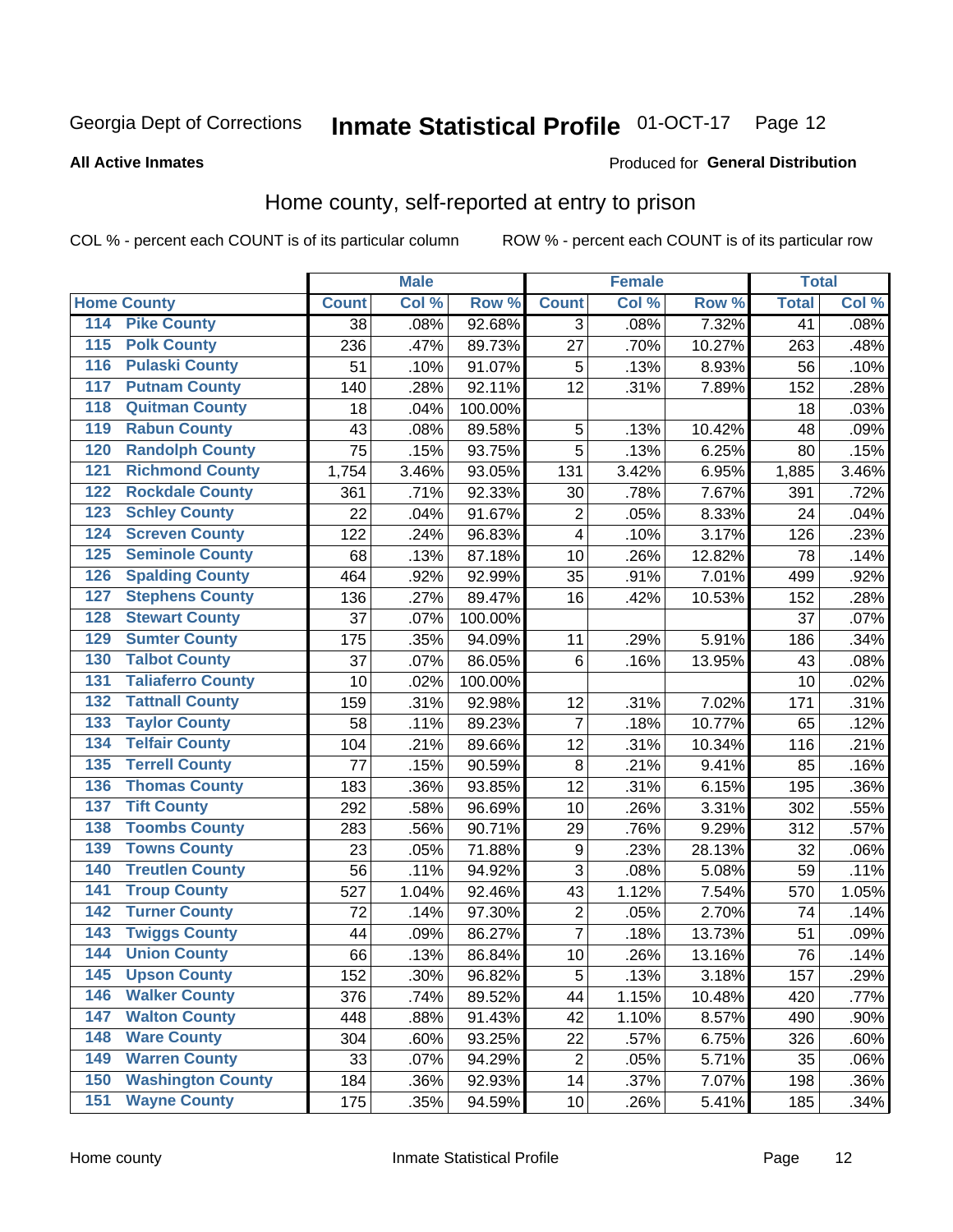Georgia Dept of Corrections **Inmate Statistical Profile** 01-OCT-17 Page 12

**All Active Inmates**

Produced for **General Distribution**

## Home county, self-reported at entry to prison

COL % - percent each COUNT is of its particular column ROW % - percent each COUNT is of its particular row

| Home County | | Male | | | Female | | | Total | |
|---|---|---|---|---|---|---|---|---|---|
| | | Count | Col % | Row % | Count | Col % | Row % | Total | Col % |
| 114 | Pike County | 38 | .08% | 92.68% | 3 | .08% | 7.32% | 41 | .08% |
| 115 | Polk County | 236 | .47% | 89.73% | 27 | .70% | 10.27% | 263 | .48% |
| 116 | Pulaski County | 51 | .10% | 91.07% | 5 | .13% | 8.93% | 56 | .10% |
| 117 | Putnam County | 140 | .28% | 92.11% | 12 | .31% | 7.89% | 152 | .28% |
| 118 | Quitman County | 18 | .04% | 100.00% | | | | 18 | .03% |
| 119 | Rabun County | 43 | .08% | 89.58% | 5 | .13% | 10.42% | 48 | .09% |
| 120 | Randolph County | 75 | .15% | 93.75% | 5 | .13% | 6.25% | 80 | .15% |
| 121 | Richmond County | 1,754 | 3.46% | 93.05% | 131 | 3.42% | 6.95% | 1,885 | 3.46% |
| 122 | Rockdale County | 361 | .71% | 92.33% | 30 | .78% | 7.67% | 391 | .72% |
| 123 | Schley County | 22 | .04% | 91.67% | 2 | .05% | 8.33% | 24 | .04% |
| 124 | Screven County | 122 | .24% | 96.83% | 4 | .10% | 3.17% | 126 | .23% |
| 125 | Seminole County | 68 | .13% | 87.18% | 10 | .26% | 12.82% | 78 | .14% |
| 126 | Spalding County | 464 | .92% | 92.99% | 35 | .91% | 7.01% | 499 | .92% |
| 127 | Stephens County | 136 | .27% | 89.47% | 16 | .42% | 10.53% | 152 | .28% |
| 128 | Stewart County | 37 | .07% | 100.00% | | | | 37 | .07% |
| 129 | Sumter County | 175 | .35% | 94.09% | 11 | .29% | 5.91% | 186 | .34% |
| 130 | Talbot County | 37 | .07% | 86.05% | 6 | .16% | 13.95% | 43 | .08% |
| 131 | Taliaferro County | 10 | .02% | 100.00% | | | | 10 | .02% |
| 132 | Tattnall County | 159 | .31% | 92.98% | 12 | .31% | 7.02% | 171 | .31% |
| 133 | Taylor County | 58 | .11% | 89.23% | 7 | .18% | 10.77% | 65 | .12% |
| 134 | Telfair County | 104 | .21% | 89.66% | 12 | .31% | 10.34% | 116 | .21% |
| 135 | Terrell County | 77 | .15% | 90.59% | 8 | .21% | 9.41% | 85 | .16% |
| 136 | Thomas County | 183 | .36% | 93.85% | 12 | .31% | 6.15% | 195 | .36% |
| 137 | Tift County | 292 | .58% | 96.69% | 10 | .26% | 3.31% | 302 | .55% |
| 138 | Toombs County | 283 | .56% | 90.71% | 29 | .76% | 9.29% | 312 | .57% |
| 139 | Towns County | 23 | .05% | 71.88% | 9 | .23% | 28.13% | 32 | .06% |
| 140 | Treutlen County | 56 | .11% | 94.92% | 3 | .08% | 5.08% | 59 | .11% |
| 141 | Troup County | 527 | 1.04% | 92.46% | 43 | 1.12% | 7.54% | 570 | 1.05% |
| 142 | Turner County | 72 | .14% | 97.30% | 2 | .05% | 2.70% | 74 | .14% |
| 143 | Twiggs County | 44 | .09% | 86.27% | 7 | .18% | 13.73% | 51 | .09% |
| 144 | Union County | 66 | .13% | 86.84% | 10 | .26% | 13.16% | 76 | .14% |
| 145 | Upson County | 152 | .30% | 96.82% | 5 | .13% | 3.18% | 157 | .29% |
| 146 | Walker County | 376 | .74% | 89.52% | 44 | 1.15% | 10.48% | 420 | .77% |
| 147 | Walton County | 448 | .88% | 91.43% | 42 | 1.10% | 8.57% | 490 | .90% |
| 148 | Ware County | 304 | .60% | 93.25% | 22 | .57% | 6.75% | 326 | .60% |
| 149 | Warren County | 33 | .07% | 94.29% | 2 | .05% | 5.71% | 35 | .06% |
| 150 | Washington County | 184 | .36% | 92.93% | 14 | .37% | 7.07% | 198 | .36% |
| 151 | Wayne County | 175 | .35% | 94.59% | 10 | .26% | 5.41% | 185 | .34% |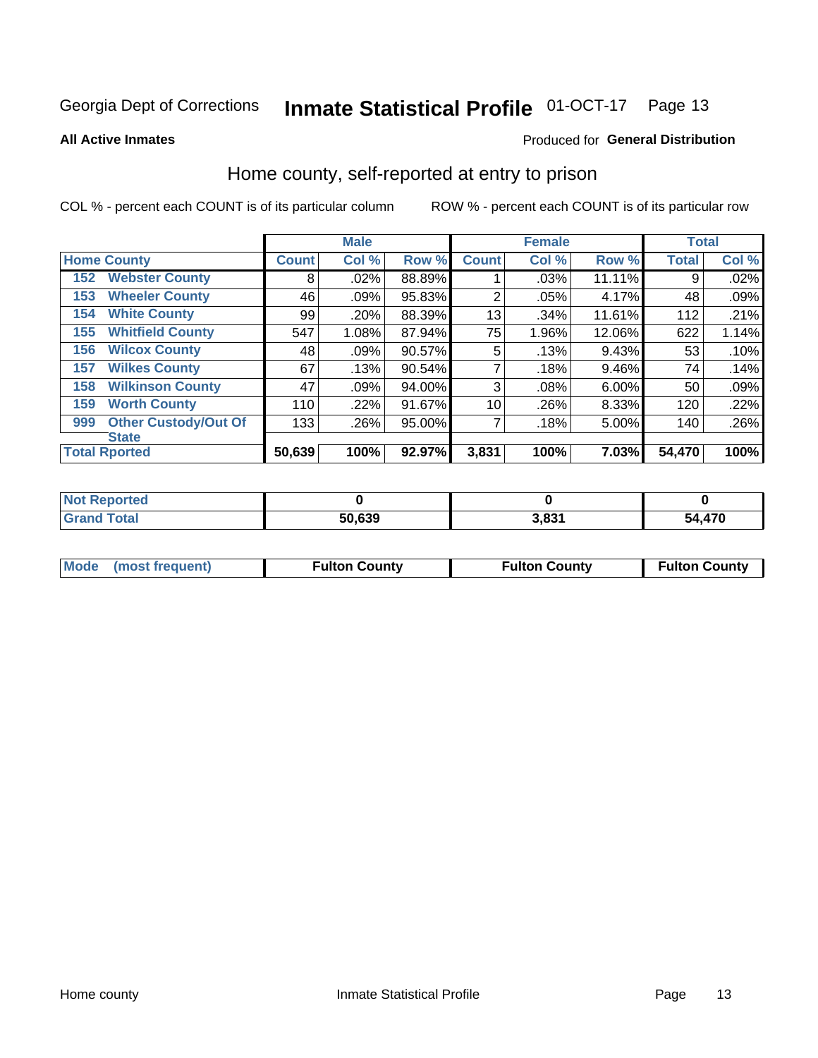Georgia Dept of Corrections **Inmate Statistical Profile** 01-OCT-17

**All Active Inmates**

Produced for **General Distribution**

## Home county, self-reported at entry to prison

COL % - percent each COUNT is of its particular column

ROW % - percent each COUNT is of its particular row

| | | Male | | | Female | | | Total | |
|---|---|---|---|---|---|---|---|---|---|
| **Home County** | | **Count** | **Col %** | **Row %** | **Count** | **Col %** | **Row %** | **Total** | **Col %** |
| 152 | Webster County | 8 | .02% | 88.89% | 1 | .03% | 11.11% | 9 | .02% |
| 153 | Wheeler County | 46 | .09% | 95.83% | 2 | .05% | 4.17% | 48 | .09% |
| 154 | White County | 99 | .20% | 88.39% | 13 | .34% | 11.61% | 112 | .21% |
| 155 | Whitfield County | 547 | 1.08% | 87.94% | 75 | 1.96% | 12.06% | 622 | 1.14% |
| 156 | Wilcox County | 48 | .09% | 90.57% | 5 | .13% | 9.43% | 53 | .10% |
| 157 | Wilkes County | 67 | .13% | 90.54% | 7 | .18% | 9.46% | 74 | .14% |
| 158 | Wilkinson County | 47 | .09% | 94.00% | 3 | .08% | 6.00% | 50 | .09% |
| 159 | Worth County | 110 | .22% | 91.67% | 10 | .26% | 8.33% | 120 | .22% |
| 999 | Other Custody/Out Of State | 133 | .26% | 95.00% | 7 | .18% | 5.00% | 140 | .26% |
| **Total Rported** | | **50,639** | **100%** | **92.97%** | **3,831** | **100%** | **7.03%** | **54,470** | **100%** |

| | Male | Female | Total |
|---|---|---|---|
| **Not Reported** | **0** | **0** | **0** |
| **Grand Total** | **50,639** | **3,831** | **54,470** |

| | Male | Female | Total |
|---|---|---|---|
| **Mode (most frequent)** | **Fulton County** | **Fulton County** | **Fulton County** |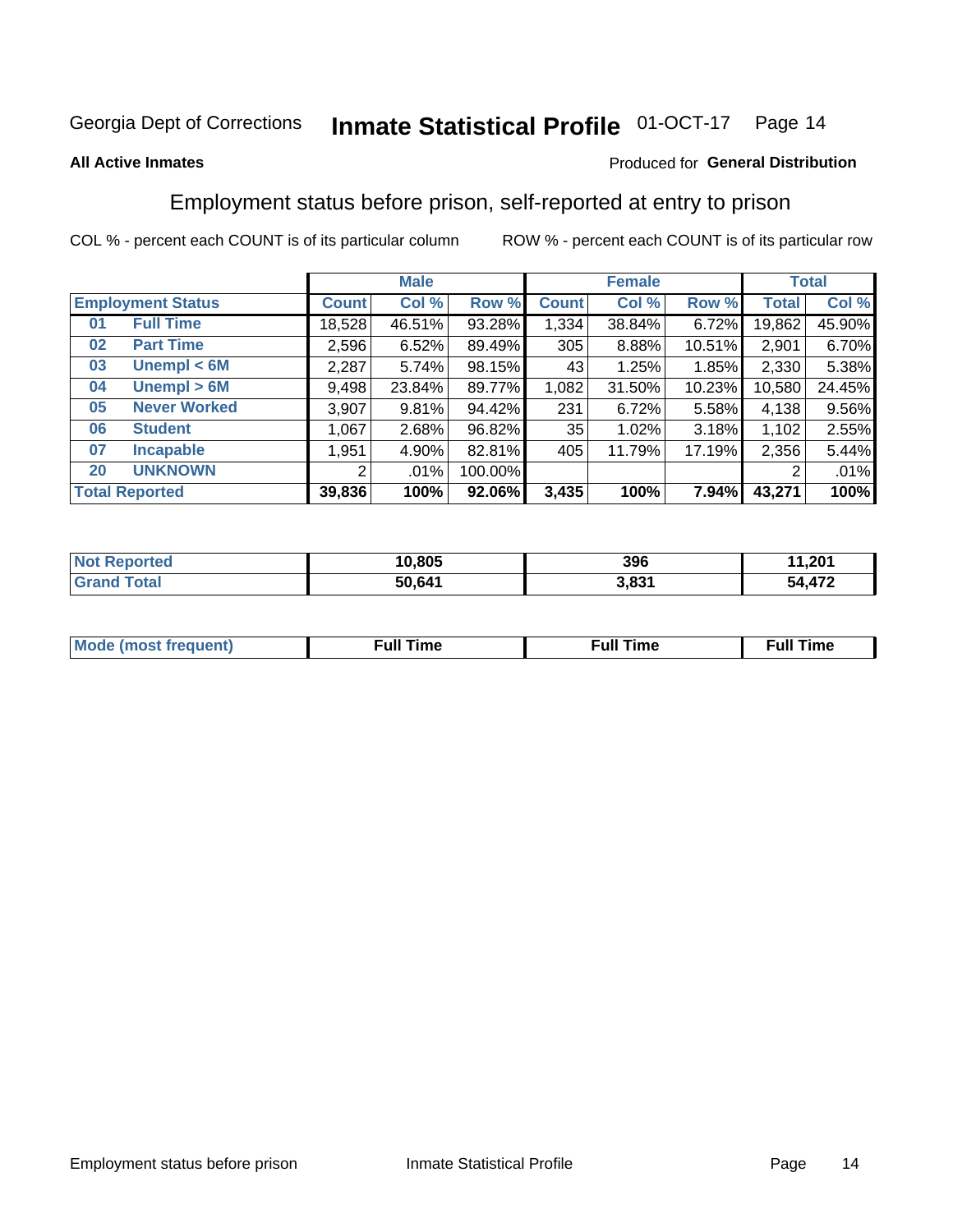Georgia Dept of Corrections **Inmate Statistical Profile** 01-OCT-17

**All Active Inmates**

Produced for **General Distribution**

## Employment status before prison, self-reported at entry to prison

COL % - percent each COUNT is of its particular column ROW % - percent each COUNT is of its particular row

| Employment Status | | Male | | | Female | | | Total | |
|---|---|---|---|---|---|---|---|---|---|
| | | Count | Col % | Row % | Count | Col % | Row % | Total | Col % |
| 01 | Full Time | 18,528 | 46.51% | 93.28% | 1,334 | 38.84% | 6.72% | 19,862 | 45.90% |
| 02 | Part Time | 2,596 | 6.52% | 89.49% | 305 | 8.88% | 10.51% | 2,901 | 6.70% |
| 03 | Unempl < 6M | 2,287 | 5.74% | 98.15% | 43 | 1.25% | 1.85% | 2,330 | 5.38% |
| 04 | Unempl > 6M | 9,498 | 23.84% | 89.77% | 1,082 | 31.50% | 10.23% | 10,580 | 24.45% |
| 05 | Never Worked | 3,907 | 9.81% | 94.42% | 231 | 6.72% | 5.58% | 4,138 | 9.56% |
| 06 | Student | 1,067 | 2.68% | 96.82% | 35 | 1.02% | 3.18% | 1,102 | 2.55% |
| 07 | Incapable | 1,951 | 4.90% | 82.81% | 405 | 11.79% | 17.19% | 2,356 | 5.44% |
| 20 | UNKNOWN | 2 | .01% | 100.00% | | | | 2 | .01% |
| **Total Reported** | | **39,836** | **100%** | **92.06%** | **3,435** | **100%** | **7.94%** | **43,271** | **100%** |

| | Male | Female | Total |
|---|---|---|---|
| Not Reported | 10,805 | 396 | 11,201 |
| Grand Total | 50,641 | 3,831 | 54,472 |

| | Male | Female | Total |
|---|---|---|---|
| Mode (most frequent) | Full Time | Full Time | Full Time |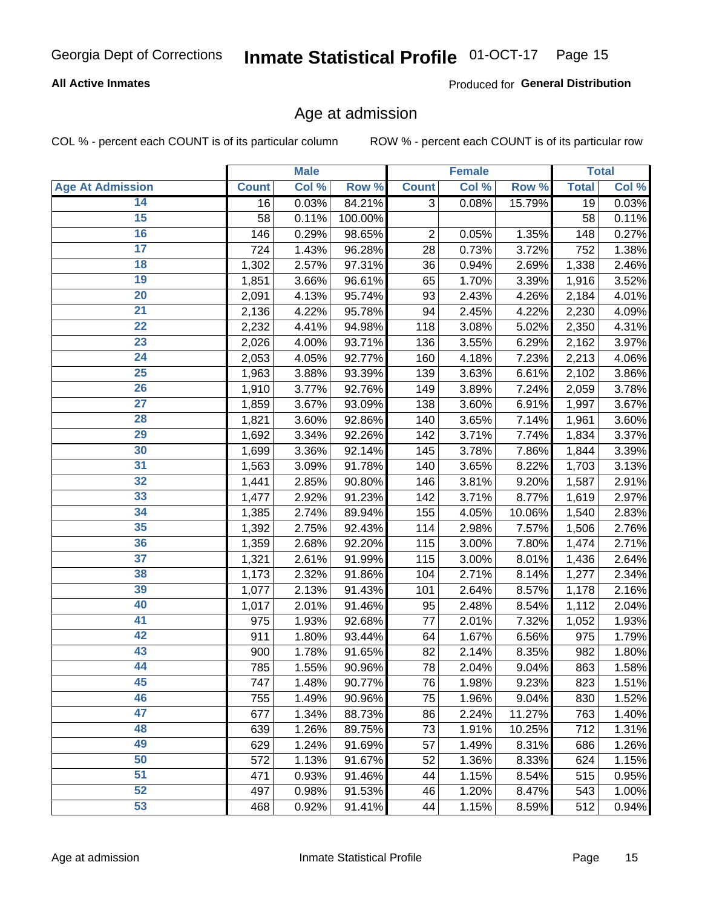Georgia Dept of Corrections **Inmate Statistical Profile** 01-OCT-17

**All Active Inmates**

Produced for **General Distribution**

## Age at admission

COL % - percent each COUNT is of its particular column ROW % - percent each COUNT is of its particular row

| | Male | | | Female | | | Total | |
|---|---|---|---|---|---|---|---|---|
| **Age At Admission** | **Count** | **Col %** | **Row %** | **Count** | **Col %** | **Row %** | **Total** | **Col %** |
| 14 | 16 | 0.03% | 84.21% | 3 | 0.08% | 15.79% | 19 | 0.03% |
| 15 | 58 | 0.11% | 100.00% | | | | 58 | 0.11% |
| 16 | 146 | 0.29% | 98.65% | 2 | 0.05% | 1.35% | 148 | 0.27% |
| 17 | 724 | 1.43% | 96.28% | 28 | 0.73% | 3.72% | 752 | 1.38% |
| 18 | 1,302 | 2.57% | 97.31% | 36 | 0.94% | 2.69% | 1,338 | 2.46% |
| 19 | 1,851 | 3.66% | 96.61% | 65 | 1.70% | 3.39% | 1,916 | 3.52% |
| 20 | 2,091 | 4.13% | 95.74% | 93 | 2.43% | 4.26% | 2,184 | 4.01% |
| 21 | 2,136 | 4.22% | 95.78% | 94 | 2.45% | 4.22% | 2,230 | 4.09% |
| 22 | 2,232 | 4.41% | 94.98% | 118 | 3.08% | 5.02% | 2,350 | 4.31% |
| 23 | 2,026 | 4.00% | 93.71% | 136 | 3.55% | 6.29% | 2,162 | 3.97% |
| 24 | 2,053 | 4.05% | 92.77% | 160 | 4.18% | 7.23% | 2,213 | 4.06% |
| 25 | 1,963 | 3.88% | 93.39% | 139 | 3.63% | 6.61% | 2,102 | 3.86% |
| 26 | 1,910 | 3.77% | 92.76% | 149 | 3.89% | 7.24% | 2,059 | 3.78% |
| 27 | 1,859 | 3.67% | 93.09% | 138 | 3.60% | 6.91% | 1,997 | 3.67% |
| 28 | 1,821 | 3.60% | 92.86% | 140 | 3.65% | 7.14% | 1,961 | 3.60% |
| 29 | 1,692 | 3.34% | 92.26% | 142 | 3.71% | 7.74% | 1,834 | 3.37% |
| 30 | 1,699 | 3.36% | 92.14% | 145 | 3.78% | 7.86% | 1,844 | 3.39% |
| 31 | 1,563 | 3.09% | 91.78% | 140 | 3.65% | 8.22% | 1,703 | 3.13% |
| 32 | 1,441 | 2.85% | 90.80% | 146 | 3.81% | 9.20% | 1,587 | 2.91% |
| 33 | 1,477 | 2.92% | 91.23% | 142 | 3.71% | 8.77% | 1,619 | 2.97% |
| 34 | 1,385 | 2.74% | 89.94% | 155 | 4.05% | 10.06% | 1,540 | 2.83% |
| 35 | 1,392 | 2.75% | 92.43% | 114 | 2.98% | 7.57% | 1,506 | 2.76% |
| 36 | 1,359 | 2.68% | 92.20% | 115 | 3.00% | 7.80% | 1,474 | 2.71% |
| 37 | 1,321 | 2.61% | 91.99% | 115 | 3.00% | 8.01% | 1,436 | 2.64% |
| 38 | 1,173 | 2.32% | 91.86% | 104 | 2.71% | 8.14% | 1,277 | 2.34% |
| 39 | 1,077 | 2.13% | 91.43% | 101 | 2.64% | 8.57% | 1,178 | 2.16% |
| 40 | 1,017 | 2.01% | 91.46% | 95 | 2.48% | 8.54% | 1,112 | 2.04% |
| 41 | 975 | 1.93% | 92.68% | 77 | 2.01% | 7.32% | 1,052 | 1.93% |
| 42 | 911 | 1.80% | 93.44% | 64 | 1.67% | 6.56% | 975 | 1.79% |
| 43 | 900 | 1.78% | 91.65% | 82 | 2.14% | 8.35% | 982 | 1.80% |
| 44 | 785 | 1.55% | 90.96% | 78 | 2.04% | 9.04% | 863 | 1.58% |
| 45 | 747 | 1.48% | 90.77% | 76 | 1.98% | 9.23% | 823 | 1.51% |
| 46 | 755 | 1.49% | 90.96% | 75 | 1.96% | 9.04% | 830 | 1.52% |
| 47 | 677 | 1.34% | 88.73% | 86 | 2.24% | 11.27% | 763 | 1.40% |
| 48 | 639 | 1.26% | 89.75% | 73 | 1.91% | 10.25% | 712 | 1.31% |
| 49 | 629 | 1.24% | 91.69% | 57 | 1.49% | 8.31% | 686 | 1.26% |
| 50 | 572 | 1.13% | 91.67% | 52 | 1.36% | 8.33% | 624 | 1.15% |
| 51 | 471 | 0.93% | 91.46% | 44 | 1.15% | 8.54% | 515 | 0.95% |
| 52 | 497 | 0.98% | 91.53% | 46 | 1.20% | 8.47% | 543 | 1.00% |
| 53 | 468 | 0.92% | 91.41% | 44 | 1.15% | 8.59% | 512 | 0.94% |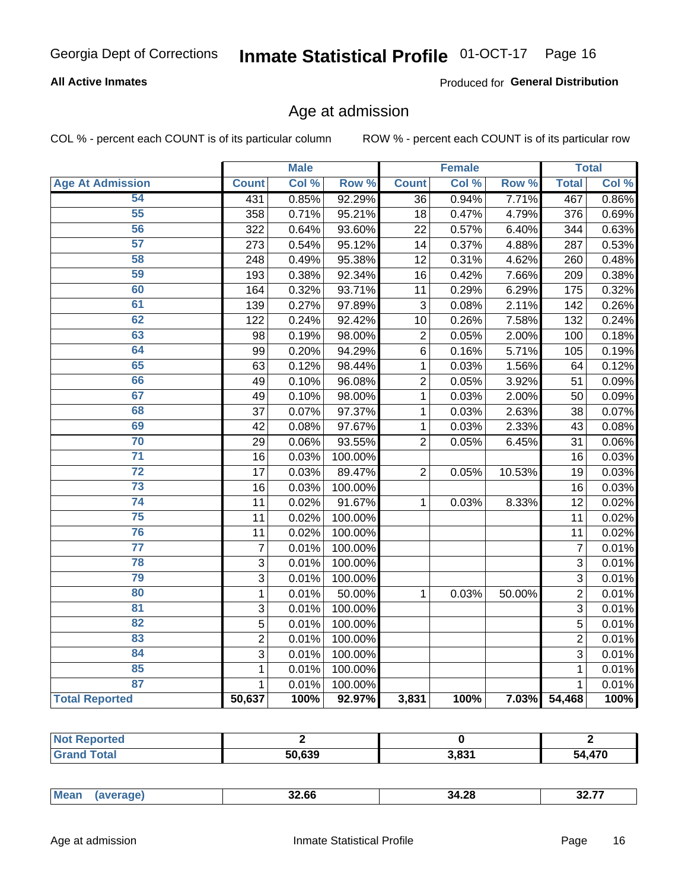Georgia Dept of Corrections **Inmate Statistical Profile** 01-OCT-17

**All Active Inmates**

Produced for **General Distribution**

## Age at admission

COL % - percent each COUNT is of its particular column ROW % - percent each COUNT is of its particular row

| Age At Admission | Male | | | Female | | | Total | |
|---|---|---|---|---|---|---|---|---|
| | Count | Col % | Row % | Count | Col % | Row % | Total | Col % |
| 54 | 431 | 0.85% | 92.29% | 36 | 0.94% | 7.71% | 467 | 0.86% |
| 55 | 358 | 0.71% | 95.21% | 18 | 0.47% | 4.79% | 376 | 0.69% |
| 56 | 322 | 0.64% | 93.60% | 22 | 0.57% | 6.40% | 344 | 0.63% |
| 57 | 273 | 0.54% | 95.12% | 14 | 0.37% | 4.88% | 287 | 0.53% |
| 58 | 248 | 0.49% | 95.38% | 12 | 0.31% | 4.62% | 260 | 0.48% |
| 59 | 193 | 0.38% | 92.34% | 16 | 0.42% | 7.66% | 209 | 0.38% |
| 60 | 164 | 0.32% | 93.71% | 11 | 0.29% | 6.29% | 175 | 0.32% |
| 61 | 139 | 0.27% | 97.89% | 3 | 0.08% | 2.11% | 142 | 0.26% |
| 62 | 122 | 0.24% | 92.42% | 10 | 0.26% | 7.58% | 132 | 0.24% |
| 63 | 98 | 0.19% | 98.00% | 2 | 0.05% | 2.00% | 100 | 0.18% |
| 64 | 99 | 0.20% | 94.29% | 6 | 0.16% | 5.71% | 105 | 0.19% |
| 65 | 63 | 0.12% | 98.44% | 1 | 0.03% | 1.56% | 64 | 0.12% |
| 66 | 49 | 0.10% | 96.08% | 2 | 0.05% | 3.92% | 51 | 0.09% |
| 67 | 49 | 0.10% | 98.00% | 1 | 0.03% | 2.00% | 50 | 0.09% |
| 68 | 37 | 0.07% | 97.37% | 1 | 0.03% | 2.63% | 38 | 0.07% |
| 69 | 42 | 0.08% | 97.67% | 1 | 0.03% | 2.33% | 43 | 0.08% |
| 70 | 29 | 0.06% | 93.55% | 2 | 0.05% | 6.45% | 31 | 0.06% |
| 71 | 16 | 0.03% | 100.00% | | | | 16 | 0.03% |
| 72 | 17 | 0.03% | 89.47% | 2 | 0.05% | 10.53% | 19 | 0.03% |
| 73 | 16 | 0.03% | 100.00% | | | | 16 | 0.03% |
| 74 | 11 | 0.02% | 91.67% | 1 | 0.03% | 8.33% | 12 | 0.02% |
| 75 | 11 | 0.02% | 100.00% | | | | 11 | 0.02% |
| 76 | 11 | 0.02% | 100.00% | | | | 11 | 0.02% |
| 77 | 7 | 0.01% | 100.00% | | | | 7 | 0.01% |
| 78 | 3 | 0.01% | 100.00% | | | | 3 | 0.01% |
| 79 | 3 | 0.01% | 100.00% | | | | 3 | 0.01% |
| 80 | 1 | 0.01% | 50.00% | 1 | 0.03% | 50.00% | 2 | 0.01% |
| 81 | 3 | 0.01% | 100.00% | | | | 3 | 0.01% |
| 82 | 5 | 0.01% | 100.00% | | | | 5 | 0.01% |
| 83 | 2 | 0.01% | 100.00% | | | | 2 | 0.01% |
| 84 | 3 | 0.01% | 100.00% | | | | 3 | 0.01% |
| 85 | 1 | 0.01% | 100.00% | | | | 1 | 0.01% |
| 87 | 1 | 0.01% | 100.00% | | | | 1 | 0.01% |
| **Total Reported** | **50,637** | **100%** | **92.97%** | **3,831** | **100%** | **7.03%** | **54,468** | **100%** |

| | Male | Female | Total |
|---|---|---|---|
| Not Reported | **2** | **0** | **2** |
| Grand Total | **50,639** | **3,831** | **54,470** |

| | Male | Female | Total |
|---|---|---|---|
| Mean (average) | **32.66** | **34.28** | **32.77** |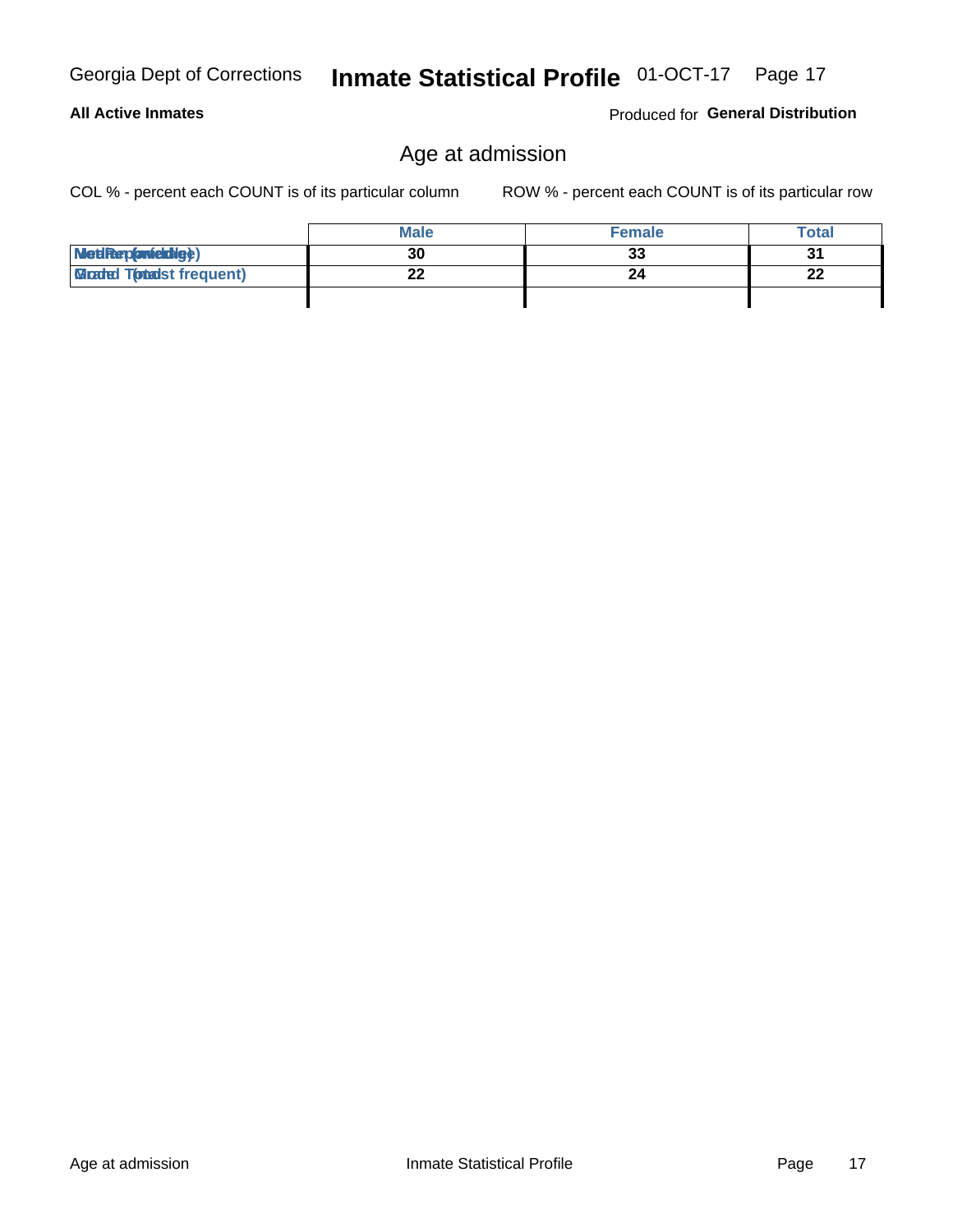Georgia Dept of Corrections **Inmate Statistical Profile** 01-OCT-17

**All Active Inmates** Produced for **General Distribution**

## Age at admission

COL % - percent each COUNT is of its particular column ROW % - percent each COUNT is of its particular row

| | Male | Female | Total |
|---|---|---|---|
| Median (middle) | 30 | 33 | 31 |
| Mode (most frequent) | 22 | 24 | 22 |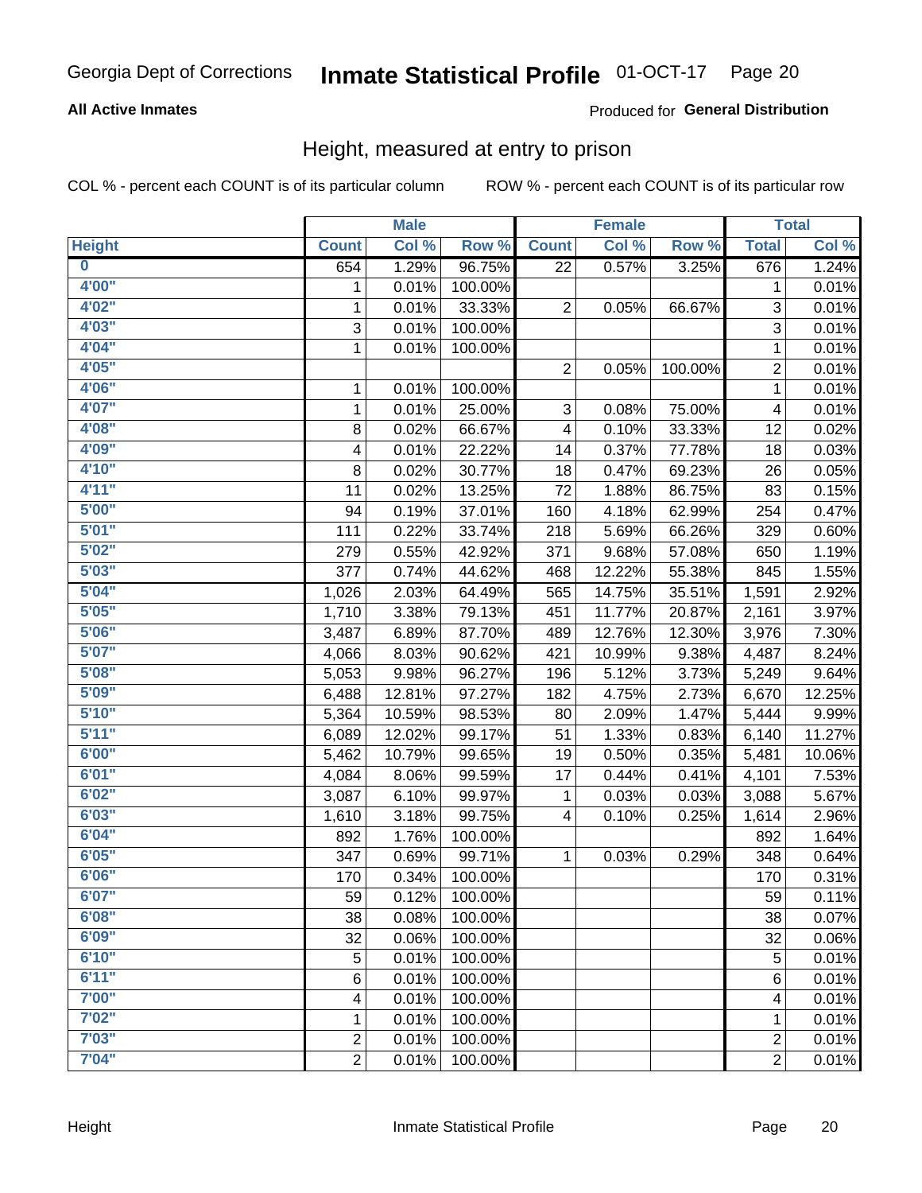Georgia Dept of Corrections **Inmate Statistical Profile** 01-OCT-17

**All Active Inmates**

Produced for **General Distribution**

## Height, measured at entry to prison

COL % - percent each COUNT is of its particular column

ROW % - percent each COUNT is of its particular row

| | Male | | | Female | | | Total | |
|---|---|---|---|---|---|---|---|---|
| **Height** | **Count** | **Col %** | **Row %** | **Count** | **Col %** | **Row %** | **Total** | **Col %** |
| 0 | 654 | 1.29% | 96.75% | 22 | 0.57% | 3.25% | 676 | 1.24% |
| 4'00" | 1 | 0.01% | 100.00% | | | | 1 | 0.01% |
| 4'02" | 1 | 0.01% | 33.33% | 2 | 0.05% | 66.67% | 3 | 0.01% |
| 4'03" | 3 | 0.01% | 100.00% | | | | 3 | 0.01% |
| 4'04" | 1 | 0.01% | 100.00% | | | | 1 | 0.01% |
| 4'05" | | | | 2 | 0.05% | 100.00% | 2 | 0.01% |
| 4'06" | 1 | 0.01% | 100.00% | | | | 1 | 0.01% |
| 4'07" | 1 | 0.01% | 25.00% | 3 | 0.08% | 75.00% | 4 | 0.01% |
| 4'08" | 8 | 0.02% | 66.67% | 4 | 0.10% | 33.33% | 12 | 0.02% |
| 4'09" | 4 | 0.01% | 22.22% | 14 | 0.37% | 77.78% | 18 | 0.03% |
| 4'10" | 8 | 0.02% | 30.77% | 18 | 0.47% | 69.23% | 26 | 0.05% |
| 4'11" | 11 | 0.02% | 13.25% | 72 | 1.88% | 86.75% | 83 | 0.15% |
| 5'00" | 94 | 0.19% | 37.01% | 160 | 4.18% | 62.99% | 254 | 0.47% |
| 5'01" | 111 | 0.22% | 33.74% | 218 | 5.69% | 66.26% | 329 | 0.60% |
| 5'02" | 279 | 0.55% | 42.92% | 371 | 9.68% | 57.08% | 650 | 1.19% |
| 5'03" | 377 | 0.74% | 44.62% | 468 | 12.22% | 55.38% | 845 | 1.55% |
| 5'04" | 1,026 | 2.03% | 64.49% | 565 | 14.75% | 35.51% | 1,591 | 2.92% |
| 5'05" | 1,710 | 3.38% | 79.13% | 451 | 11.77% | 20.87% | 2,161 | 3.97% |
| 5'06" | 3,487 | 6.89% | 87.70% | 489 | 12.76% | 12.30% | 3,976 | 7.30% |
| 5'07" | 4,066 | 8.03% | 90.62% | 421 | 10.99% | 9.38% | 4,487 | 8.24% |
| 5'08" | 5,053 | 9.98% | 96.27% | 196 | 5.12% | 3.73% | 5,249 | 9.64% |
| 5'09" | 6,488 | 12.81% | 97.27% | 182 | 4.75% | 2.73% | 6,670 | 12.25% |
| 5'10" | 5,364 | 10.59% | 98.53% | 80 | 2.09% | 1.47% | 5,444 | 9.99% |
| 5'11" | 6,089 | 12.02% | 99.17% | 51 | 1.33% | 0.83% | 6,140 | 11.27% |
| 6'00" | 5,462 | 10.79% | 99.65% | 19 | 0.50% | 0.35% | 5,481 | 10.06% |
| 6'01" | 4,084 | 8.06% | 99.59% | 17 | 0.44% | 0.41% | 4,101 | 7.53% |
| 6'02" | 3,087 | 6.10% | 99.97% | 1 | 0.03% | 0.03% | 3,088 | 5.67% |
| 6'03" | 1,610 | 3.18% | 99.75% | 4 | 0.10% | 0.25% | 1,614 | 2.96% |
| 6'04" | 892 | 1.76% | 100.00% | | | | 892 | 1.64% |
| 6'05" | 347 | 0.69% | 99.71% | 1 | 0.03% | 0.29% | 348 | 0.64% |
| 6'06" | 170 | 0.34% | 100.00% | | | | 170 | 0.31% |
| 6'07" | 59 | 0.12% | 100.00% | | | | 59 | 0.11% |
| 6'08" | 38 | 0.08% | 100.00% | | | | 38 | 0.07% |
| 6'09" | 32 | 0.06% | 100.00% | | | | 32 | 0.06% |
| 6'10" | 5 | 0.01% | 100.00% | | | | 5 | 0.01% |
| 6'11" | 6 | 0.01% | 100.00% | | | | 6 | 0.01% |
| 7'00" | 4 | 0.01% | 100.00% | | | | 4 | 0.01% |
| 7'02" | 1 | 0.01% | 100.00% | | | | 1 | 0.01% |
| 7'03" | 2 | 0.01% | 100.00% | | | | 2 | 0.01% |
| 7'04" | 2 | 0.01% | 100.00% | | | | 2 | 0.01% |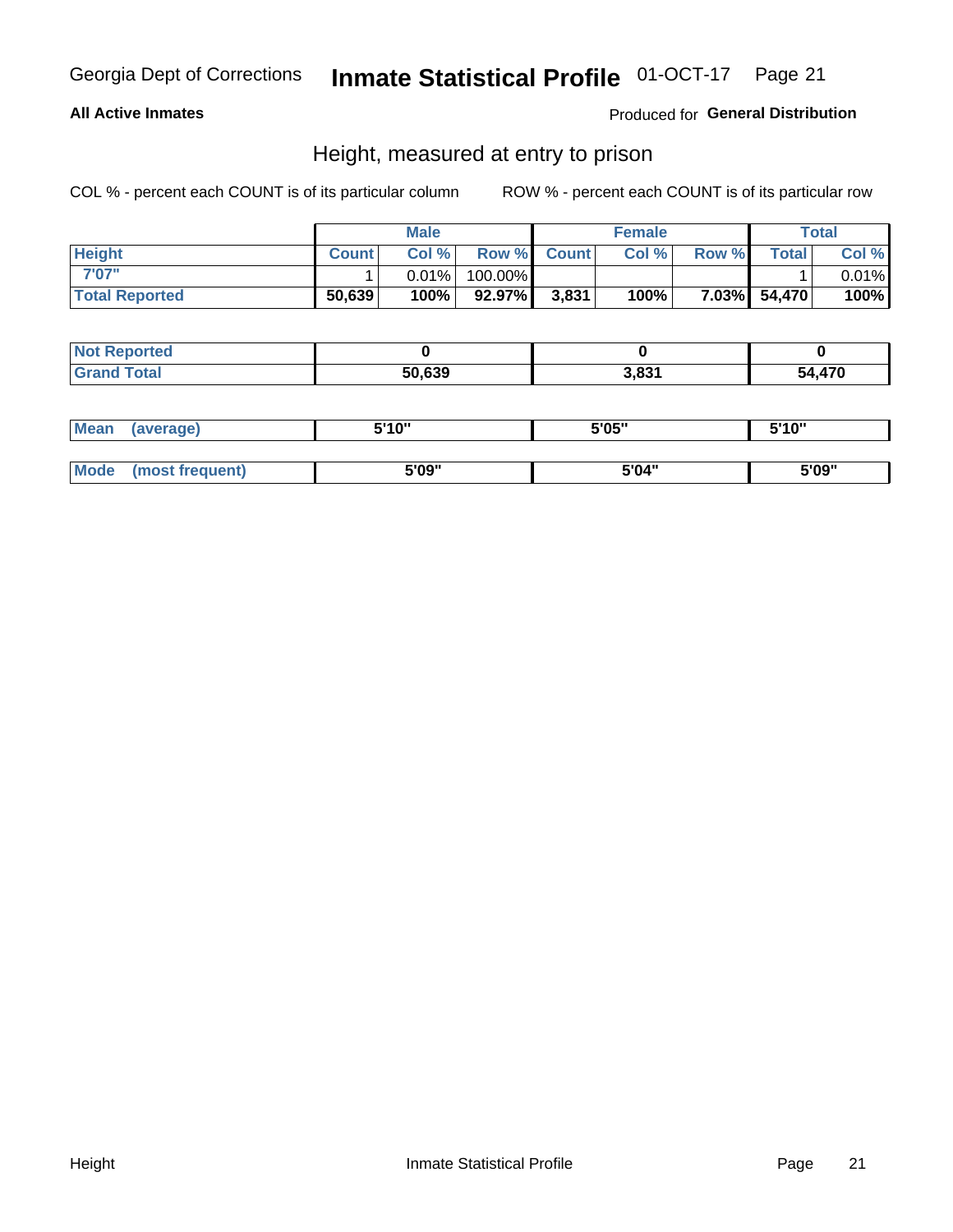Georgia Dept of Corrections **Inmate Statistical Profile** 01-OCT-17

**All Active Inmates**

Produced for **General Distribution**

## Height, measured at entry to prison

COL % - percent each COUNT is of its particular column    ROW % - percent each COUNT is of its particular row

| | Male | | | Female | | | Total | |
|---|---|---|---|---|---|---|---|---|
| **Height** | **Count** | **Col %** | **Row %** | **Count** | **Col %** | **Row %** | **Total** | **Col %** |
| **7'07"** | 1 | 0.01% | 100.00% | | | | 1 | 0.01% |
| **Total Reported** | **50,639** | **100%** | **92.97%** | **3,831** | **100%** | **7.03%** | **54,470** | **100%** |

| | Male | Female | Total |
|---|---|---|---|
| **Not Reported** | **0** | **0** | **0** |
| **Grand Total** | **50,639** | **3,831** | **54,470** |

| | Male | Female | Total |
|---|---|---|---|
| **Mean (average)** | **5'10"** | **5'05"** | **5'10"** |
| **Mode (most frequent)** | **5'09"** | **5'04"** | **5'09"** |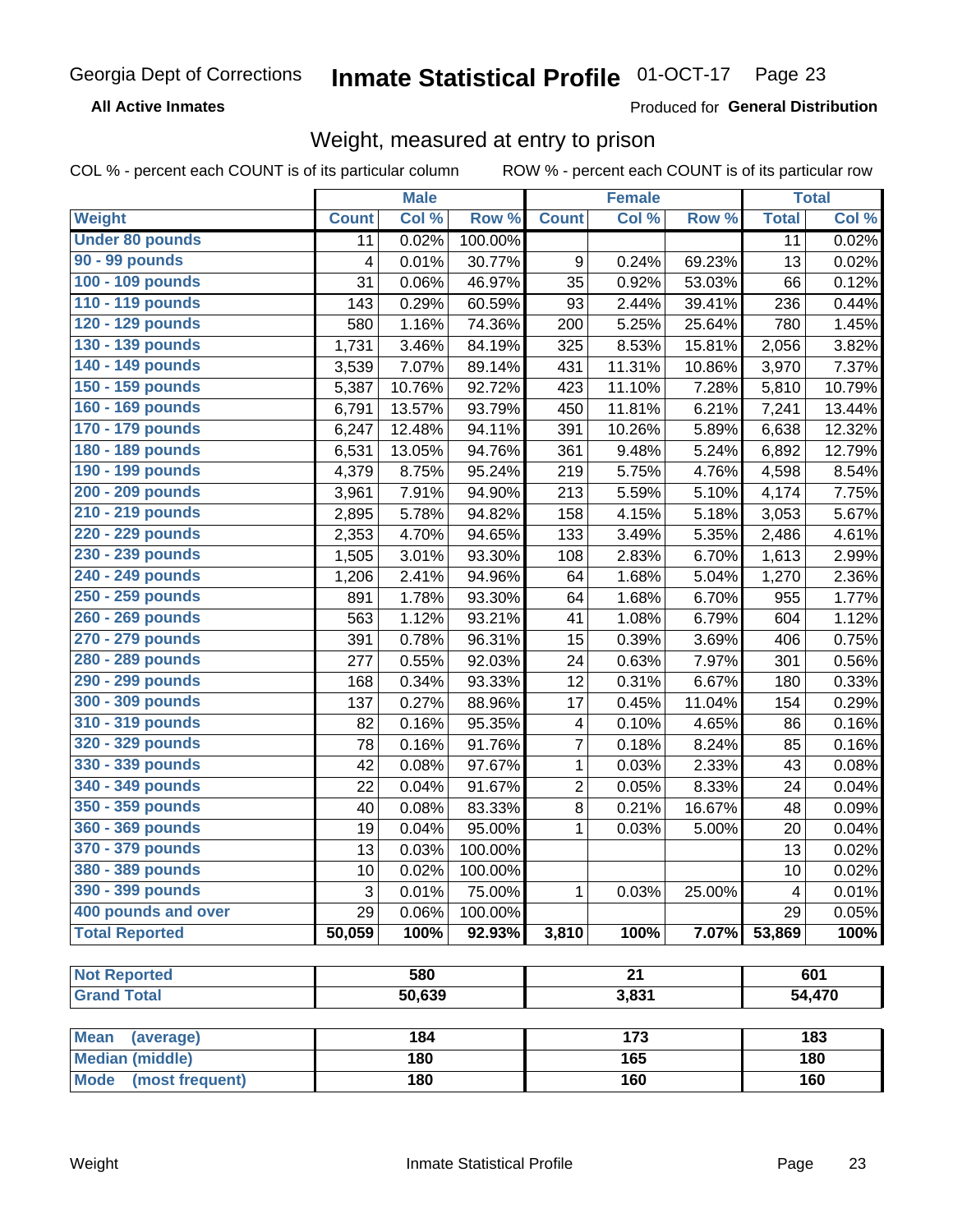Georgia Dept of Corrections **Inmate Statistical Profile** 01-OCT-17

**All Active Inmates** Produced for **General Distribution**

## Weight, measured at entry to prison

COL % - percent each COUNT is of its particular column ROW % - percent each COUNT is of its particular row

| | Male | | | Female | | | Total | |
|---|---|---|---|---|---|---|---|---|
| **Weight** | **Count** | **Col %** | **Row %** | **Count** | **Col %** | **Row %** | **Total** | **Col %** |
| **Under 80 pounds** | 11 | 0.02% | 100.00% | | | | 11 | 0.02% |
| **90 - 99 pounds** | 4 | 0.01% | 30.77% | 9 | 0.24% | 69.23% | 13 | 0.02% |
| **100 - 109 pounds** | 31 | 0.06% | 46.97% | 35 | 0.92% | 53.03% | 66 | 0.12% |
| **110 - 119 pounds** | 143 | 0.29% | 60.59% | 93 | 2.44% | 39.41% | 236 | 0.44% |
| **120 - 129 pounds** | 580 | 1.16% | 74.36% | 200 | 5.25% | 25.64% | 780 | 1.45% |
| **130 - 139 pounds** | 1,731 | 3.46% | 84.19% | 325 | 8.53% | 15.81% | 2,056 | 3.82% |
| **140 - 149 pounds** | 3,539 | 7.07% | 89.14% | 431 | 11.31% | 10.86% | 3,970 | 7.37% |
| **150 - 159 pounds** | 5,387 | 10.76% | 92.72% | 423 | 11.10% | 7.28% | 5,810 | 10.79% |
| **160 - 169 pounds** | 6,791 | 13.57% | 93.79% | 450 | 11.81% | 6.21% | 7,241 | 13.44% |
| **170 - 179 pounds** | 6,247 | 12.48% | 94.11% | 391 | 10.26% | 5.89% | 6,638 | 12.32% |
| **180 - 189 pounds** | 6,531 | 13.05% | 94.76% | 361 | 9.48% | 5.24% | 6,892 | 12.79% |
| **190 - 199 pounds** | 4,379 | 8.75% | 95.24% | 219 | 5.75% | 4.76% | 4,598 | 8.54% |
| **200 - 209 pounds** | 3,961 | 7.91% | 94.90% | 213 | 5.59% | 5.10% | 4,174 | 7.75% |
| **210 - 219 pounds** | 2,895 | 5.78% | 94.82% | 158 | 4.15% | 5.18% | 3,053 | 5.67% |
| **220 - 229 pounds** | 2,353 | 4.70% | 94.65% | 133 | 3.49% | 5.35% | 2,486 | 4.61% |
| **230 - 239 pounds** | 1,505 | 3.01% | 93.30% | 108 | 2.83% | 6.70% | 1,613 | 2.99% |
| **240 - 249 pounds** | 1,206 | 2.41% | 94.96% | 64 | 1.68% | 5.04% | 1,270 | 2.36% |
| **250 - 259 pounds** | 891 | 1.78% | 93.30% | 64 | 1.68% | 6.70% | 955 | 1.77% |
| **260 - 269 pounds** | 563 | 1.12% | 93.21% | 41 | 1.08% | 6.79% | 604 | 1.12% |
| **270 - 279 pounds** | 391 | 0.78% | 96.31% | 15 | 0.39% | 3.69% | 406 | 0.75% |
| **280 - 289 pounds** | 277 | 0.55% | 92.03% | 24 | 0.63% | 7.97% | 301 | 0.56% |
| **290 - 299 pounds** | 168 | 0.34% | 93.33% | 12 | 0.31% | 6.67% | 180 | 0.33% |
| **300 - 309 pounds** | 137 | 0.27% | 88.96% | 17 | 0.45% | 11.04% | 154 | 0.29% |
| **310 - 319 pounds** | 82 | 0.16% | 95.35% | 4 | 0.10% | 4.65% | 86 | 0.16% |
| **320 - 329 pounds** | 78 | 0.16% | 91.76% | 7 | 0.18% | 8.24% | 85 | 0.16% |
| **330 - 339 pounds** | 42 | 0.08% | 97.67% | 1 | 0.03% | 2.33% | 43 | 0.08% |
| **340 - 349 pounds** | 22 | 0.04% | 91.67% | 2 | 0.05% | 8.33% | 24 | 0.04% |
| **350 - 359 pounds** | 40 | 0.08% | 83.33% | 8 | 0.21% | 16.67% | 48 | 0.09% |
| **360 - 369 pounds** | 19 | 0.04% | 95.00% | 1 | 0.03% | 5.00% | 20 | 0.04% |
| **370 - 379 pounds** | 13 | 0.03% | 100.00% | | | | 13 | 0.02% |
| **380 - 389 pounds** | 10 | 0.02% | 100.00% | | | | 10 | 0.02% |
| **390 - 399 pounds** | 3 | 0.01% | 75.00% | 1 | 0.03% | 25.00% | 4 | 0.01% |
| **400 pounds and over** | 29 | 0.06% | 100.00% | | | | 29 | 0.05% |
| **Total Reported** | **50,059** | **100%** | **92.93%** | **3,810** | **100%** | **7.07%** | **53,869** | **100%** |

| | Male | Female | Total |
|---|---|---|---|
| **Not Reported** | **580** | **21** | **601** |
| **Grand Total** | **50,639** | **3,831** | **54,470** |

| | Male | Female | Total |
|---|---|---|---|
| **Mean (average)** | **184** | **173** | **183** |
| **Median (middle)** | **180** | **165** | **180** |
| **Mode (most frequent)** | **180** | **160** | **160** |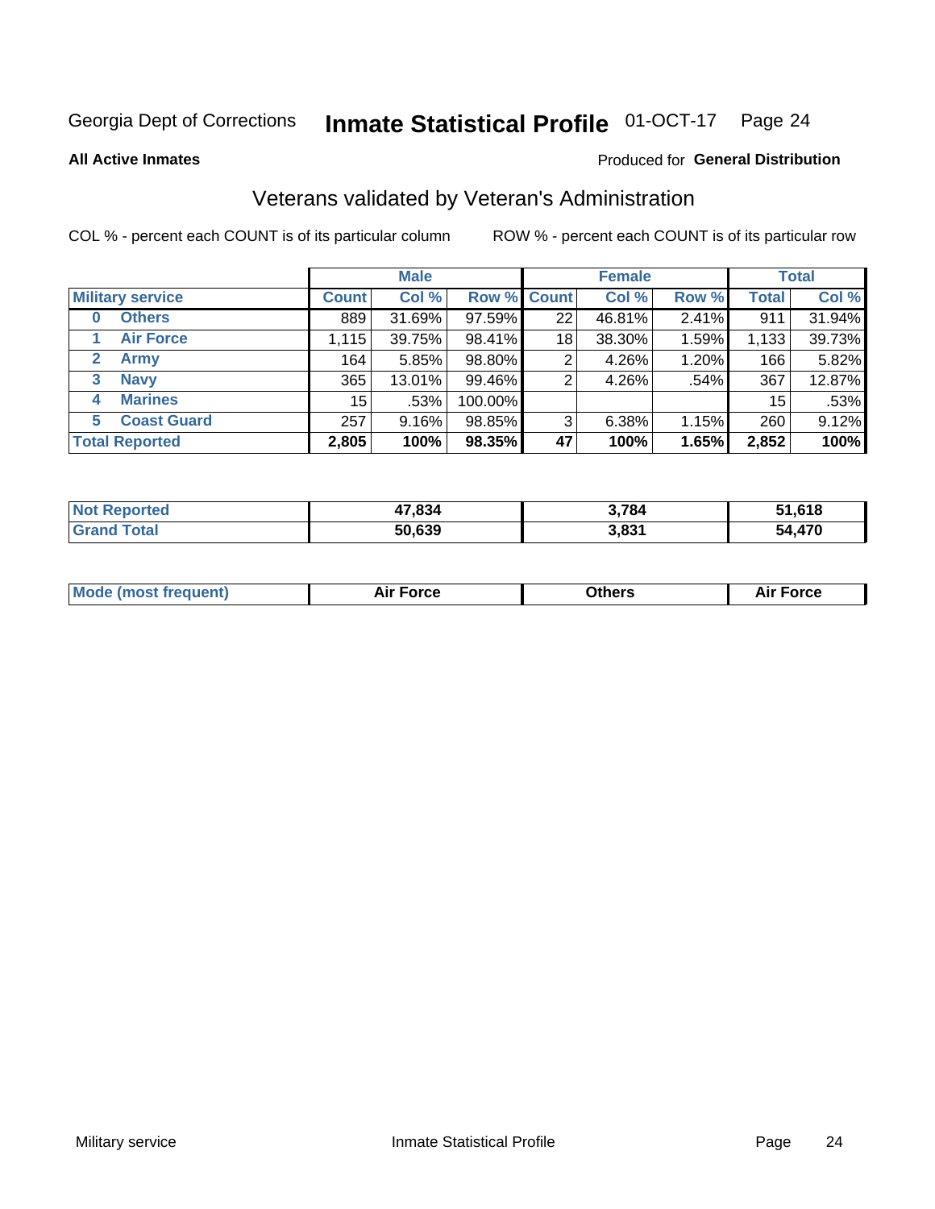Georgia Dept of Corrections **Inmate Statistical Profile** 01-OCT-17

**All Active Inmates**

Produced for **General Distribution**

## Veterans validated by Veteran's Administration

COL % - percent each COUNT is of its particular column

ROW % - percent each COUNT is of its particular row

| Military service | Male | | | Female | | | Total | |
|---|---|---|---|---|---|---|---|---|
| | Count | Col % | Row % | Count | Col % | Row % | Total | Col % |
| 0 Others | 889 | 31.69% | 97.59% | 22 | 46.81% | 2.41% | 911 | 31.94% |
| 1 Air Force | 1,115 | 39.75% | 98.41% | 18 | 38.30% | 1.59% | 1,133 | 39.73% |
| 2 Army | 164 | 5.85% | 98.80% | 2 | 4.26% | 1.20% | 166 | 5.82% |
| 3 Navy | 365 | 13.01% | 99.46% | 2 | 4.26% | .54% | 367 | 12.87% |
| 4 Marines | 15 | .53% | 100.00% | | | | 15 | .53% |
| 5 Coast Guard | 257 | 9.16% | 98.85% | 3 | 6.38% | 1.15% | 260 | 9.12% |
| **Total Reported** | **2,805** | **100%** | **98.35%** | **47** | **100%** | **1.65%** | **2,852** | **100%** |

| | Male | Female | Total |
|---|---|---|---|
| Not Reported | 47,834 | 3,784 | 51,618 |
| Grand Total | 50,639 | 3,831 | 54,470 |

| | Male | Female | Total |
|---|---|---|---|
| Mode (most frequent) | Air Force | Others | Air Force |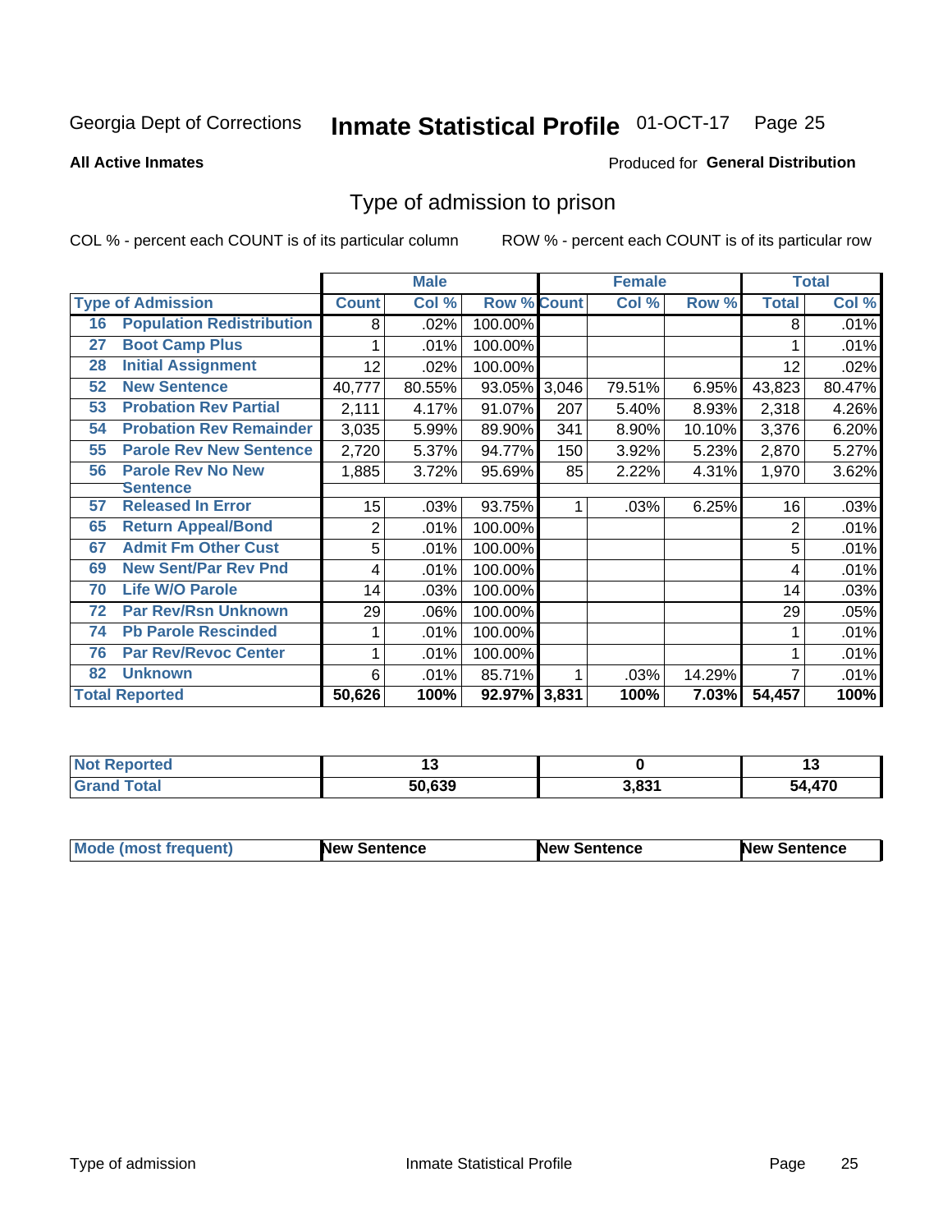Georgia Dept of Corrections **Inmate Statistical Profile** 01-OCT-17

**All Active Inmates**

Produced for **General Distribution**

## Type of admission to prison

COL % - percent each COUNT is of its particular column ROW % - percent each COUNT is of its particular row

| Type of Admission | Male | | | Female | | | Total | |
|---|---|---|---|---|---|---|---|---|
| | Count | Col % | Row % | Count | Col % | Row % | Total | Col % |
| 16 Population Redistribution | 8 | .02% | 100.00% | | | | 8 | .01% |
| 27 Boot Camp Plus | 1 | .01% | 100.00% | | | | 1 | .01% |
| 28 Initial Assignment | 12 | .02% | 100.00% | | | | 12 | .02% |
| 52 New Sentence | 40,777 | 80.55% | 93.05% | 3,046 | 79.51% | 6.95% | 43,823 | 80.47% |
| 53 Probation Rev Partial | 2,111 | 4.17% | 91.07% | 207 | 5.40% | 8.93% | 2,318 | 4.26% |
| 54 Probation Rev Remainder | 3,035 | 5.99% | 89.90% | 341 | 8.90% | 10.10% | 3,376 | 6.20% |
| 55 Parole Rev New Sentence | 2,720 | 5.37% | 94.77% | 150 | 3.92% | 5.23% | 2,870 | 5.27% |
| 56 Parole Rev No New Sentence | 1,885 | 3.72% | 95.69% | 85 | 2.22% | 4.31% | 1,970 | 3.62% |
| 57 Released In Error | 15 | .03% | 93.75% | 1 | .03% | 6.25% | 16 | .03% |
| 65 Return Appeal/Bond | 2 | .01% | 100.00% | | | | 2 | .01% |
| 67 Admit Fm Other Cust | 5 | .01% | 100.00% | | | | 5 | .01% |
| 69 New Sent/Par Rev Pnd | 4 | .01% | 100.00% | | | | 4 | .01% |
| 70 Life W/O Parole | 14 | .03% | 100.00% | | | | 14 | .03% |
| 72 Par Rev/Rsn Unknown | 29 | .06% | 100.00% | | | | 29 | .05% |
| 74 Pb Parole Rescinded | 1 | .01% | 100.00% | | | | 1 | .01% |
| 76 Par Rev/Revoc Center | 1 | .01% | 100.00% | | | | 1 | .01% |
| 82 Unknown | 6 | .01% | 85.71% | 1 | .03% | 14.29% | 7 | .01% |
| **Total Reported** | **50,626** | **100%** | **92.97%** | **3,831** | **100%** | **7.03%** | **54,457** | **100%** |

| | Male | Female | Total |
|---|---|---|---|
| Not Reported | **13** | **0** | **13** |
| Grand Total | **50,639** | **3,831** | **54,470** |

| | Male | Female | Total |
|---|---|---|---|
| Mode (most frequent) | **New Sentence** | **New Sentence** | **New Sentence** |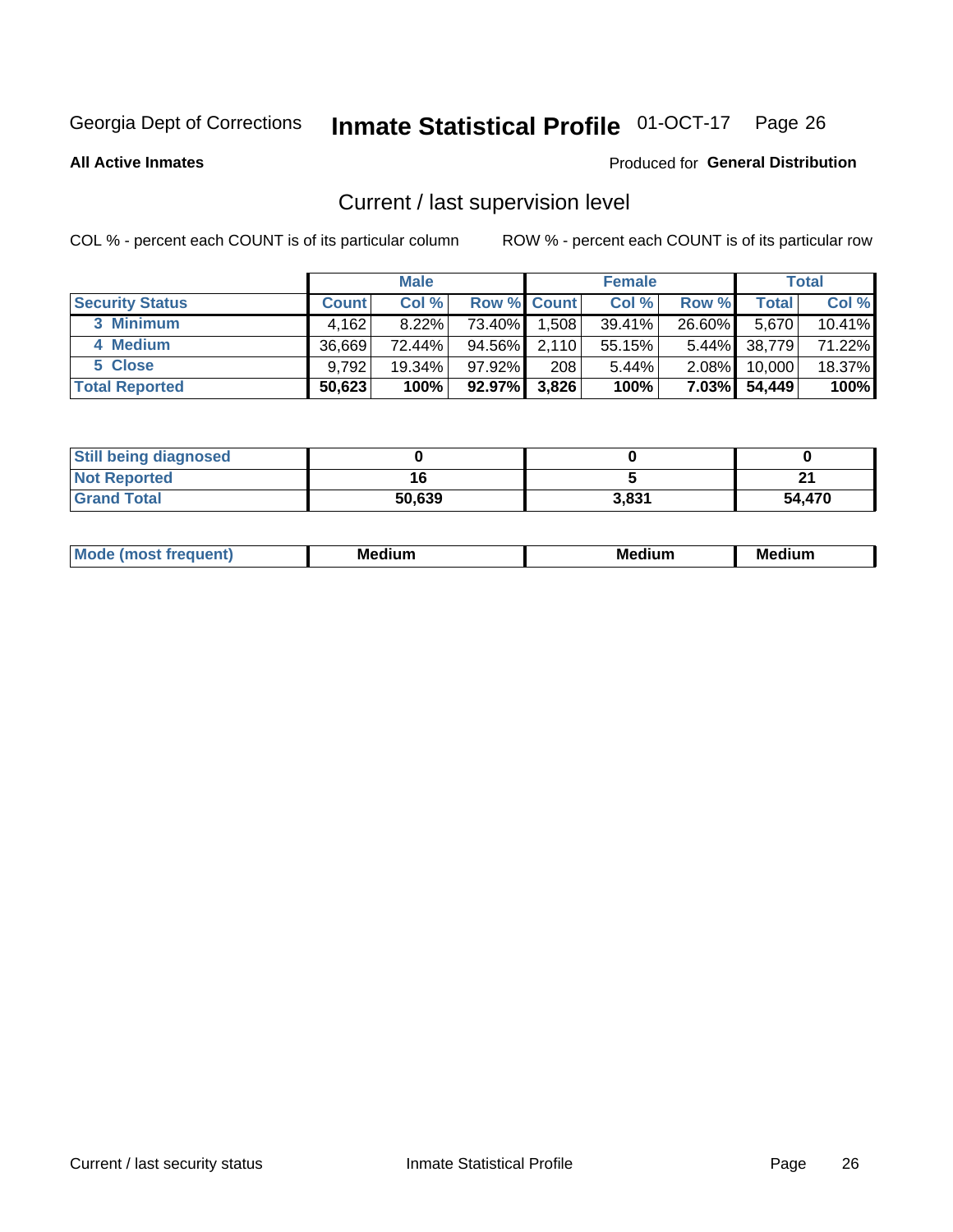Georgia Dept of Corrections **Inmate Statistical Profile** 01-OCT-17

**All Active Inmates**

Produced for **General Distribution**

## Current / last supervision level

COL % - percent each COUNT is of its particular column

ROW % - percent each COUNT is of its particular row

| | Male | | | Female | | | Total | |
|---|---|---|---|---|---|---|---|---|
| **Security Status** | **Count** | **Col %** | **Row %** | **Count** | **Col %** | **Row %** | **Total** | **Col %** |
| 3 Minimum | 4,162 | 8.22% | 73.40% | 1,508 | 39.41% | 26.60% | 5,670 | 10.41% |
| 4 Medium | 36,669 | 72.44% | 94.56% | 2,110 | 55.15% | 5.44% | 38,779 | 71.22% |
| 5 Close | 9,792 | 19.34% | 97.92% | 208 | 5.44% | 2.08% | 10,000 | 18.37% |
| **Total Reported** | **50,623** | **100%** | **92.97%** | **3,826** | **100%** | **7.03%** | **54,449** | **100%** |

| | Male | Female | Total |
|---|---|---|---|
| Still being diagnosed | **0** | **0** | **0** |
| Not Reported | **16** | **5** | **21** |
| Grand Total | **50,639** | **3,831** | **54,470** |

| | Male | Female | Total |
|---|---|---|---|
| Mode (most frequent) | **Medium** | **Medium** | **Medium** |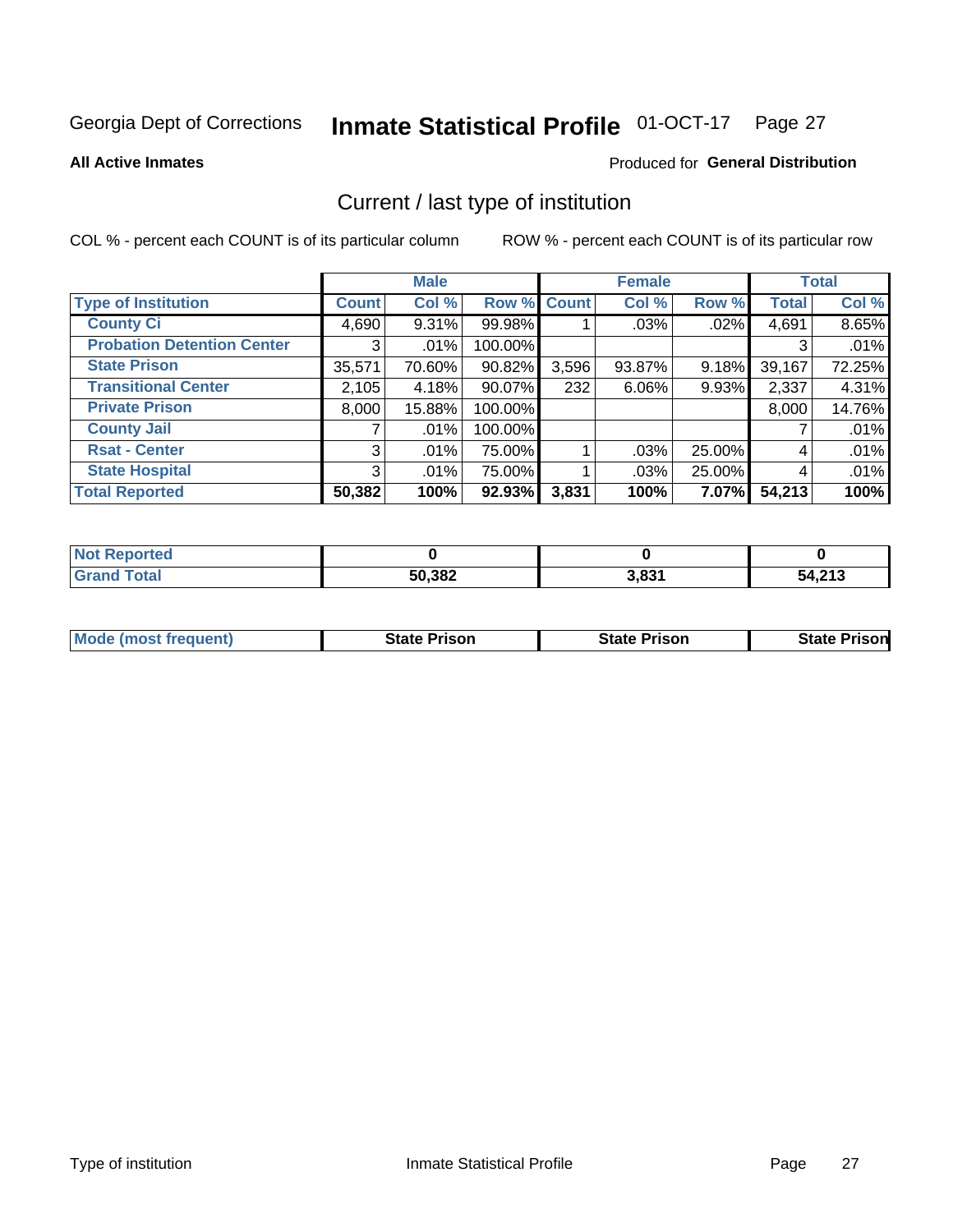Georgia Dept of Corrections **Inmate Statistical Profile** 01-OCT-17

**All Active Inmates**

Produced for **General Distribution**

## Current / last type of institution

COL % - percent each COUNT is of its particular column

ROW % - percent each COUNT is of its particular row

| | Male | | | Female | | | Total | |
|---|---|---|---|---|---|---|---|---|
| **Type of Institution** | **Count** | **Col %** | **Row %** | **Count** | **Col %** | **Row %** | **Total** | **Col %** |
| **County Ci** | 4,690 | 9.31% | 99.98% | 1 | .03% | .02% | 4,691 | 8.65% |
| **Probation Detention Center** | 3 | .01% | 100.00% | | | | 3 | .01% |
| **State Prison** | 35,571 | 70.60% | 90.82% | 3,596 | 93.87% | 9.18% | 39,167 | 72.25% |
| **Transitional Center** | 2,105 | 4.18% | 90.07% | 232 | 6.06% | 9.93% | 2,337 | 4.31% |
| **Private Prison** | 8,000 | 15.88% | 100.00% | | | | 8,000 | 14.76% |
| **County Jail** | 7 | .01% | 100.00% | | | | 7 | .01% |
| **Rsat - Center** | 3 | .01% | 75.00% | 1 | .03% | 25.00% | 4 | .01% |
| **State Hospital** | 3 | .01% | 75.00% | 1 | .03% | 25.00% | 4 | .01% |
| **Total Reported** | **50,382** | **100%** | **92.93%** | **3,831** | **100%** | **7.07%** | **54,213** | **100%** |

| | Male | Female | Total |
|---|---|---|---|
| **Not Reported** | **0** | **0** | **0** |
| **Grand Total** | **50,382** | **3,831** | **54,213** |

| | Male | Female | Total |
|---|---|---|---|
| **Mode (most frequent)** | **State Prison** | **State Prison** | **State Prison** |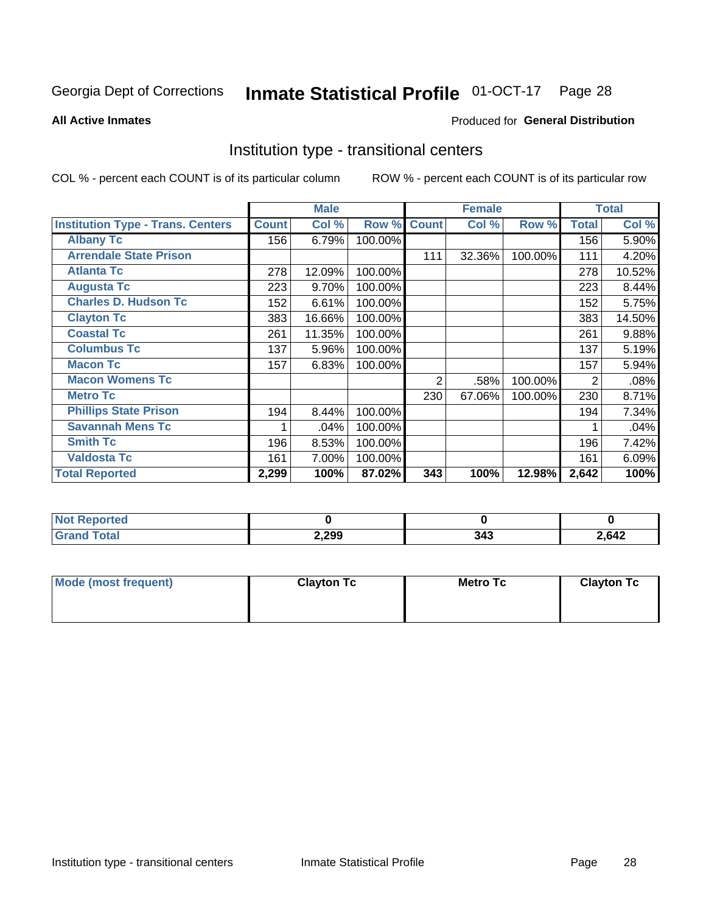Georgia Dept of Corrections **Inmate Statistical Profile** 01-OCT-17

**All Active Inmates**

Produced for **General Distribution**

## Institution type - transitional centers

COL % - percent each COUNT is of its particular column

ROW % - percent each COUNT is of its particular row

| | Male | | | Female | | | Total | |
|---|---|---|---|---|---|---|---|---|
| **Institution Type - Trans. Centers** | **Count** | **Col %** | **Row %** | **Count** | **Col %** | **Row %** | **Total** | **Col %** |
| **Albany Tc** | 156 | 6.79% | 100.00% | | | | 156 | 5.90% |
| **Arrendale State Prison** | | | | 111 | 32.36% | 100.00% | 111 | 4.20% |
| **Atlanta Tc** | 278 | 12.09% | 100.00% | | | | 278 | 10.52% |
| **Augusta Tc** | 223 | 9.70% | 100.00% | | | | 223 | 8.44% |
| **Charles D. Hudson Tc** | 152 | 6.61% | 100.00% | | | | 152 | 5.75% |
| **Clayton Tc** | 383 | 16.66% | 100.00% | | | | 383 | 14.50% |
| **Coastal Tc** | 261 | 11.35% | 100.00% | | | | 261 | 9.88% |
| **Columbus Tc** | 137 | 5.96% | 100.00% | | | | 137 | 5.19% |
| **Macon Tc** | 157 | 6.83% | 100.00% | | | | 157 | 5.94% |
| **Macon Womens Tc** | | | | 2 | .58% | 100.00% | 2 | .08% |
| **Metro Tc** | | | | 230 | 67.06% | 100.00% | 230 | 8.71% |
| **Phillips State Prison** | 194 | 8.44% | 100.00% | | | | 194 | 7.34% |
| **Savannah Mens Tc** | 1 | .04% | 100.00% | | | | 1 | .04% |
| **Smith Tc** | 196 | 8.53% | 100.00% | | | | 196 | 7.42% |
| **Valdosta Tc** | 161 | 7.00% | 100.00% | | | | 161 | 6.09% |
| **Total Reported** | **2,299** | **100%** | **87.02%** | **343** | **100%** | **12.98%** | **2,642** | **100%** |

| | Male | Female | Total |
|---|---|---|---|
| **Not Reported** | **0** | **0** | **0** |
| **Grand Total** | **2,299** | **343** | **2,642** |

| | Male | Female | Total |
|---|---|---|---|
| **Mode (most frequent)** | **Clayton Tc** | **Metro Tc** | **Clayton Tc** |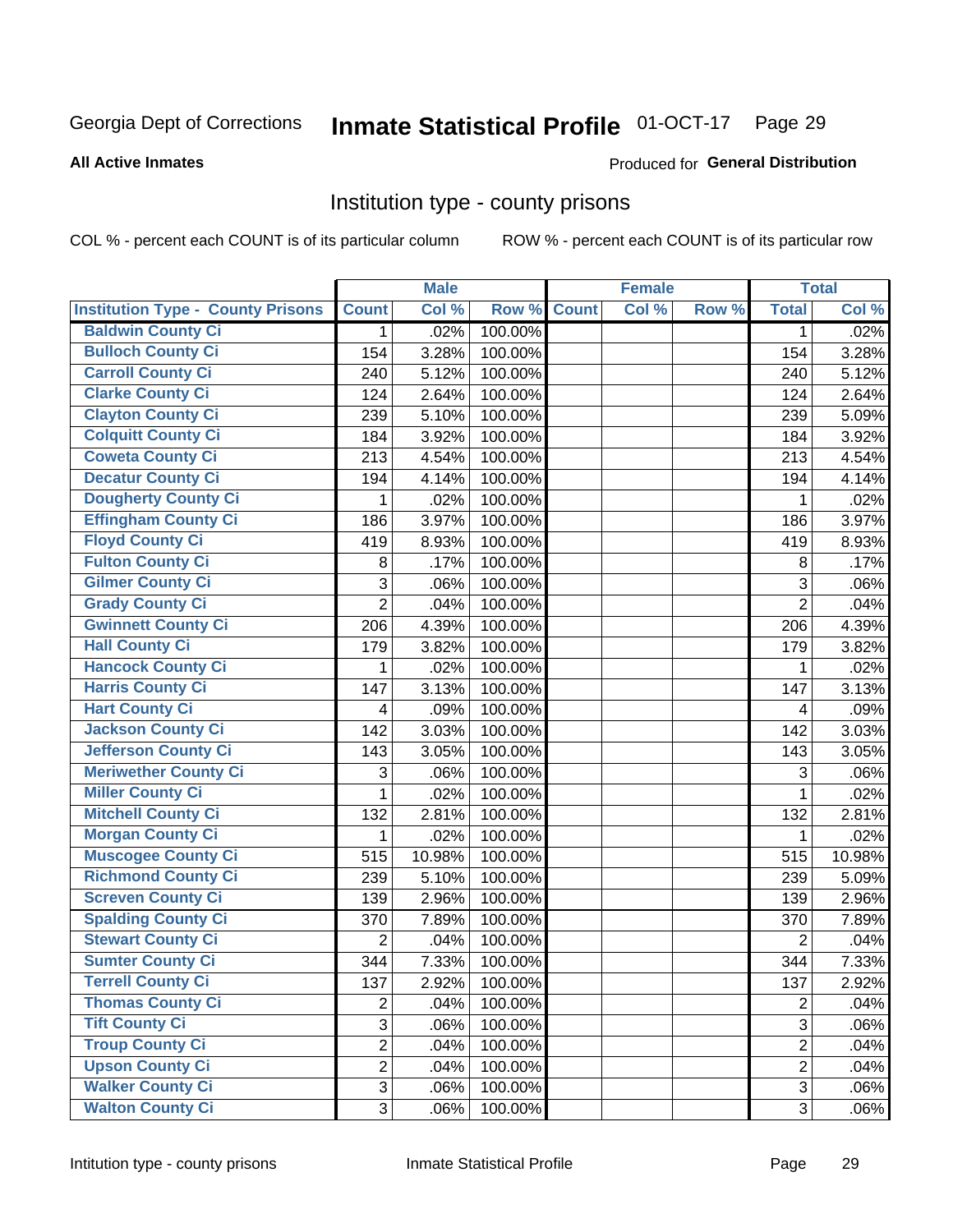Georgia Dept of Corrections **Inmate Statistical Profile** 01-OCT-17

**All Active Inmates**

Produced for **General Distribution**

## Institution type - county prisons

COL % - percent each COUNT is of its particular column

ROW % - percent each COUNT is of its particular row

| Institution Type - County Prisons | Male | | | Female | | | Total | |
|---|---|---|---|---|---|---|---|---|
| | Count | Col % | Row % | Count | Col % | Row % | Total | Col % |
| Baldwin County Ci | 1 | .02% | 100.00% | | | | 1 | .02% |
| Bulloch County Ci | 154 | 3.28% | 100.00% | | | | 154 | 3.28% |
| Carroll County Ci | 240 | 5.12% | 100.00% | | | | 240 | 5.12% |
| Clarke County Ci | 124 | 2.64% | 100.00% | | | | 124 | 2.64% |
| Clayton County Ci | 239 | 5.10% | 100.00% | | | | 239 | 5.09% |
| Colquitt County Ci | 184 | 3.92% | 100.00% | | | | 184 | 3.92% |
| Coweta County Ci | 213 | 4.54% | 100.00% | | | | 213 | 4.54% |
| Decatur County Ci | 194 | 4.14% | 100.00% | | | | 194 | 4.14% |
| Dougherty County Ci | 1 | .02% | 100.00% | | | | 1 | .02% |
| Effingham County Ci | 186 | 3.97% | 100.00% | | | | 186 | 3.97% |
| Floyd County Ci | 419 | 8.93% | 100.00% | | | | 419 | 8.93% |
| Fulton County Ci | 8 | .17% | 100.00% | | | | 8 | .17% |
| Gilmer County Ci | 3 | .06% | 100.00% | | | | 3 | .06% |
| Grady County Ci | 2 | .04% | 100.00% | | | | 2 | .04% |
| Gwinnett County Ci | 206 | 4.39% | 100.00% | | | | 206 | 4.39% |
| Hall County Ci | 179 | 3.82% | 100.00% | | | | 179 | 3.82% |
| Hancock County Ci | 1 | .02% | 100.00% | | | | 1 | .02% |
| Harris County Ci | 147 | 3.13% | 100.00% | | | | 147 | 3.13% |
| Hart County Ci | 4 | .09% | 100.00% | | | | 4 | .09% |
| Jackson County Ci | 142 | 3.03% | 100.00% | | | | 142 | 3.03% |
| Jefferson County Ci | 143 | 3.05% | 100.00% | | | | 143 | 3.05% |
| Meriwether County Ci | 3 | .06% | 100.00% | | | | 3 | .06% |
| Miller County Ci | 1 | .02% | 100.00% | | | | 1 | .02% |
| Mitchell County Ci | 132 | 2.81% | 100.00% | | | | 132 | 2.81% |
| Morgan County Ci | 1 | .02% | 100.00% | | | | 1 | .02% |
| Muscogee County Ci | 515 | 10.98% | 100.00% | | | | 515 | 10.98% |
| Richmond County Ci | 239 | 5.10% | 100.00% | | | | 239 | 5.09% |
| Screven County Ci | 139 | 2.96% | 100.00% | | | | 139 | 2.96% |
| Spalding County Ci | 370 | 7.89% | 100.00% | | | | 370 | 7.89% |
| Stewart County Ci | 2 | .04% | 100.00% | | | | 2 | .04% |
| Sumter County Ci | 344 | 7.33% | 100.00% | | | | 344 | 7.33% |
| Terrell County Ci | 137 | 2.92% | 100.00% | | | | 137 | 2.92% |
| Thomas County Ci | 2 | .04% | 100.00% | | | | 2 | .04% |
| Tift County Ci | 3 | .06% | 100.00% | | | | 3 | .06% |
| Troup County Ci | 2 | .04% | 100.00% | | | | 2 | .04% |
| Upson County Ci | 2 | .04% | 100.00% | | | | 2 | .04% |
| Walker County Ci | 3 | .06% | 100.00% | | | | 3 | .06% |
| Walton County Ci | 3 | .06% | 100.00% | | | | 3 | .06% |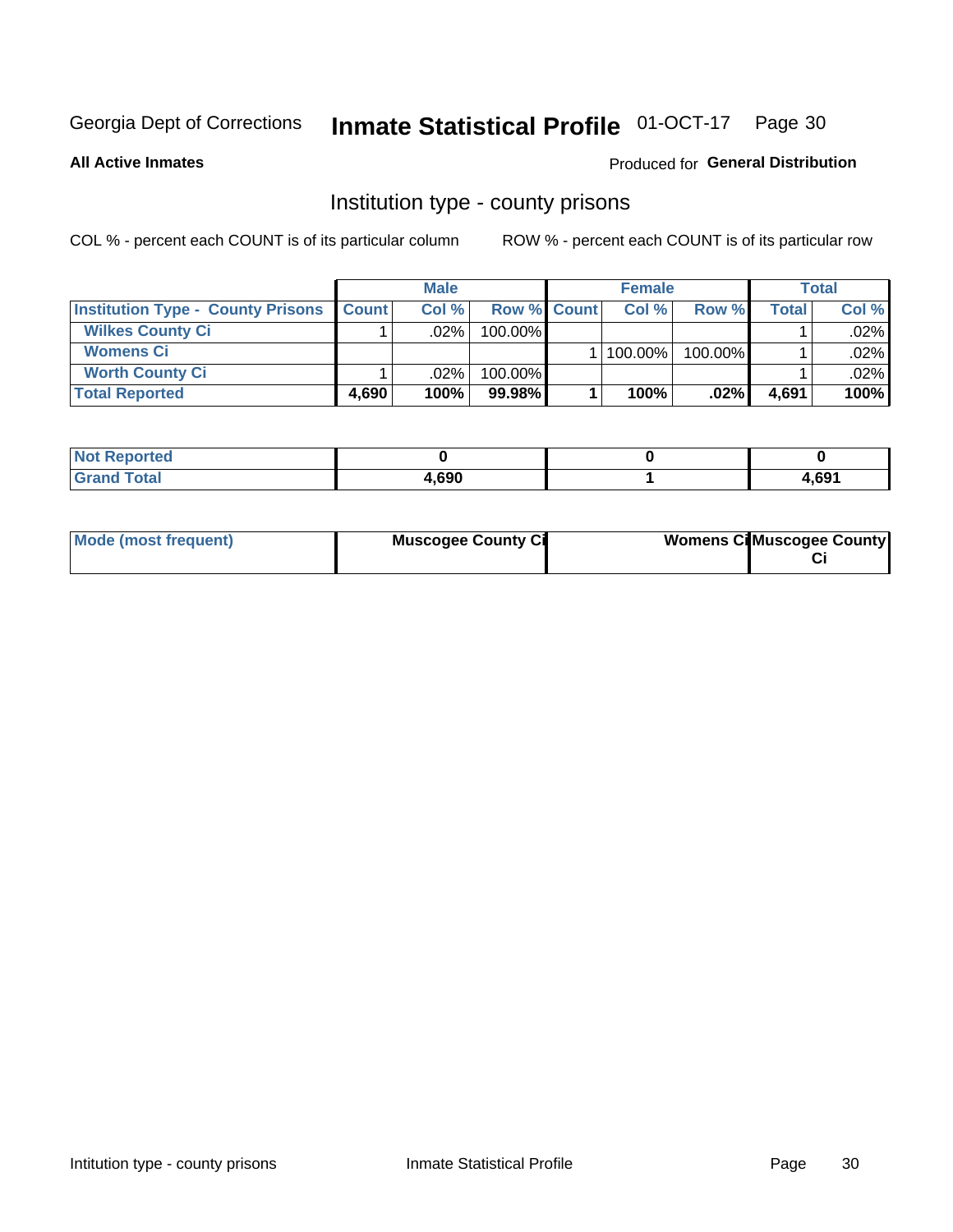Georgia Dept of Corrections **Inmate Statistical Profile** 01-OCT-17

**All Active Inmates** Produced for **General Distribution**

## Institution type - county prisons

COL % - percent each COUNT is of its particular column ROW % - percent each COUNT is of its particular row

| | Male | | | Female | | | Total | |
|---|---|---|---|---|---|---|---|---|
| **Institution Type - County Prisons** | **Count** | **Col %** | **Row %** | **Count** | **Col %** | **Row %** | **Total** | **Col %** |
| **Wilkes County Ci** | 1 | .02% | 100.00% | | | | 1 | .02% |
| **Womens Ci** | | | | 1 | 100.00% | 100.00% | 1 | .02% |
| **Worth County Ci** | 1 | .02% | 100.00% | | | | 1 | .02% |
| **Total Reported** | **4,690** | **100%** | **99.98%** | **1** | **100%** | **.02%** | **4,691** | **100%** |

| | Male | Female | Total |
|---|---|---|---|
| **Not Reported** | **0** | **0** | **0** |
| **Grand Total** | **4,690** | **1** | **4,691** |

| | Male | Female | Total |
|---|---|---|---|
| **Mode (most frequent)** | **Muscogee County Ci** | **Womens Ci** | **Muscogee County Ci** |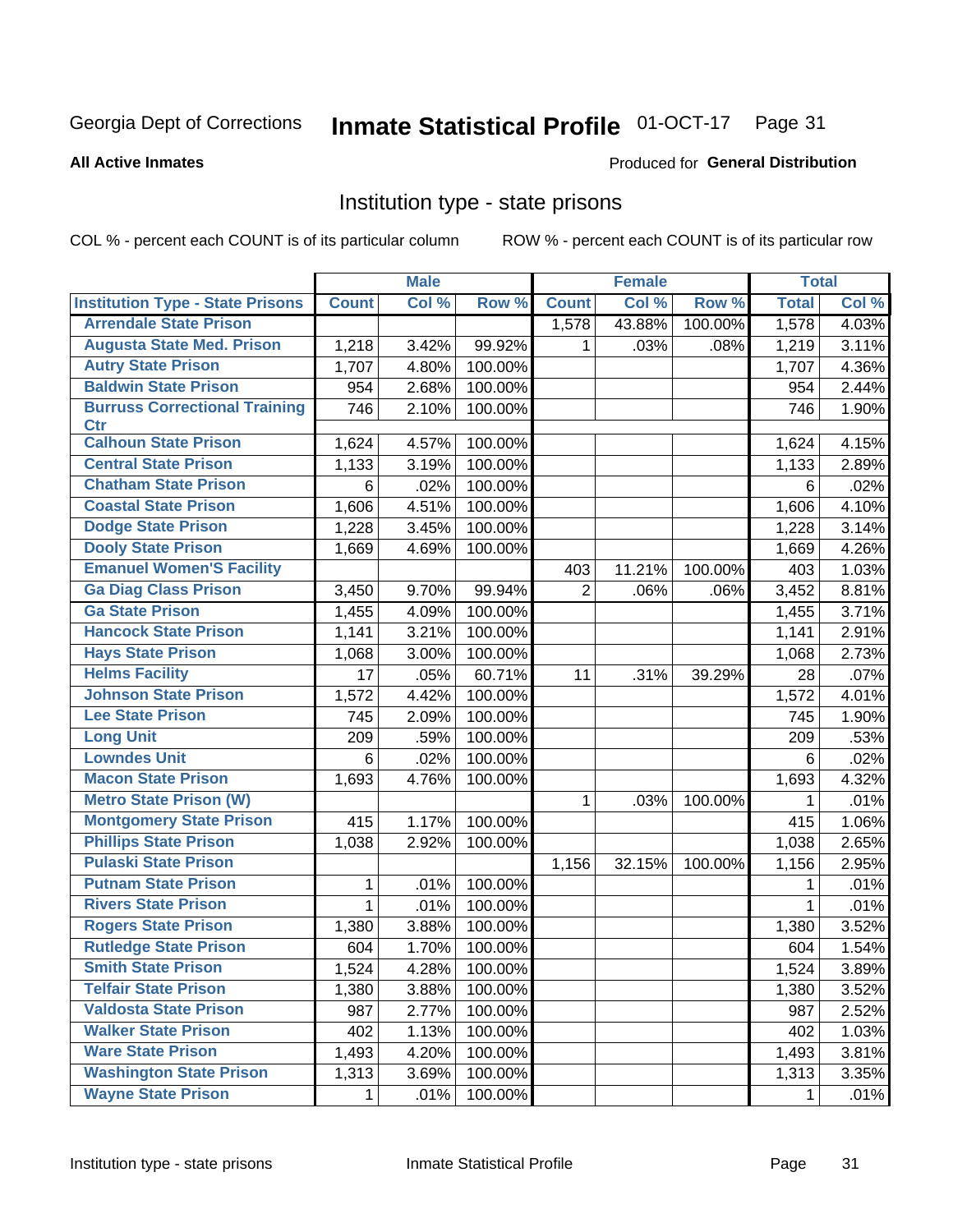Georgia Dept of Corrections **Inmate Statistical Profile** 01-OCT-17

**All Active Inmates**

Produced for **General Distribution**

## Institution type - state prisons

COL % - percent each COUNT is of its particular column

ROW % - percent each COUNT is of its particular row

| | Male | | | Female | | | Total | |
|---|---|---|---|---|---|---|---|---|
| **Institution Type - State Prisons** | **Count** | **Col %** | **Row %** | **Count** | **Col %** | **Row %** | **Total** | **Col %** |
| Arrendale State Prison | | | | 1,578 | 43.88% | 100.00% | 1,578 | 4.03% |
| Augusta State Med. Prison | 1,218 | 3.42% | 99.92% | 1 | .03% | .08% | 1,219 | 3.11% |
| Autry State Prison | 1,707 | 4.80% | 100.00% | | | | 1,707 | 4.36% |
| Baldwin State Prison | 954 | 2.68% | 100.00% | | | | 954 | 2.44% |
| Burruss Correctional Training Ctr | 746 | 2.10% | 100.00% | | | | 746 | 1.90% |
| Calhoun State Prison | 1,624 | 4.57% | 100.00% | | | | 1,624 | 4.15% |
| Central State Prison | 1,133 | 3.19% | 100.00% | | | | 1,133 | 2.89% |
| Chatham State Prison | 6 | .02% | 100.00% | | | | 6 | .02% |
| Coastal State Prison | 1,606 | 4.51% | 100.00% | | | | 1,606 | 4.10% |
| Dodge State Prison | 1,228 | 3.45% | 100.00% | | | | 1,228 | 3.14% |
| Dooly State Prison | 1,669 | 4.69% | 100.00% | | | | 1,669 | 4.26% |
| Emanuel Women'S Facility | | | | 403 | 11.21% | 100.00% | 403 | 1.03% |
| Ga Diag Class Prison | 3,450 | 9.70% | 99.94% | 2 | .06% | .06% | 3,452 | 8.81% |
| Ga State Prison | 1,455 | 4.09% | 100.00% | | | | 1,455 | 3.71% |
| Hancock State Prison | 1,141 | 3.21% | 100.00% | | | | 1,141 | 2.91% |
| Hays State Prison | 1,068 | 3.00% | 100.00% | | | | 1,068 | 2.73% |
| Helms Facility | 17 | .05% | 60.71% | 11 | .31% | 39.29% | 28 | .07% |
| Johnson State Prison | 1,572 | 4.42% | 100.00% | | | | 1,572 | 4.01% |
| Lee State Prison | 745 | 2.09% | 100.00% | | | | 745 | 1.90% |
| Long Unit | 209 | .59% | 100.00% | | | | 209 | .53% |
| Lowndes Unit | 6 | .02% | 100.00% | | | | 6 | .02% |
| Macon State Prison | 1,693 | 4.76% | 100.00% | | | | 1,693 | 4.32% |
| Metro State Prison (W) | | | | 1 | .03% | 100.00% | 1 | .01% |
| Montgomery State Prison | 415 | 1.17% | 100.00% | | | | 415 | 1.06% |
| Phillips State Prison | 1,038 | 2.92% | 100.00% | | | | 1,038 | 2.65% |
| Pulaski State Prison | | | | 1,156 | 32.15% | 100.00% | 1,156 | 2.95% |
| Putnam State Prison | 1 | .01% | 100.00% | | | | 1 | .01% |
| Rivers State Prison | 1 | .01% | 100.00% | | | | 1 | .01% |
| Rogers State Prison | 1,380 | 3.88% | 100.00% | | | | 1,380 | 3.52% |
| Rutledge State Prison | 604 | 1.70% | 100.00% | | | | 604 | 1.54% |
| Smith State Prison | 1,524 | 4.28% | 100.00% | | | | 1,524 | 3.89% |
| Telfair State Prison | 1,380 | 3.88% | 100.00% | | | | 1,380 | 3.52% |
| Valdosta State Prison | 987 | 2.77% | 100.00% | | | | 987 | 2.52% |
| Walker State Prison | 402 | 1.13% | 100.00% | | | | 402 | 1.03% |
| Ware State Prison | 1,493 | 4.20% | 100.00% | | | | 1,493 | 3.81% |
| Washington State Prison | 1,313 | 3.69% | 100.00% | | | | 1,313 | 3.35% |
| Wayne State Prison | 1 | .01% | 100.00% | | | | 1 | .01% |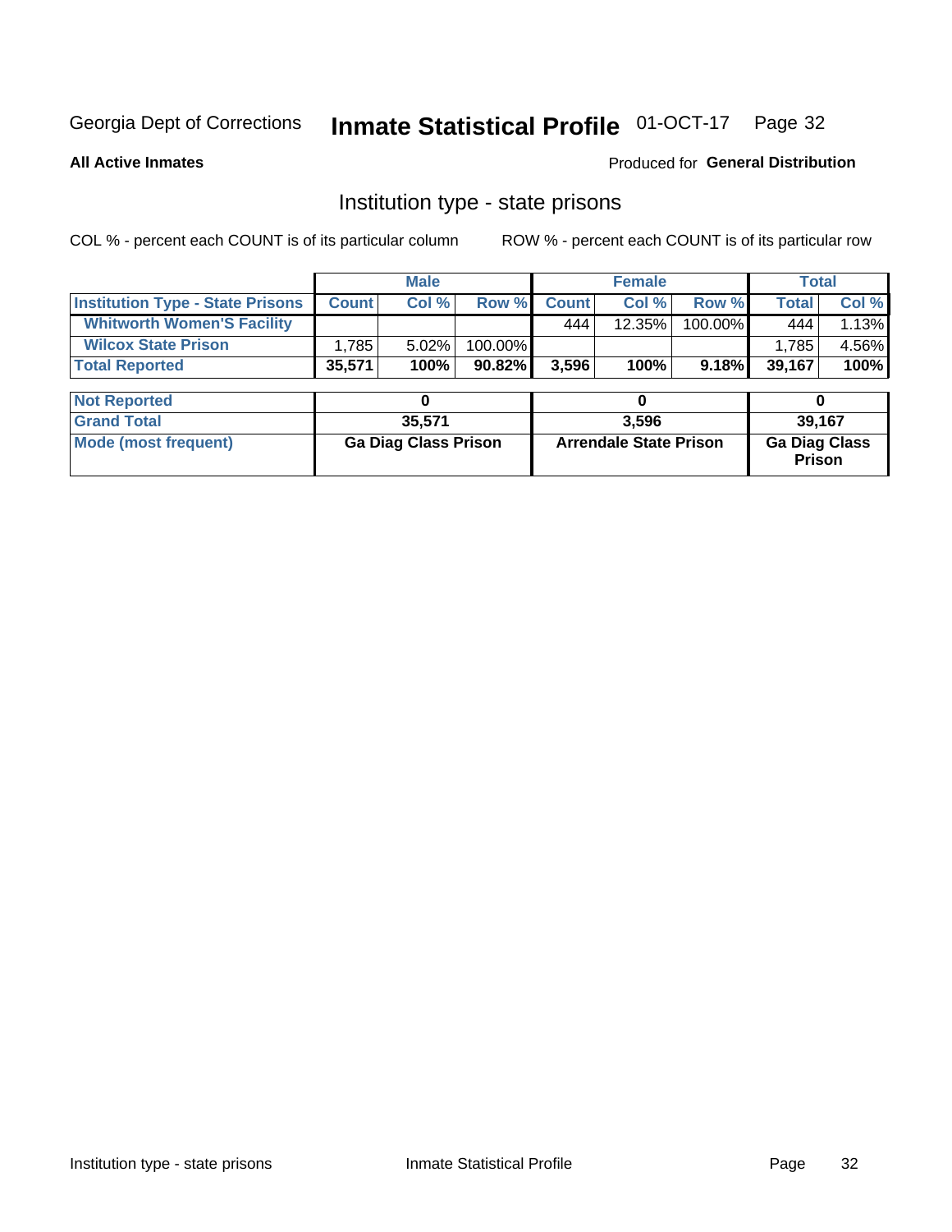Georgia Dept of Corrections **Inmate Statistical Profile** 01-OCT-17

**All Active Inmates**

Produced for **General Distribution**

## Institution type - state prisons

COL % - percent each COUNT is of its particular column ROW % - percent each COUNT is of its particular row

| | Male | | | Female | | | Total | |
|---|---|---|---|---|---|---|---|---|
| **Institution Type - State Prisons** | **Count** | **Col %** | **Row %** | **Count** | **Col %** | **Row %** | **Total** | **Col %** |
| **Whitworth Women'S Facility** | | | | 444 | 12.35% | 100.00% | 444 | 1.13% |
| **Wilcox State Prison** | 1,785 | 5.02% | 100.00% | | | | 1,785 | 4.56% |
| **Total Reported** | **35,571** | **100%** | **90.82%** | **3,596** | **100%** | **9.18%** | **39,167** | **100%** |

| | Male | Female | Total |
|---|---|---|---|
| **Not Reported** | **0** | **0** | **0** |
| **Grand Total** | **35,571** | **3,596** | **39,167** |
| **Mode (most frequent)** | **Ga Diag Class Prison** | **Arrendale State Prison** | **Ga Diag Class Prison** |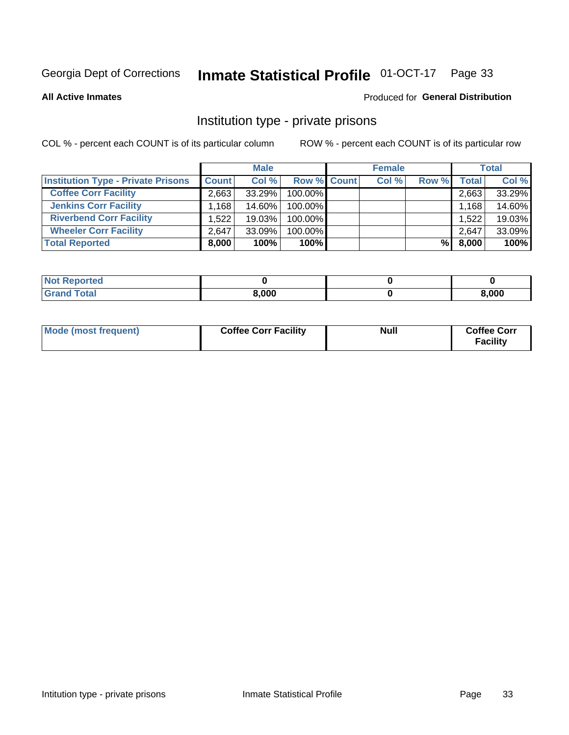Georgia Dept of Corrections **Inmate Statistical Profile** 01-OCT-17

**All Active Inmates**

Produced for **General Distribution**

## Institution type - private prisons

COL % - percent each COUNT is of its particular column

ROW % - percent each COUNT is of its particular row

| | Male | | | Female | | | Total | |
|---|---|---|---|---|---|---|---|---|
| **Institution Type - Private Prisons** | **Count** | **Col %** | **Row %** | **Count** | **Col %** | **Row %** | **Total** | **Col %** |
| **Coffee Corr Facility** | 2,663 | 33.29% | 100.00% | | | | 2,663 | 33.29% |
| **Jenkins Corr Facility** | 1,168 | 14.60% | 100.00% | | | | 1,168 | 14.60% |
| **Riverbend Corr Facility** | 1,522 | 19.03% | 100.00% | | | | 1,522 | 19.03% |
| **Wheeler Corr Facility** | 2,647 | 33.09% | 100.00% | | | | 2,647 | 33.09% |
| **Total Reported** | **8,000** | **100%** | **100%** | | | **%** | **8,000** | **100%** |

| | Male | Female | Total |
|---|---|---|---|
| **Not Reported** | **0** | **0** | **0** |
| **Grand Total** | **8,000** | **0** | **8,000** |

| | Male | Female | Total |
|---|---|---|---|
| **Mode (most frequent)** | **Coffee Corr Facility** | **Null** | **Coffee Corr Facility** |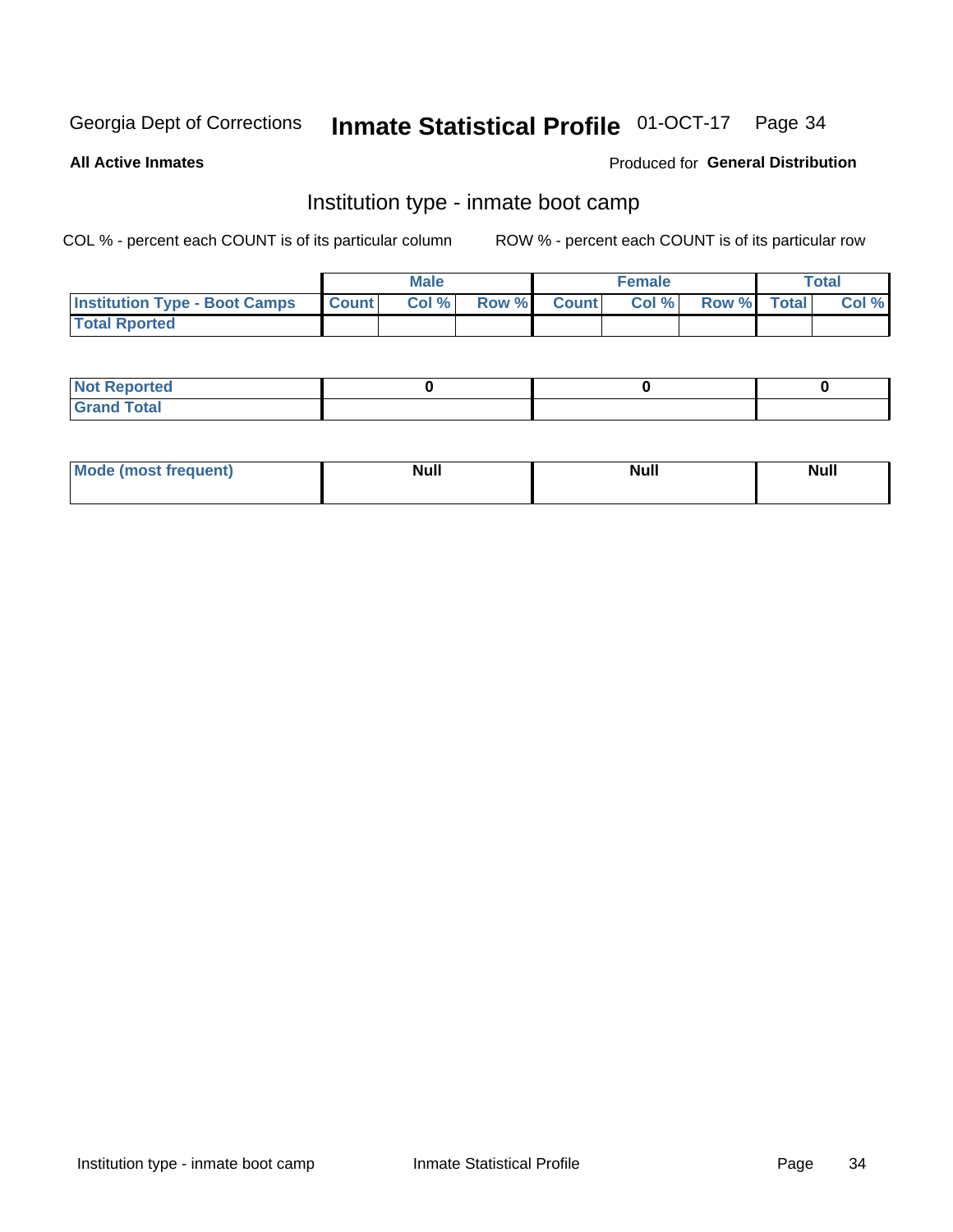Georgia Dept of Corrections **Inmate Statistical Profile** 01-OCT-17

**All Active Inmates**

Produced for **General Distribution**

## Institution type - inmate boot camp

COL % - percent each COUNT is of its particular column

ROW % - percent each COUNT is of its particular row

| | Male | | | Female | | | Total | |
|---|---|---|---|---|---|---|---|---|
| **Institution Type - Boot Camps** | **Count** | **Col %** | **Row %** | **Count** | **Col %** | **Row %** | **Total** | **Col %** |
| **Total Rported** | | | | | | | | |

| | Male | Female | Total |
|---|---|---|---|
| **Not Reported** | 0 | 0 | 0 |
| **Grand Total** | | | |

| | Male | Female | Total |
|---|---|---|---|
| **Mode (most frequent)** | Null | Null | Null |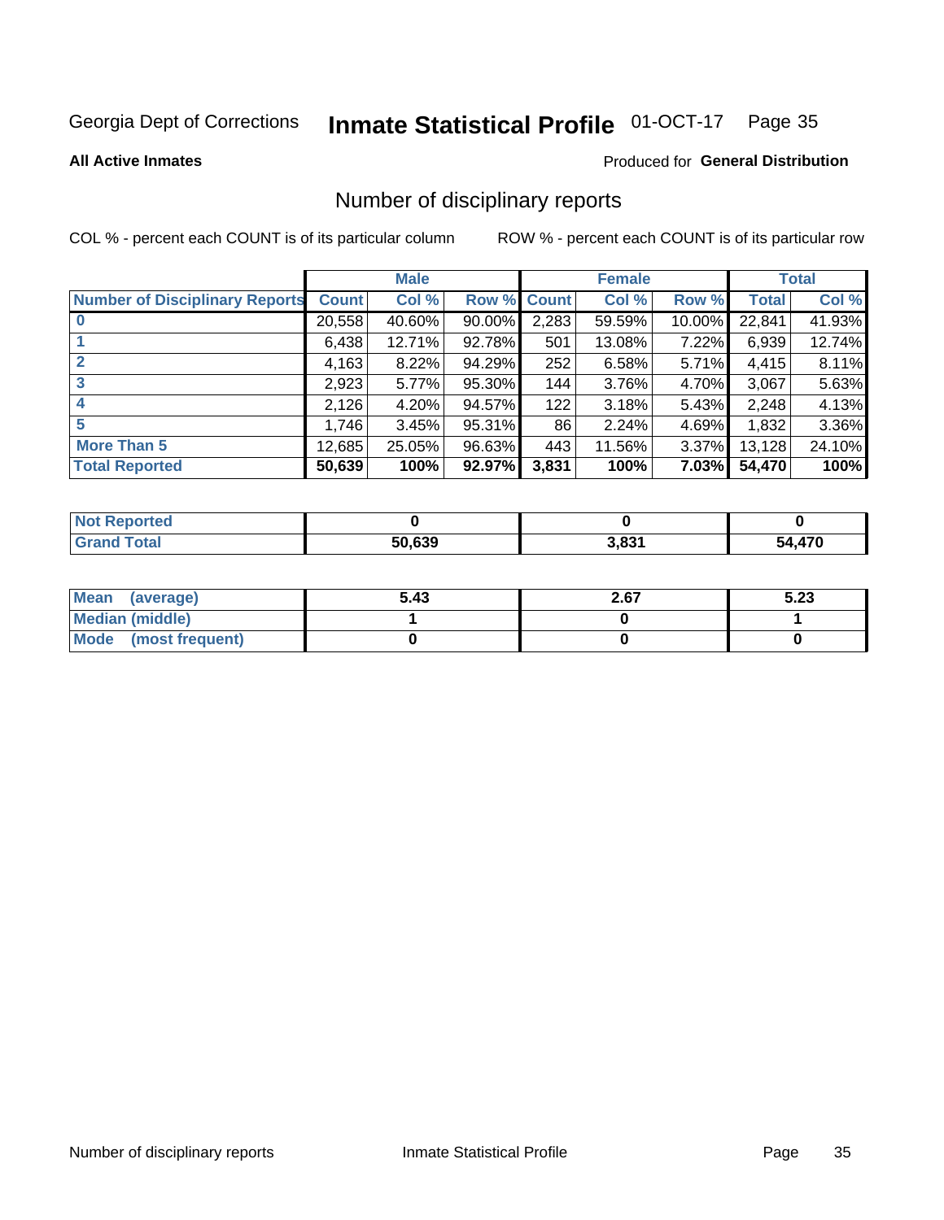Georgia Dept of Corrections **Inmate Statistical Profile** 01-OCT-17 Page 35

**All Active Inmates**

Produced for **General Distribution**

## Number of disciplinary reports

COL % - percent each COUNT is of its particular column ROW % - percent each COUNT is of its particular row

| | Male | | | Female | | | Total | |
|---|---|---|---|---|---|---|---|---|
| Number of Disciplinary Reports | Count | Col % | Row % | Count | Col % | Row % | Total | Col % |
| 0 | 20,558 | 40.60% | 90.00% | 2,283 | 59.59% | 10.00% | 22,841 | 41.93% |
| 1 | 6,438 | 12.71% | 92.78% | 501 | 13.08% | 7.22% | 6,939 | 12.74% |
| 2 | 4,163 | 8.22% | 94.29% | 252 | 6.58% | 5.71% | 4,415 | 8.11% |
| 3 | 2,923 | 5.77% | 95.30% | 144 | 3.76% | 4.70% | 3,067 | 5.63% |
| 4 | 2,126 | 4.20% | 94.57% | 122 | 3.18% | 5.43% | 2,248 | 4.13% |
| 5 | 1,746 | 3.45% | 95.31% | 86 | 2.24% | 4.69% | 1,832 | 3.36% |
| More Than 5 | 12,685 | 25.05% | 96.63% | 443 | 11.56% | 3.37% | 13,128 | 24.10% |
| **Total Reported** | **50,639** | **100%** | **92.97%** | **3,831** | **100%** | **7.03%** | **54,470** | **100%** |

| | Male | Female | Total |
|---|---|---|---|
| Not Reported | 0 | 0 | 0 |
| Grand Total | 50,639 | 3,831 | 54,470 |

| | Male | Female | Total |
|---|---|---|---|
| Mean (average) | 5.43 | 2.67 | 5.23 |
| Median (middle) | 1 | 0 | 1 |
| Mode (most frequent) | 0 | 0 | 0 |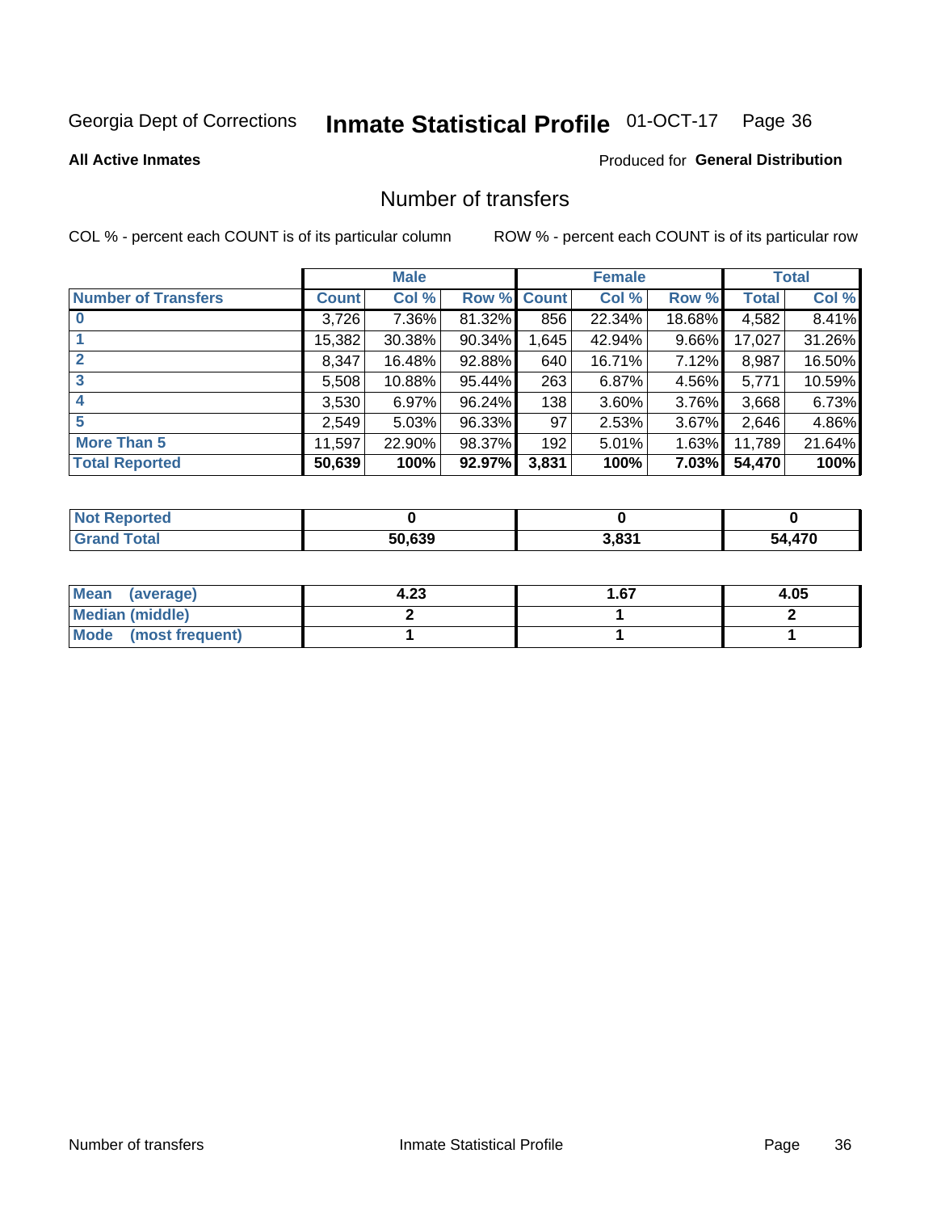Georgia Dept of Corrections **Inmate Statistical Profile** 01-OCT-17

**All Active Inmates**

Produced for **General Distribution**

## Number of transfers

COL % - percent each COUNT is of its particular column

ROW % - percent each COUNT is of its particular row

| | Male | | | Female | | | Total | |
|---|---|---|---|---|---|---|---|---|
| **Number of Transfers** | **Count** | **Col %** | **Row %** | **Count** | **Col %** | **Row %** | **Total** | **Col %** |
| **0** | 3,726 | 7.36% | 81.32% | 856 | 22.34% | 18.68% | 4,582 | 8.41% |
| **1** | 15,382 | 30.38% | 90.34% | 1,645 | 42.94% | 9.66% | 17,027 | 31.26% |
| **2** | 8,347 | 16.48% | 92.88% | 640 | 16.71% | 7.12% | 8,987 | 16.50% |
| **3** | 5,508 | 10.88% | 95.44% | 263 | 6.87% | 4.56% | 5,771 | 10.59% |
| **4** | 3,530 | 6.97% | 96.24% | 138 | 3.60% | 3.76% | 3,668 | 6.73% |
| **5** | 2,549 | 5.03% | 96.33% | 97 | 2.53% | 3.67% | 2,646 | 4.86% |
| **More Than 5** | 11,597 | 22.90% | 98.37% | 192 | 5.01% | 1.63% | 11,789 | 21.64% |
| **Total Reported** | **50,639** | **100%** | **92.97%** | **3,831** | **100%** | **7.03%** | **54,470** | **100%** |

| | Male | Female | Total |
|---|---|---|---|
| **Not Reported** | **0** | **0** | **0** |
| **Grand Total** | **50,639** | **3,831** | **54,470** |

| | Male | Female | Total |
|---|---|---|---|
| **Mean (average)** | **4.23** | **1.67** | **4.05** |
| **Median (middle)** | **2** | **1** | **2** |
| **Mode (most frequent)** | **1** | **1** | **1** |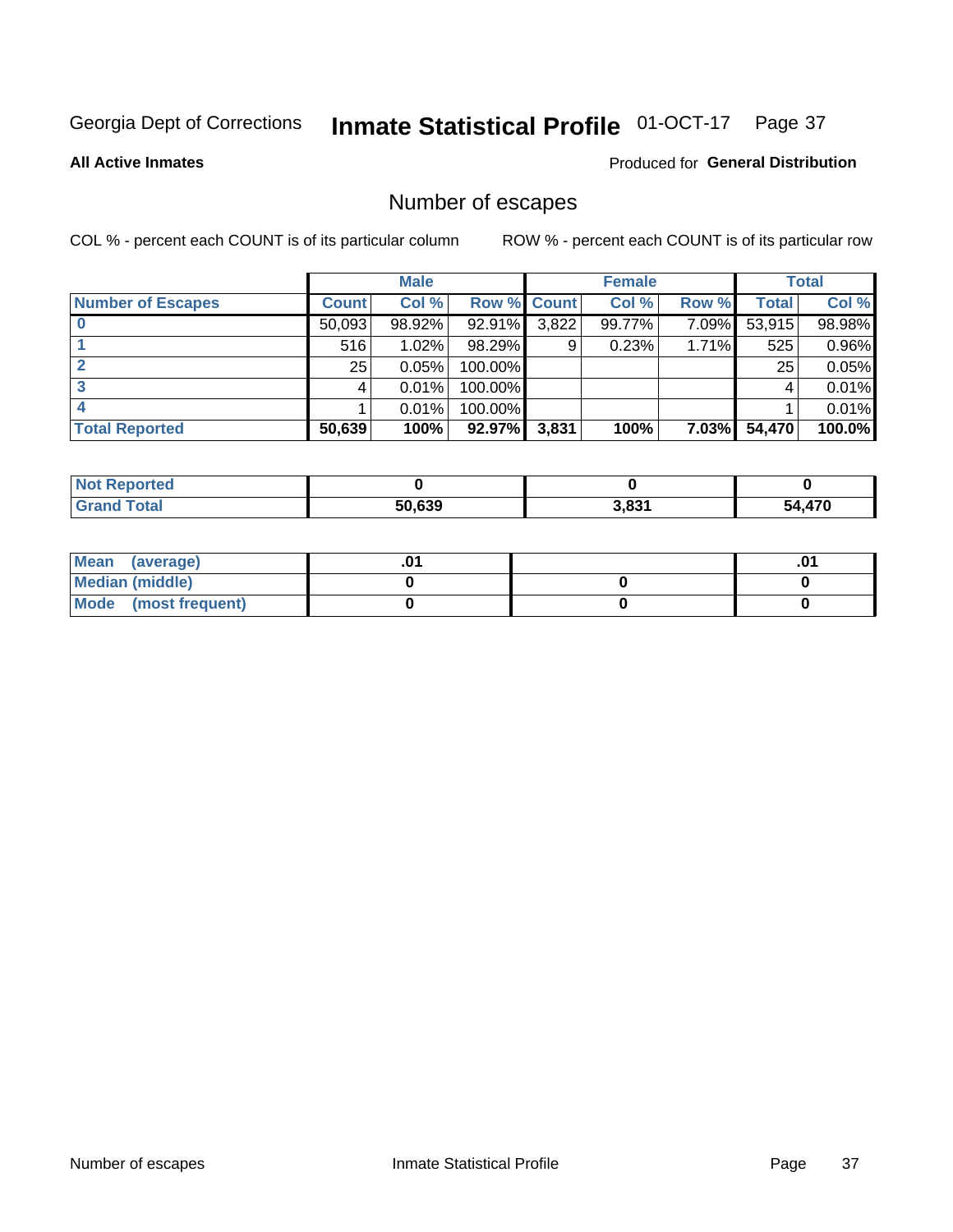Georgia Dept of Corrections **Inmate Statistical Profile** 01-OCT-17

**All Active Inmates**

Produced for **General Distribution**

## Number of escapes

COL % - percent each COUNT is of its particular column

ROW % - percent each COUNT is of its particular row

| | Male | | | Female | | | Total | |
|---|---|---|---|---|---|---|---|---|
| **Number of Escapes** | **Count** | **Col %** | **Row %** | **Count** | **Col %** | **Row %** | **Total** | **Col %** |
| **0** | 50,093 | 98.92% | 92.91% | 3,822 | 99.77% | 7.09% | 53,915 | 98.98% |
| **1** | 516 | 1.02% | 98.29% | 9 | 0.23% | 1.71% | 525 | 0.96% |
| **2** | 25 | 0.05% | 100.00% | | | | 25 | 0.05% |
| **3** | 4 | 0.01% | 100.00% | | | | 4 | 0.01% |
| **4** | 1 | 0.01% | 100.00% | | | | 1 | 0.01% |
| **Total Reported** | **50,639** | **100%** | **92.97%** | **3,831** | **100%** | **7.03%** | **54,470** | **100.0%** |

| | Male | Female | Total |
|---|---|---|---|
| **Not Reported** | **0** | **0** | **0** |
| **Grand Total** | **50,639** | **3,831** | **54,470** |

| | Male | Female | Total |
|---|---|---|---|
| **Mean (average)** | **.01** | | **.01** |
| **Median (middle)** | **0** | **0** | **0** |
| **Mode (most frequent)** | **0** | **0** | **0** |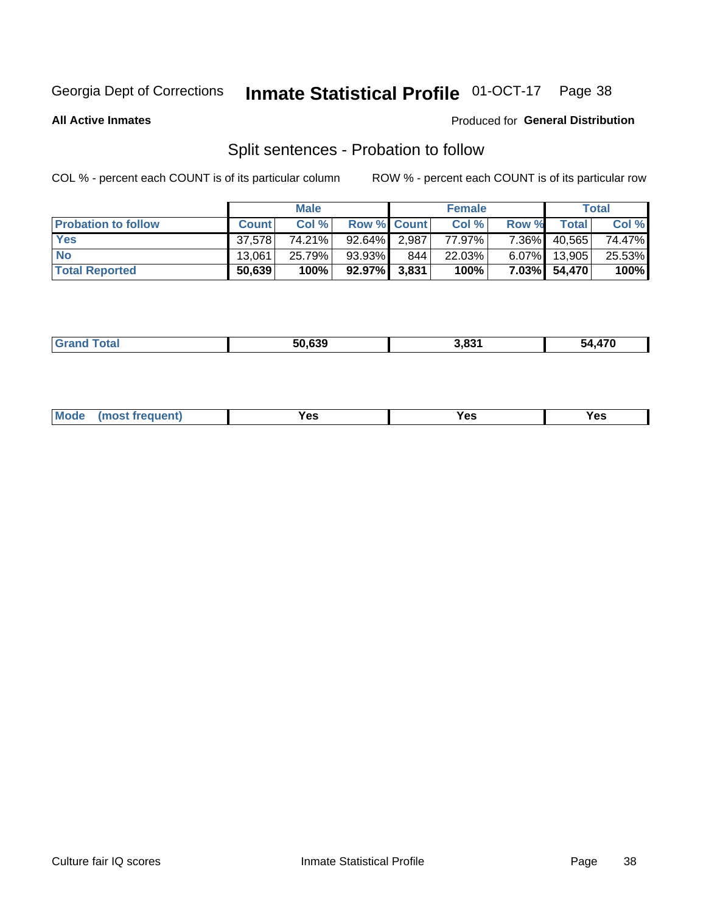Georgia Dept of Corrections **Inmate Statistical Profile** 01-OCT-17

**All Active Inmates**

Produced for **General Distribution**

## Split sentences - Probation to follow

COL % - percent each COUNT is of its particular column

ROW % - percent each COUNT is of its particular row

| | Male | | | Female | | | Total | |
|---|---|---|---|---|---|---|---|---|
| **Probation to follow** | **Count** | **Col %** | **Row %** | **Count** | **Col %** | **Row %** | **Total** | **Col %** |
| **Yes** | 37,578 | 74.21% | 92.64% | 2,987 | 77.97% | 7.36% | 40,565 | 74.47% |
| **No** | 13,061 | 25.79% | 93.93% | 844 | 22.03% | 6.07% | 13,905 | 25.53% |
| **Total Reported** | **50,639** | **100%** | **92.97%** | **3,831** | **100%** | **7.03%** | **54,470** | **100%** |

| | | | |
|---|---|---|---|
| **Grand Total** | **50,639** | **3,831** | **54,470** |

| | | | |
|---|---|---|---|
| **Mode (most frequent)** | **Yes** | **Yes** | **Yes** |

Culture fair IQ scores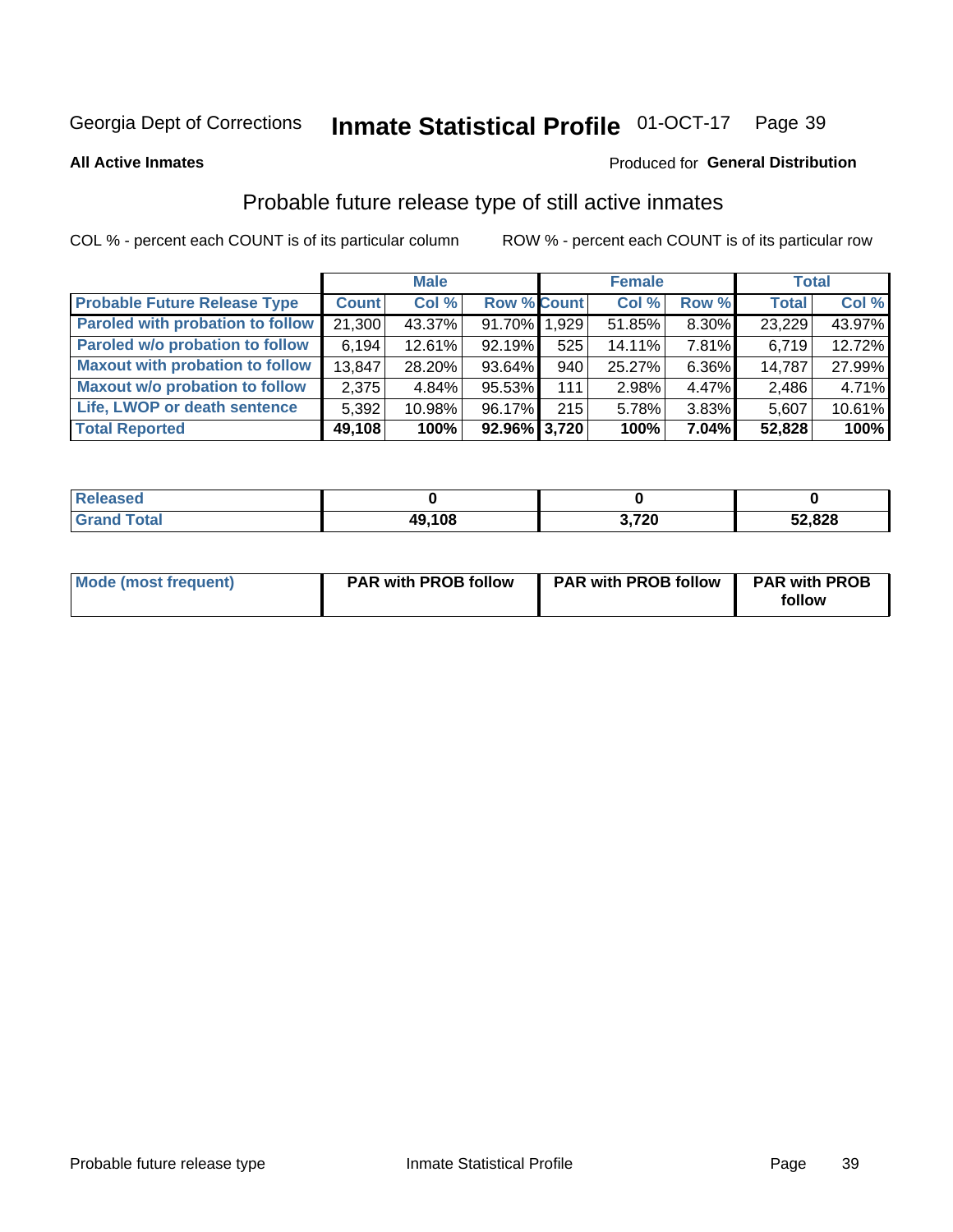Georgia Dept of Corrections **Inmate Statistical Profile** 01-OCT-17

**All Active Inmates**

Produced for **General Distribution**

## Probable future release type of still active inmates

COL % - percent each COUNT is of its particular column ROW % - percent each COUNT is of its particular row

| | Male | | | Female | | | Total | |
|---|---|---|---|---|---|---|---|---|
| **Probable Future Release Type** | **Count** | **Col %** | **Row %** | **Count** | **Col %** | **Row %** | **Total** | **Col %** |
| Paroled with probation to follow | 21,300 | 43.37% | 91.70% | 1,929 | 51.85% | 8.30% | 23,229 | 43.97% |
| Paroled w/o probation to follow | 6,194 | 12.61% | 92.19% | 525 | 14.11% | 7.81% | 6,719 | 12.72% |
| Maxout with probation to follow | 13,847 | 28.20% | 93.64% | 940 | 25.27% | 6.36% | 14,787 | 27.99% |
| Maxout w/o probation to follow | 2,375 | 4.84% | 95.53% | 111 | 2.98% | 4.47% | 2,486 | 4.71% |
| Life, LWOP or death sentence | 5,392 | 10.98% | 96.17% | 215 | 5.78% | 3.83% | 5,607 | 10.61% |
| **Total Reported** | **49,108** | **100%** | **92.96%** | **3,720** | **100%** | **7.04%** | **52,828** | **100%** |

| | Male | Female | Total |
|---|---|---|---|
| Released | **0** | **0** | **0** |
| Grand Total | **49,108** | **3,720** | **52,828** |

| | Male | Female | Total |
|---|---|---|---|
| Mode (most frequent) | **PAR with PROB follow** | **PAR with PROB follow** | **PAR with PROB follow** |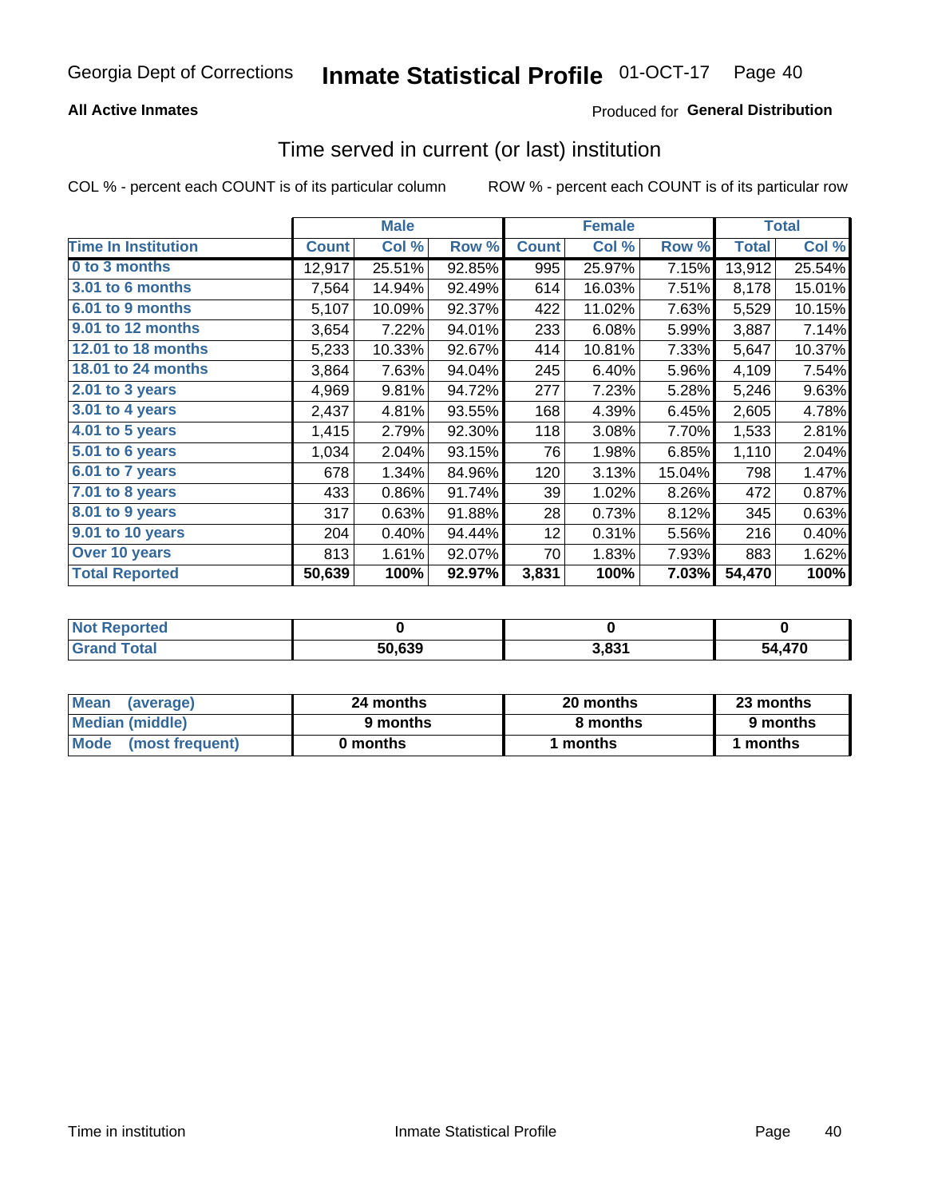Georgia Dept of Corrections **Inmate Statistical Profile** 01-OCT-17

**All Active Inmates**

Produced for **General Distribution**

## Time served in current (or last) institution

COL % - percent each COUNT is of its particular column

ROW % - percent each COUNT is of its particular row

| | Male | | | Female | | | Total | |
|---|---|---|---|---|---|---|---|---|
| **Time In Institution** | **Count** | **Col %** | **Row %** | **Count** | **Col %** | **Row %** | **Total** | **Col %** |
| **0 to 3 months** | 12,917 | 25.51% | 92.85% | 995 | 25.97% | 7.15% | 13,912 | 25.54% |
| **3.01 to 6 months** | 7,564 | 14.94% | 92.49% | 614 | 16.03% | 7.51% | 8,178 | 15.01% |
| **6.01 to 9 months** | 5,107 | 10.09% | 92.37% | 422 | 11.02% | 7.63% | 5,529 | 10.15% |
| **9.01 to 12 months** | 3,654 | 7.22% | 94.01% | 233 | 6.08% | 5.99% | 3,887 | 7.14% |
| **12.01 to 18 months** | 5,233 | 10.33% | 92.67% | 414 | 10.81% | 7.33% | 5,647 | 10.37% |
| **18.01 to 24 months** | 3,864 | 7.63% | 94.04% | 245 | 6.40% | 5.96% | 4,109 | 7.54% |
| **2.01 to 3 years** | 4,969 | 9.81% | 94.72% | 277 | 7.23% | 5.28% | 5,246 | 9.63% |
| **3.01 to 4 years** | 2,437 | 4.81% | 93.55% | 168 | 4.39% | 6.45% | 2,605 | 4.78% |
| **4.01 to 5 years** | 1,415 | 2.79% | 92.30% | 118 | 3.08% | 7.70% | 1,533 | 2.81% |
| **5.01 to 6 years** | 1,034 | 2.04% | 93.15% | 76 | 1.98% | 6.85% | 1,110 | 2.04% |
| **6.01 to 7 years** | 678 | 1.34% | 84.96% | 120 | 3.13% | 15.04% | 798 | 1.47% |
| **7.01 to 8 years** | 433 | 0.86% | 91.74% | 39 | 1.02% | 8.26% | 472 | 0.87% |
| **8.01 to 9 years** | 317 | 0.63% | 91.88% | 28 | 0.73% | 8.12% | 345 | 0.63% |
| **9.01 to 10 years** | 204 | 0.40% | 94.44% | 12 | 0.31% | 5.56% | 216 | 0.40% |
| **Over 10 years** | 813 | 1.61% | 92.07% | 70 | 1.83% | 7.93% | 883 | 1.62% |
| **Total Reported** | **50,639** | **100%** | **92.97%** | **3,831** | **100%** | **7.03%** | **54,470** | **100%** |

| | Male | Female | Total |
|---|---|---|---|
| **Not Reported** | **0** | **0** | **0** |
| **Grand Total** | **50,639** | **3,831** | **54,470** |

| | Male | Female | Total |
|---|---|---|---|
| **Mean (average)** | **24 months** | **20 months** | **23 months** |
| **Median (middle)** | **9 months** | **8 months** | **9 months** |
| **Mode (most frequent)** | **0 months** | **1 months** | **1 months** |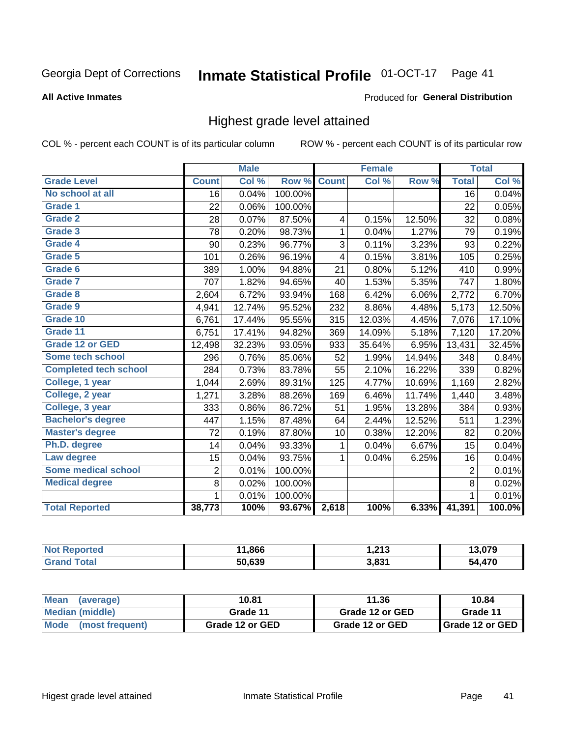Georgia Dept of Corrections **Inmate Statistical Profile** 01-OCT-17 Page 41

**All Active Inmates**

Produced for **General Distribution**

## Highest grade level attained

COL % - percent each COUNT is of its particular column ROW % - percent each COUNT is of its particular row

| | Male | | | Female | | | Total | |
|---|---|---|---|---|---|---|---|---|
| **Grade Level** | **Count** | **Col %** | **Row %** | **Count** | **Col %** | **Row %** | **Total** | **Col %** |
| **No school at all** | 16 | 0.04% | 100.00% | | | | 16 | 0.04% |
| **Grade 1** | 22 | 0.06% | 100.00% | | | | 22 | 0.05% |
| **Grade 2** | 28 | 0.07% | 87.50% | 4 | 0.15% | 12.50% | 32 | 0.08% |
| **Grade 3** | 78 | 0.20% | 98.73% | 1 | 0.04% | 1.27% | 79 | 0.19% |
| **Grade 4** | 90 | 0.23% | 96.77% | 3 | 0.11% | 3.23% | 93 | 0.22% |
| **Grade 5** | 101 | 0.26% | 96.19% | 4 | 0.15% | 3.81% | 105 | 0.25% |
| **Grade 6** | 389 | 1.00% | 94.88% | 21 | 0.80% | 5.12% | 410 | 0.99% |
| **Grade 7** | 707 | 1.82% | 94.65% | 40 | 1.53% | 5.35% | 747 | 1.80% |
| **Grade 8** | 2,604 | 6.72% | 93.94% | 168 | 6.42% | 6.06% | 2,772 | 6.70% |
| **Grade 9** | 4,941 | 12.74% | 95.52% | 232 | 8.86% | 4.48% | 5,173 | 12.50% |
| **Grade 10** | 6,761 | 17.44% | 95.55% | 315 | 12.03% | 4.45% | 7,076 | 17.10% |
| **Grade 11** | 6,751 | 17.41% | 94.82% | 369 | 14.09% | 5.18% | 7,120 | 17.20% |
| **Grade 12 or GED** | 12,498 | 32.23% | 93.05% | 933 | 35.64% | 6.95% | 13,431 | 32.45% |
| **Some tech school** | 296 | 0.76% | 85.06% | 52 | 1.99% | 14.94% | 348 | 0.84% |
| **Completed tech school** | 284 | 0.73% | 83.78% | 55 | 2.10% | 16.22% | 339 | 0.82% |
| **College, 1 year** | 1,044 | 2.69% | 89.31% | 125 | 4.77% | 10.69% | 1,169 | 2.82% |
| **College, 2 year** | 1,271 | 3.28% | 88.26% | 169 | 6.46% | 11.74% | 1,440 | 3.48% |
| **College, 3 year** | 333 | 0.86% | 86.72% | 51 | 1.95% | 13.28% | 384 | 0.93% |
| **Bachelor's degree** | 447 | 1.15% | 87.48% | 64 | 2.44% | 12.52% | 511 | 1.23% |
| **Master's degree** | 72 | 0.19% | 87.80% | 10 | 0.38% | 12.20% | 82 | 0.20% |
| **Ph.D. degree** | 14 | 0.04% | 93.33% | 1 | 0.04% | 6.67% | 15 | 0.04% |
| **Law degree** | 15 | 0.04% | 93.75% | 1 | 0.04% | 6.25% | 16 | 0.04% |
| **Some medical school** | 2 | 0.01% | 100.00% | | | | 2 | 0.01% |
| **Medical degree** | 8 | 0.02% | 100.00% | | | | 8 | 0.02% |
| | 1 | 0.01% | 100.00% | | | | 1 | 0.01% |
| **Total Reported** | **38,773** | **100%** | **93.67%** | **2,618** | **100%** | **6.33%** | **41,391** | **100.0%** |

| | Male | Female | Total |
|---|---|---|---|
| **Not Reported** | **11,866** | **1,213** | **13,079** |
| **Grand Total** | **50,639** | **3,831** | **54,470** |

| | Male | Female | Total |
|---|---|---|---|
| **Mean (average)** | **10.81** | **11.36** | **10.84** |
| **Median (middle)** | **Grade 11** | **Grade 12 or GED** | **Grade 11** |
| **Mode (most frequent)** | **Grade 12 or GED** | **Grade 12 or GED** | **Grade 12 or GED** |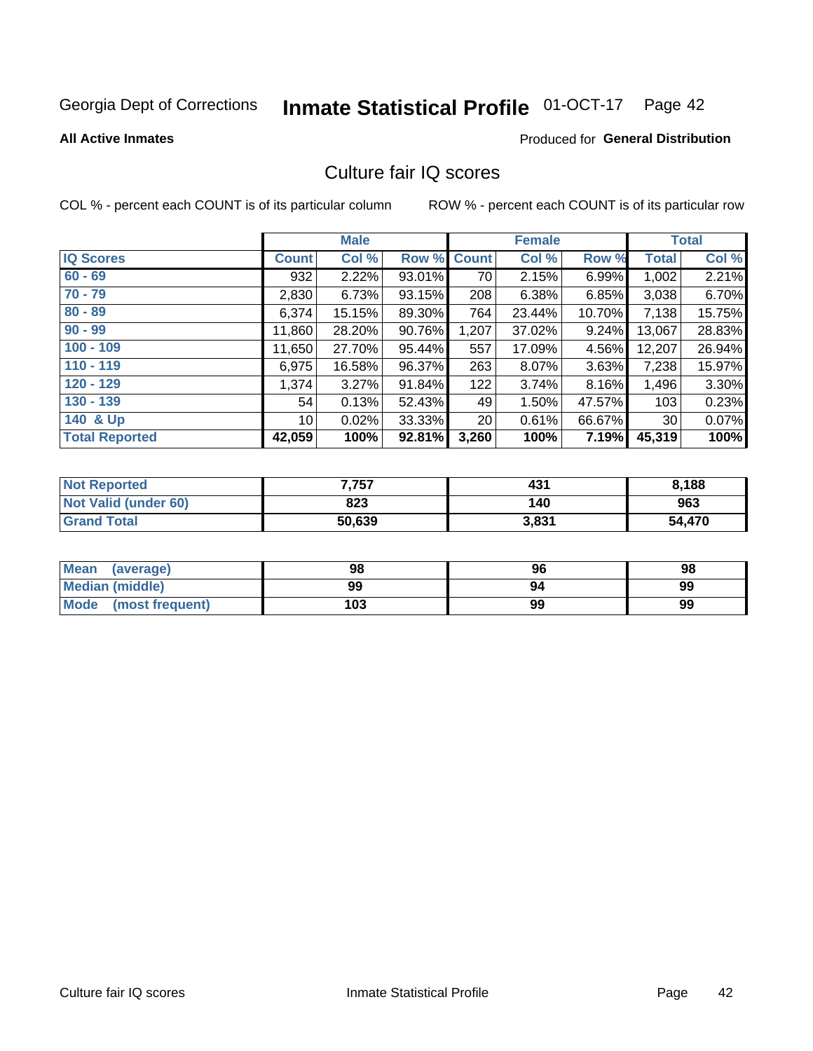Georgia Dept of Corrections **Inmate Statistical Profile** 01-OCT-17 Page 42

**All Active Inmates**

Produced for **General Distribution**

# Culture fair IQ scores

COL % - percent each COUNT is of its particular column

ROW % - percent each COUNT is of its particular row

| | Male | | | Female | | | Total | |
|---|---|---|---|---|---|---|---|---|
| **IQ Scores** | **Count** | **Col %** | **Row %** | **Count** | **Col %** | **Row %** | **Total** | **Col %** |
| 60 - 69 | 932 | 2.22% | 93.01% | 70 | 2.15% | 6.99% | 1,002 | 2.21% |
| 70 - 79 | 2,830 | 6.73% | 93.15% | 208 | 6.38% | 6.85% | 3,038 | 6.70% |
| 80 - 89 | 6,374 | 15.15% | 89.30% | 764 | 23.44% | 10.70% | 7,138 | 15.75% |
| 90 - 99 | 11,860 | 28.20% | 90.76% | 1,207 | 37.02% | 9.24% | 13,067 | 28.83% |
| 100 - 109 | 11,650 | 27.70% | 95.44% | 557 | 17.09% | 4.56% | 12,207 | 26.94% |
| 110 - 119 | 6,975 | 16.58% | 96.37% | 263 | 8.07% | 3.63% | 7,238 | 15.97% |
| 120 - 129 | 1,374 | 3.27% | 91.84% | 122 | 3.74% | 8.16% | 1,496 | 3.30% |
| 130 - 139 | 54 | 0.13% | 52.43% | 49 | 1.50% | 47.57% | 103 | 0.23% |
| 140 & Up | 10 | 0.02% | 33.33% | 20 | 0.61% | 66.67% | 30 | 0.07% |
| **Total Reported** | **42,059** | **100%** | **92.81%** | **3,260** | **100%** | **7.19%** | **45,319** | **100%** |

| | Male | Female | Total |
|---|---|---|---|
| Not Reported | 7,757 | 431 | 8,188 |
| Not Valid (under 60) | 823 | 140 | 963 |
| Grand Total | 50,639 | 3,831 | 54,470 |

| | Male | Female | Total |
|---|---|---|---|
| Mean (average) | 98 | 96 | 98 |
| Median (middle) | 99 | 94 | 99 |
| Mode (most frequent) | 103 | 99 | 99 |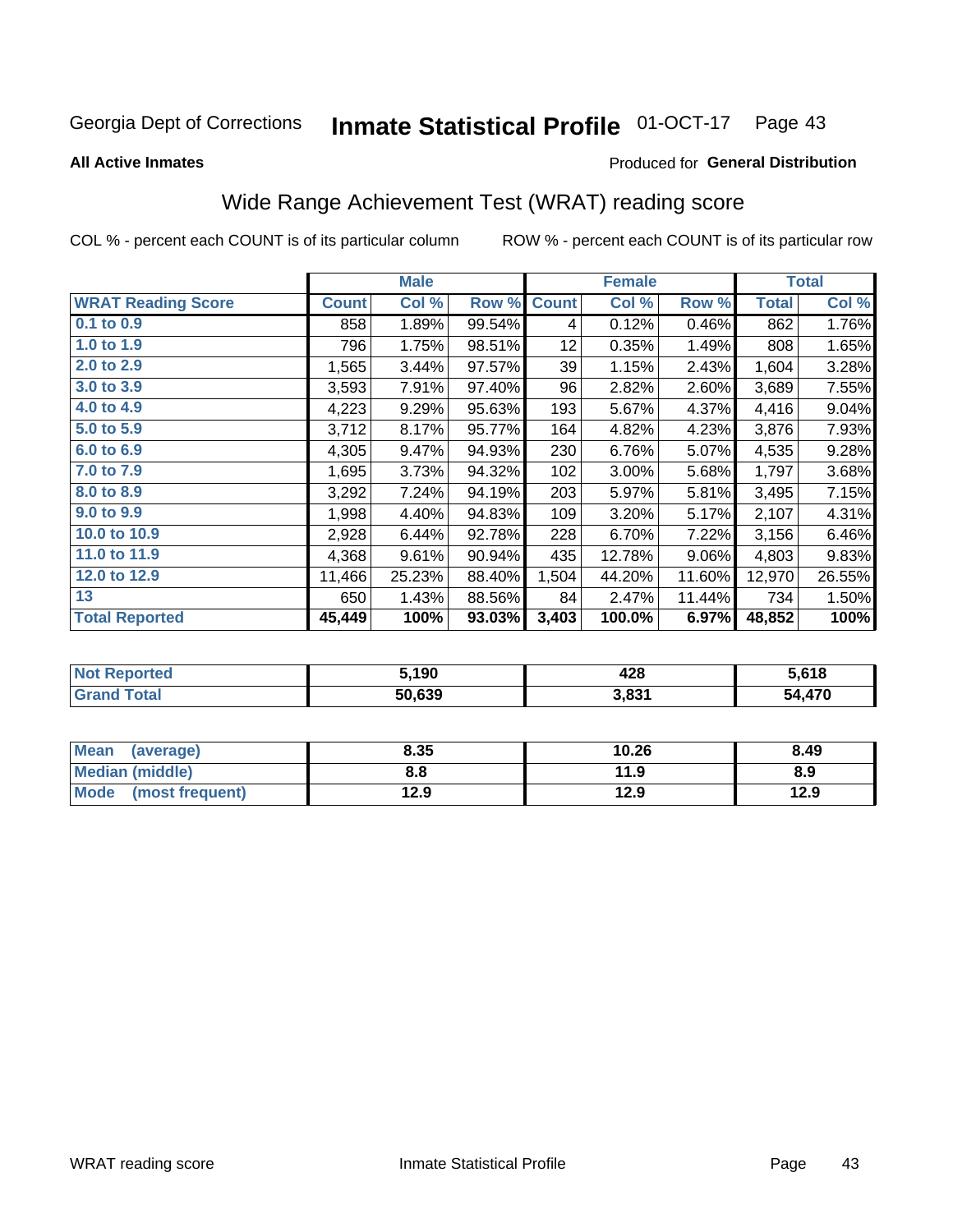Georgia Dept of Corrections **Inmate Statistical Profile** 01-OCT-17

**All Active Inmates**

Produced for **General Distribution**

## Wide Range Achievement Test (WRAT) reading score

COL % - percent each COUNT is of its particular column ROW % - percent each COUNT is of its particular row

| | Male | | | Female | | | Total | |
|---|---|---|---|---|---|---|---|---|
| **WRAT Reading Score** | **Count** | **Col %** | **Row %** | **Count** | **Col %** | **Row %** | **Total** | **Col %** |
| 0.1 to 0.9 | 858 | 1.89% | 99.54% | 4 | 0.12% | 0.46% | 862 | 1.76% |
| 1.0 to 1.9 | 796 | 1.75% | 98.51% | 12 | 0.35% | 1.49% | 808 | 1.65% |
| 2.0 to 2.9 | 1,565 | 3.44% | 97.57% | 39 | 1.15% | 2.43% | 1,604 | 3.28% |
| 3.0 to 3.9 | 3,593 | 7.91% | 97.40% | 96 | 2.82% | 2.60% | 3,689 | 7.55% |
| 4.0 to 4.9 | 4,223 | 9.29% | 95.63% | 193 | 5.67% | 4.37% | 4,416 | 9.04% |
| 5.0 to 5.9 | 3,712 | 8.17% | 95.77% | 164 | 4.82% | 4.23% | 3,876 | 7.93% |
| 6.0 to 6.9 | 4,305 | 9.47% | 94.93% | 230 | 6.76% | 5.07% | 4,535 | 9.28% |
| 7.0 to 7.9 | 1,695 | 3.73% | 94.32% | 102 | 3.00% | 5.68% | 1,797 | 3.68% |
| 8.0 to 8.9 | 3,292 | 7.24% | 94.19% | 203 | 5.97% | 5.81% | 3,495 | 7.15% |
| 9.0 to 9.9 | 1,998 | 4.40% | 94.83% | 109 | 3.20% | 5.17% | 2,107 | 4.31% |
| 10.0 to 10.9 | 2,928 | 6.44% | 92.78% | 228 | 6.70% | 7.22% | 3,156 | 6.46% |
| 11.0 to 11.9 | 4,368 | 9.61% | 90.94% | 435 | 12.78% | 9.06% | 4,803 | 9.83% |
| 12.0 to 12.9 | 11,466 | 25.23% | 88.40% | 1,504 | 44.20% | 11.60% | 12,970 | 26.55% |
| 13 | 650 | 1.43% | 88.56% | 84 | 2.47% | 11.44% | 734 | 1.50% |
| **Total Reported** | **45,449** | **100%** | **93.03%** | **3,403** | **100.0%** | **6.97%** | **48,852** | **100%** |

| | Male | Female | Total |
|---|---|---|---|
| Not Reported | 5,190 | 428 | 5,618 |
| Grand Total | 50,639 | 3,831 | 54,470 |

| | Male | Female | Total |
|---|---|---|---|
| Mean (average) | 8.35 | 10.26 | 8.49 |
| Median (middle) | 8.8 | 11.9 | 8.9 |
| Mode (most frequent) | 12.9 | 12.9 | 12.9 |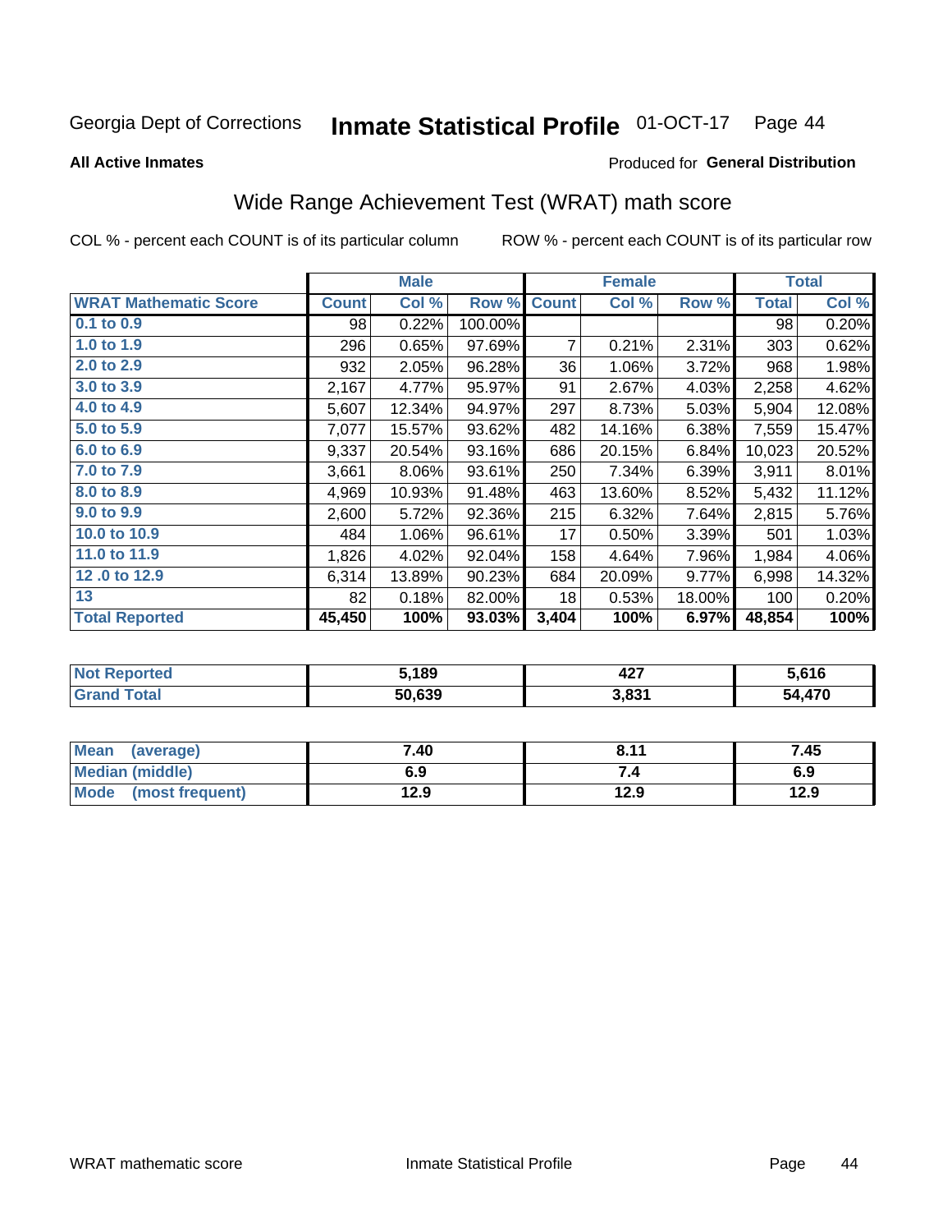Georgia Dept of Corrections **Inmate Statistical Profile** 01-OCT-17

**All Active Inmates**

Produced for **General Distribution**

## Wide Range Achievement Test (WRAT) math score

COL % - percent each COUNT is of its particular column ROW % - percent each COUNT is of its particular row

| | Male | | | Female | | | Total | |
|---|---|---|---|---|---|---|---|---|
| **WRAT Mathematic Score** | **Count** | **Col %** | **Row %** | **Count** | **Col %** | **Row %** | **Total** | **Col %** |
| 0.1 to 0.9 | 98 | 0.22% | 100.00% | | | | 98 | 0.20% |
| 1.0 to 1.9 | 296 | 0.65% | 97.69% | 7 | 0.21% | 2.31% | 303 | 0.62% |
| 2.0 to 2.9 | 932 | 2.05% | 96.28% | 36 | 1.06% | 3.72% | 968 | 1.98% |
| 3.0 to 3.9 | 2,167 | 4.77% | 95.97% | 91 | 2.67% | 4.03% | 2,258 | 4.62% |
| 4.0 to 4.9 | 5,607 | 12.34% | 94.97% | 297 | 8.73% | 5.03% | 5,904 | 12.08% |
| 5.0 to 5.9 | 7,077 | 15.57% | 93.62% | 482 | 14.16% | 6.38% | 7,559 | 15.47% |
| 6.0 to 6.9 | 9,337 | 20.54% | 93.16% | 686 | 20.15% | 6.84% | 10,023 | 20.52% |
| 7.0 to 7.9 | 3,661 | 8.06% | 93.61% | 250 | 7.34% | 6.39% | 3,911 | 8.01% |
| 8.0 to 8.9 | 4,969 | 10.93% | 91.48% | 463 | 13.60% | 8.52% | 5,432 | 11.12% |
| 9.0 to 9.9 | 2,600 | 5.72% | 92.36% | 215 | 6.32% | 7.64% | 2,815 | 5.76% |
| 10.0 to 10.9 | 484 | 1.06% | 96.61% | 17 | 0.50% | 3.39% | 501 | 1.03% |
| 11.0 to 11.9 | 1,826 | 4.02% | 92.04% | 158 | 4.64% | 7.96% | 1,984 | 4.06% |
| 12 .0 to 12.9 | 6,314 | 13.89% | 90.23% | 684 | 20.09% | 9.77% | 6,998 | 14.32% |
| 13 | 82 | 0.18% | 82.00% | 18 | 0.53% | 18.00% | 100 | 0.20% |
| **Total Reported** | **45,450** | **100%** | **93.03%** | **3,404** | **100%** | **6.97%** | **48,854** | **100%** |

| | Male | Female | Total |
|---|---|---|---|
| Not Reported | **5,189** | **427** | **5,616** |
| Grand Total | **50,639** | **3,831** | **54,470** |

| | Male | Female | Total |
|---|---|---|---|
| Mean (average) | **7.40** | **8.11** | **7.45** |
| Median (middle) | **6.9** | **7.4** | **6.9** |
| Mode (most frequent) | **12.9** | **12.9** | **12.9** |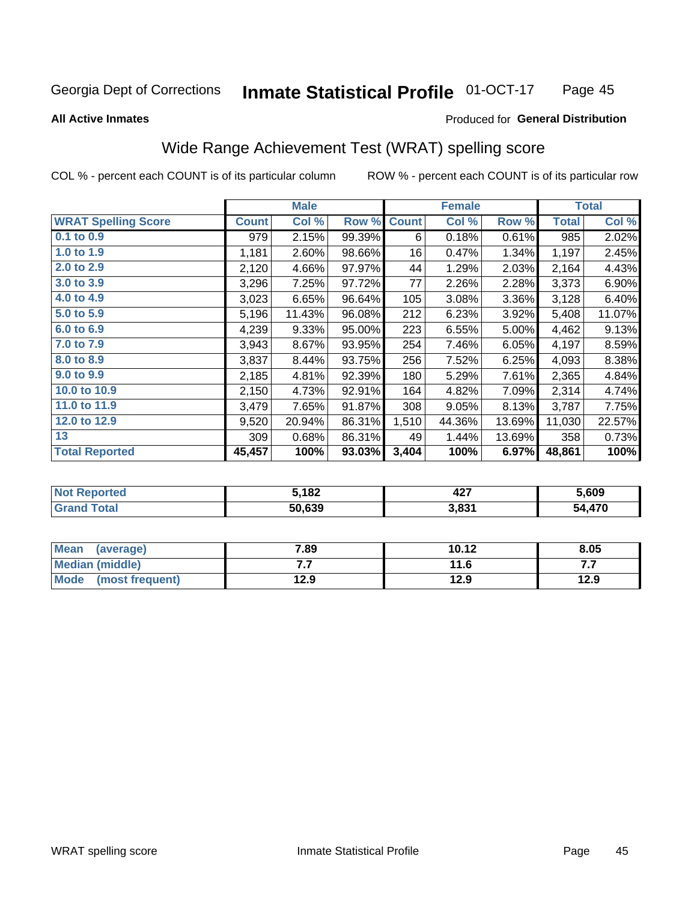Georgia Dept of Corrections **Inmate Statistical Profile** 01-OCT-17

**All Active Inmates**

Produced for **General Distribution**

## Wide Range Achievement Test (WRAT) spelling score

COL % - percent each COUNT is of its particular column ROW % - percent each COUNT is of its particular row

| | Male | | | Female | | | Total | |
|---|---|---|---|---|---|---|---|---|
| **WRAT Spelling Score** | **Count** | **Col %** | **Row %** | **Count** | **Col %** | **Row %** | **Total** | **Col %** |
| 0.1 to 0.9 | 979 | 2.15% | 99.39% | 6 | 0.18% | 0.61% | 985 | 2.02% |
| 1.0 to 1.9 | 1,181 | 2.60% | 98.66% | 16 | 0.47% | 1.34% | 1,197 | 2.45% |
| 2.0 to 2.9 | 2,120 | 4.66% | 97.97% | 44 | 1.29% | 2.03% | 2,164 | 4.43% |
| 3.0 to 3.9 | 3,296 | 7.25% | 97.72% | 77 | 2.26% | 2.28% | 3,373 | 6.90% |
| 4.0 to 4.9 | 3,023 | 6.65% | 96.64% | 105 | 3.08% | 3.36% | 3,128 | 6.40% |
| 5.0 to 5.9 | 5,196 | 11.43% | 96.08% | 212 | 6.23% | 3.92% | 5,408 | 11.07% |
| 6.0 to 6.9 | 4,239 | 9.33% | 95.00% | 223 | 6.55% | 5.00% | 4,462 | 9.13% |
| 7.0 to 7.9 | 3,943 | 8.67% | 93.95% | 254 | 7.46% | 6.05% | 4,197 | 8.59% |
| 8.0 to 8.9 | 3,837 | 8.44% | 93.75% | 256 | 7.52% | 6.25% | 4,093 | 8.38% |
| 9.0 to 9.9 | 2,185 | 4.81% | 92.39% | 180 | 5.29% | 7.61% | 2,365 | 4.84% |
| 10.0 to 10.9 | 2,150 | 4.73% | 92.91% | 164 | 4.82% | 7.09% | 2,314 | 4.74% |
| 11.0 to 11.9 | 3,479 | 7.65% | 91.87% | 308 | 9.05% | 8.13% | 3,787 | 7.75% |
| 12.0 to 12.9 | 9,520 | 20.94% | 86.31% | 1,510 | 44.36% | 13.69% | 11,030 | 22.57% |
| 13 | 309 | 0.68% | 86.31% | 49 | 1.44% | 13.69% | 358 | 0.73% |
| **Total Reported** | **45,457** | **100%** | **93.03%** | **3,404** | **100%** | **6.97%** | **48,861** | **100%** |

| | Male | Female | Total |
|---|---|---|---|
| Not Reported | 5,182 | 427 | 5,609 |
| Grand Total | 50,639 | 3,831 | 54,470 |

| | Male | Female | Total |
|---|---|---|---|
| Mean (average) | 7.89 | 10.12 | 8.05 |
| Median (middle) | 7.7 | 11.6 | 7.7 |
| Mode (most frequent) | 12.9 | 12.9 | 12.9 |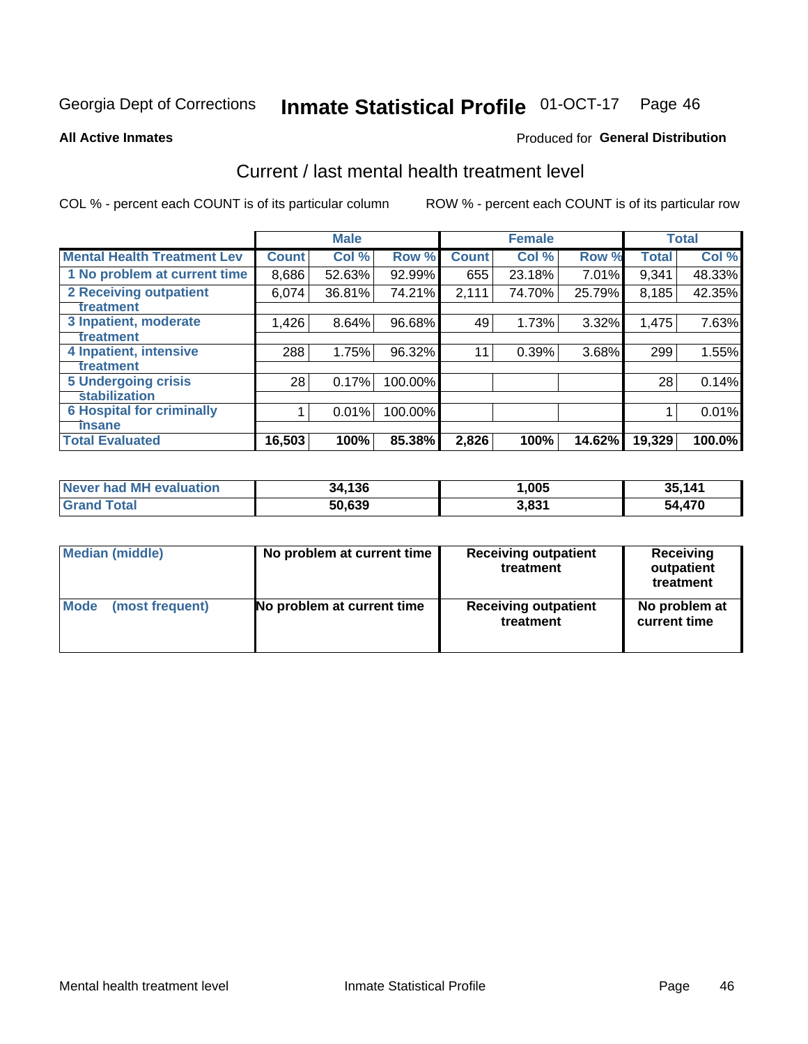Georgia Dept of Corrections **Inmate Statistical Profile** 01-OCT-17

**All Active Inmates**

Produced for **General Distribution**

## Current / last mental health treatment level

COL % - percent each COUNT is of its particular column

ROW % - percent each COUNT is of its particular row

| | Male | | | Female | | | Total | |
|---|---|---|---|---|---|---|---|---|
| **Mental Health Treatment Lev** | **Count** | **Col %** | **Row %** | **Count** | **Col %** | **Row %** | **Total** | **Col %** |
| 1 No problem at current time | 8,686 | 52.63% | 92.99% | 655 | 23.18% | 7.01% | 9,341 | 48.33% |
| 2 Receiving outpatient treatment | 6,074 | 36.81% | 74.21% | 2,111 | 74.70% | 25.79% | 8,185 | 42.35% |
| 3 Inpatient, moderate treatment | 1,426 | 8.64% | 96.68% | 49 | 1.73% | 3.32% | 1,475 | 7.63% |
| 4 Inpatient, intensive treatment | 288 | 1.75% | 96.32% | 11 | 0.39% | 3.68% | 299 | 1.55% |
| 5 Undergoing crisis stabilization | 28 | 0.17% | 100.00% | | | | 28 | 0.14% |
| 6 Hospital for criminally insane | 1 | 0.01% | 100.00% | | | | 1 | 0.01% |
| **Total Evaluated** | **16,503** | **100%** | **85.38%** | **2,826** | **100%** | **14.62%** | **19,329** | **100.0%** |

| | Male | Female | Total |
|---|---|---|---|
| Never had MH evaluation | 34,136 | 1,005 | 35,141 |
| Grand Total | 50,639 | 3,831 | 54,470 |

| | Male | Female | Total |
|---|---|---|---|
| Median (middle) | No problem at current time | Receiving outpatient treatment | Receiving outpatient treatment |
| Mode (most frequent) | No problem at current time | Receiving outpatient treatment | No problem at current time |

Mental health treatment level Inmate Statistical Profile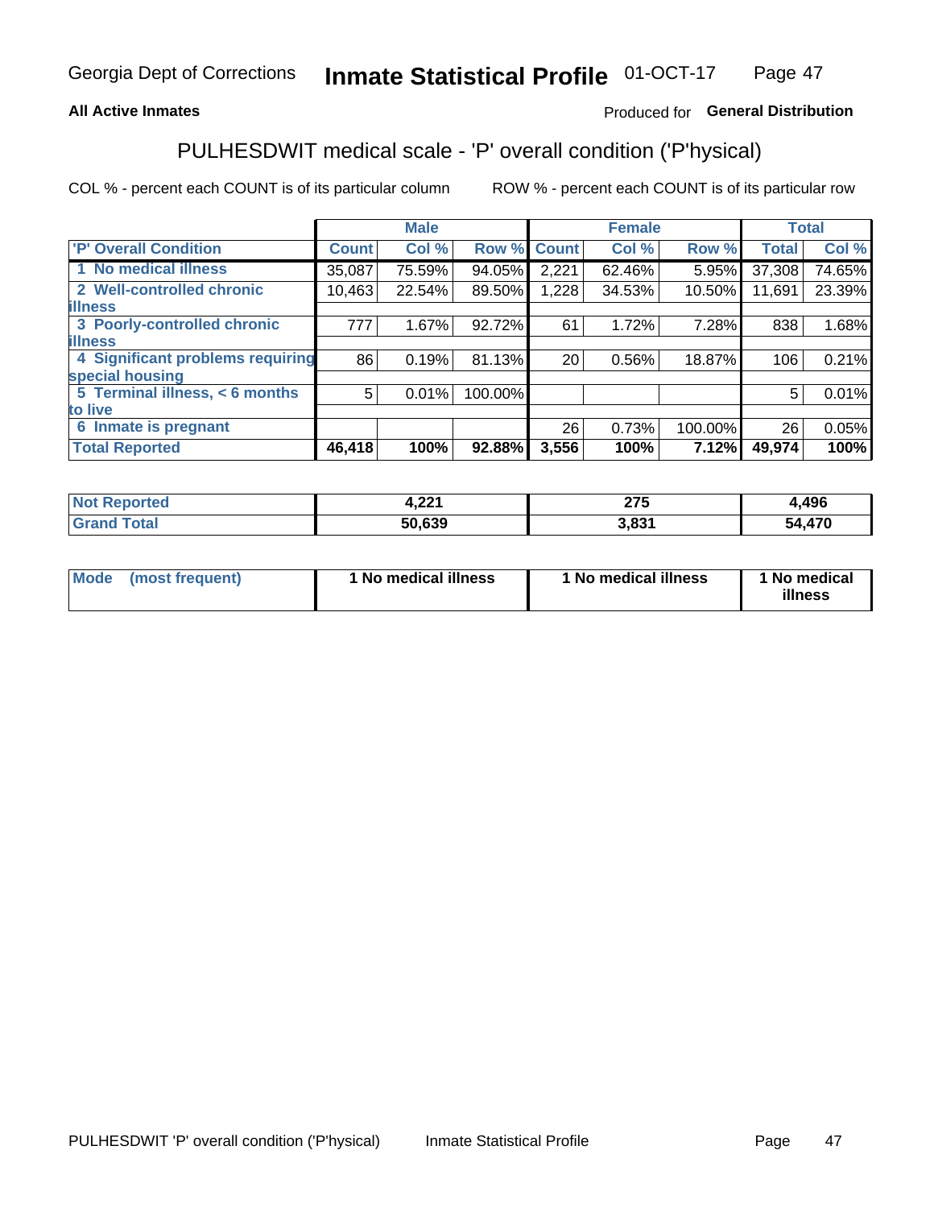Georgia Dept of Corrections **Inmate Statistical Profile** 01-OCT-17

**All Active Inmates**

Produced for **General Distribution**

## PULHESDWIT medical scale - 'P' overall condition ('P'hysical)

COL % - percent each COUNT is of its particular column

ROW % - percent each COUNT is of its particular row

| | Male | | | Female | | | Total | |
|---|---|---|---|---|---|---|---|---|
| 'P' Overall Condition | Count | Col % | Row % | Count | Col % | Row % | Total | Col % |
| 1 No medical illness | 35,087 | 75.59% | 94.05% | 2,221 | 62.46% | 5.95% | 37,308 | 74.65% |
| 2 Well-controlled chronic illness | 10,463 | 22.54% | 89.50% | 1,228 | 34.53% | 10.50% | 11,691 | 23.39% |
| 3 Poorly-controlled chronic illness | 777 | 1.67% | 92.72% | 61 | 1.72% | 7.28% | 838 | 1.68% |
| 4 Significant problems requiring special housing | 86 | 0.19% | 81.13% | 20 | 0.56% | 18.87% | 106 | 0.21% |
| 5 Terminal illness, < 6 months to live | 5 | 0.01% | 100.00% | | | | 5 | 0.01% |
| 6 Inmate is pregnant | | | | 26 | 0.73% | 100.00% | 26 | 0.05% |
| **Total Reported** | **46,418** | **100%** | **92.88%** | **3,556** | **100%** | **7.12%** | **49,974** | **100%** |

| | Male | Female | Total |
|---|---|---|---|
| Not Reported | 4,221 | 275 | 4,496 |
| Grand Total | 50,639 | 3,831 | 54,470 |

| | Male | Female | Total |
|---|---|---|---|
| Mode (most frequent) | 1 No medical illness | 1 No medical illness | 1 No medical illness |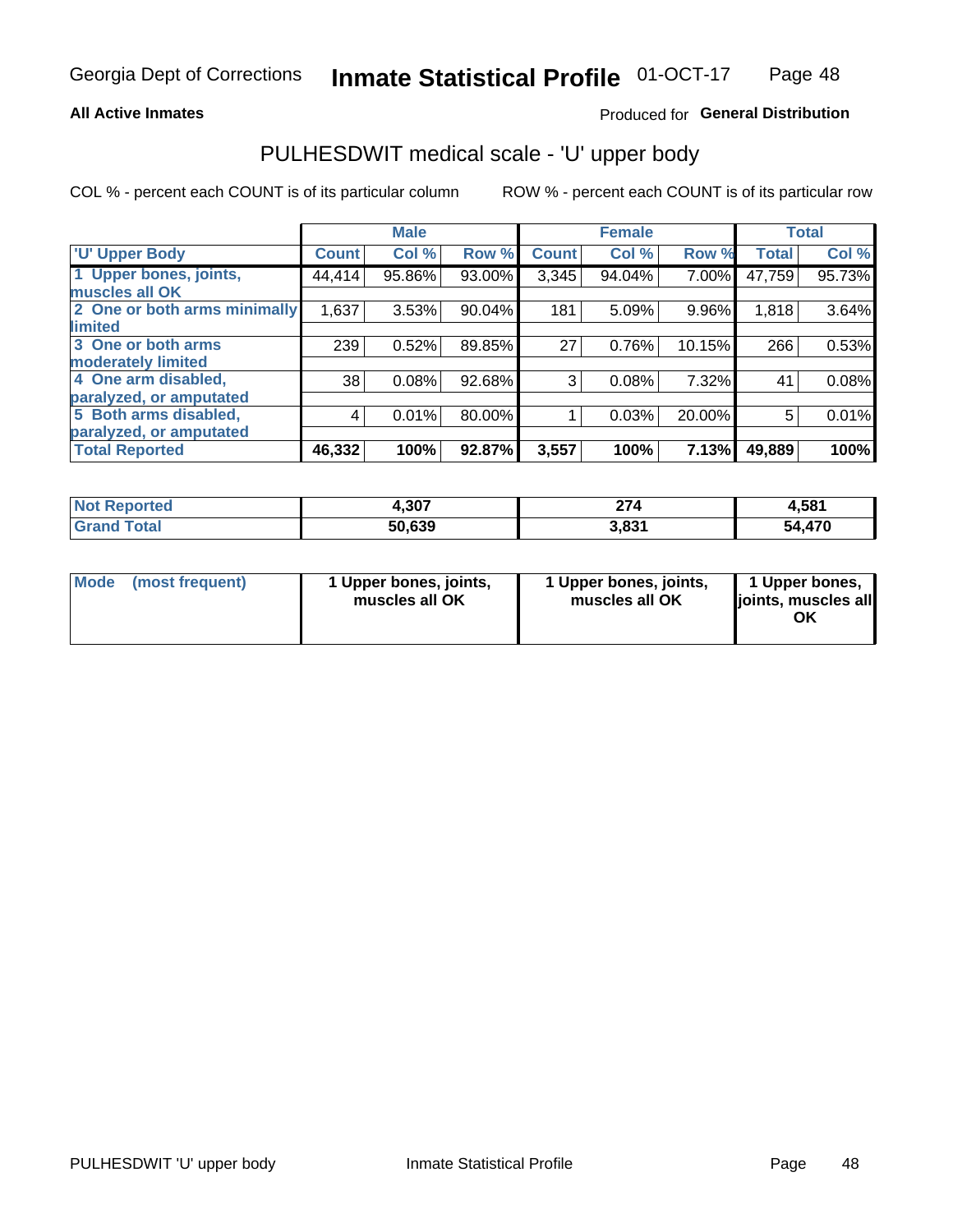Georgia Dept of Corrections **Inmate Statistical Profile** 01-OCT-17

**All Active Inmates**

Produced for **General Distribution**

## PULHESDWIT medical scale - 'U' upper body

COL % - percent each COUNT is of its particular column

ROW % - percent each COUNT is of its particular row

| | Male | | | Female | | | Total | |
|---|---|---|---|---|---|---|---|---|
| **'U' Upper Body** | **Count** | **Col %** | **Row %** | **Count** | **Col %** | **Row %** | **Total** | **Col %** |
| **1 Upper bones, joints, muscles all OK** | 44,414 | 95.86% | 93.00% | 3,345 | 94.04% | 7.00% | 47,759 | 95.73% |
| **2 One or both arms minimally limited** | 1,637 | 3.53% | 90.04% | 181 | 5.09% | 9.96% | 1,818 | 3.64% |
| **3 One or both arms moderately limited** | 239 | 0.52% | 89.85% | 27 | 0.76% | 10.15% | 266 | 0.53% |
| **4 One arm disabled, paralyzed, or amputated** | 38 | 0.08% | 92.68% | 3 | 0.08% | 7.32% | 41 | 0.08% |
| **5 Both arms disabled, paralyzed, or amputated** | 4 | 0.01% | 80.00% | 1 | 0.03% | 20.00% | 5 | 0.01% |
| **Total Reported** | **46,332** | **100%** | **92.87%** | **3,557** | **100%** | **7.13%** | **49,889** | **100%** |

| | Male | Female | Total |
|---|---|---|---|
| **Not Reported** | **4,307** | **274** | **4,581** |
| **Grand Total** | **50,639** | **3,831** | **54,470** |

| | Male | Female | Total |
|---|---|---|---|
| **Mode (most frequent)** | **1 Upper bones, joints, muscles all OK** | **1 Upper bones, joints, muscles all OK** | **1 Upper bones, joints, muscles all OK** |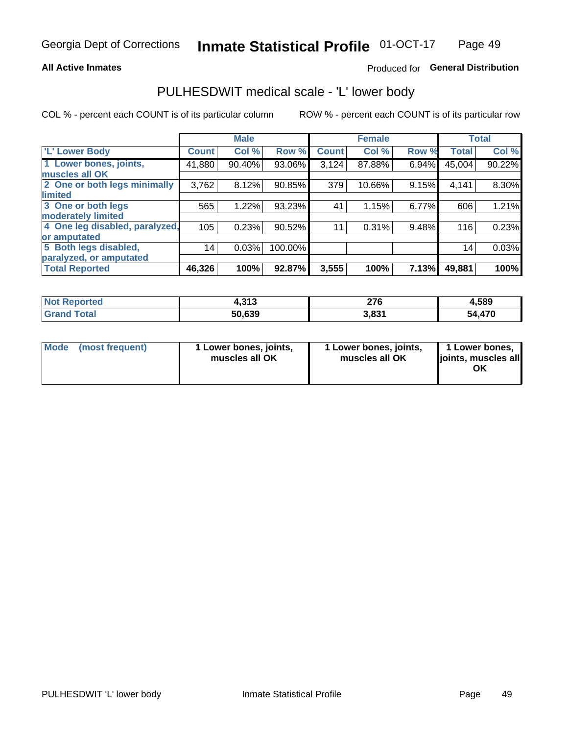Georgia Dept of Corrections **Inmate Statistical Profile** 01-OCT-17

**All Active Inmates**

Produced for **General Distribution**

## PULHESDWIT medical scale - 'L' lower body

COL % - percent each COUNT is of its particular column

ROW % - percent each COUNT is of its particular row

| | Male | | | Female | | | Total | |
|---|---|---|---|---|---|---|---|---|
| 'L' Lower Body | Count | Col % | Row % | Count | Col % | Row % | Total | Col % |
| 1 Lower bones, joints, muscles all OK | 41,880 | 90.40% | 93.06% | 3,124 | 87.88% | 6.94% | 45,004 | 90.22% |
| 2 One or both legs minimally limited | 3,762 | 8.12% | 90.85% | 379 | 10.66% | 9.15% | 4,141 | 8.30% |
| 3 One or both legs moderately limited | 565 | 1.22% | 93.23% | 41 | 1.15% | 6.77% | 606 | 1.21% |
| 4 One leg disabled, paralyzed, or amputated | 105 | 0.23% | 90.52% | 11 | 0.31% | 9.48% | 116 | 0.23% |
| 5 Both legs disabled, paralyzed, or amputated | 14 | 0.03% | 100.00% | | | | 14 | 0.03% |
| Total Reported | 46,326 | 100% | 92.87% | 3,555 | 100% | 7.13% | 49,881 | 100% |

| | Male | Female | Total |
|---|---|---|---|
| Not Reported | 4,313 | 276 | 4,589 |
| Grand Total | 50,639 | 3,831 | 54,470 |

| | Male | Female | Total |
|---|---|---|---|
| Mode (most frequent) | 1 Lower bones, joints, muscles all OK | 1 Lower bones, joints, muscles all OK | 1 Lower bones, joints, muscles all OK |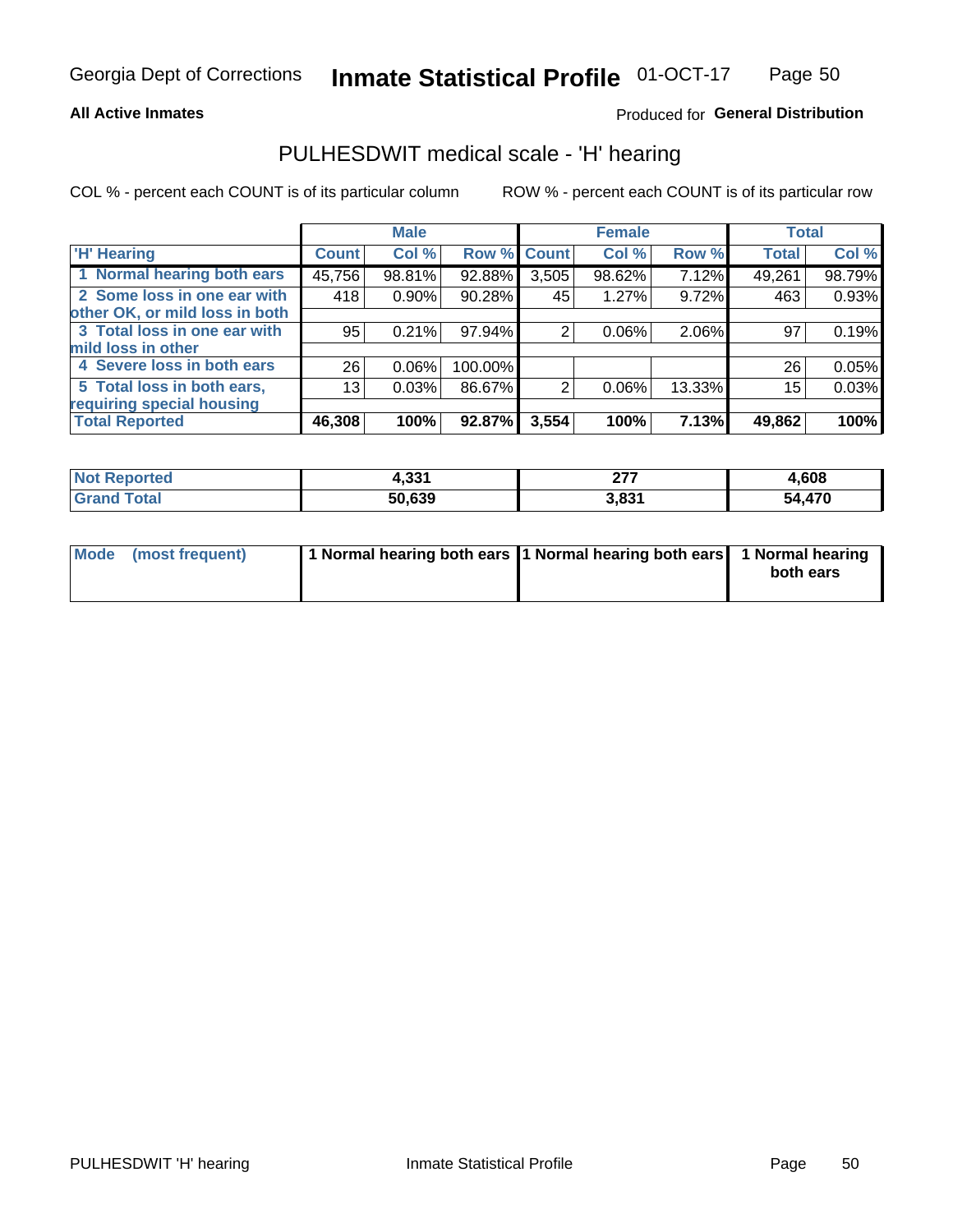Georgia Dept of Corrections **Inmate Statistical Profile** 01-OCT-17

**All Active Inmates**

Produced for **General Distribution**

## PULHESDWIT medical scale - 'H' hearing

COL % - percent each COUNT is of its particular column

ROW % - percent each COUNT is of its particular row

| 'H' Hearing | Male | | | Female | | | Total | |
|---|---|---|---|---|---|---|---|---|
| | Count | Col % | Row % | Count | Col % | Row % | Total | Col % |
| 1 Normal hearing both ears | 45,756 | 98.81% | 92.88% | 3,505 | 98.62% | 7.12% | 49,261 | 98.79% |
| 2 Some loss in one ear with other OK, or mild loss in both | 418 | 0.90% | 90.28% | 45 | 1.27% | 9.72% | 463 | 0.93% |
| 3 Total loss in one ear with mild loss in other | 95 | 0.21% | 97.94% | 2 | 0.06% | 2.06% | 97 | 0.19% |
| 4 Severe loss in both ears | 26 | 0.06% | 100.00% | | | | 26 | 0.05% |
| 5 Total loss in both ears, requiring special housing | 13 | 0.03% | 86.67% | 2 | 0.06% | 13.33% | 15 | 0.03% |
| **Total Reported** | **46,308** | **100%** | **92.87%** | **3,554** | **100%** | **7.13%** | **49,862** | **100%** |

| | Male | Female | Total |
|---|---|---|---|
| Not Reported | 4,331 | 277 | 4,608 |
| Grand Total | 50,639 | 3,831 | 54,470 |

| | Male | Female | Total |
|---|---|---|---|
| Mode (most frequent) | 1 Normal hearing both ears | 1 Normal hearing both ears | 1 Normal hearing both ears |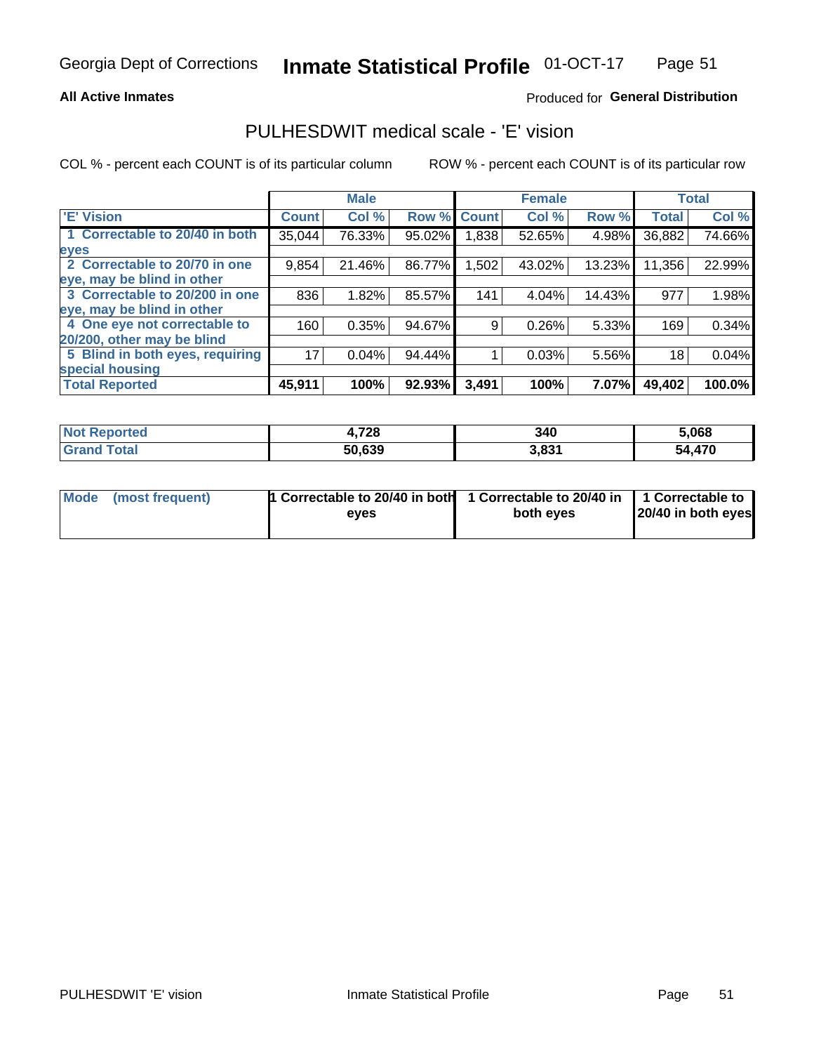Georgia Dept of Corrections **Inmate Statistical Profile** 01-OCT-17

**All Active Inmates**

Produced for **General Distribution**

## PULHESDWIT medical scale - 'E' vision

COL % - percent each COUNT is of its particular column

ROW % - percent each COUNT is of its particular row

| 'E' Vision | Male | | | Female | | | Total | |
|---|---|---|---|---|---|---|---|---|
| | Count | Col % | Row % | Count | Col % | Row % | Total | Col % |
| 1 Correctable to 20/40 in both eyes | 35,044 | 76.33% | 95.02% | 1,838 | 52.65% | 4.98% | 36,882 | 74.66% |
| 2 Correctable to 20/70 in one eye, may be blind in other | 9,854 | 21.46% | 86.77% | 1,502 | 43.02% | 13.23% | 11,356 | 22.99% |
| 3 Correctable to 20/200 in one eye, may be blind in other | 836 | 1.82% | 85.57% | 141 | 4.04% | 14.43% | 977 | 1.98% |
| 4 One eye not correctable to 20/200, other may be blind | 160 | 0.35% | 94.67% | 9 | 0.26% | 5.33% | 169 | 0.34% |
| 5 Blind in both eyes, requiring special housing | 17 | 0.04% | 94.44% | 1 | 0.03% | 5.56% | 18 | 0.04% |
| **Total Reported** | **45,911** | **100%** | **92.93%** | **3,491** | **100%** | **7.07%** | **49,402** | **100.0%** |

| | Male | Female | Total |
|---|---|---|---|
| Not Reported | 4,728 | 340 | 5,068 |
| Grand Total | 50,639 | 3,831 | 54,470 |

| | Male | Female | Total |
|---|---|---|---|
| Mode (most frequent) | 1 Correctable to 20/40 in both eyes | 1 Correctable to 20/40 in both eyes | 1 Correctable to 20/40 in both eyes |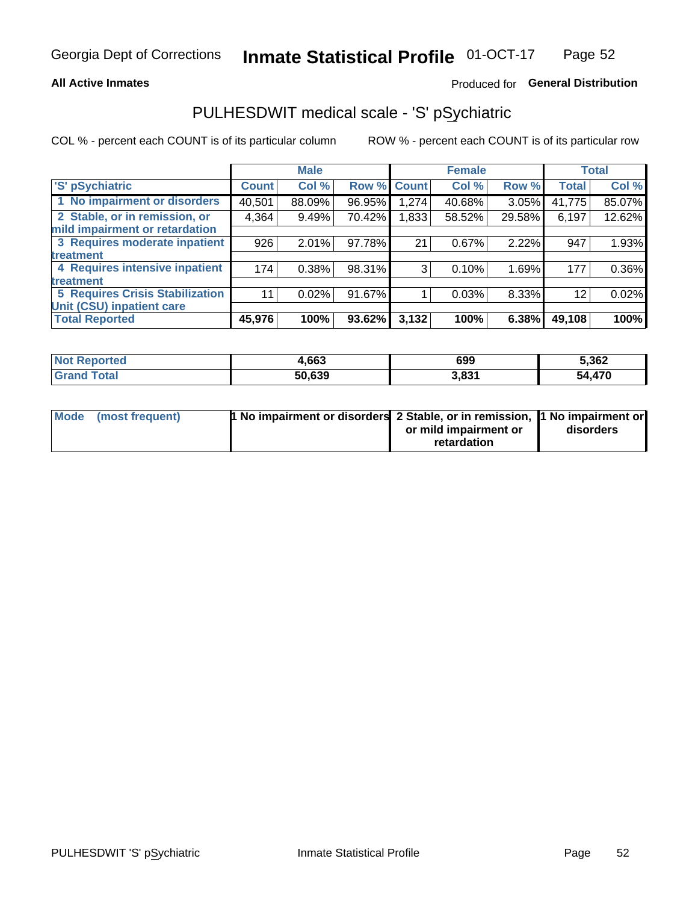Georgia Dept of Corrections **Inmate Statistical Profile** 01-OCT-17

**All Active Inmates**

Produced for **General Distribution**

## PULHESDWIT medical scale - 'S' pSychiatric

COL % - percent each COUNT is of its particular column

ROW % - percent each COUNT is of its particular row

| 'S' pSychiatric | Male | | | Female | | | Total | |
|---|---|---|---|---|---|---|---|---|
| | Count | Col % | Row % | Count | Col % | Row % | Total | Col % |
| 1 No impairment or disorders | 40,501 | 88.09% | 96.95% | 1,274 | 40.68% | 3.05% | 41,775 | 85.07% |
| 2 Stable, or in remission, or mild impairment or retardation | 4,364 | 9.49% | 70.42% | 1,833 | 58.52% | 29.58% | 6,197 | 12.62% |
| 3 Requires moderate inpatient treatment | 926 | 2.01% | 97.78% | 21 | 0.67% | 2.22% | 947 | 1.93% |
| 4 Requires intensive inpatient treatment | 174 | 0.38% | 98.31% | 3 | 0.10% | 1.69% | 177 | 0.36% |
| 5 Requires Crisis Stabilization Unit (CSU) inpatient care | 11 | 0.02% | 91.67% | 1 | 0.03% | 8.33% | 12 | 0.02% |
| **Total Reported** | **45,976** | **100%** | **93.62%** | **3,132** | **100%** | **6.38%** | **49,108** | **100%** |

| | Male | Female | Total |
|---|---|---|---|
| Not Reported | 4,663 | 699 | 5,362 |
| Grand Total | 50,639 | 3,831 | 54,470 |

| Mode (most frequent) | Male | Female | Total |
|---|---|---|---|
| | 1 No impairment or disorders | 2 Stable, or in remission, or mild impairment or retardation | 1 No impairment or disorders |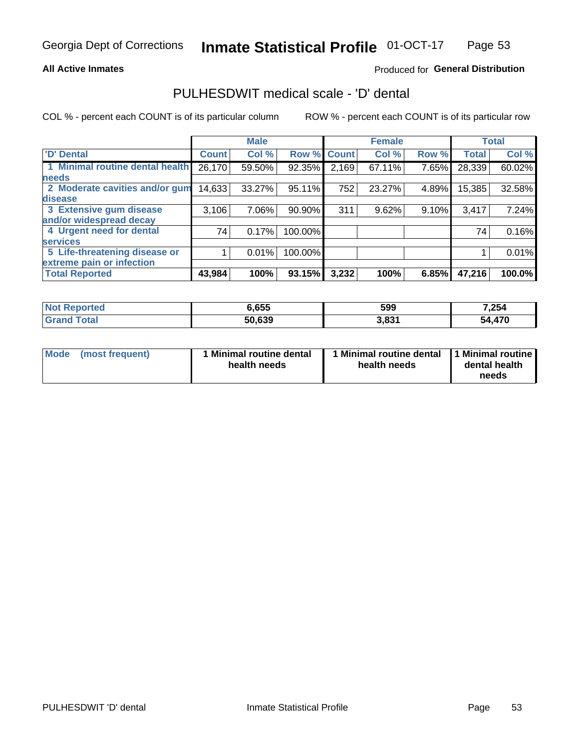Georgia Dept of Corrections **Inmate Statistical Profile** 01-OCT-17

**All Active Inmates**

Produced for **General Distribution**

## PULHESDWIT medical scale - 'D' dental

COL % - percent each COUNT is of its particular column ROW % - percent each COUNT is of its particular row

| | Male | | | Female | | | Total | |
|---|---|---|---|---|---|---|---|---|
| **'D' Dental** | **Count** | **Col %** | **Row %** | **Count** | **Col %** | **Row %** | **Total** | **Col %** |
| **1 Minimal routine dental health needs** | 26,170 | 59.50% | 92.35% | 2,169 | 67.11% | 7.65% | 28,339 | 60.02% |
| **2 Moderate cavities and/or gum disease** | 14,633 | 33.27% | 95.11% | 752 | 23.27% | 4.89% | 15,385 | 32.58% |
| **3 Extensive gum disease and/or widespread decay** | 3,106 | 7.06% | 90.90% | 311 | 9.62% | 9.10% | 3,417 | 7.24% |
| **4 Urgent need for dental services** | 74 | 0.17% | 100.00% | | | | 74 | 0.16% |
| **5 Life-threatening disease or extreme pain or infection** | 1 | 0.01% | 100.00% | | | | 1 | 0.01% |
| **Total Reported** | **43,984** | **100%** | **93.15%** | **3,232** | **100%** | **6.85%** | **47,216** | **100.0%** |

| | Male | Female | Total |
|---|---|---|---|
| **Not Reported** | **6,655** | **599** | **7,254** |
| **Grand Total** | **50,639** | **3,831** | **54,470** |

| | Male | Female | Total |
|---|---|---|---|
| **Mode (most frequent)** | **1 Minimal routine dental health needs** | **1 Minimal routine dental health needs** | **1 Minimal routine dental health needs** |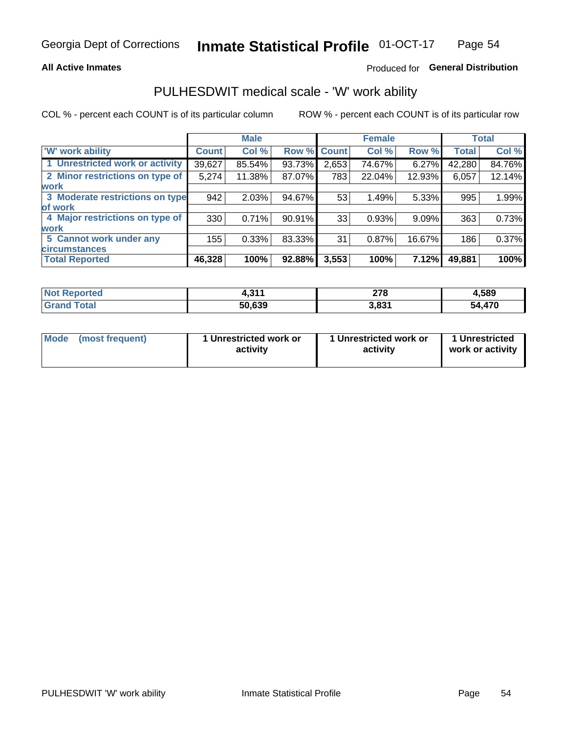Georgia Dept of Corrections **Inmate Statistical Profile** 01-OCT-17

**All Active Inmates**

Produced for **General Distribution**

## PULHESDWIT medical scale - 'W' work ability

COL % - percent each COUNT is of its particular column ROW % - percent each COUNT is of its particular row

| | Male | | | Female | | | Total | |
|---|---|---|---|---|---|---|---|---|
| 'W' work ability | Count | Col % | Row % | Count | Col % | Row % | Total | Col % |
| 1 Unrestricted work or activity | 39,627 | 85.54% | 93.73% | 2,653 | 74.67% | 6.27% | 42,280 | 84.76% |
| 2 Minor restrictions on type of work | 5,274 | 11.38% | 87.07% | 783 | 22.04% | 12.93% | 6,057 | 12.14% |
| 3 Moderate restrictions on type of work | 942 | 2.03% | 94.67% | 53 | 1.49% | 5.33% | 995 | 1.99% |
| 4 Major restrictions on type of work | 330 | 0.71% | 90.91% | 33 | 0.93% | 9.09% | 363 | 0.73% |
| 5 Cannot work under any circumstances | 155 | 0.33% | 83.33% | 31 | 0.87% | 16.67% | 186 | 0.37% |
| **Total Reported** | **46,328** | **100%** | **92.88%** | **3,553** | **100%** | **7.12%** | **49,881** | **100%** |

| | Male | Female | Total |
|---|---|---|---|
| Not Reported | 4,311 | 278 | 4,589 |
| Grand Total | 50,639 | 3,831 | 54,470 |

| | Male | Female | Total |
|---|---|---|---|
| Mode (most frequent) | 1 Unrestricted work or activity | 1 Unrestricted work or activity | 1 Unrestricted work or activity |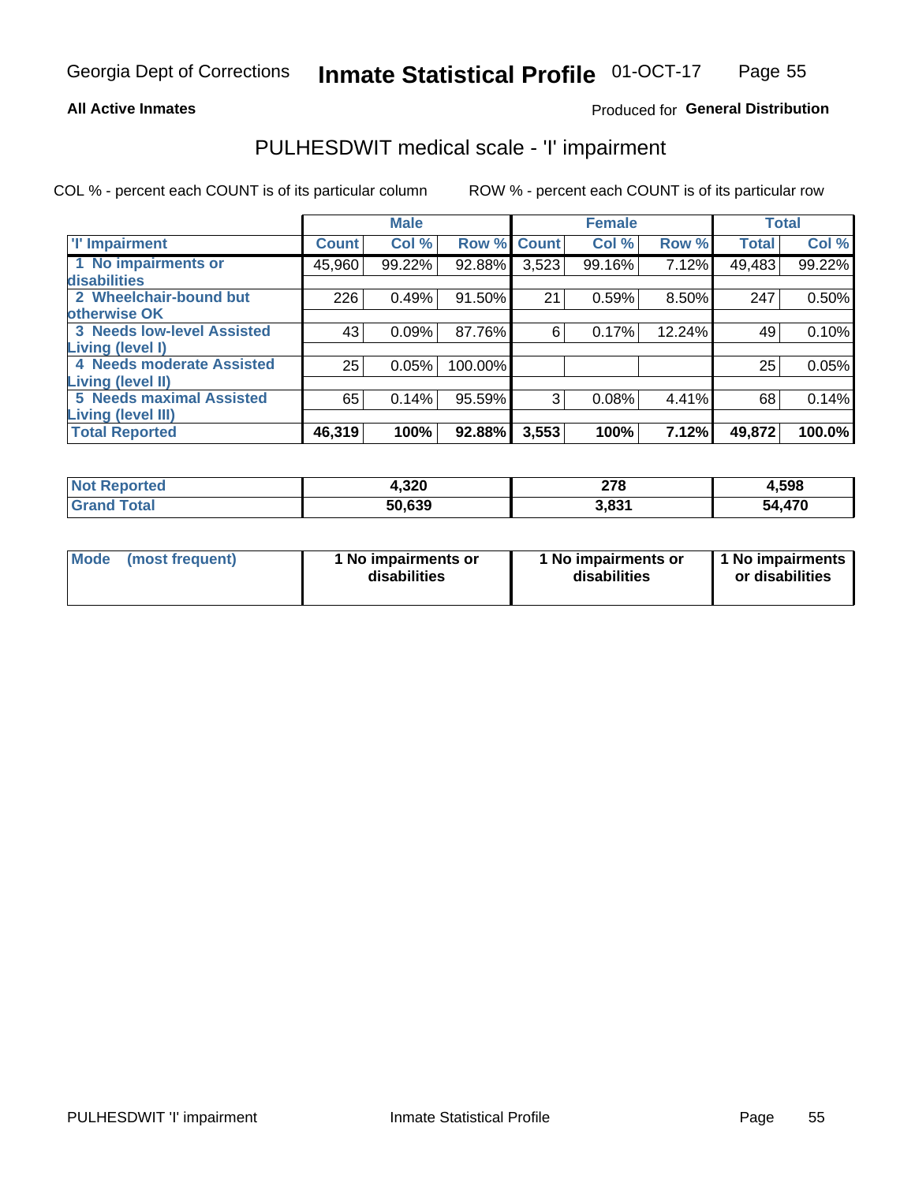Georgia Dept of Corrections **Inmate Statistical Profile** 01-OCT-17

**All Active Inmates**

Produced for **General Distribution**

## PULHESDWIT medical scale - 'I' impairment

COL % - percent each COUNT is of its particular column ROW % - percent each COUNT is of its particular row

| | Male | | | Female | | | Total | |
|---|---|---|---|---|---|---|---|---|
| 'I' Impairment | Count | Col % | Row % | Count | Col % | Row % | Total | Col % |
| 1 No impairments or disabilities | 45,960 | 99.22% | 92.88% | 3,523 | 99.16% | 7.12% | 49,483 | 99.22% |
| 2 Wheelchair-bound but otherwise OK | 226 | 0.49% | 91.50% | 21 | 0.59% | 8.50% | 247 | 0.50% |
| 3 Needs low-level Assisted Living (level I) | 43 | 0.09% | 87.76% | 6 | 0.17% | 12.24% | 49 | 0.10% |
| 4 Needs moderate Assisted Living (level II) | 25 | 0.05% | 100.00% | | | | 25 | 0.05% |
| 5 Needs maximal Assisted Living (level III) | 65 | 0.14% | 95.59% | 3 | 0.08% | 4.41% | 68 | 0.14% |
| **Total Reported** | **46,319** | **100%** | **92.88%** | **3,553** | **100%** | **7.12%** | **49,872** | **100.0%** |

| | Male | Female | Total |
|---|---|---|---|
| **Not Reported** | **4,320** | **278** | **4,598** |
| **Grand Total** | **50,639** | **3,831** | **54,470** |

| | Male | Female | Total |
|---|---|---|---|
| **Mode (most frequent)** | **1 No impairments or disabilities** | **1 No impairments or disabilities** | **1 No impairments or disabilities** |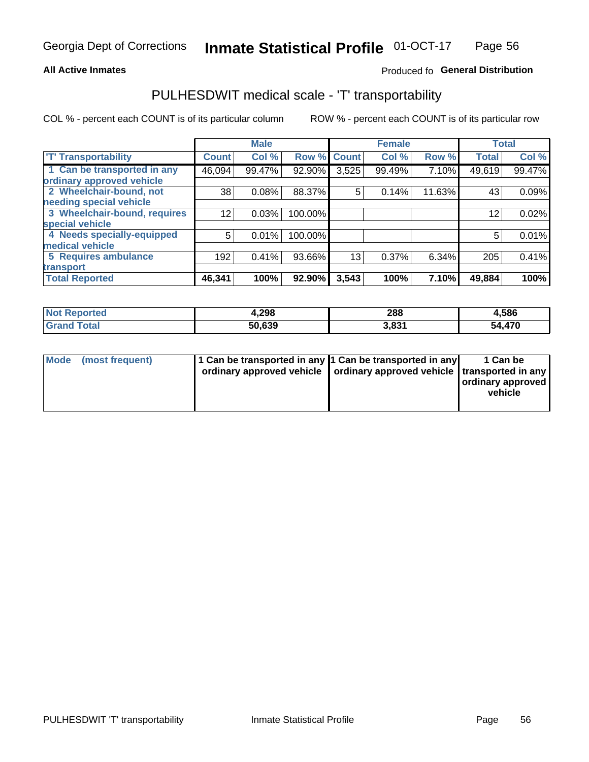Georgia Dept of Corrections **Inmate Statistical Profile** 01-OCT-17

**All Active Inmates**

Produced fo **General Distribution**

## PULHESDWIT medical scale - 'T' transportability

COL % - percent each COUNT is of its particular column

ROW % - percent each COUNT is of its particular row

| | Male | | | Female | | | Total | |
|---|---|---|---|---|---|---|---|---|
| 'T' Transportability | Count | Col % | Row % | Count | Col % | Row % | Total | Col % |
| 1 Can be transported in any ordinary approved vehicle | 46,094 | 99.47% | 92.90% | 3,525 | 99.49% | 7.10% | 49,619 | 99.47% |
| 2 Wheelchair-bound, not needing special vehicle | 38 | 0.08% | 88.37% | 5 | 0.14% | 11.63% | 43 | 0.09% |
| 3 Wheelchair-bound, requires special vehicle | 12 | 0.03% | 100.00% | | | | 12 | 0.02% |
| 4 Needs specially-equipped medical vehicle | 5 | 0.01% | 100.00% | | | | 5 | 0.01% |
| 5 Requires ambulance transport | 192 | 0.41% | 93.66% | 13 | 0.37% | 6.34% | 205 | 0.41% |
| **Total Reported** | **46,341** | **100%** | **92.90%** | **3,543** | **100%** | **7.10%** | **49,884** | **100%** |

| | Male | Female | Total |
|---|---|---|---|
| **Not Reported** | **4,298** | **288** | **4,586** |
| **Grand Total** | **50,639** | **3,831** | **54,470** |

| | Male | Female | Total |
|---|---|---|---|
| **Mode (most frequent)** | **1 Can be transported in any ordinary approved vehicle** | **1 Can be transported in any ordinary approved vehicle** | **1 Can be transported in any ordinary approved vehicle** |

PULHESDWIT 'T' transportability Inmate Statistical Profile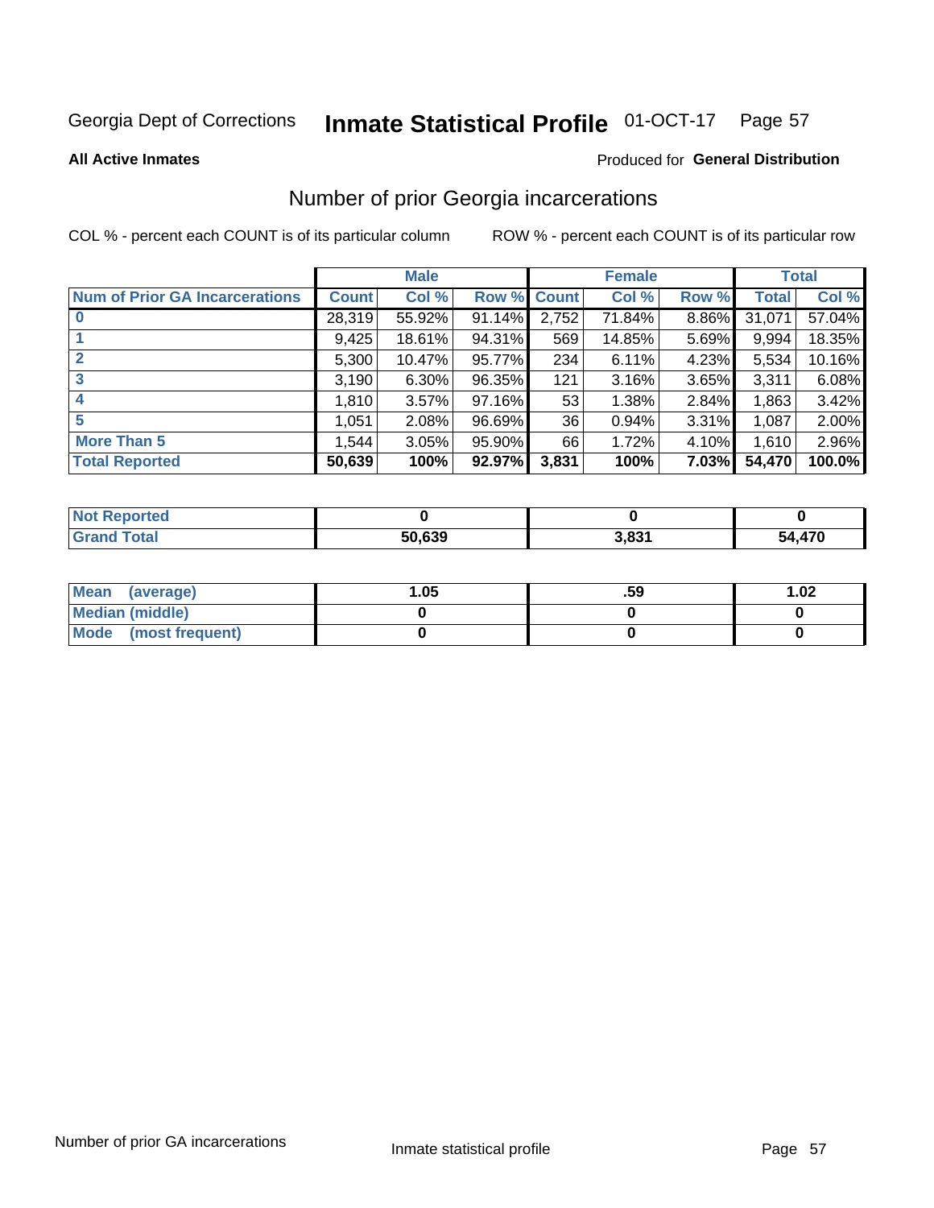Georgia Dept of Corrections **Inmate Statistical Profile** 01-OCT-17

**All Active Inmates**

Produced for **General Distribution**

## Number of prior Georgia incarcerations

COL % - percent each COUNT is of its particular column ROW % - percent each COUNT is of its particular row

| | Male | | | Female | | | Total | |
|---|---|---|---|---|---|---|---|---|
| **Num of Prior GA Incarcerations** | **Count** | **Col %** | **Row %** | **Count** | **Col %** | **Row %** | **Total** | **Col %** |
| **0** | 28,319 | 55.92% | 91.14% | 2,752 | 71.84% | 8.86% | 31,071 | 57.04% |
| **1** | 9,425 | 18.61% | 94.31% | 569 | 14.85% | 5.69% | 9,994 | 18.35% |
| **2** | 5,300 | 10.47% | 95.77% | 234 | 6.11% | 4.23% | 5,534 | 10.16% |
| **3** | 3,190 | 6.30% | 96.35% | 121 | 3.16% | 3.65% | 3,311 | 6.08% |
| **4** | 1,810 | 3.57% | 97.16% | 53 | 1.38% | 2.84% | 1,863 | 3.42% |
| **5** | 1,051 | 2.08% | 96.69% | 36 | 0.94% | 3.31% | 1,087 | 2.00% |
| **More Than 5** | 1,544 | 3.05% | 95.90% | 66 | 1.72% | 4.10% | 1,610 | 2.96% |
| **Total Reported** | **50,639** | **100%** | **92.97%** | **3,831** | **100%** | **7.03%** | **54,470** | **100.0%** |

| | Male | Female | Total |
|---|---|---|---|
| **Not Reported** | **0** | **0** | **0** |
| **Grand Total** | **50,639** | **3,831** | **54,470** |

| | Male | Female | Total |
|---|---|---|---|
| **Mean (average)** | **1.05** | **.59** | **1.02** |
| **Median (middle)** | **0** | **0** | **0** |
| **Mode (most frequent)** | **0** | **0** | **0** |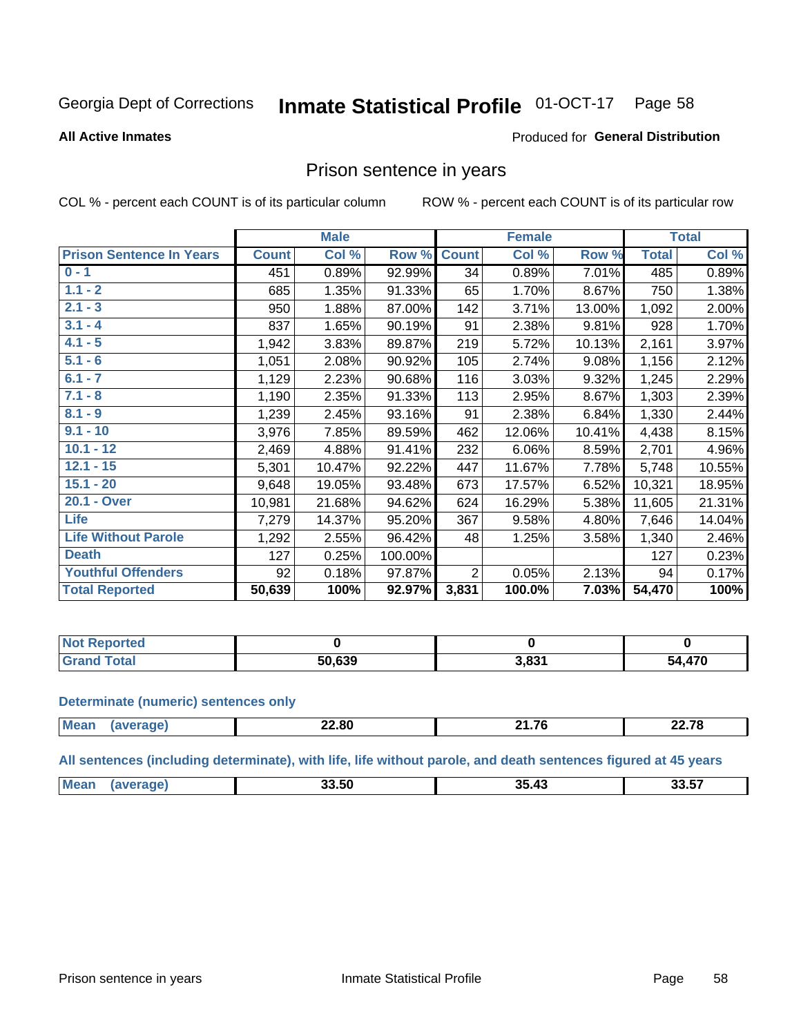Georgia Dept of Corrections **Inmate Statistical Profile** 01-OCT-17 Page 58

**All Active Inmates**

Produced for **General Distribution**

## Prison sentence in years

COL % - percent each COUNT is of its particular column ROW % - percent each COUNT is of its particular row

| | Male | | | Female | | | Total | |
|---|---|---|---|---|---|---|---|---|
| **Prison Sentence In Years** | **Count** | **Col %** | **Row %** | **Count** | **Col %** | **Row %** | **Total** | **Col %** |
| **0 - 1** | 451 | 0.89% | 92.99% | 34 | 0.89% | 7.01% | 485 | 0.89% |
| **1.1 - 2** | 685 | 1.35% | 91.33% | 65 | 1.70% | 8.67% | 750 | 1.38% |
| **2.1 - 3** | 950 | 1.88% | 87.00% | 142 | 3.71% | 13.00% | 1,092 | 2.00% |
| **3.1 - 4** | 837 | 1.65% | 90.19% | 91 | 2.38% | 9.81% | 928 | 1.70% |
| **4.1 - 5** | 1,942 | 3.83% | 89.87% | 219 | 5.72% | 10.13% | 2,161 | 3.97% |
| **5.1 - 6** | 1,051 | 2.08% | 90.92% | 105 | 2.74% | 9.08% | 1,156 | 2.12% |
| **6.1 - 7** | 1,129 | 2.23% | 90.68% | 116 | 3.03% | 9.32% | 1,245 | 2.29% |
| **7.1 - 8** | 1,190 | 2.35% | 91.33% | 113 | 2.95% | 8.67% | 1,303 | 2.39% |
| **8.1 - 9** | 1,239 | 2.45% | 93.16% | 91 | 2.38% | 6.84% | 1,330 | 2.44% |
| **9.1 - 10** | 3,976 | 7.85% | 89.59% | 462 | 12.06% | 10.41% | 4,438 | 8.15% |
| **10.1 - 12** | 2,469 | 4.88% | 91.41% | 232 | 6.06% | 8.59% | 2,701 | 4.96% |
| **12.1 - 15** | 5,301 | 10.47% | 92.22% | 447 | 11.67% | 7.78% | 5,748 | 10.55% |
| **15.1 - 20** | 9,648 | 19.05% | 93.48% | 673 | 17.57% | 6.52% | 10,321 | 18.95% |
| **20.1 - Over** | 10,981 | 21.68% | 94.62% | 624 | 16.29% | 5.38% | 11,605 | 21.31% |
| **Life** | 7,279 | 14.37% | 95.20% | 367 | 9.58% | 4.80% | 7,646 | 14.04% |
| **Life Without Parole** | 1,292 | 2.55% | 96.42% | 48 | 1.25% | 3.58% | 1,340 | 2.46% |
| **Death** | 127 | 0.25% | 100.00% | | | | 127 | 0.23% |
| **Youthful Offenders** | 92 | 0.18% | 97.87% | 2 | 0.05% | 2.13% | 94 | 0.17% |
| **Total Reported** | **50,639** | **100%** | **92.97%** | **3,831** | **100.0%** | **7.03%** | **54,470** | **100%** |

| | Male | Female | Total |
|---|---|---|---|
| **Not Reported** | **0** | **0** | **0** |
| **Grand Total** | **50,639** | **3,831** | **54,470** |

**Determinate (numeric) sentences only**

| | Male | Female | Total |
|---|---|---|---|
| **Mean (average)** | **22.80** | **21.76** | **22.78** |

**All sentences (including determinate), with life, life without parole, and death sentences figured at 45 years**

| | Male | Female | Total |
|---|---|---|---|
| **Mean (average)** | **33.50** | **35.43** | **33.57** |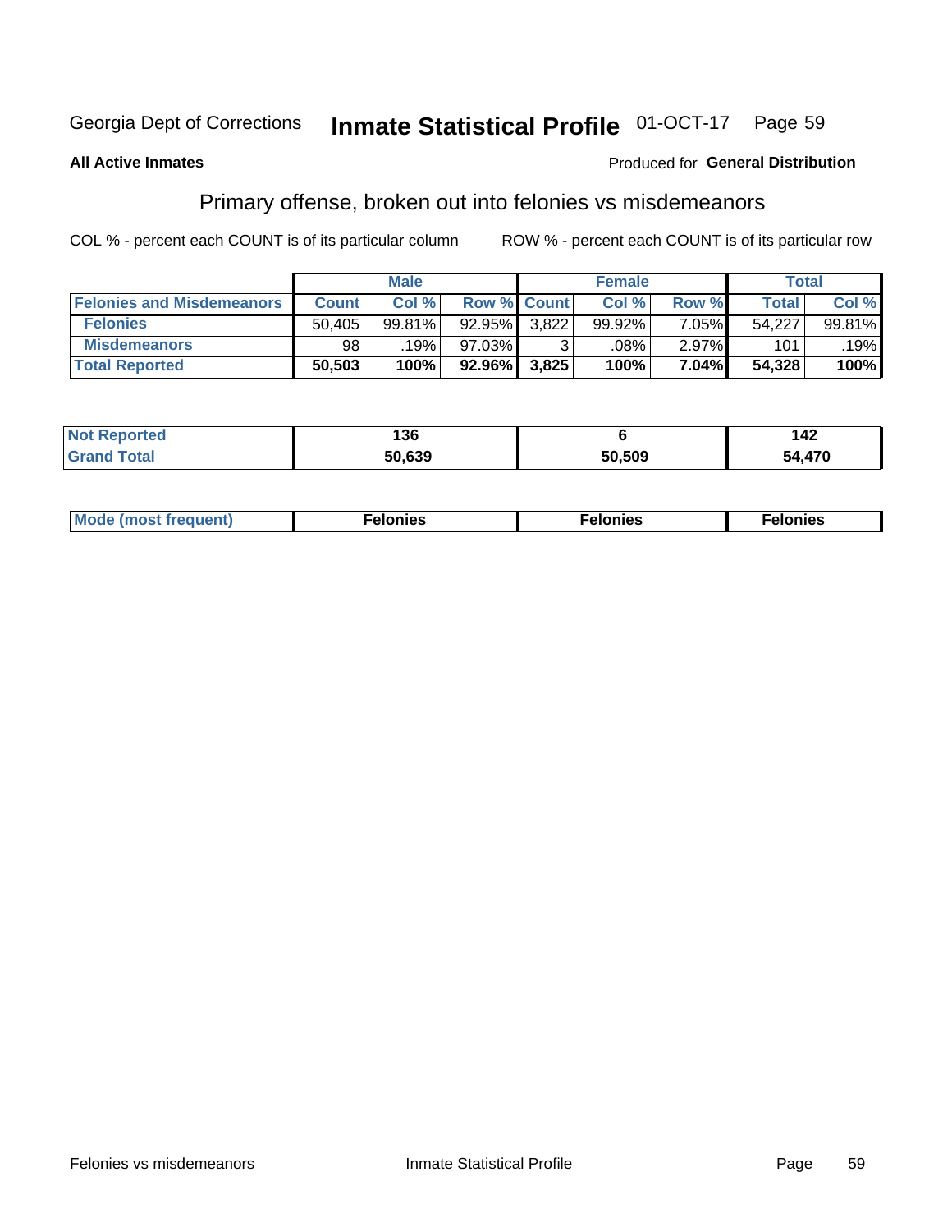Georgia Dept of Corrections **Inmate Statistical Profile** 01-OCT-17

**All Active Inmates**

Produced for **General Distribution**

## Primary offense, broken out into felonies vs misdemeanors

COL % - percent each COUNT is of its particular column ROW % - percent each COUNT is of its particular row

| | Male | | | Female | | | Total | |
|---|---|---|---|---|---|---|---|---|
| **Felonies and Misdemeanors** | **Count** | **Col %** | **Row %** | **Count** | **Col %** | **Row %** | **Total** | **Col %** |
| **Felonies** | 50,405 | 99.81% | 92.95% | 3,822 | 99.92% | 7.05% | 54,227 | 99.81% |
| **Misdemeanors** | 98 | .19% | 97.03% | 3 | .08% | 2.97% | 101 | .19% |
| **Total Reported** | **50,503** | **100%** | **92.96%** | **3,825** | **100%** | **7.04%** | **54,328** | **100%** |

| | Male | Female | Total |
|---|---|---|---|
| **Not Reported** | **136** | **6** | **142** |
| **Grand Total** | **50,639** | **50,509** | **54,470** |

| | Male | Female | Total |
|---|---|---|---|
| **Mode (most frequent)** | **Felonies** | **Felonies** | **Felonies** |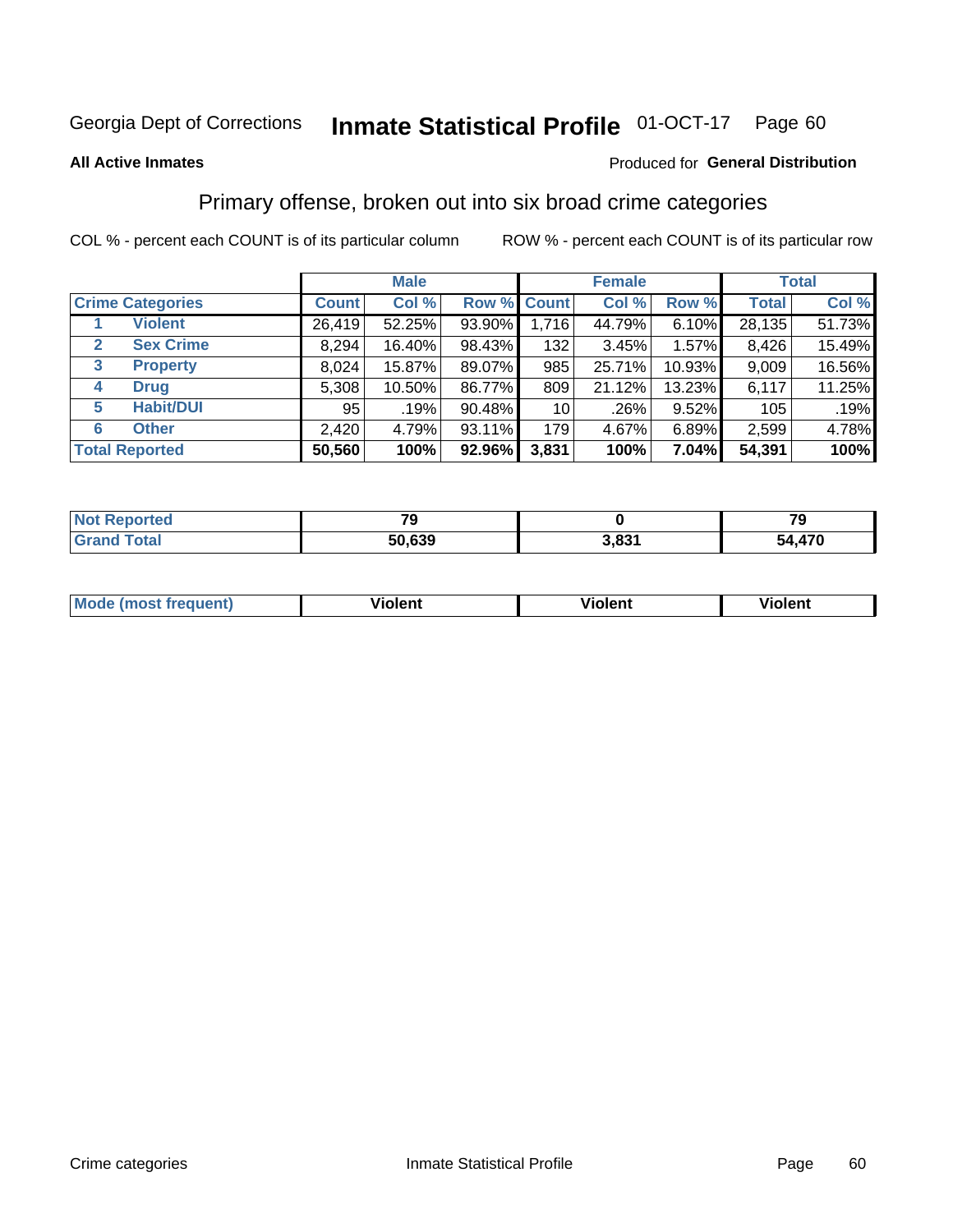Georgia Dept of Corrections **Inmate Statistical Profile** 01-OCT-17 Page 60

**All Active Inmates** Produced for **General Distribution**

## Primary offense, broken out into six broad crime categories

COL % - percent each COUNT is of its particular column ROW % - percent each COUNT is of its particular row

| | | Male | | | Female | | | Total | |
|---|---|---|---|---|---|---|---|---|---|
| **Crime Categories** | | **Count** | **Col %** | **Row %** | **Count** | **Col %** | **Row %** | **Total** | **Col %** |
| 1 | **Violent** | 26,419 | 52.25% | 93.90% | 1,716 | 44.79% | 6.10% | 28,135 | 51.73% |
| 2 | **Sex Crime** | 8,294 | 16.40% | 98.43% | 132 | 3.45% | 1.57% | 8,426 | 15.49% |
| 3 | **Property** | 8,024 | 15.87% | 89.07% | 985 | 25.71% | 10.93% | 9,009 | 16.56% |
| 4 | **Drug** | 5,308 | 10.50% | 86.77% | 809 | 21.12% | 13.23% | 6,117 | 11.25% |
| 5 | **Habit/DUI** | 95 | .19% | 90.48% | 10 | .26% | 9.52% | 105 | .19% |
| 6 | **Other** | 2,420 | 4.79% | 93.11% | 179 | 4.67% | 6.89% | 2,599 | 4.78% |
| **Total Reported** | | **50,560** | **100%** | **92.96%** | **3,831** | **100%** | **7.04%** | **54,391** | **100%** |

| | Male | Female | Total |
|---|---|---|---|
| **Not Reported** | **79** | **0** | **79** |
| **Grand Total** | **50,639** | **3,831** | **54,470** |

| | Male | Female | Total |
|---|---|---|---|
| **Mode (most frequent)** | **Violent** | **Violent** | **Violent** |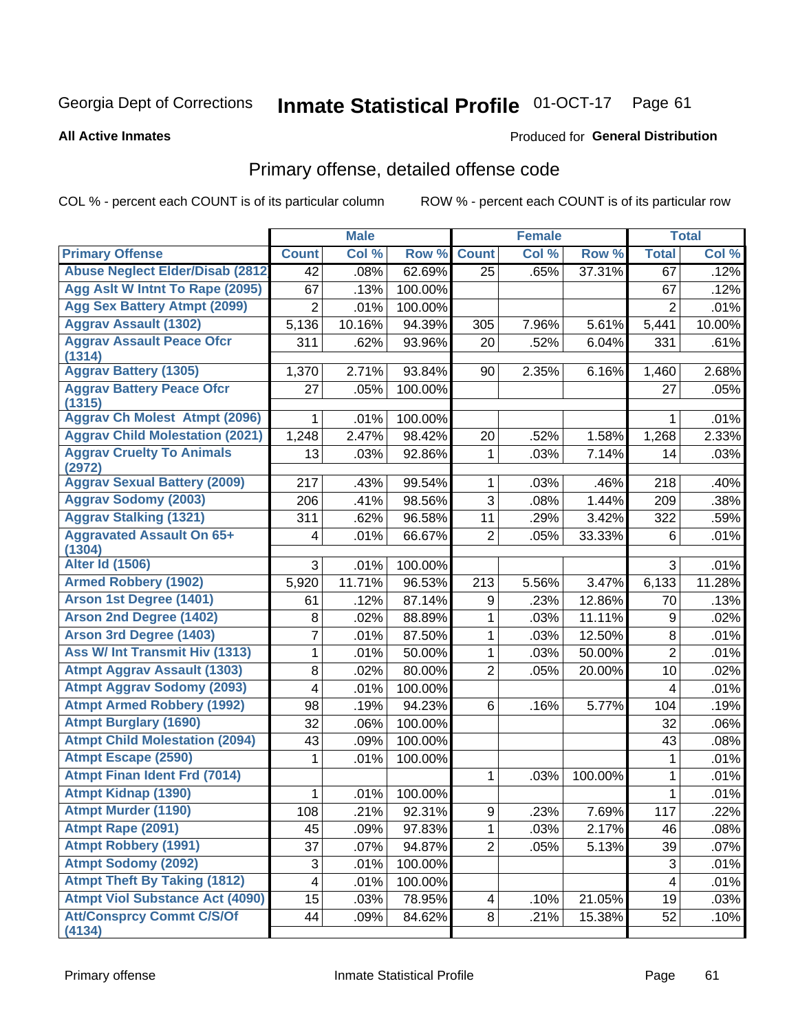Georgia Dept of Corrections **Inmate Statistical Profile** 01-OCT-17

**All Active Inmates** Produced for **General Distribution**

## Primary offense, detailed offense code

COL % - percent each COUNT is of its particular column ROW % - percent each COUNT is of its particular row

| | Male | | | Female | | | Total | |
|---|---|---|---|---|---|---|---|---|
| **Primary Offense** | **Count** | **Col %** | **Row %** | **Count** | **Col %** | **Row %** | **Total** | **Col %** |
| Abuse Neglect Elder/Disab (2812) | 42 | .08% | 62.69% | 25 | .65% | 37.31% | 67 | .12% |
| Agg Aslt W Intnt To Rape (2095) | 67 | .13% | 100.00% | | | | 67 | .12% |
| Agg Sex Battery Atmpt (2099) | 2 | .01% | 100.00% | | | | 2 | .01% |
| Aggrav Assault (1302) | 5,136 | 10.16% | 94.39% | 305 | 7.96% | 5.61% | 5,441 | 10.00% |
| Aggrav Assault Peace Ofcr (1314) | 311 | .62% | 93.96% | 20 | .52% | 6.04% | 331 | .61% |
| Aggrav Battery (1305) | 1,370 | 2.71% | 93.84% | 90 | 2.35% | 6.16% | 1,460 | 2.68% |
| Aggrav Battery Peace Ofcr (1315) | 27 | .05% | 100.00% | | | | 27 | .05% |
| Aggrav Ch Molest Atmpt (2096) | 1 | .01% | 100.00% | | | | 1 | .01% |
| Aggrav Child Molestation (2021) | 1,248 | 2.47% | 98.42% | 20 | .52% | 1.58% | 1,268 | 2.33% |
| Aggrav Cruelty To Animals (2972) | 13 | .03% | 92.86% | 1 | .03% | 7.14% | 14 | .03% |
| Aggrav Sexual Battery (2009) | 217 | .43% | 99.54% | 1 | .03% | .46% | 218 | .40% |
| Aggrav Sodomy (2003) | 206 | .41% | 98.56% | 3 | .08% | 1.44% | 209 | .38% |
| Aggrav Stalking (1321) | 311 | .62% | 96.58% | 11 | .29% | 3.42% | 322 | .59% |
| Aggravated Assault On 65+ (1304) | 4 | .01% | 66.67% | 2 | .05% | 33.33% | 6 | .01% |
| Alter Id (1506) | 3 | .01% | 100.00% | | | | 3 | .01% |
| Armed Robbery (1902) | 5,920 | 11.71% | 96.53% | 213 | 5.56% | 3.47% | 6,133 | 11.28% |
| Arson 1st Degree (1401) | 61 | .12% | 87.14% | 9 | .23% | 12.86% | 70 | .13% |
| Arson 2nd Degree (1402) | 8 | .02% | 88.89% | 1 | .03% | 11.11% | 9 | .02% |
| Arson 3rd Degree (1403) | 7 | .01% | 87.50% | 1 | .03% | 12.50% | 8 | .01% |
| Ass W/ Int Transmit Hiv (1313) | 1 | .01% | 50.00% | 1 | .03% | 50.00% | 2 | .01% |
| Atmpt Aggrav Assault (1303) | 8 | .02% | 80.00% | 2 | .05% | 20.00% | 10 | .02% |
| Atmpt Aggrav Sodomy (2093) | 4 | .01% | 100.00% | | | | 4 | .01% |
| Atmpt Armed Robbery (1992) | 98 | .19% | 94.23% | 6 | .16% | 5.77% | 104 | .19% |
| Atmpt Burglary (1690) | 32 | .06% | 100.00% | | | | 32 | .06% |
| Atmpt Child Molestation (2094) | 43 | .09% | 100.00% | | | | 43 | .08% |
| Atmpt Escape (2590) | 1 | .01% | 100.00% | | | | 1 | .01% |
| Atmpt Finan Ident Frd (7014) | | | | 1 | .03% | 100.00% | 1 | .01% |
| Atmpt Kidnap (1390) | 1 | .01% | 100.00% | | | | 1 | .01% |
| Atmpt Murder (1190) | 108 | .21% | 92.31% | 9 | .23% | 7.69% | 117 | .22% |
| Atmpt Rape (2091) | 45 | .09% | 97.83% | 1 | .03% | 2.17% | 46 | .08% |
| Atmpt Robbery (1991) | 37 | .07% | 94.87% | 2 | .05% | 5.13% | 39 | .07% |
| Atmpt Sodomy (2092) | 3 | .01% | 100.00% | | | | 3 | .01% |
| Atmpt Theft By Taking (1812) | 4 | .01% | 100.00% | | | | 4 | .01% |
| Atmpt Viol Substance Act (4090) | 15 | .03% | 78.95% | 4 | .10% | 21.05% | 19 | .03% |
| Att/Consprcy Commt C/S/Of (4134) | 44 | .09% | 84.62% | 8 | .21% | 15.38% | 52 | .10% |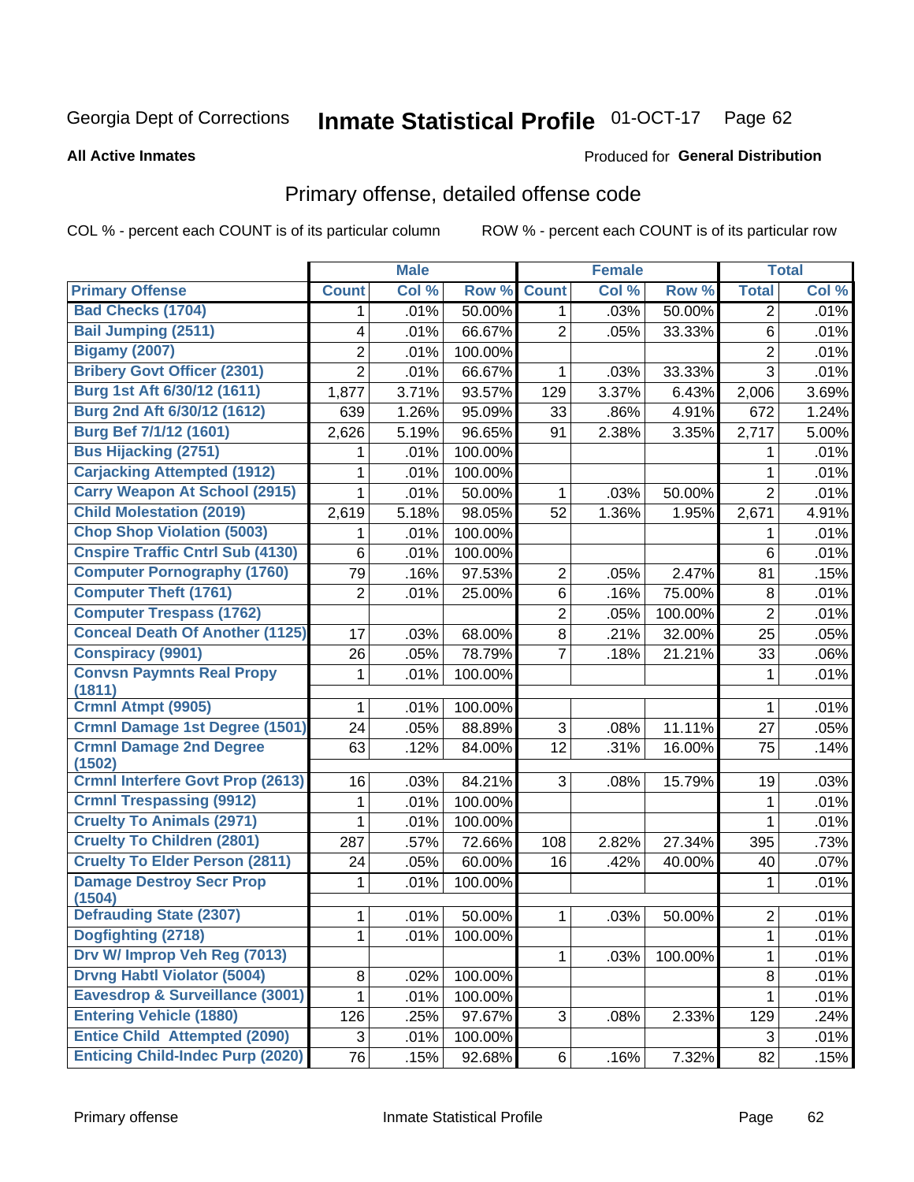Georgia Dept of Corrections **Inmate Statistical Profile** 01-OCT-17

**All Active Inmates**

Produced for **General Distribution**

## Primary offense, detailed offense code

COL % - percent each COUNT is of its particular column

ROW % - percent each COUNT is of its particular row

| | Male | | | Female | | | Total | |
|---|---|---|---|---|---|---|---|---|
| **Primary Offense** | **Count** | **Col %** | **Row %** | **Count** | **Col %** | **Row %** | **Total** | **Col %** |
| Bad Checks (1704) | 1 | .01% | 50.00% | 1 | .03% | 50.00% | 2 | .01% |
| Bail Jumping (2511) | 4 | .01% | 66.67% | 2 | .05% | 33.33% | 6 | .01% |
| Bigamy (2007) | 2 | .01% | 100.00% | | | | 2 | .01% |
| Bribery Govt Officer (2301) | 2 | .01% | 66.67% | 1 | .03% | 33.33% | 3 | .01% |
| Burg 1st Aft 6/30/12 (1611) | 1,877 | 3.71% | 93.57% | 129 | 3.37% | 6.43% | 2,006 | 3.69% |
| Burg 2nd Aft 6/30/12 (1612) | 639 | 1.26% | 95.09% | 33 | .86% | 4.91% | 672 | 1.24% |
| Burg Bef 7/1/12 (1601) | 2,626 | 5.19% | 96.65% | 91 | 2.38% | 3.35% | 2,717 | 5.00% |
| Bus Hijacking (2751) | 1 | .01% | 100.00% | | | | 1 | .01% |
| Carjacking Attempted (1912) | 1 | .01% | 100.00% | | | | 1 | .01% |
| Carry Weapon At School (2915) | 1 | .01% | 50.00% | 1 | .03% | 50.00% | 2 | .01% |
| Child Molestation (2019) | 2,619 | 5.18% | 98.05% | 52 | 1.36% | 1.95% | 2,671 | 4.91% |
| Chop Shop Violation (5003) | 1 | .01% | 100.00% | | | | 1 | .01% |
| Cnspire Traffic Cntrl Sub (4130) | 6 | .01% | 100.00% | | | | 6 | .01% |
| Computer Pornography (1760) | 79 | .16% | 97.53% | 2 | .05% | 2.47% | 81 | .15% |
| Computer Theft (1761) | 2 | .01% | 25.00% | 6 | .16% | 75.00% | 8 | .01% |
| Computer Trespass (1762) | | | | 2 | .05% | 100.00% | 2 | .01% |
| Conceal Death Of Another (1125) | 17 | .03% | 68.00% | 8 | .21% | 32.00% | 25 | .05% |
| Conspiracy (9901) | 26 | .05% | 78.79% | 7 | .18% | 21.21% | 33 | .06% |
| Convsn Paymnts Real Propy (1811) | 1 | .01% | 100.00% | | | | 1 | .01% |
| Crmnl Atmpt (9905) | 1 | .01% | 100.00% | | | | 1 | .01% |
| Crmnl Damage 1st Degree (1501) | 24 | .05% | 88.89% | 3 | .08% | 11.11% | 27 | .05% |
| Crmnl Damage 2nd Degree (1502) | 63 | .12% | 84.00% | 12 | .31% | 16.00% | 75 | .14% |
| Crmnl Interfere Govt Prop (2613) | 16 | .03% | 84.21% | 3 | .08% | 15.79% | 19 | .03% |
| Crmnl Trespassing (9912) | 1 | .01% | 100.00% | | | | 1 | .01% |
| Cruelty To Animals (2971) | 1 | .01% | 100.00% | | | | 1 | .01% |
| Cruelty To Children (2801) | 287 | .57% | 72.66% | 108 | 2.82% | 27.34% | 395 | .73% |
| Cruelty To Elder Person (2811) | 24 | .05% | 60.00% | 16 | .42% | 40.00% | 40 | .07% |
| Damage Destroy Secr Prop (1504) | 1 | .01% | 100.00% | | | | 1 | .01% |
| Defrauding State (2307) | 1 | .01% | 50.00% | 1 | .03% | 50.00% | 2 | .01% |
| Dogfighting (2718) | 1 | .01% | 100.00% | | | | 1 | .01% |
| Drv W/ Improp Veh Reg (7013) | | | | 1 | .03% | 100.00% | 1 | .01% |
| Drvng Habtl Violator (5004) | 8 | .02% | 100.00% | | | | 8 | .01% |
| Eavesdrop & Surveillance (3001) | 1 | .01% | 100.00% | | | | 1 | .01% |
| Entering Vehicle (1880) | 126 | .25% | 97.67% | 3 | .08% | 2.33% | 129 | .24% |
| Entice Child Attempted (2090) | 3 | .01% | 100.00% | | | | 3 | .01% |
| Enticing Child-Indec Purp (2020) | 76 | .15% | 92.68% | 6 | .16% | 7.32% | 82 | .15% |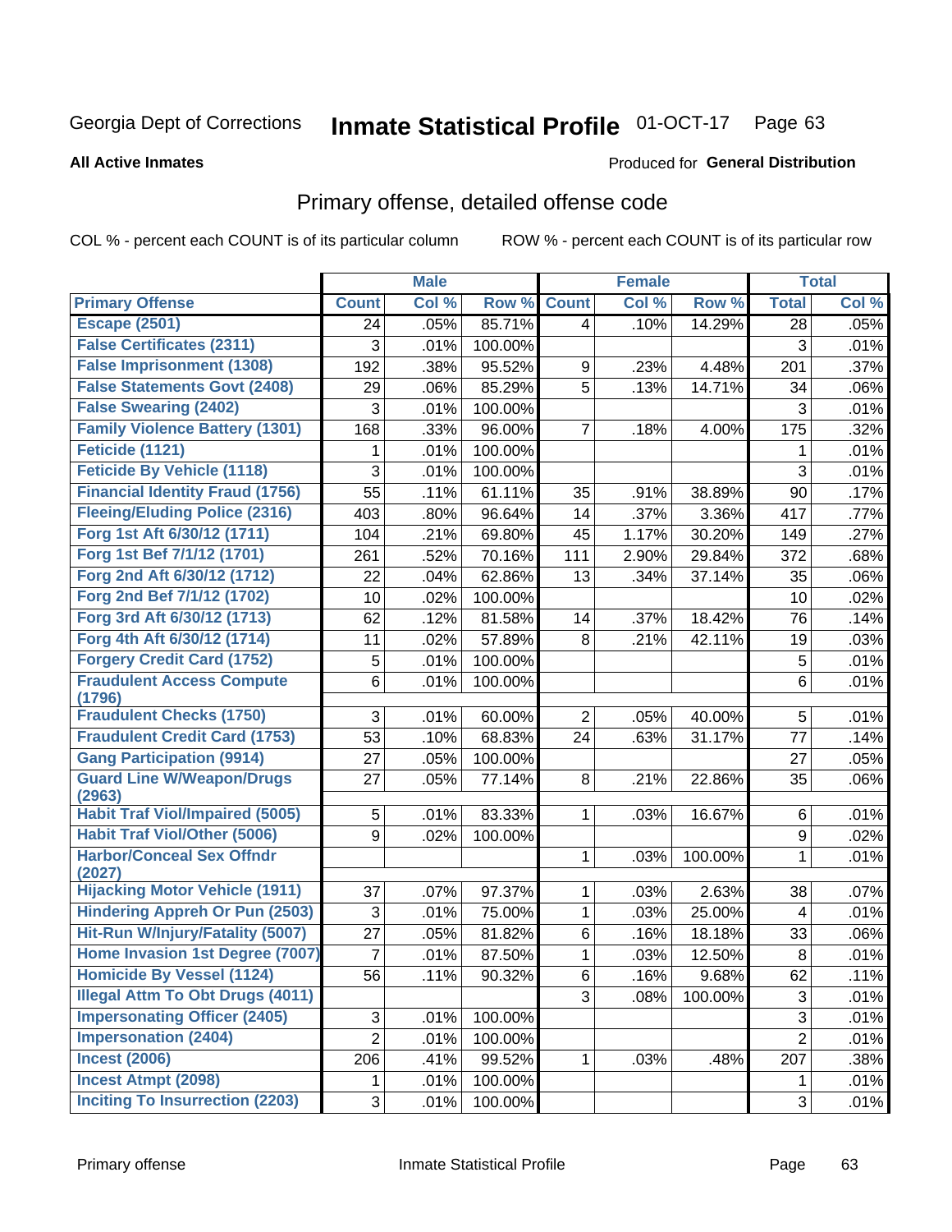Georgia Dept of Corrections **Inmate Statistical Profile** 01-OCT-17

**All Active Inmates**

Produced for **General Distribution**

## Primary offense, detailed offense code

COL % - percent each COUNT is of its particular column ROW % - percent each COUNT is of its particular row

| | Male | | | Female | | | Total | |
|---|---|---|---|---|---|---|---|---|
| **Primary Offense** | **Count** | **Col %** | **Row %** | **Count** | **Col %** | **Row %** | **Total** | **Col %** |
| Escape (2501) | 24 | .05% | 85.71% | 4 | .10% | 14.29% | 28 | .05% |
| False Certificates (2311) | 3 | .01% | 100.00% | | | | 3 | .01% |
| False Imprisonment (1308) | 192 | .38% | 95.52% | 9 | .23% | 4.48% | 201 | .37% |
| False Statements Govt (2408) | 29 | .06% | 85.29% | 5 | .13% | 14.71% | 34 | .06% |
| False Swearing (2402) | 3 | .01% | 100.00% | | | | 3 | .01% |
| Family Violence Battery (1301) | 168 | .33% | 96.00% | 7 | .18% | 4.00% | 175 | .32% |
| Feticide (1121) | 1 | .01% | 100.00% | | | | 1 | .01% |
| Feticide By Vehicle (1118) | 3 | .01% | 100.00% | | | | 3 | .01% |
| Financial Identity Fraud (1756) | 55 | .11% | 61.11% | 35 | .91% | 38.89% | 90 | .17% |
| Fleeing/Eluding Police (2316) | 403 | .80% | 96.64% | 14 | .37% | 3.36% | 417 | .77% |
| Forg 1st Aft 6/30/12 (1711) | 104 | .21% | 69.80% | 45 | 1.17% | 30.20% | 149 | .27% |
| Forg 1st Bef 7/1/12 (1701) | 261 | .52% | 70.16% | 111 | 2.90% | 29.84% | 372 | .68% |
| Forg 2nd Aft 6/30/12 (1712) | 22 | .04% | 62.86% | 13 | .34% | 37.14% | 35 | .06% |
| Forg 2nd Bef 7/1/12 (1702) | 10 | .02% | 100.00% | | | | 10 | .02% |
| Forg 3rd Aft 6/30/12 (1713) | 62 | .12% | 81.58% | 14 | .37% | 18.42% | 76 | .14% |
| Forg 4th Aft 6/30/12 (1714) | 11 | .02% | 57.89% | 8 | .21% | 42.11% | 19 | .03% |
| Forgery Credit Card (1752) | 5 | .01% | 100.00% | | | | 5 | .01% |
| Fraudulent Access Compute (1796) | 6 | .01% | 100.00% | | | | 6 | .01% |
| Fraudulent Checks (1750) | 3 | .01% | 60.00% | 2 | .05% | 40.00% | 5 | .01% |
| Fraudulent Credit Card (1753) | 53 | .10% | 68.83% | 24 | .63% | 31.17% | 77 | .14% |
| Gang Participation (9914) | 27 | .05% | 100.00% | | | | 27 | .05% |
| Guard Line W/Weapon/Drugs (2963) | 27 | .05% | 77.14% | 8 | .21% | 22.86% | 35 | .06% |
| Habit Traf Viol/Impaired (5005) | 5 | .01% | 83.33% | 1 | .03% | 16.67% | 6 | .01% |
| Habit Traf Viol/Other (5006) | 9 | .02% | 100.00% | | | | 9 | .02% |
| Harbor/Conceal Sex Offndr (2027) | | | | 1 | .03% | 100.00% | 1 | .01% |
| Hijacking Motor Vehicle (1911) | 37 | .07% | 97.37% | 1 | .03% | 2.63% | 38 | .07% |
| Hindering Appreh Or Pun (2503) | 3 | .01% | 75.00% | 1 | .03% | 25.00% | 4 | .01% |
| Hit-Run W/Injury/Fatality (5007) | 27 | .05% | 81.82% | 6 | .16% | 18.18% | 33 | .06% |
| Home Invasion 1st Degree (7007) | 7 | .01% | 87.50% | 1 | .03% | 12.50% | 8 | .01% |
| Homicide By Vessel (1124) | 56 | .11% | 90.32% | 6 | .16% | 9.68% | 62 | .11% |
| Illegal Attm To Obt Drugs (4011) | | | | 3 | .08% | 100.00% | 3 | .01% |
| Impersonating Officer (2405) | 3 | .01% | 100.00% | | | | 3 | .01% |
| Impersonation (2404) | 2 | .01% | 100.00% | | | | 2 | .01% |
| Incest (2006) | 206 | .41% | 99.52% | 1 | .03% | .48% | 207 | .38% |
| Incest Atmpt (2098) | 1 | .01% | 100.00% | | | | 1 | .01% |
| Inciting To Insurrection (2203) | 3 | .01% | 100.00% | | | | 3 | .01% |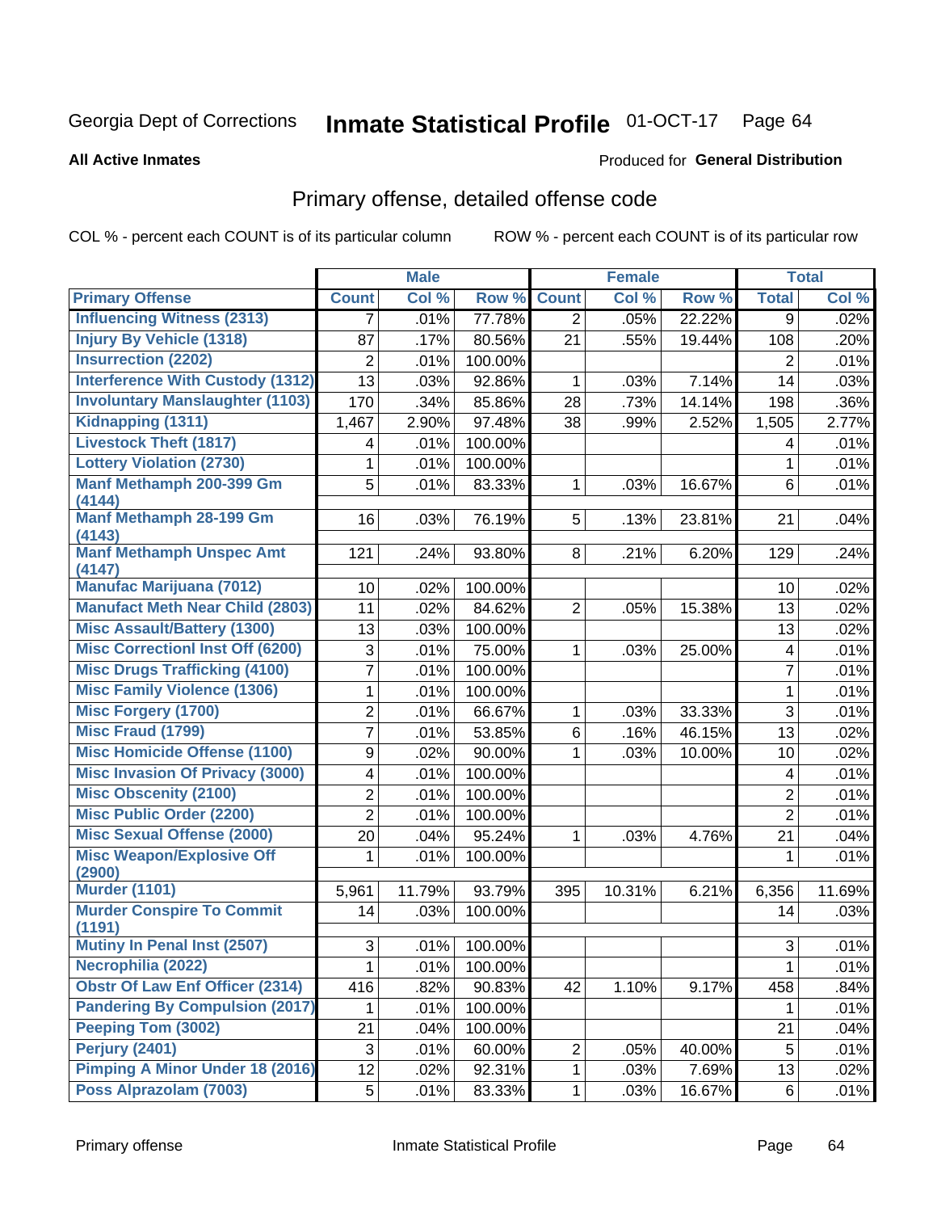Georgia Dept of Corrections **Inmate Statistical Profile** 01-OCT-17

**All Active Inmates**

Produced for **General Distribution**

## Primary offense, detailed offense code

COL % - percent each COUNT is of its particular column    ROW % - percent each COUNT is of its particular row

| | Male | | | Female | | | Total | |
|---|---|---|---|---|---|---|---|---|
| **Primary Offense** | **Count** | **Col %** | **Row %** | **Count** | **Col %** | **Row %** | **Total** | **Col %** |
| Influencing Witness (2313) | 7 | .01% | 77.78% | 2 | .05% | 22.22% | 9 | .02% |
| Injury By Vehicle (1318) | 87 | .17% | 80.56% | 21 | .55% | 19.44% | 108 | .20% |
| Insurrection (2202) | 2 | .01% | 100.00% | | | | 2 | .01% |
| Interference With Custody (1312) | 13 | .03% | 92.86% | 1 | .03% | 7.14% | 14 | .03% |
| Involuntary Manslaughter (1103) | 170 | .34% | 85.86% | 28 | .73% | 14.14% | 198 | .36% |
| Kidnapping (1311) | 1,467 | 2.90% | 97.48% | 38 | .99% | 2.52% | 1,505 | 2.77% |
| Livestock Theft (1817) | 4 | .01% | 100.00% | | | | 4 | .01% |
| Lottery Violation (2730) | 1 | .01% | 100.00% | | | | 1 | .01% |
| Manf Methamph 200-399 Gm (4144) | 5 | .01% | 83.33% | 1 | .03% | 16.67% | 6 | .01% |
| Manf Methamph 28-199 Gm (4143) | 16 | .03% | 76.19% | 5 | .13% | 23.81% | 21 | .04% |
| Manf Methamph Unspec Amt (4147) | 121 | .24% | 93.80% | 8 | .21% | 6.20% | 129 | .24% |
| Manufac Marijuana (7012) | 10 | .02% | 100.00% | | | | 10 | .02% |
| Manufact Meth Near Child (2803) | 11 | .02% | 84.62% | 2 | .05% | 15.38% | 13 | .02% |
| Misc Assault/Battery (1300) | 13 | .03% | 100.00% | | | | 13 | .02% |
| Misc Correctionl Inst Off (6200) | 3 | .01% | 75.00% | 1 | .03% | 25.00% | 4 | .01% |
| Misc Drugs Trafficking (4100) | 7 | .01% | 100.00% | | | | 7 | .01% |
| Misc Family Violence (1306) | 1 | .01% | 100.00% | | | | 1 | .01% |
| Misc Forgery (1700) | 2 | .01% | 66.67% | 1 | .03% | 33.33% | 3 | .01% |
| Misc Fraud (1799) | 7 | .01% | 53.85% | 6 | .16% | 46.15% | 13 | .02% |
| Misc Homicide Offense (1100) | 9 | .02% | 90.00% | 1 | .03% | 10.00% | 10 | .02% |
| Misc Invasion Of Privacy (3000) | 4 | .01% | 100.00% | | | | 4 | .01% |
| Misc Obscenity (2100) | 2 | .01% | 100.00% | | | | 2 | .01% |
| Misc Public Order (2200) | 2 | .01% | 100.00% | | | | 2 | .01% |
| Misc Sexual Offense (2000) | 20 | .04% | 95.24% | 1 | .03% | 4.76% | 21 | .04% |
| Misc Weapon/Explosive Off (2900) | 1 | .01% | 100.00% | | | | 1 | .01% |
| Murder (1101) | 5,961 | 11.79% | 93.79% | 395 | 10.31% | 6.21% | 6,356 | 11.69% |
| Murder Conspire To Commit (1191) | 14 | .03% | 100.00% | | | | 14 | .03% |
| Mutiny In Penal Inst (2507) | 3 | .01% | 100.00% | | | | 3 | .01% |
| Necrophilia (2022) | 1 | .01% | 100.00% | | | | 1 | .01% |
| Obstr Of Law Enf Officer (2314) | 416 | .82% | 90.83% | 42 | 1.10% | 9.17% | 458 | .84% |
| Pandering By Compulsion (2017) | 1 | .01% | 100.00% | | | | 1 | .01% |
| Peeping Tom (3002) | 21 | .04% | 100.00% | | | | 21 | .04% |
| Perjury (2401) | 3 | .01% | 60.00% | 2 | .05% | 40.00% | 5 | .01% |
| Pimping A Minor Under 18 (2016) | 12 | .02% | 92.31% | 1 | .03% | 7.69% | 13 | .02% |
| Poss Alprazolam (7003) | 5 | .01% | 83.33% | 1 | .03% | 16.67% | 6 | .01% |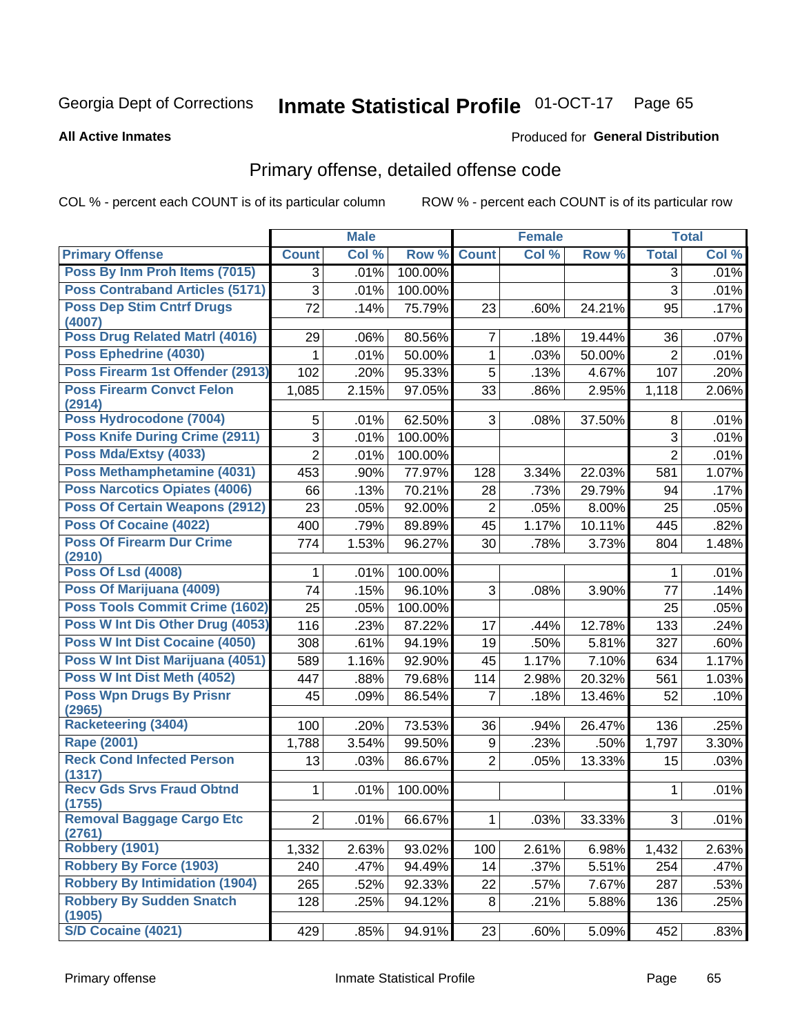Georgia Dept of Corrections **Inmate Statistical Profile** 01-OCT-17

**All Active Inmates**

Produced for **General Distribution**

## Primary offense, detailed offense code

COL % - percent each COUNT is of its particular column

ROW % - percent each COUNT is of its particular row

| | Male | | | Female | | | Total | |
|---|---|---|---|---|---|---|---|---|
| **Primary Offense** | **Count** | **Col %** | **Row %** | **Count** | **Col %** | **Row %** | **Total** | **Col %** |
| Poss By Inm Proh Items (7015) | 3 | .01% | 100.00% | | | | 3 | .01% |
| Poss Contraband Articles (5171) | 3 | .01% | 100.00% | | | | 3 | .01% |
| Poss Dep Stim Cntrf Drugs (4007) | 72 | .14% | 75.79% | 23 | .60% | 24.21% | 95 | .17% |
| Poss Drug Related Matrl (4016) | 29 | .06% | 80.56% | 7 | .18% | 19.44% | 36 | .07% |
| Poss Ephedrine (4030) | 1 | .01% | 50.00% | 1 | .03% | 50.00% | 2 | .01% |
| Poss Firearm 1st Offender (2913) | 102 | .20% | 95.33% | 5 | .13% | 4.67% | 107 | .20% |
| Poss Firearm Convct Felon (2914) | 1,085 | 2.15% | 97.05% | 33 | .86% | 2.95% | 1,118 | 2.06% |
| Poss Hydrocodone (7004) | 5 | .01% | 62.50% | 3 | .08% | 37.50% | 8 | .01% |
| Poss Knife During Crime (2911) | 3 | .01% | 100.00% | | | | 3 | .01% |
| Poss Mda/Extsy (4033) | 2 | .01% | 100.00% | | | | 2 | .01% |
| Poss Methamphetamine (4031) | 453 | .90% | 77.97% | 128 | 3.34% | 22.03% | 581 | 1.07% |
| Poss Narcotics Opiates (4006) | 66 | .13% | 70.21% | 28 | .73% | 29.79% | 94 | .17% |
| Poss Of Certain Weapons (2912) | 23 | .05% | 92.00% | 2 | .05% | 8.00% | 25 | .05% |
| Poss Of Cocaine (4022) | 400 | .79% | 89.89% | 45 | 1.17% | 10.11% | 445 | .82% |
| Poss Of Firearm Dur Crime (2910) | 774 | 1.53% | 96.27% | 30 | .78% | 3.73% | 804 | 1.48% |
| Poss Of Lsd (4008) | 1 | .01% | 100.00% | | | | 1 | .01% |
| Poss Of Marijuana (4009) | 74 | .15% | 96.10% | 3 | .08% | 3.90% | 77 | .14% |
| Poss Tools Commit Crime (1602) | 25 | .05% | 100.00% | | | | 25 | .05% |
| Poss W Int Dis Other Drug (4053) | 116 | .23% | 87.22% | 17 | .44% | 12.78% | 133 | .24% |
| Poss W Int Dist Cocaine (4050) | 308 | .61% | 94.19% | 19 | .50% | 5.81% | 327 | .60% |
| Poss W Int Dist Marijuana (4051) | 589 | 1.16% | 92.90% | 45 | 1.17% | 7.10% | 634 | 1.17% |
| Poss W Int Dist Meth (4052) | 447 | .88% | 79.68% | 114 | 2.98% | 20.32% | 561 | 1.03% |
| Poss Wpn Drugs By Prisnr (2965) | 45 | .09% | 86.54% | 7 | .18% | 13.46% | 52 | .10% |
| Racketeering (3404) | 100 | .20% | 73.53% | 36 | .94% | 26.47% | 136 | .25% |
| Rape (2001) | 1,788 | 3.54% | 99.50% | 9 | .23% | .50% | 1,797 | 3.30% |
| Reck Cond Infected Person (1317) | 13 | .03% | 86.67% | 2 | .05% | 13.33% | 15 | .03% |
| Recv Gds Srvs Fraud Obtnd (1755) | 1 | .01% | 100.00% | | | | 1 | .01% |
| Removal Baggage Cargo Etc (2761) | 2 | .01% | 66.67% | 1 | .03% | 33.33% | 3 | .01% |
| Robbery (1901) | 1,332 | 2.63% | 93.02% | 100 | 2.61% | 6.98% | 1,432 | 2.63% |
| Robbery By Force (1903) | 240 | .47% | 94.49% | 14 | .37% | 5.51% | 254 | .47% |
| Robbery By Intimidation (1904) | 265 | .52% | 92.33% | 22 | .57% | 7.67% | 287 | .53% |
| Robbery By Sudden Snatch (1905) | 128 | .25% | 94.12% | 8 | .21% | 5.88% | 136 | .25% |
| S/D Cocaine (4021) | 429 | .85% | 94.91% | 23 | .60% | 5.09% | 452 | .83% |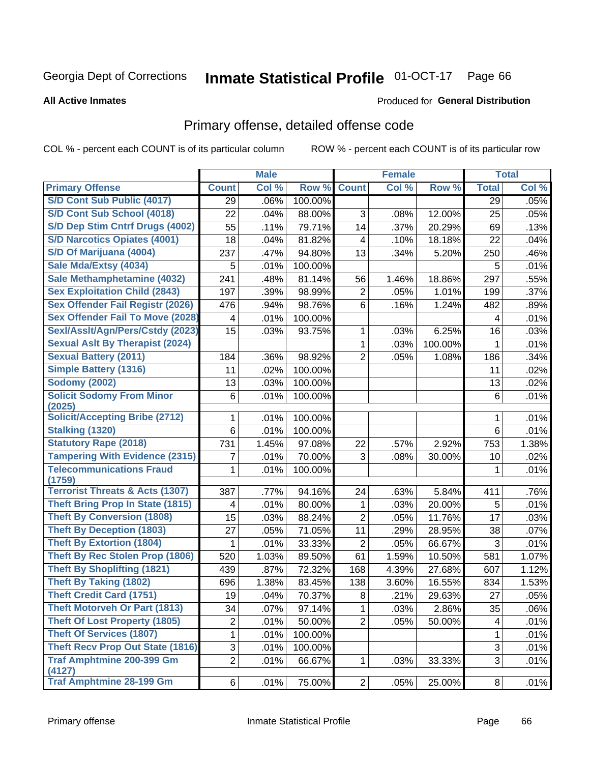Georgia Dept of Corrections **Inmate Statistical Profile** 01-OCT-17

**All Active Inmates**

Produced for **General Distribution**

## Primary offense, detailed offense code

COL % - percent each COUNT is of its particular column

ROW % - percent each COUNT is of its particular row

| | Male | | | Female | | | Total | |
|---|---|---|---|---|---|---|---|---|
| **Primary Offense** | **Count** | **Col %** | **Row %** | **Count** | **Col %** | **Row %** | **Total** | **Col %** |
| S/D Cont Sub Public (4017) | 29 | .06% | 100.00% | | | | 29 | .05% |
| S/D Cont Sub School (4018) | 22 | .04% | 88.00% | 3 | .08% | 12.00% | 25 | .05% |
| S/D Dep Stim Cntrf Drugs (4002) | 55 | .11% | 79.71% | 14 | .37% | 20.29% | 69 | .13% |
| S/D Narcotics Opiates (4001) | 18 | .04% | 81.82% | 4 | .10% | 18.18% | 22 | .04% |
| S/D Of Marijuana (4004) | 237 | .47% | 94.80% | 13 | .34% | 5.20% | 250 | .46% |
| Sale Mda/Extsy (4034) | 5 | .01% | 100.00% | | | | 5 | .01% |
| Sale Methamphetamine (4032) | 241 | .48% | 81.14% | 56 | 1.46% | 18.86% | 297 | .55% |
| Sex Exploitation Child (2843) | 197 | .39% | 98.99% | 2 | .05% | 1.01% | 199 | .37% |
| Sex Offender Fail Registr (2026) | 476 | .94% | 98.76% | 6 | .16% | 1.24% | 482 | .89% |
| Sex Offender Fail To Move (2028) | 4 | .01% | 100.00% | | | | 4 | .01% |
| Sexl/Asslt/Agn/Pers/Cstdy (2023) | 15 | .03% | 93.75% | 1 | .03% | 6.25% | 16 | .03% |
| Sexual Aslt By Therapist (2024) | | | | 1 | .03% | 100.00% | 1 | .01% |
| Sexual Battery (2011) | 184 | .36% | 98.92% | 2 | .05% | 1.08% | 186 | .34% |
| Simple Battery (1316) | 11 | .02% | 100.00% | | | | 11 | .02% |
| Sodomy (2002) | 13 | .03% | 100.00% | | | | 13 | .02% |
| Solicit Sodomy From Minor (2025) | 6 | .01% | 100.00% | | | | 6 | .01% |
| Solicit/Accepting Bribe (2712) | 1 | .01% | 100.00% | | | | 1 | .01% |
| Stalking (1320) | 6 | .01% | 100.00% | | | | 6 | .01% |
| Statutory Rape (2018) | 731 | 1.45% | 97.08% | 22 | .57% | 2.92% | 753 | 1.38% |
| Tampering With Evidence (2315) | 7 | .01% | 70.00% | 3 | .08% | 30.00% | 10 | .02% |
| Telecommunications Fraud (1759) | 1 | .01% | 100.00% | | | | 1 | .01% |
| Terrorist Threats & Acts (1307) | 387 | .77% | 94.16% | 24 | .63% | 5.84% | 411 | .76% |
| Theft Bring Prop In State (1815) | 4 | .01% | 80.00% | 1 | .03% | 20.00% | 5 | .01% |
| Theft By Conversion (1808) | 15 | .03% | 88.24% | 2 | .05% | 11.76% | 17 | .03% |
| Theft By Deception (1803) | 27 | .05% | 71.05% | 11 | .29% | 28.95% | 38 | .07% |
| Theft By Extortion (1804) | 1 | .01% | 33.33% | 2 | .05% | 66.67% | 3 | .01% |
| Theft By Rec Stolen Prop (1806) | 520 | 1.03% | 89.50% | 61 | 1.59% | 10.50% | 581 | 1.07% |
| Theft By Shoplifting (1821) | 439 | .87% | 72.32% | 168 | 4.39% | 27.68% | 607 | 1.12% |
| Theft By Taking (1802) | 696 | 1.38% | 83.45% | 138 | 3.60% | 16.55% | 834 | 1.53% |
| Theft Credit Card (1751) | 19 | .04% | 70.37% | 8 | .21% | 29.63% | 27 | .05% |
| Theft Motorveh Or Part (1813) | 34 | .07% | 97.14% | 1 | .03% | 2.86% | 35 | .06% |
| Theft Of Lost Property (1805) | 2 | .01% | 50.00% | 2 | .05% | 50.00% | 4 | .01% |
| Theft Of Services (1807) | 1 | .01% | 100.00% | | | | 1 | .01% |
| Theft Recv Prop Out State (1816) | 3 | .01% | 100.00% | | | | 3 | .01% |
| Traf Amphtmine 200-399 Gm (4127) | 2 | .01% | 66.67% | 1 | .03% | 33.33% | 3 | .01% |
| Traf Amphtmine 28-199 Gm | 6 | .01% | 75.00% | 2 | .05% | 25.00% | 8 | .01% |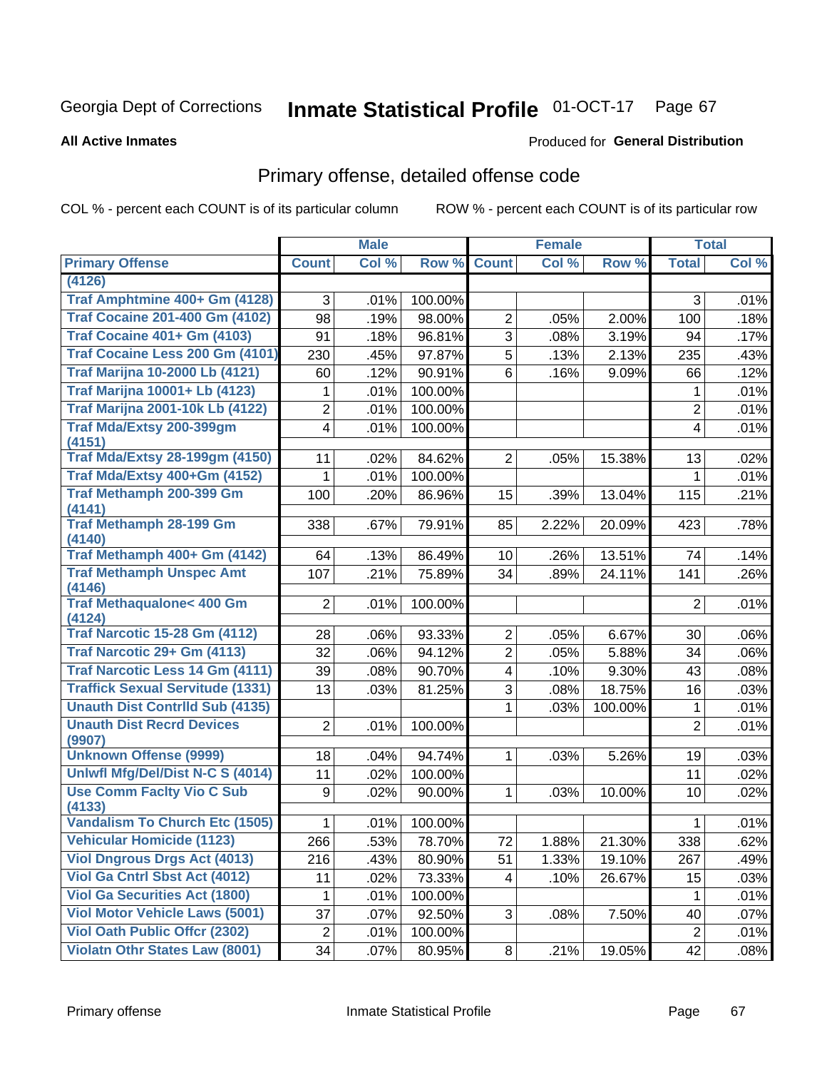Georgia Dept of Corrections **Inmate Statistical Profile** 01-OCT-17

**All Active Inmates**

Produced for **General Distribution**

## Primary offense, detailed offense code

COL % - percent each COUNT is of its particular column ROW % - percent each COUNT is of its particular row

| | Male | | | Female | | | Total | |
|---|---|---|---|---|---|---|---|---|
| **Primary Offense** | **Count** | **Col %** | **Row %** | **Count** | **Col %** | **Row %** | **Total** | **Col %** |
| (4126) | | | | | | | | |
| Traf Amphtmine 400+ Gm (4128) | 3 | .01% | 100.00% | | | | 3 | .01% |
| Traf Cocaine 201-400 Gm (4102) | 98 | .19% | 98.00% | 2 | .05% | 2.00% | 100 | .18% |
| Traf Cocaine 401+ Gm (4103) | 91 | .18% | 96.81% | 3 | .08% | 3.19% | 94 | .17% |
| Traf Cocaine Less 200 Gm (4101) | 230 | .45% | 97.87% | 5 | .13% | 2.13% | 235 | .43% |
| Traf Marijna 10-2000 Lb (4121) | 60 | .12% | 90.91% | 6 | .16% | 9.09% | 66 | .12% |
| Traf Marijna 10001+ Lb (4123) | 1 | .01% | 100.00% | | | | 1 | .01% |
| Traf Marijna 2001-10k Lb (4122) | 2 | .01% | 100.00% | | | | 2 | .01% |
| Traf Mda/Extsy 200-399gm (4151) | 4 | .01% | 100.00% | | | | 4 | .01% |
| Traf Mda/Extsy 28-199gm (4150) | 11 | .02% | 84.62% | 2 | .05% | 15.38% | 13 | .02% |
| Traf Mda/Extsy 400+Gm (4152) | 1 | .01% | 100.00% | | | | 1 | .01% |
| Traf Methamph 200-399 Gm (4141) | 100 | .20% | 86.96% | 15 | .39% | 13.04% | 115 | .21% |
| Traf Methamph 28-199 Gm (4140) | 338 | .67% | 79.91% | 85 | 2.22% | 20.09% | 423 | .78% |
| Traf Methamph 400+ Gm (4142) | 64 | .13% | 86.49% | 10 | .26% | 13.51% | 74 | .14% |
| Traf Methamph Unspec Amt (4146) | 107 | .21% | 75.89% | 34 | .89% | 24.11% | 141 | .26% |
| Traf Methaqualone< 400 Gm (4124) | 2 | .01% | 100.00% | | | | 2 | .01% |
| Traf Narcotic 15-28 Gm (4112) | 28 | .06% | 93.33% | 2 | .05% | 6.67% | 30 | .06% |
| Traf Narcotic 29+ Gm (4113) | 32 | .06% | 94.12% | 2 | .05% | 5.88% | 34 | .06% |
| Traf Narcotic Less 14 Gm (4111) | 39 | .08% | 90.70% | 4 | .10% | 9.30% | 43 | .08% |
| Traffick Sexual Servitude (1331) | 13 | .03% | 81.25% | 3 | .08% | 18.75% | 16 | .03% |
| Unauth Dist Contrlld Sub (4135) | | | | 1 | .03% | 100.00% | 1 | .01% |
| Unauth Dist Recrd Devices (9907) | 2 | .01% | 100.00% | | | | 2 | .01% |
| Unknown Offense (9999) | 18 | .04% | 94.74% | 1 | .03% | 5.26% | 19 | .03% |
| Unlwfl Mfg/Del/Dist N-C S (4014) | 11 | .02% | 100.00% | | | | 11 | .02% |
| Use Comm Faclty Vio C Sub (4133) | 9 | .02% | 90.00% | 1 | .03% | 10.00% | 10 | .02% |
| Vandalism To Church Etc (1505) | 1 | .01% | 100.00% | | | | 1 | .01% |
| Vehicular Homicide (1123) | 266 | .53% | 78.70% | 72 | 1.88% | 21.30% | 338 | .62% |
| Viol Dngrous Drgs Act (4013) | 216 | .43% | 80.90% | 51 | 1.33% | 19.10% | 267 | .49% |
| Viol Ga Cntrl Sbst Act (4012) | 11 | .02% | 73.33% | 4 | .10% | 26.67% | 15 | .03% |
| Viol Ga Securities Act (1800) | 1 | .01% | 100.00% | | | | 1 | .01% |
| Viol Motor Vehicle Laws (5001) | 37 | .07% | 92.50% | 3 | .08% | 7.50% | 40 | .07% |
| Viol Oath Public Offcr (2302) | 2 | .01% | 100.00% | | | | 2 | .01% |
| Violatn Othr States Law (8001) | 34 | .07% | 80.95% | 8 | .21% | 19.05% | 42 | .08% |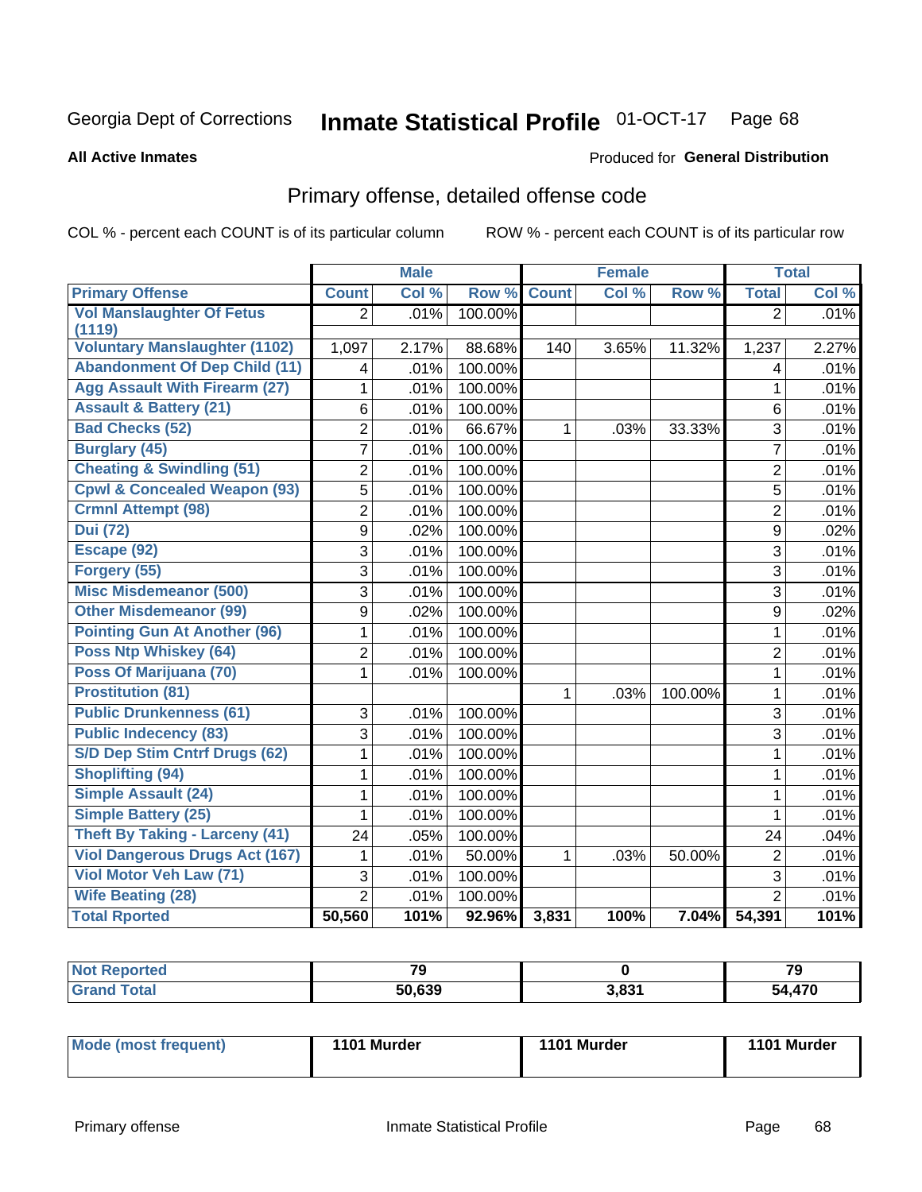Georgia Dept of Corrections **Inmate Statistical Profile** 01-OCT-17

**All Active Inmates**

Produced for **General Distribution**

## Primary offense, detailed offense code

COL % - percent each COUNT is of its particular column ROW % - percent each COUNT is of its particular row

| | Male | | | Female | | | Total | |
|---|---|---|---|---|---|---|---|---|
| **Primary Offense** | **Count** | **Col %** | **Row %** | **Count** | **Col %** | **Row %** | **Total** | **Col %** |
| **Vol Manslaughter Of Fetus (1119)** | 2 | .01% | 100.00% | | | | 2 | .01% |
| **Voluntary Manslaughter (1102)** | 1,097 | 2.17% | 88.68% | 140 | 3.65% | 11.32% | 1,237 | 2.27% |
| **Abandonment Of Dep Child (11)** | 4 | .01% | 100.00% | | | | 4 | .01% |
| **Agg Assault With Firearm (27)** | 1 | .01% | 100.00% | | | | 1 | .01% |
| **Assault & Battery (21)** | 6 | .01% | 100.00% | | | | 6 | .01% |
| **Bad Checks (52)** | 2 | .01% | 66.67% | 1 | .03% | 33.33% | 3 | .01% |
| **Burglary (45)** | 7 | .01% | 100.00% | | | | 7 | .01% |
| **Cheating & Swindling (51)** | 2 | .01% | 100.00% | | | | 2 | .01% |
| **Cpwl & Concealed Weapon (93)** | 5 | .01% | 100.00% | | | | 5 | .01% |
| **Crmnl Attempt (98)** | 2 | .01% | 100.00% | | | | 2 | .01% |
| **Dui (72)** | 9 | .02% | 100.00% | | | | 9 | .02% |
| **Escape (92)** | 3 | .01% | 100.00% | | | | 3 | .01% |
| **Forgery (55)** | 3 | .01% | 100.00% | | | | 3 | .01% |
| **Misc Misdemeanor (500)** | 3 | .01% | 100.00% | | | | 3 | .01% |
| **Other Misdemeanor (99)** | 9 | .02% | 100.00% | | | | 9 | .02% |
| **Pointing Gun At Another (96)** | 1 | .01% | 100.00% | | | | 1 | .01% |
| **Poss Ntp Whiskey (64)** | 2 | .01% | 100.00% | | | | 2 | .01% |
| **Poss Of Marijuana (70)** | 1 | .01% | 100.00% | | | | 1 | .01% |
| **Prostitution (81)** | | | | 1 | .03% | 100.00% | 1 | .01% |
| **Public Drunkenness (61)** | 3 | .01% | 100.00% | | | | 3 | .01% |
| **Public Indecency (83)** | 3 | .01% | 100.00% | | | | 3 | .01% |
| **S/D Dep Stim Cntrf Drugs (62)** | 1 | .01% | 100.00% | | | | 1 | .01% |
| **Shoplifting (94)** | 1 | .01% | 100.00% | | | | 1 | .01% |
| **Simple Assault (24)** | 1 | .01% | 100.00% | | | | 1 | .01% |
| **Simple Battery (25)** | 1 | .01% | 100.00% | | | | 1 | .01% |
| **Theft By Taking - Larceny (41)** | 24 | .05% | 100.00% | | | | 24 | .04% |
| **Viol Dangerous Drugs Act (167)** | 1 | .01% | 50.00% | 1 | .03% | 50.00% | 2 | .01% |
| **Viol Motor Veh Law (71)** | 3 | .01% | 100.00% | | | | 3 | .01% |
| **Wife Beating (28)** | 2 | .01% | 100.00% | | | | 2 | .01% |
| **Total Rported** | **50,560** | **101%** | **92.96%** | **3,831** | **100%** | **7.04%** | **54,391** | **101%** |

| | Male | Female | Total |
|---|---|---|---|
| **Not Reported** | **79** | **0** | **79** |
| **Grand Total** | **50,639** | **3,831** | **54,470** |

| | Male | Female | Total |
|---|---|---|---|
| **Mode (most frequent)** | **1101 Murder** | **1101 Murder** | **1101 Murder** |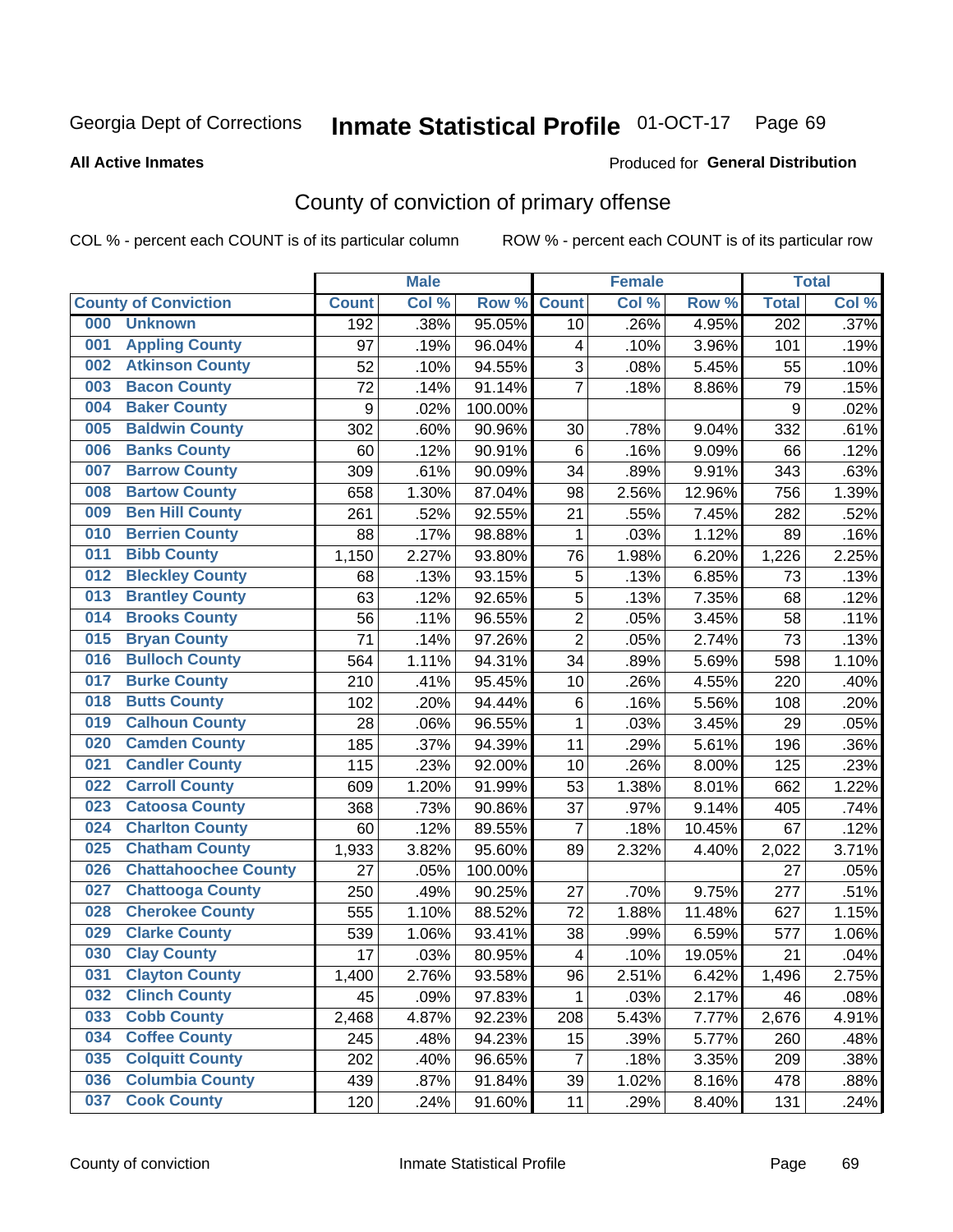Georgia Dept of Corrections **Inmate Statistical Profile** 01-OCT-17

**All Active Inmates**

Produced for **General Distribution**

## County of conviction of primary offense

COL % - percent each COUNT is of its particular column ROW % - percent each COUNT is of its particular row

| | Male | | | Female | | | Total | |
|---|---|---|---|---|---|---|---|---|
| **County of Conviction** | **Count** | **Col %** | **Row %** | **Count** | **Col %** | **Row %** | **Total** | **Col %** |
| 000 Unknown | 192 | .38% | 95.05% | 10 | .26% | 4.95% | 202 | .37% |
| 001 Appling County | 97 | .19% | 96.04% | 4 | .10% | 3.96% | 101 | .19% |
| 002 Atkinson County | 52 | .10% | 94.55% | 3 | .08% | 5.45% | 55 | .10% |
| 003 Bacon County | 72 | .14% | 91.14% | 7 | .18% | 8.86% | 79 | .15% |
| 004 Baker County | 9 | .02% | 100.00% | | | | 9 | .02% |
| 005 Baldwin County | 302 | .60% | 90.96% | 30 | .78% | 9.04% | 332 | .61% |
| 006 Banks County | 60 | .12% | 90.91% | 6 | .16% | 9.09% | 66 | .12% |
| 007 Barrow County | 309 | .61% | 90.09% | 34 | .89% | 9.91% | 343 | .63% |
| 008 Bartow County | 658 | 1.30% | 87.04% | 98 | 2.56% | 12.96% | 756 | 1.39% |
| 009 Ben Hill County | 261 | .52% | 92.55% | 21 | .55% | 7.45% | 282 | .52% |
| 010 Berrien County | 88 | .17% | 98.88% | 1 | .03% | 1.12% | 89 | .16% |
| 011 Bibb County | 1,150 | 2.27% | 93.80% | 76 | 1.98% | 6.20% | 1,226 | 2.25% |
| 012 Bleckley County | 68 | .13% | 93.15% | 5 | .13% | 6.85% | 73 | .13% |
| 013 Brantley County | 63 | .12% | 92.65% | 5 | .13% | 7.35% | 68 | .12% |
| 014 Brooks County | 56 | .11% | 96.55% | 2 | .05% | 3.45% | 58 | .11% |
| 015 Bryan County | 71 | .14% | 97.26% | 2 | .05% | 2.74% | 73 | .13% |
| 016 Bulloch County | 564 | 1.11% | 94.31% | 34 | .89% | 5.69% | 598 | 1.10% |
| 017 Burke County | 210 | .41% | 95.45% | 10 | .26% | 4.55% | 220 | .40% |
| 018 Butts County | 102 | .20% | 94.44% | 6 | .16% | 5.56% | 108 | .20% |
| 019 Calhoun County | 28 | .06% | 96.55% | 1 | .03% | 3.45% | 29 | .05% |
| 020 Camden County | 185 | .37% | 94.39% | 11 | .29% | 5.61% | 196 | .36% |
| 021 Candler County | 115 | .23% | 92.00% | 10 | .26% | 8.00% | 125 | .23% |
| 022 Carroll County | 609 | 1.20% | 91.99% | 53 | 1.38% | 8.01% | 662 | 1.22% |
| 023 Catoosa County | 368 | .73% | 90.86% | 37 | .97% | 9.14% | 405 | .74% |
| 024 Charlton County | 60 | .12% | 89.55% | 7 | .18% | 10.45% | 67 | .12% |
| 025 Chatham County | 1,933 | 3.82% | 95.60% | 89 | 2.32% | 4.40% | 2,022 | 3.71% |
| 026 Chattahoochee County | 27 | .05% | 100.00% | | | | 27 | .05% |
| 027 Chattooga County | 250 | .49% | 90.25% | 27 | .70% | 9.75% | 277 | .51% |
| 028 Cherokee County | 555 | 1.10% | 88.52% | 72 | 1.88% | 11.48% | 627 | 1.15% |
| 029 Clarke County | 539 | 1.06% | 93.41% | 38 | .99% | 6.59% | 577 | 1.06% |
| 030 Clay County | 17 | .03% | 80.95% | 4 | .10% | 19.05% | 21 | .04% |
| 031 Clayton County | 1,400 | 2.76% | 93.58% | 96 | 2.51% | 6.42% | 1,496 | 2.75% |
| 032 Clinch County | 45 | .09% | 97.83% | 1 | .03% | 2.17% | 46 | .08% |
| 033 Cobb County | 2,468 | 4.87% | 92.23% | 208 | 5.43% | 7.77% | 2,676 | 4.91% |
| 034 Coffee County | 245 | .48% | 94.23% | 15 | .39% | 5.77% | 260 | .48% |
| 035 Colquitt County | 202 | .40% | 96.65% | 7 | .18% | 3.35% | 209 | .38% |
| 036 Columbia County | 439 | .87% | 91.84% | 39 | 1.02% | 8.16% | 478 | .88% |
| 037 Cook County | 120 | .24% | 91.60% | 11 | .29% | 8.40% | 131 | .24% |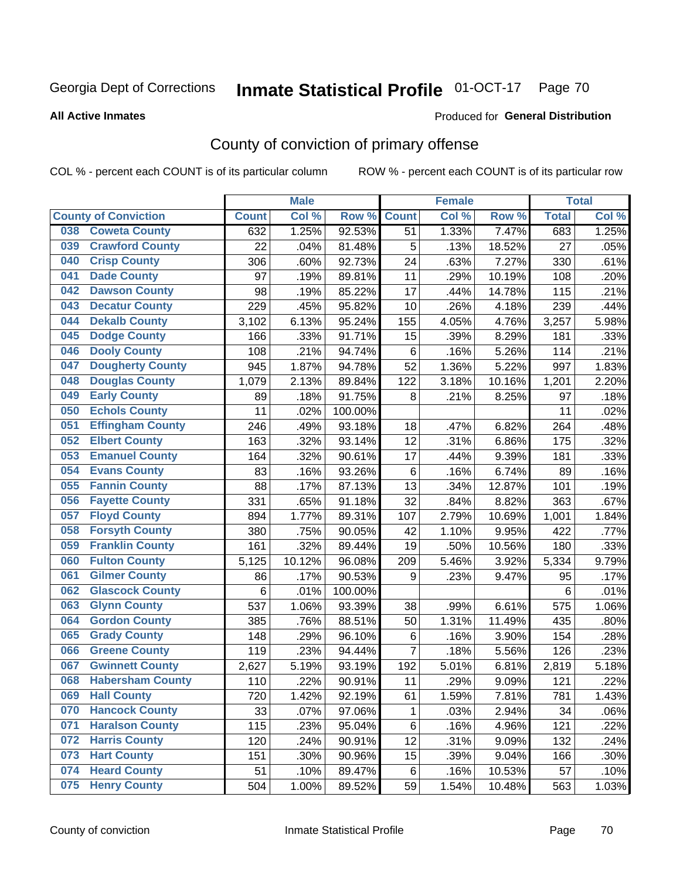Georgia Dept of Corrections **Inmate Statistical Profile** 01-OCT-17

**All Active Inmates**

Produced for **General Distribution**

## County of conviction of primary offense

COL % - percent each COUNT is of its particular column ROW % - percent each COUNT is of its particular row

| County of Conviction | Male | | | Female | | | Total | |
|---|---|---|---|---|---|---|---|---|
| | Count | Col % | Row % | Count | Col % | Row % | Total | Col % |
| 038 Coweta County | 632 | 1.25% | 92.53% | 51 | 1.33% | 7.47% | 683 | 1.25% |
| 039 Crawford County | 22 | .04% | 81.48% | 5 | .13% | 18.52% | 27 | .05% |
| 040 Crisp County | 306 | .60% | 92.73% | 24 | .63% | 7.27% | 330 | .61% |
| 041 Dade County | 97 | .19% | 89.81% | 11 | .29% | 10.19% | 108 | .20% |
| 042 Dawson County | 98 | .19% | 85.22% | 17 | .44% | 14.78% | 115 | .21% |
| 043 Decatur County | 229 | .45% | 95.82% | 10 | .26% | 4.18% | 239 | .44% |
| 044 Dekalb County | 3,102 | 6.13% | 95.24% | 155 | 4.05% | 4.76% | 3,257 | 5.98% |
| 045 Dodge County | 166 | .33% | 91.71% | 15 | .39% | 8.29% | 181 | .33% |
| 046 Dooly County | 108 | .21% | 94.74% | 6 | .16% | 5.26% | 114 | .21% |
| 047 Dougherty County | 945 | 1.87% | 94.78% | 52 | 1.36% | 5.22% | 997 | 1.83% |
| 048 Douglas County | 1,079 | 2.13% | 89.84% | 122 | 3.18% | 10.16% | 1,201 | 2.20% |
| 049 Early County | 89 | .18% | 91.75% | 8 | .21% | 8.25% | 97 | .18% |
| 050 Echols County | 11 | .02% | 100.00% | | | | 11 | .02% |
| 051 Effingham County | 246 | .49% | 93.18% | 18 | .47% | 6.82% | 264 | .48% |
| 052 Elbert County | 163 | .32% | 93.14% | 12 | .31% | 6.86% | 175 | .32% |
| 053 Emanuel County | 164 | .32% | 90.61% | 17 | .44% | 9.39% | 181 | .33% |
| 054 Evans County | 83 | .16% | 93.26% | 6 | .16% | 6.74% | 89 | .16% |
| 055 Fannin County | 88 | .17% | 87.13% | 13 | .34% | 12.87% | 101 | .19% |
| 056 Fayette County | 331 | .65% | 91.18% | 32 | .84% | 8.82% | 363 | .67% |
| 057 Floyd County | 894 | 1.77% | 89.31% | 107 | 2.79% | 10.69% | 1,001 | 1.84% |
| 058 Forsyth County | 380 | .75% | 90.05% | 42 | 1.10% | 9.95% | 422 | .77% |
| 059 Franklin County | 161 | .32% | 89.44% | 19 | .50% | 10.56% | 180 | .33% |
| 060 Fulton County | 5,125 | 10.12% | 96.08% | 209 | 5.46% | 3.92% | 5,334 | 9.79% |
| 061 Gilmer County | 86 | .17% | 90.53% | 9 | .23% | 9.47% | 95 | .17% |
| 062 Glascock County | 6 | .01% | 100.00% | | | | 6 | .01% |
| 063 Glynn County | 537 | 1.06% | 93.39% | 38 | .99% | 6.61% | 575 | 1.06% |
| 064 Gordon County | 385 | .76% | 88.51% | 50 | 1.31% | 11.49% | 435 | .80% |
| 065 Grady County | 148 | .29% | 96.10% | 6 | .16% | 3.90% | 154 | .28% |
| 066 Greene County | 119 | .23% | 94.44% | 7 | .18% | 5.56% | 126 | .23% |
| 067 Gwinnett County | 2,627 | 5.19% | 93.19% | 192 | 5.01% | 6.81% | 2,819 | 5.18% |
| 068 Habersham County | 110 | .22% | 90.91% | 11 | .29% | 9.09% | 121 | .22% |
| 069 Hall County | 720 | 1.42% | 92.19% | 61 | 1.59% | 7.81% | 781 | 1.43% |
| 070 Hancock County | 33 | .07% | 97.06% | 1 | .03% | 2.94% | 34 | .06% |
| 071 Haralson County | 115 | .23% | 95.04% | 6 | .16% | 4.96% | 121 | .22% |
| 072 Harris County | 120 | .24% | 90.91% | 12 | .31% | 9.09% | 132 | .24% |
| 073 Hart County | 151 | .30% | 90.96% | 15 | .39% | 9.04% | 166 | .30% |
| 074 Heard County | 51 | .10% | 89.47% | 6 | .16% | 10.53% | 57 | .10% |
| 075 Henry County | 504 | 1.00% | 89.52% | 59 | 1.54% | 10.48% | 563 | 1.03% |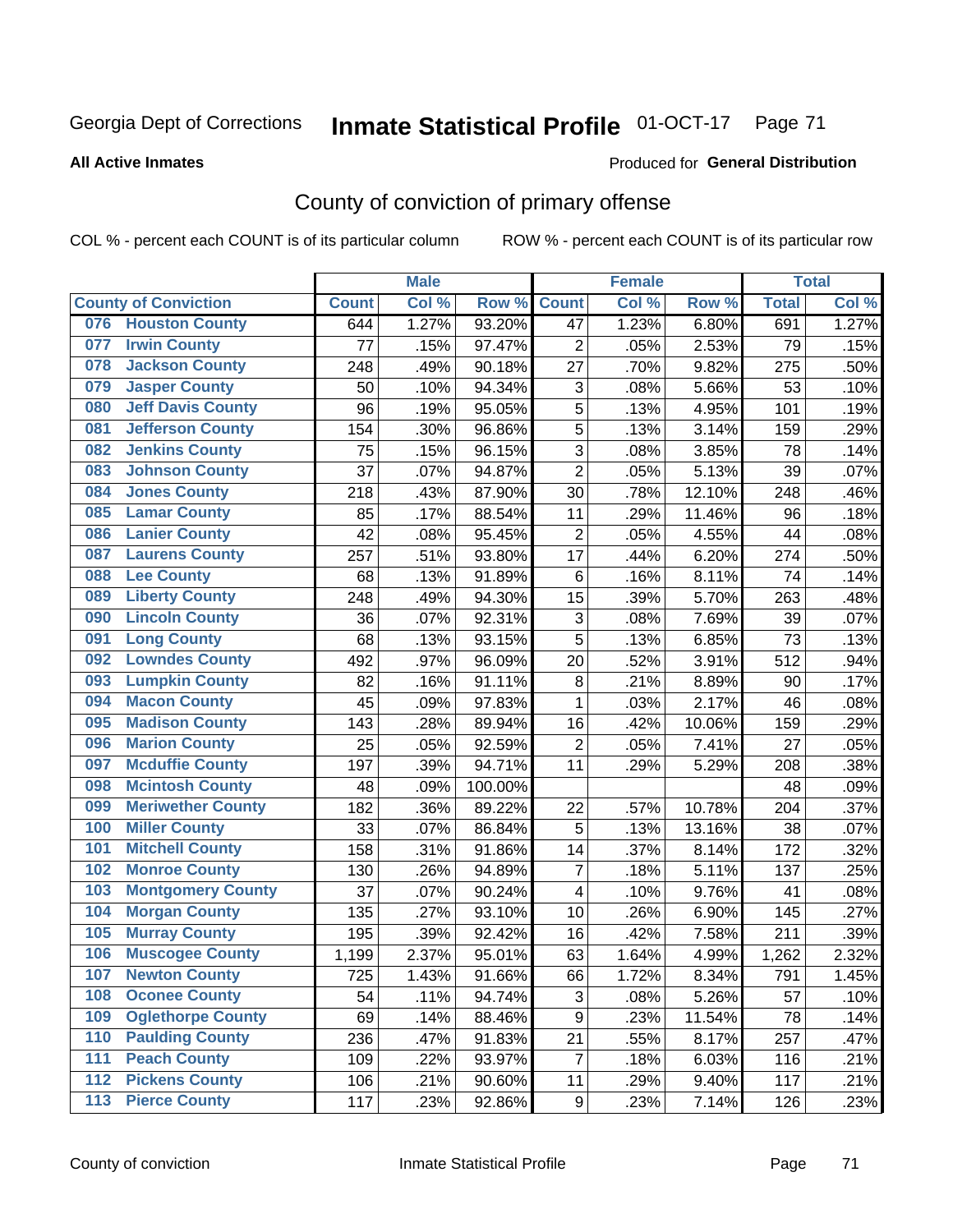Georgia Dept of Corrections **Inmate Statistical Profile** 01-OCT-17

**All Active Inmates**

Produced for **General Distribution**

## County of conviction of primary offense

COL % - percent each COUNT is of its particular column ROW % - percent each COUNT is of its particular row

| County of Conviction | Male | | | Female | | | Total | |
|---|---|---|---|---|---|---|---|---|
| | Count | Col % | Row % | Count | Col % | Row % | Total | Col % |
| 076 Houston County | 644 | 1.27% | 93.20% | 47 | 1.23% | 6.80% | 691 | 1.27% |
| 077 Irwin County | 77 | .15% | 97.47% | 2 | .05% | 2.53% | 79 | .15% |
| 078 Jackson County | 248 | .49% | 90.18% | 27 | .70% | 9.82% | 275 | .50% |
| 079 Jasper County | 50 | .10% | 94.34% | 3 | .08% | 5.66% | 53 | .10% |
| 080 Jeff Davis County | 96 | .19% | 95.05% | 5 | .13% | 4.95% | 101 | .19% |
| 081 Jefferson County | 154 | .30% | 96.86% | 5 | .13% | 3.14% | 159 | .29% |
| 082 Jenkins County | 75 | .15% | 96.15% | 3 | .08% | 3.85% | 78 | .14% |
| 083 Johnson County | 37 | .07% | 94.87% | 2 | .05% | 5.13% | 39 | .07% |
| 084 Jones County | 218 | .43% | 87.90% | 30 | .78% | 12.10% | 248 | .46% |
| 085 Lamar County | 85 | .17% | 88.54% | 11 | .29% | 11.46% | 96 | .18% |
| 086 Lanier County | 42 | .08% | 95.45% | 2 | .05% | 4.55% | 44 | .08% |
| 087 Laurens County | 257 | .51% | 93.80% | 17 | .44% | 6.20% | 274 | .50% |
| 088 Lee County | 68 | .13% | 91.89% | 6 | .16% | 8.11% | 74 | .14% |
| 089 Liberty County | 248 | .49% | 94.30% | 15 | .39% | 5.70% | 263 | .48% |
| 090 Lincoln County | 36 | .07% | 92.31% | 3 | .08% | 7.69% | 39 | .07% |
| 091 Long County | 68 | .13% | 93.15% | 5 | .13% | 6.85% | 73 | .13% |
| 092 Lowndes County | 492 | .97% | 96.09% | 20 | .52% | 3.91% | 512 | .94% |
| 093 Lumpkin County | 82 | .16% | 91.11% | 8 | .21% | 8.89% | 90 | .17% |
| 094 Macon County | 45 | .09% | 97.83% | 1 | .03% | 2.17% | 46 | .08% |
| 095 Madison County | 143 | .28% | 89.94% | 16 | .42% | 10.06% | 159 | .29% |
| 096 Marion County | 25 | .05% | 92.59% | 2 | .05% | 7.41% | 27 | .05% |
| 097 Mcduffie County | 197 | .39% | 94.71% | 11 | .29% | 5.29% | 208 | .38% |
| 098 Mcintosh County | 48 | .09% | 100.00% | | | | 48 | .09% |
| 099 Meriwether County | 182 | .36% | 89.22% | 22 | .57% | 10.78% | 204 | .37% |
| 100 Miller County | 33 | .07% | 86.84% | 5 | .13% | 13.16% | 38 | .07% |
| 101 Mitchell County | 158 | .31% | 91.86% | 14 | .37% | 8.14% | 172 | .32% |
| 102 Monroe County | 130 | .26% | 94.89% | 7 | .18% | 5.11% | 137 | .25% |
| 103 Montgomery County | 37 | .07% | 90.24% | 4 | .10% | 9.76% | 41 | .08% |
| 104 Morgan County | 135 | .27% | 93.10% | 10 | .26% | 6.90% | 145 | .27% |
| 105 Murray County | 195 | .39% | 92.42% | 16 | .42% | 7.58% | 211 | .39% |
| 106 Muscogee County | 1,199 | 2.37% | 95.01% | 63 | 1.64% | 4.99% | 1,262 | 2.32% |
| 107 Newton County | 725 | 1.43% | 91.66% | 66 | 1.72% | 8.34% | 791 | 1.45% |
| 108 Oconee County | 54 | .11% | 94.74% | 3 | .08% | 5.26% | 57 | .10% |
| 109 Oglethorpe County | 69 | .14% | 88.46% | 9 | .23% | 11.54% | 78 | .14% |
| 110 Paulding County | 236 | .47% | 91.83% | 21 | .55% | 8.17% | 257 | .47% |
| 111 Peach County | 109 | .22% | 93.97% | 7 | .18% | 6.03% | 116 | .21% |
| 112 Pickens County | 106 | .21% | 90.60% | 11 | .29% | 9.40% | 117 | .21% |
| 113 Pierce County | 117 | .23% | 92.86% | 9 | .23% | 7.14% | 126 | .23% |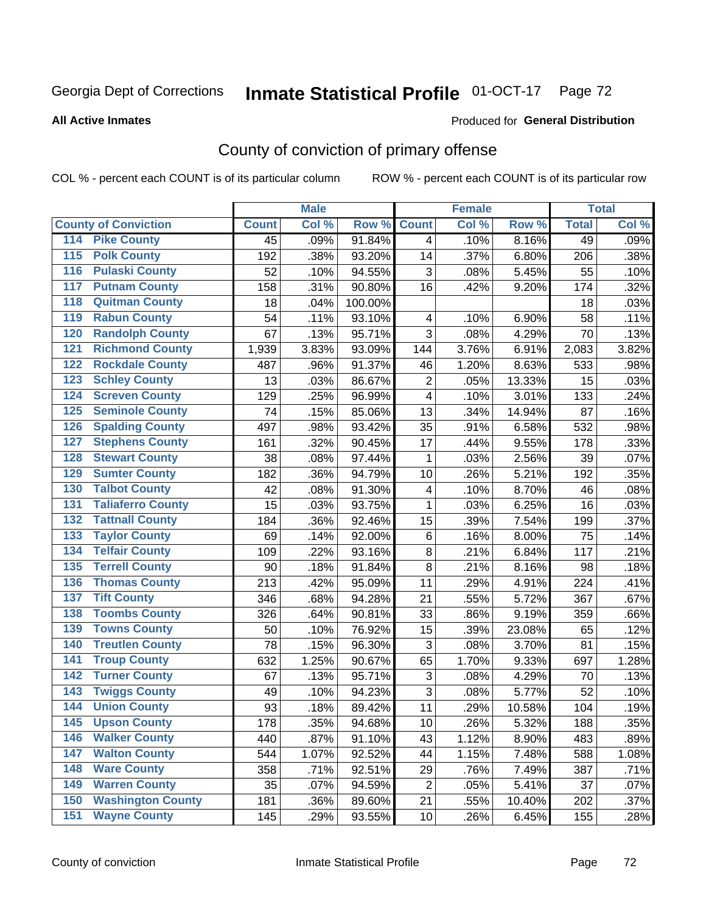Georgia Dept of Corrections **Inmate Statistical Profile** 01-OCT-17

**All Active Inmates**

Produced for **General Distribution**

## County of conviction of primary offense

COL % - percent each COUNT is of its particular column ROW % - percent each COUNT is of its particular row

| County of Conviction | | Male | | | Female | | | Total | |
|---|---|---|---|---|---|---|---|---|---|
| | | Count | Col % | Row % | Count | Col % | Row % | Total | Col % |
| 114 | Pike County | 45 | .09% | 91.84% | 4 | .10% | 8.16% | 49 | .09% |
| 115 | Polk County | 192 | .38% | 93.20% | 14 | .37% | 6.80% | 206 | .38% |
| 116 | Pulaski County | 52 | .10% | 94.55% | 3 | .08% | 5.45% | 55 | .10% |
| 117 | Putnam County | 158 | .31% | 90.80% | 16 | .42% | 9.20% | 174 | .32% |
| 118 | Quitman County | 18 | .04% | 100.00% | | | | 18 | .03% |
| 119 | Rabun County | 54 | .11% | 93.10% | 4 | .10% | 6.90% | 58 | .11% |
| 120 | Randolph County | 67 | .13% | 95.71% | 3 | .08% | 4.29% | 70 | .13% |
| 121 | Richmond County | 1,939 | 3.83% | 93.09% | 144 | 3.76% | 6.91% | 2,083 | 3.82% |
| 122 | Rockdale County | 487 | .96% | 91.37% | 46 | 1.20% | 8.63% | 533 | .98% |
| 123 | Schley County | 13 | .03% | 86.67% | 2 | .05% | 13.33% | 15 | .03% |
| 124 | Screven County | 129 | .25% | 96.99% | 4 | .10% | 3.01% | 133 | .24% |
| 125 | Seminole County | 74 | .15% | 85.06% | 13 | .34% | 14.94% | 87 | .16% |
| 126 | Spalding County | 497 | .98% | 93.42% | 35 | .91% | 6.58% | 532 | .98% |
| 127 | Stephens County | 161 | .32% | 90.45% | 17 | .44% | 9.55% | 178 | .33% |
| 128 | Stewart County | 38 | .08% | 97.44% | 1 | .03% | 2.56% | 39 | .07% |
| 129 | Sumter County | 182 | .36% | 94.79% | 10 | .26% | 5.21% | 192 | .35% |
| 130 | Talbot County | 42 | .08% | 91.30% | 4 | .10% | 8.70% | 46 | .08% |
| 131 | Taliaferro County | 15 | .03% | 93.75% | 1 | .03% | 6.25% | 16 | .03% |
| 132 | Tattnall County | 184 | .36% | 92.46% | 15 | .39% | 7.54% | 199 | .37% |
| 133 | Taylor County | 69 | .14% | 92.00% | 6 | .16% | 8.00% | 75 | .14% |
| 134 | Telfair County | 109 | .22% | 93.16% | 8 | .21% | 6.84% | 117 | .21% |
| 135 | Terrell County | 90 | .18% | 91.84% | 8 | .21% | 8.16% | 98 | .18% |
| 136 | Thomas County | 213 | .42% | 95.09% | 11 | .29% | 4.91% | 224 | .41% |
| 137 | Tift County | 346 | .68% | 94.28% | 21 | .55% | 5.72% | 367 | .67% |
| 138 | Toombs County | 326 | .64% | 90.81% | 33 | .86% | 9.19% | 359 | .66% |
| 139 | Towns County | 50 | .10% | 76.92% | 15 | .39% | 23.08% | 65 | .12% |
| 140 | Treutlen County | 78 | .15% | 96.30% | 3 | .08% | 3.70% | 81 | .15% |
| 141 | Troup County | 632 | 1.25% | 90.67% | 65 | 1.70% | 9.33% | 697 | 1.28% |
| 142 | Turner County | 67 | .13% | 95.71% | 3 | .08% | 4.29% | 70 | .13% |
| 143 | Twiggs County | 49 | .10% | 94.23% | 3 | .08% | 5.77% | 52 | .10% |
| 144 | Union County | 93 | .18% | 89.42% | 11 | .29% | 10.58% | 104 | .19% |
| 145 | Upson County | 178 | .35% | 94.68% | 10 | .26% | 5.32% | 188 | .35% |
| 146 | Walker County | 440 | .87% | 91.10% | 43 | 1.12% | 8.90% | 483 | .89% |
| 147 | Walton County | 544 | 1.07% | 92.52% | 44 | 1.15% | 7.48% | 588 | 1.08% |
| 148 | Ware County | 358 | .71% | 92.51% | 29 | .76% | 7.49% | 387 | .71% |
| 149 | Warren County | 35 | .07% | 94.59% | 2 | .05% | 5.41% | 37 | .07% |
| 150 | Washington County | 181 | .36% | 89.60% | 21 | .55% | 10.40% | 202 | .37% |
| 151 | Wayne County | 145 | .29% | 93.55% | 10 | .26% | 6.45% | 155 | .28% |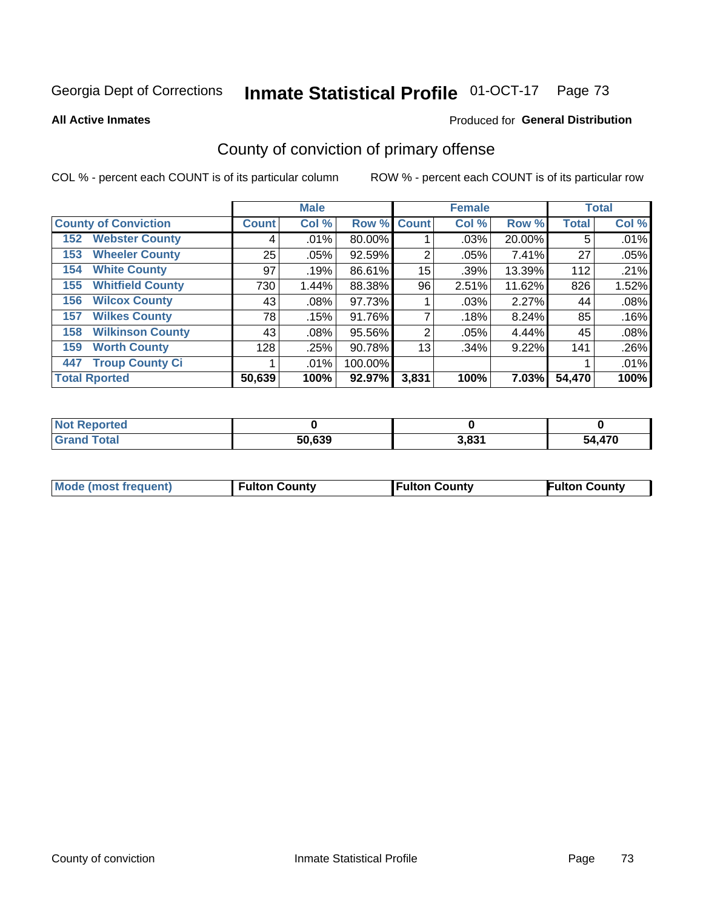Georgia Dept of Corrections **Inmate Statistical Profile** 01-OCT-17

**All Active Inmates**

Produced for **General Distribution**

## County of conviction of primary offense

COL % - percent each COUNT is of its particular column

ROW % - percent each COUNT is of its particular row

| | Male | | | Female | | | Total | |
|---|---|---|---|---|---|---|---|---|
| County of Conviction | Count | Col % | Row % | Count | Col % | Row % | Total | Col % |
| 152 Webster County | 4 | .01% | 80.00% | 1 | .03% | 20.00% | 5 | .01% |
| 153 Wheeler County | 25 | .05% | 92.59% | 2 | .05% | 7.41% | 27 | .05% |
| 154 White County | 97 | .19% | 86.61% | 15 | .39% | 13.39% | 112 | .21% |
| 155 Whitfield County | 730 | 1.44% | 88.38% | 96 | 2.51% | 11.62% | 826 | 1.52% |
| 156 Wilcox County | 43 | .08% | 97.73% | 1 | .03% | 2.27% | 44 | .08% |
| 157 Wilkes County | 78 | .15% | 91.76% | 7 | .18% | 8.24% | 85 | .16% |
| 158 Wilkinson County | 43 | .08% | 95.56% | 2 | .05% | 4.44% | 45 | .08% |
| 159 Worth County | 128 | .25% | 90.78% | 13 | .34% | 9.22% | 141 | .26% |
| 447 Troup County Ci | 1 | .01% | 100.00% | | | | 1 | .01% |
| **Total Rported** | **50,639** | **100%** | **92.97%** | **3,831** | **100%** | **7.03%** | **54,470** | **100%** |

| | Male | Female | Total |
|---|---|---|---|
| Not Reported | **0** | **0** | **0** |
| Grand Total | **50,639** | **3,831** | **54,470** |

| | Male | Female | Total |
|---|---|---|---|
| Mode (most frequent) | **Fulton County** | **Fulton County** | **Fulton County** |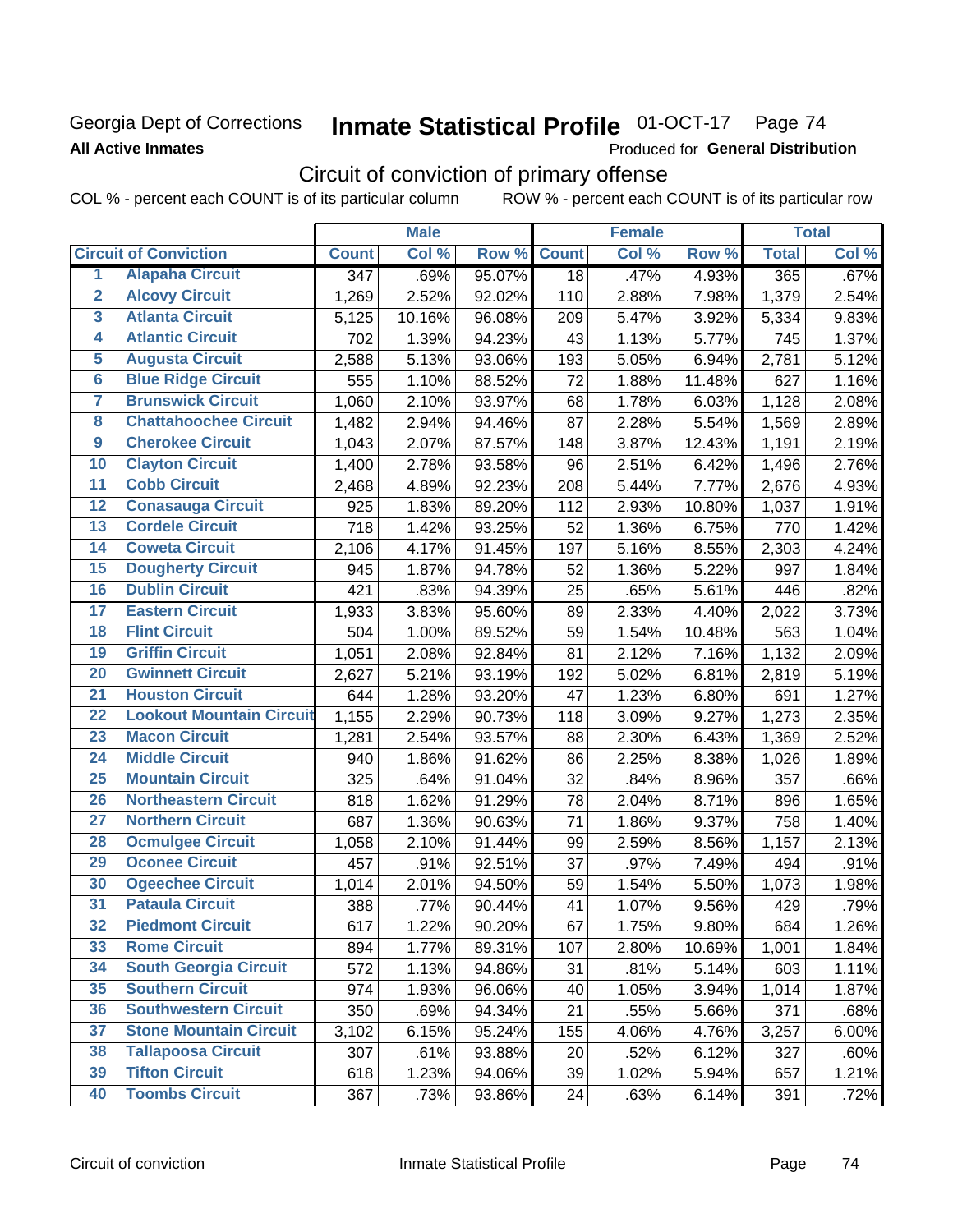Georgia Dept of Corrections **All Active Inmates**

# Inmate Statistical Profile 01-OCT-17 Page 74

Produced for **General Distribution**

## Circuit of conviction of primary offense

COL % - percent each COUNT is of its particular column ROW % - percent each COUNT is of its particular row

| | | Male | | | Female | | | Total | |
|---|---|---|---|---|---|---|---|---|---|
| | **Circuit of Conviction** | **Count** | **Col %** | **Row %** | **Count** | **Col %** | **Row %** | **Total** | **Col %** |
| 1 | **Alapaha Circuit** | 347 | .69% | 95.07% | 18 | .47% | 4.93% | 365 | .67% |
| 2 | **Alcovy Circuit** | 1,269 | 2.52% | 92.02% | 110 | 2.88% | 7.98% | 1,379 | 2.54% |
| 3 | **Atlanta Circuit** | 5,125 | 10.16% | 96.08% | 209 | 5.47% | 3.92% | 5,334 | 9.83% |
| 4 | **Atlantic Circuit** | 702 | 1.39% | 94.23% | 43 | 1.13% | 5.77% | 745 | 1.37% |
| 5 | **Augusta Circuit** | 2,588 | 5.13% | 93.06% | 193 | 5.05% | 6.94% | 2,781 | 5.12% |
| 6 | **Blue Ridge Circuit** | 555 | 1.10% | 88.52% | 72 | 1.88% | 11.48% | 627 | 1.16% |
| 7 | **Brunswick Circuit** | 1,060 | 2.10% | 93.97% | 68 | 1.78% | 6.03% | 1,128 | 2.08% |
| 8 | **Chattahoochee Circuit** | 1,482 | 2.94% | 94.46% | 87 | 2.28% | 5.54% | 1,569 | 2.89% |
| 9 | **Cherokee Circuit** | 1,043 | 2.07% | 87.57% | 148 | 3.87% | 12.43% | 1,191 | 2.19% |
| 10 | **Clayton Circuit** | 1,400 | 2.78% | 93.58% | 96 | 2.51% | 6.42% | 1,496 | 2.76% |
| 11 | **Cobb Circuit** | 2,468 | 4.89% | 92.23% | 208 | 5.44% | 7.77% | 2,676 | 4.93% |
| 12 | **Conasauga Circuit** | 925 | 1.83% | 89.20% | 112 | 2.93% | 10.80% | 1,037 | 1.91% |
| 13 | **Cordele Circuit** | 718 | 1.42% | 93.25% | 52 | 1.36% | 6.75% | 770 | 1.42% |
| 14 | **Coweta Circuit** | 2,106 | 4.17% | 91.45% | 197 | 5.16% | 8.55% | 2,303 | 4.24% |
| 15 | **Dougherty Circuit** | 945 | 1.87% | 94.78% | 52 | 1.36% | 5.22% | 997 | 1.84% |
| 16 | **Dublin Circuit** | 421 | .83% | 94.39% | 25 | .65% | 5.61% | 446 | .82% |
| 17 | **Eastern Circuit** | 1,933 | 3.83% | 95.60% | 89 | 2.33% | 4.40% | 2,022 | 3.73% |
| 18 | **Flint Circuit** | 504 | 1.00% | 89.52% | 59 | 1.54% | 10.48% | 563 | 1.04% |
| 19 | **Griffin Circuit** | 1,051 | 2.08% | 92.84% | 81 | 2.12% | 7.16% | 1,132 | 2.09% |
| 20 | **Gwinnett Circuit** | 2,627 | 5.21% | 93.19% | 192 | 5.02% | 6.81% | 2,819 | 5.19% |
| 21 | **Houston Circuit** | 644 | 1.28% | 93.20% | 47 | 1.23% | 6.80% | 691 | 1.27% |
| 22 | **Lookout Mountain Circuit** | 1,155 | 2.29% | 90.73% | 118 | 3.09% | 9.27% | 1,273 | 2.35% |
| 23 | **Macon Circuit** | 1,281 | 2.54% | 93.57% | 88 | 2.30% | 6.43% | 1,369 | 2.52% |
| 24 | **Middle Circuit** | 940 | 1.86% | 91.62% | 86 | 2.25% | 8.38% | 1,026 | 1.89% |
| 25 | **Mountain Circuit** | 325 | .64% | 91.04% | 32 | .84% | 8.96% | 357 | .66% |
| 26 | **Northeastern Circuit** | 818 | 1.62% | 91.29% | 78 | 2.04% | 8.71% | 896 | 1.65% |
| 27 | **Northern Circuit** | 687 | 1.36% | 90.63% | 71 | 1.86% | 9.37% | 758 | 1.40% |
| 28 | **Ocmulgee Circuit** | 1,058 | 2.10% | 91.44% | 99 | 2.59% | 8.56% | 1,157 | 2.13% |
| 29 | **Oconee Circuit** | 457 | .91% | 92.51% | 37 | .97% | 7.49% | 494 | .91% |
| 30 | **Ogeechee Circuit** | 1,014 | 2.01% | 94.50% | 59 | 1.54% | 5.50% | 1,073 | 1.98% |
| 31 | **Pataula Circuit** | 388 | .77% | 90.44% | 41 | 1.07% | 9.56% | 429 | .79% |
| 32 | **Piedmont Circuit** | 617 | 1.22% | 90.20% | 67 | 1.75% | 9.80% | 684 | 1.26% |
| 33 | **Rome Circuit** | 894 | 1.77% | 89.31% | 107 | 2.80% | 10.69% | 1,001 | 1.84% |
| 34 | **South Georgia Circuit** | 572 | 1.13% | 94.86% | 31 | .81% | 5.14% | 603 | 1.11% |
| 35 | **Southern Circuit** | 974 | 1.93% | 96.06% | 40 | 1.05% | 3.94% | 1,014 | 1.87% |
| 36 | **Southwestern Circuit** | 350 | .69% | 94.34% | 21 | .55% | 5.66% | 371 | .68% |
| 37 | **Stone Mountain Circuit** | 3,102 | 6.15% | 95.24% | 155 | 4.06% | 4.76% | 3,257 | 6.00% |
| 38 | **Tallapoosa Circuit** | 307 | .61% | 93.88% | 20 | .52% | 6.12% | 327 | .60% |
| 39 | **Tifton Circuit** | 618 | 1.23% | 94.06% | 39 | 1.02% | 5.94% | 657 | 1.21% |
| 40 | **Toombs Circuit** | 367 | .73% | 93.86% | 24 | .63% | 6.14% | 391 | .72% |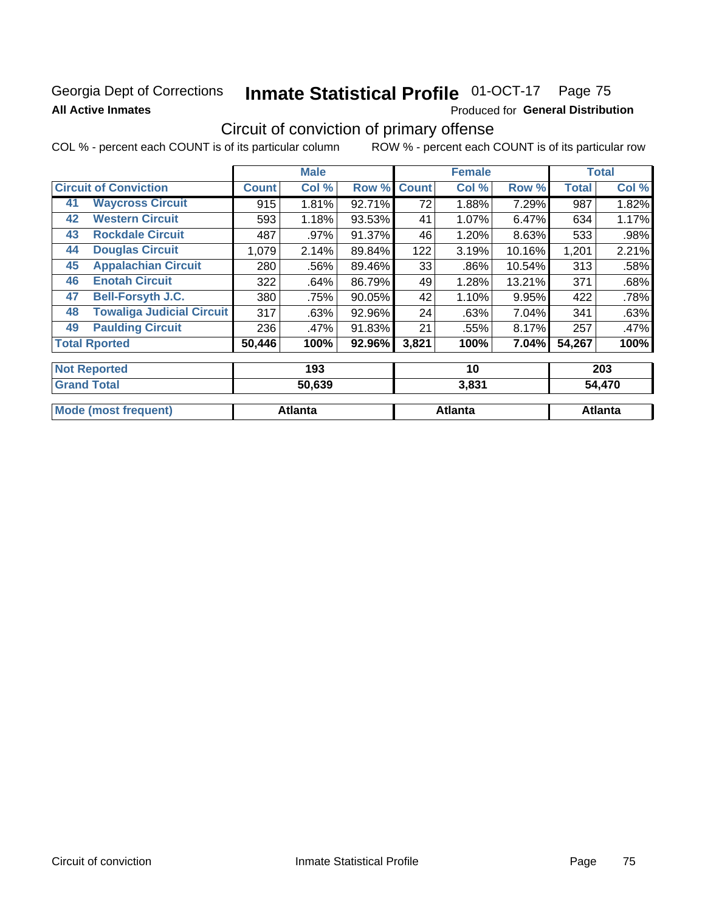Georgia Dept of Corrections **Inmate Statistical Profile** 01-OCT-17 Page 75

**All Active Inmates**

Produced for **General Distribution**

## Circuit of conviction of primary offense

COL % - percent each COUNT is of its particular column ROW % - percent each COUNT is of its particular row

| | | Male | | | Female | | | Total | |
|---|---|---|---|---|---|---|---|---|---|
| **Circuit of Conviction** | | **Count** | **Col %** | **Row %** | **Count** | **Col %** | **Row %** | **Total** | **Col %** |
| 41 | **Waycross Circuit** | 915 | 1.81% | 92.71% | 72 | 1.88% | 7.29% | 987 | 1.82% |
| 42 | **Western Circuit** | 593 | 1.18% | 93.53% | 41 | 1.07% | 6.47% | 634 | 1.17% |
| 43 | **Rockdale Circuit** | 487 | .97% | 91.37% | 46 | 1.20% | 8.63% | 533 | .98% |
| 44 | **Douglas Circuit** | 1,079 | 2.14% | 89.84% | 122 | 3.19% | 10.16% | 1,201 | 2.21% |
| 45 | **Appalachian Circuit** | 280 | .56% | 89.46% | 33 | .86% | 10.54% | 313 | .58% |
| 46 | **Enotah Circuit** | 322 | .64% | 86.79% | 49 | 1.28% | 13.21% | 371 | .68% |
| 47 | **Bell-Forsyth J.C.** | 380 | .75% | 90.05% | 42 | 1.10% | 9.95% | 422 | .78% |
| 48 | **Towaliga Judicial Circuit** | 317 | .63% | 92.96% | 24 | .63% | 7.04% | 341 | .63% |
| 49 | **Paulding Circuit** | 236 | .47% | 91.83% | 21 | .55% | 8.17% | 257 | .47% |
| **Total Rported** | | **50,446** | **100%** | **92.96%** | **3,821** | **100%** | **7.04%** | **54,267** | **100%** |

| | Male | Female | Total |
|---|---|---|---|
| **Not Reported** | **193** | **10** | **203** |
| **Grand Total** | **50,639** | **3,831** | **54,470** |
| **Mode (most frequent)** | **Atlanta** | **Atlanta** | **Atlanta** |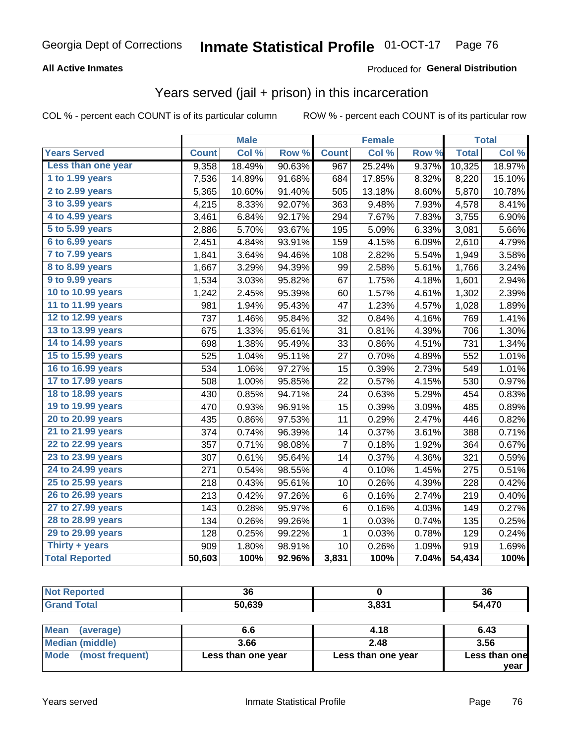Georgia Dept of Corrections **Inmate Statistical Profile** 01-OCT-17

**All Active Inmates**

Produced for **General Distribution**

## Years served (jail + prison) in this incarceration

COL % - percent each COUNT is of its particular column

ROW % - percent each COUNT is of its particular row

| | Male | | | Female | | | Total | |
|---|---|---|---|---|---|---|---|---|
| **Years Served** | **Count** | **Col %** | **Row %** | **Count** | **Col %** | **Row %** | **Total** | **Col %** |
| Less than one year | 9,358 | 18.49% | 90.63% | 967 | 25.24% | 9.37% | 10,325 | 18.97% |
| 1 to 1.99 years | 7,536 | 14.89% | 91.68% | 684 | 17.85% | 8.32% | 8,220 | 15.10% |
| 2 to 2.99 years | 5,365 | 10.60% | 91.40% | 505 | 13.18% | 8.60% | 5,870 | 10.78% |
| 3 to 3.99 years | 4,215 | 8.33% | 92.07% | 363 | 9.48% | 7.93% | 4,578 | 8.41% |
| 4 to 4.99 years | 3,461 | 6.84% | 92.17% | 294 | 7.67% | 7.83% | 3,755 | 6.90% |
| 5 to 5.99 years | 2,886 | 5.70% | 93.67% | 195 | 5.09% | 6.33% | 3,081 | 5.66% |
| 6 to 6.99 years | 2,451 | 4.84% | 93.91% | 159 | 4.15% | 6.09% | 2,610 | 4.79% |
| 7 to 7.99 years | 1,841 | 3.64% | 94.46% | 108 | 2.82% | 5.54% | 1,949 | 3.58% |
| 8 to 8.99 years | 1,667 | 3.29% | 94.39% | 99 | 2.58% | 5.61% | 1,766 | 3.24% |
| 9 to 9.99 years | 1,534 | 3.03% | 95.82% | 67 | 1.75% | 4.18% | 1,601 | 2.94% |
| 10 to 10.99 years | 1,242 | 2.45% | 95.39% | 60 | 1.57% | 4.61% | 1,302 | 2.39% |
| 11 to 11.99 years | 981 | 1.94% | 95.43% | 47 | 1.23% | 4.57% | 1,028 | 1.89% |
| 12 to 12.99 years | 737 | 1.46% | 95.84% | 32 | 0.84% | 4.16% | 769 | 1.41% |
| 13 to 13.99 years | 675 | 1.33% | 95.61% | 31 | 0.81% | 4.39% | 706 | 1.30% |
| 14 to 14.99 years | 698 | 1.38% | 95.49% | 33 | 0.86% | 4.51% | 731 | 1.34% |
| 15 to 15.99 years | 525 | 1.04% | 95.11% | 27 | 0.70% | 4.89% | 552 | 1.01% |
| 16 to 16.99 years | 534 | 1.06% | 97.27% | 15 | 0.39% | 2.73% | 549 | 1.01% |
| 17 to 17.99 years | 508 | 1.00% | 95.85% | 22 | 0.57% | 4.15% | 530 | 0.97% |
| 18 to 18.99 years | 430 | 0.85% | 94.71% | 24 | 0.63% | 5.29% | 454 | 0.83% |
| 19 to 19.99 years | 470 | 0.93% | 96.91% | 15 | 0.39% | 3.09% | 485 | 0.89% |
| 20 to 20.99 years | 435 | 0.86% | 97.53% | 11 | 0.29% | 2.47% | 446 | 0.82% |
| 21 to 21.99 years | 374 | 0.74% | 96.39% | 14 | 0.37% | 3.61% | 388 | 0.71% |
| 22 to 22.99 years | 357 | 0.71% | 98.08% | 7 | 0.18% | 1.92% | 364 | 0.67% |
| 23 to 23.99 years | 307 | 0.61% | 95.64% | 14 | 0.37% | 4.36% | 321 | 0.59% |
| 24 to 24.99 years | 271 | 0.54% | 98.55% | 4 | 0.10% | 1.45% | 275 | 0.51% |
| 25 to 25.99 years | 218 | 0.43% | 95.61% | 10 | 0.26% | 4.39% | 228 | 0.42% |
| 26 to 26.99 years | 213 | 0.42% | 97.26% | 6 | 0.16% | 2.74% | 219 | 0.40% |
| 27 to 27.99 years | 143 | 0.28% | 95.97% | 6 | 0.16% | 4.03% | 149 | 0.27% |
| 28 to 28.99 years | 134 | 0.26% | 99.26% | 1 | 0.03% | 0.74% | 135 | 0.25% |
| 29 to 29.99 years | 128 | 0.25% | 99.22% | 1 | 0.03% | 0.78% | 129 | 0.24% |
| Thirty + years | 909 | 1.80% | 98.91% | 10 | 0.26% | 1.09% | 919 | 1.69% |
| **Total Reported** | **50,603** | **100%** | **92.96%** | **3,831** | **100%** | **7.04%** | **54,434** | **100%** |

| | Male | Female | Total |
|---|---|---|---|
| Not Reported | 36 | 0 | 36 |
| Grand Total | 50,639 | 3,831 | 54,470 |

| | Male | Female | Total |
|---|---|---|---|
| Mean (average) | 6.6 | 4.18 | 6.43 |
| Median (middle) | 3.66 | 2.48 | 3.56 |
| Mode (most frequent) | Less than one year | Less than one year | Less than one year |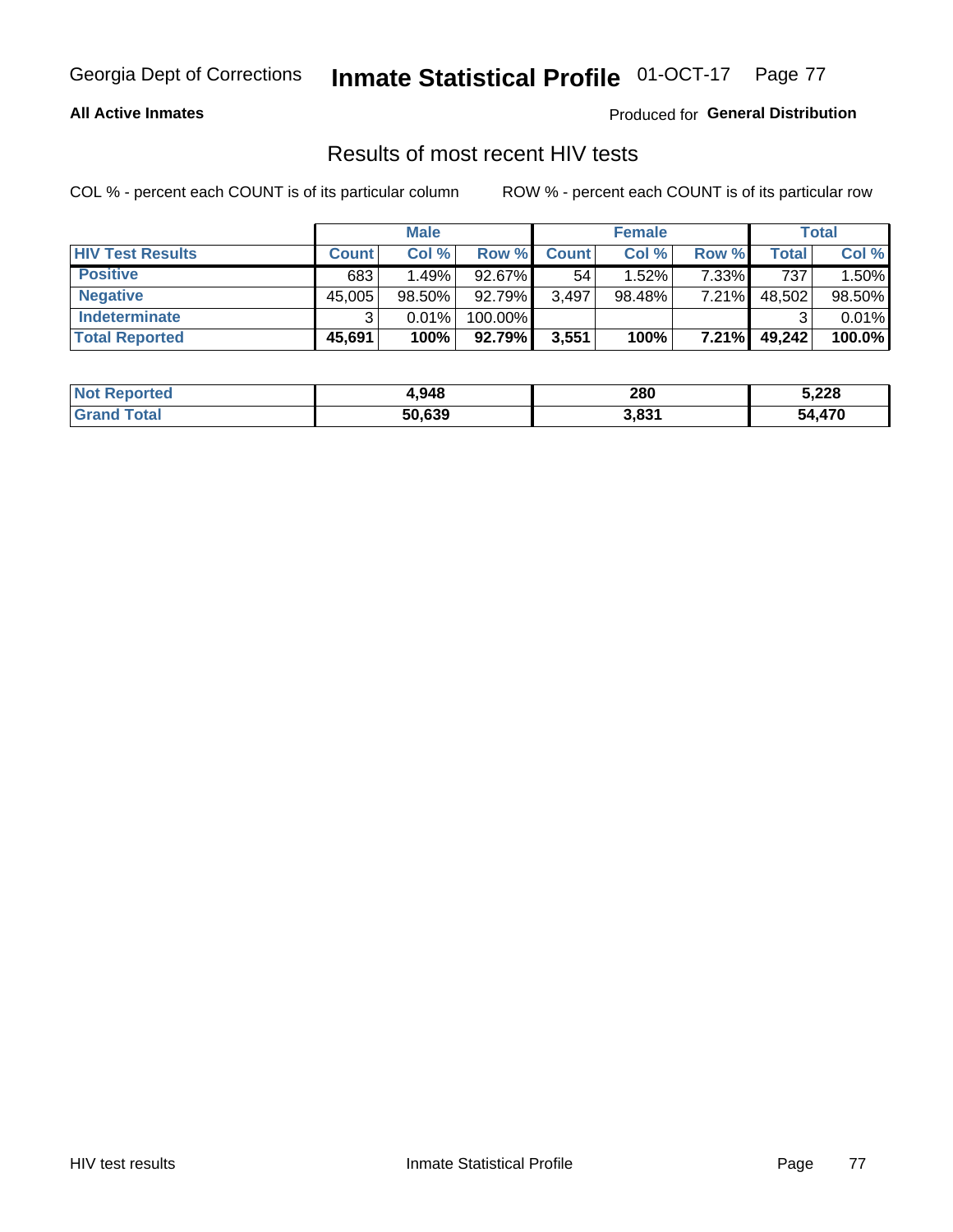Georgia Dept of Corrections **Inmate Statistical Profile** 01-OCT-17

**All Active Inmates** Produced for **General Distribution**

## Results of most recent HIV tests

COL % - percent each COUNT is of its particular column ROW % - percent each COUNT is of its particular row

| | Male | | | Female | | | Total | |
|---|---|---|---|---|---|---|---|---|
| **HIV Test Results** | **Count** | **Col %** | **Row %** | **Count** | **Col %** | **Row %** | **Total** | **Col %** |
| **Positive** | 683 | 1.49% | 92.67% | 54 | 1.52% | 7.33% | 737 | 1.50% |
| **Negative** | 45,005 | 98.50% | 92.79% | 3,497 | 98.48% | 7.21% | 48,502 | 98.50% |
| **Indeterminate** | 3 | 0.01% | 100.00% | | | | 3 | 0.01% |
| **Total Reported** | **45,691** | **100%** | **92.79%** | **3,551** | **100%** | **7.21%** | **49,242** | **100.0%** |

| | Male | Female | Total |
|---|---|---|---|
| **Not Reported** | **4,948** | **280** | **5,228** |
| **Grand Total** | **50,639** | **3,831** | **54,470** |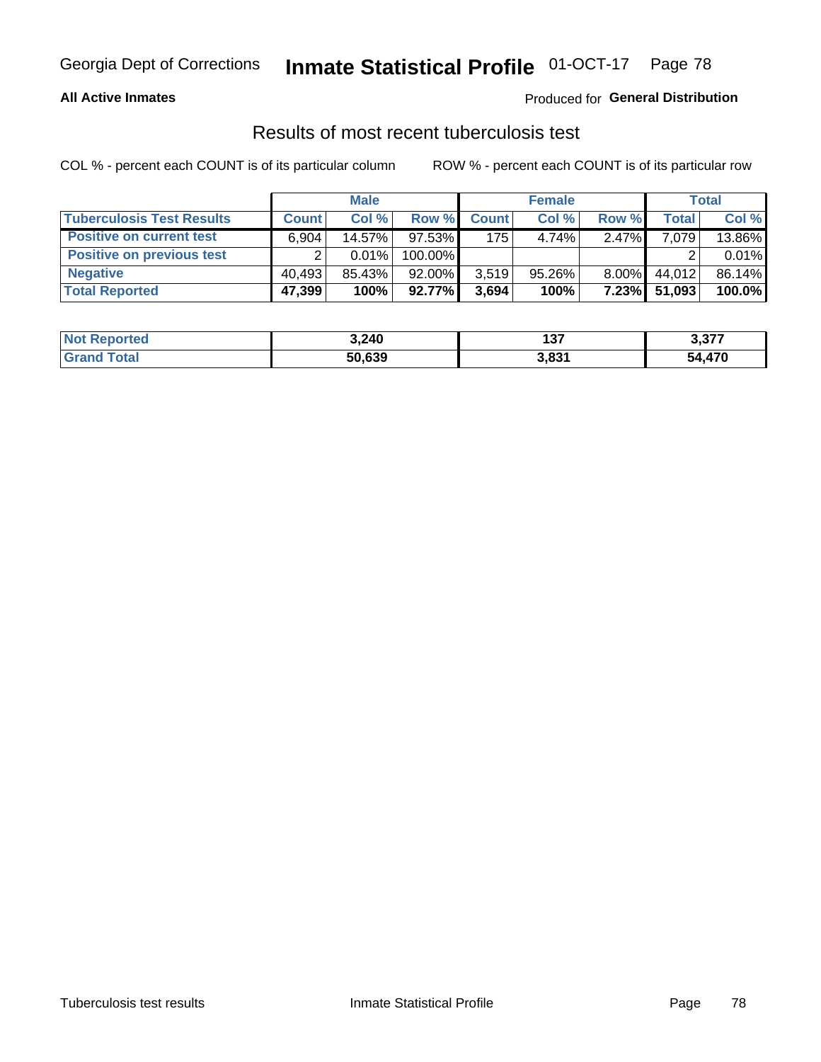Georgia Dept of Corrections **Inmate Statistical Profile** 01-OCT-17

**All Active Inmates** Produced for **General Distribution**

## Results of most recent tuberculosis test

COL % - percent each COUNT is of its particular column ROW % - percent each COUNT is of its particular row

| | Male | | | Female | | | Total | |
|---|---|---|---|---|---|---|---|---|
| **Tuberculosis Test Results** | **Count** | **Col %** | **Row %** | **Count** | **Col %** | **Row %** | **Total** | **Col %** |
| **Positive on current test** | 6,904 | 14.57% | 97.53% | 175 | 4.74% | 2.47% | 7,079 | 13.86% |
| **Positive on previous test** | 2 | 0.01% | 100.00% | | | | 2 | 0.01% |
| **Negative** | 40,493 | 85.43% | 92.00% | 3,519 | 95.26% | 8.00% | 44,012 | 86.14% |
| **Total Reported** | **47,399** | **100%** | **92.77%** | **3,694** | **100%** | **7.23%** | **51,093** | **100.0%** |

| | Male | Female | Total |
|---|---|---|---|
| **Not Reported** | **3,240** | **137** | **3,377** |
| **Grand Total** | **50,639** | **3,831** | **54,470** |

Tuberculosis test results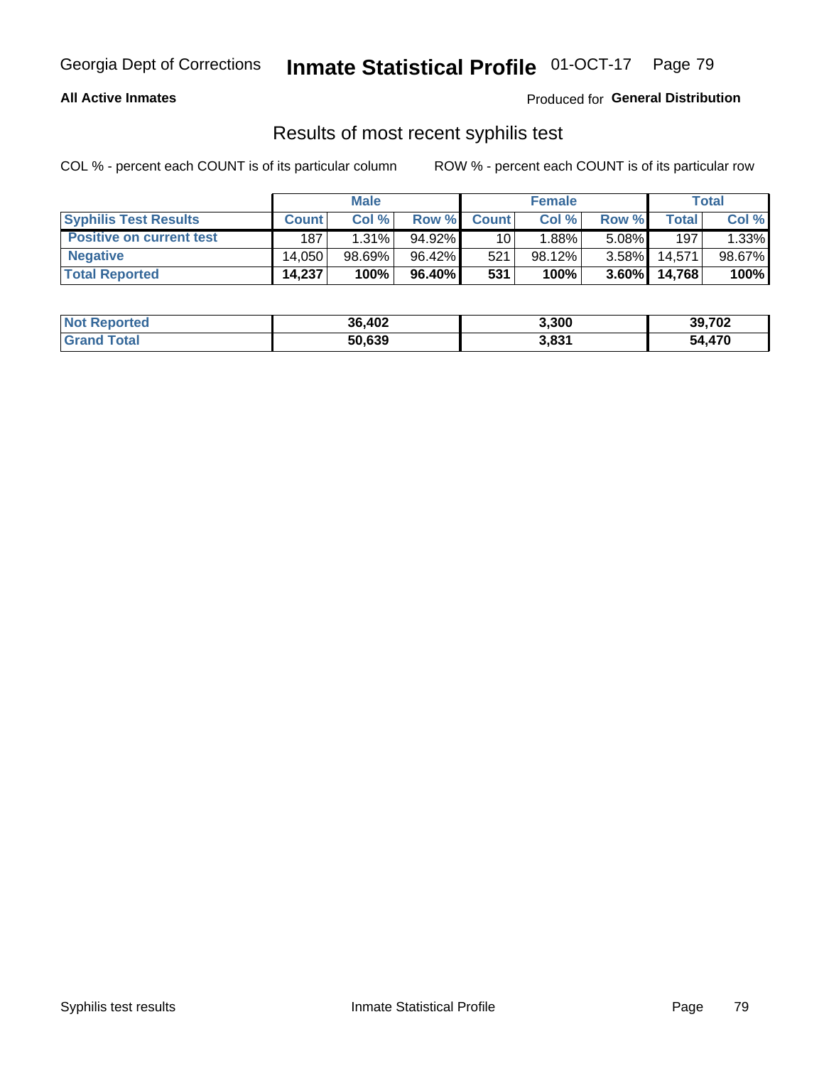Georgia Dept of Corrections **Inmate Statistical Profile** 01-OCT-17

**All Active Inmates**

Produced for **General Distribution**

## Results of most recent syphilis test

COL % - percent each COUNT is of its particular column ROW % - percent each COUNT is of its particular row

| | Male | | | Female | | | Total | |
|---|---|---|---|---|---|---|---|---|
| **Syphilis Test Results** | **Count** | **Col %** | **Row %** | **Count** | **Col %** | **Row %** | **Total** | **Col %** |
| **Positive on current test** | 187 | 1.31% | 94.92% | 10 | 1.88% | 5.08% | 197 | 1.33% |
| **Negative** | 14,050 | 98.69% | 96.42% | 521 | 98.12% | 3.58% | 14,571 | 98.67% |
| **Total Reported** | **14,237** | **100%** | **96.40%** | **531** | **100%** | **3.60%** | **14,768** | **100%** |

| | Male | Female | Total |
|---|---|---|---|
| **Not Reported** | **36,402** | **3,300** | **39,702** |
| **Grand Total** | **50,639** | **3,831** | **54,470** |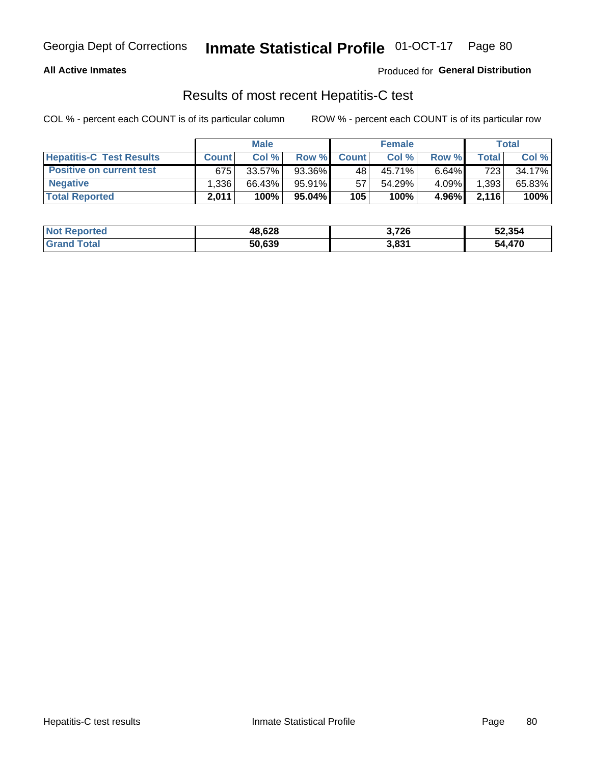**All Active Inmates**

Produced for **General Distribution**

## Results of most recent Hepatitis-C test

COL % - percent each COUNT is of its particular column

ROW % - percent each COUNT is of its particular row

| | Male | | | Female | | | Total | |
|---|---|---|---|---|---|---|---|---|
| **Hepatitis-C Test Results** | **Count** | **Col %** | **Row %** | **Count** | **Col %** | **Row %** | **Total** | **Col %** |
| **Positive on current test** | 675 | 33.57% | 93.36% | 48 | 45.71% | 6.64% | 723 | 34.17% |
| **Negative** | 1,336 | 66.43% | 95.91% | 57 | 54.29% | 4.09% | 1,393 | 65.83% |
| **Total Reported** | **2,011** | **100%** | **95.04%** | **105** | **100%** | **4.96%** | **2,116** | **100%** |

| | Male | Female | Total |
|---|---|---|---|
| **Not Reported** | **48,628** | **3,726** | **52,354** |
| **Grand Total** | **50,639** | **3,831** | **54,470** |